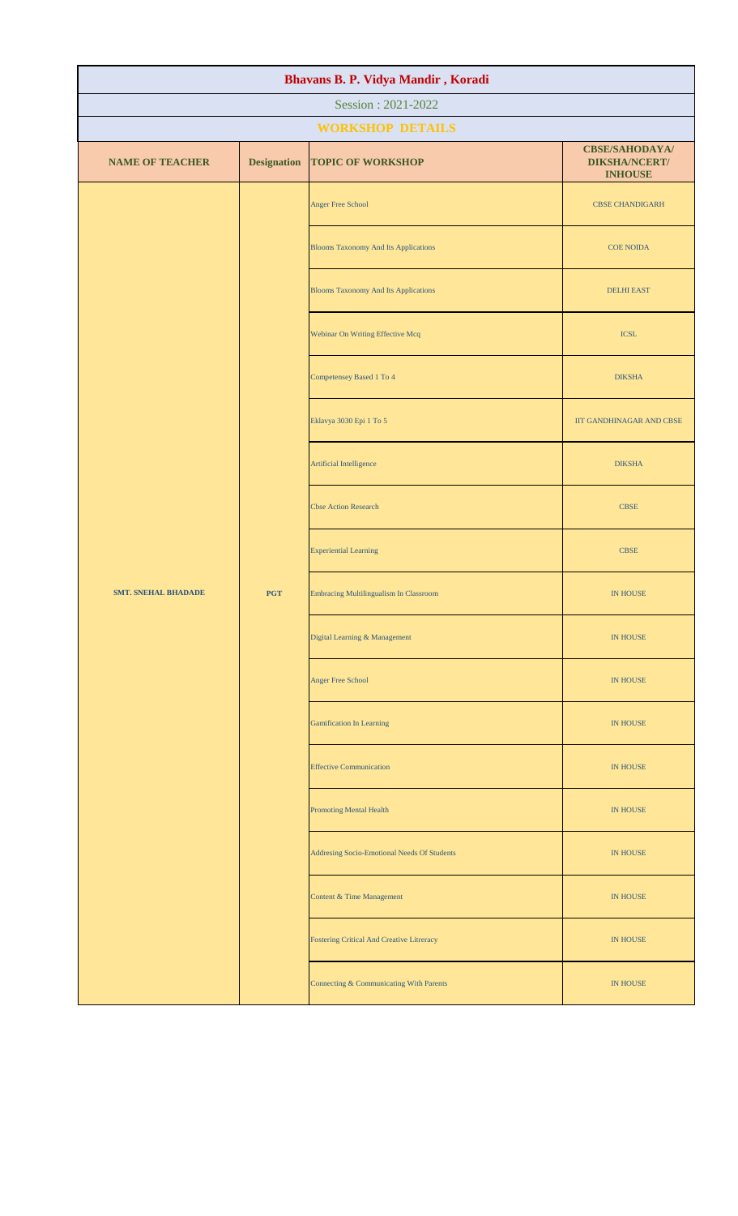# Bhavans B. P. Vidya Mandir , Koradi

Session : 2021-2022

## WORKSHOP DETAILS

| NAME OF TEACHER | Designation | TOPIC OF WORKSHOP | CBSE/SAHODAYA/ DIKSHA/NCERT/ INHOUSE |
|---|---|---|---|
| SMT. SNEHAL BHADADE | PGT | Anger Free School | CBSE CHANDIGARH |
| | | Blooms Taxonomy And Its Applications | COE NOIDA |
| | | Blooms Taxonomy And Its Applications | DELHI EAST |
| | | Webinar On Writing Effective Mcq | ICSL |
| | | Competensey Based 1 To 4 | DIKSHA |
| | | Eklavya 3030 Epi 1 To 5 | IIT GANDHINAGAR AND CBSE |
| | | Artificial Intelligence | DIKSHA |
| | | Cbse Action Research | CBSE |
| | | Experiential Learning | CBSE |
| | | Embracing Multilingualism In Classroom | IN HOUSE |
| | | Digital Learning & Management | IN HOUSE |
| | | Anger Free School | IN HOUSE |
| | | Gamification In Learning | IN HOUSE |
| | | Effective Communication | IN HOUSE |
| | | Promoting Mental Health | IN HOUSE |
| | | Addresing Socio-Emotional Needs Of Students | IN HOUSE |
| | | Content & Time Management | IN HOUSE |
| | | Fostering Critical And Creative Litreracy | IN HOUSE |
| | | Connecting & Communicating With Parents | IN HOUSE |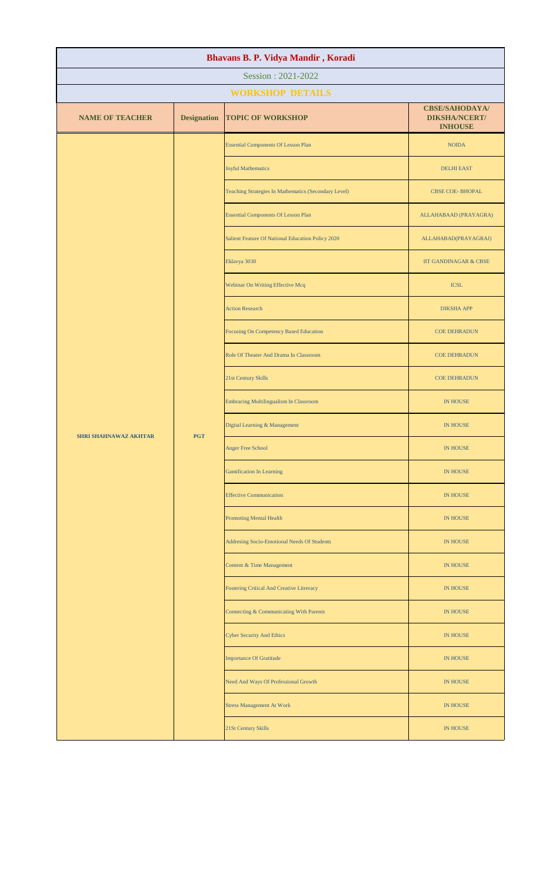# Bhavans B. P. Vidya Mandir , Koradi

Session : 2021-2022

## WORKSHOP DETAILS

| NAME OF TEACHER | Designation | TOPIC OF WORKSHOP | CBSE/SAHODAYA/ DIKSHA/NCERT/ INHOUSE |
|---|---|---|---|
| SHRI SHAHNAWAZ AKHTAR | PGT | Essential Components Of Lesson Plan | NOIDA |
| | | Joyful Mathematics | DELHI EAST |
| | | Teaching Strategies In Mathematics (Secondary Level) | CBSE COE- BHOPAL |
| | | Essential Components Of Lesson Plan | ALLAHABAAD (PRAYAGRA) |
| | | Salient Feature Of National Education Policy 2020 | ALLAHABAD(PRAYAGRAJ) |
| | | Eklavya 3030 | IIT GANDINAGAR & CBSE |
| | | Webinar On Writing Effective Mcq | ICSL |
| | | Action Research | DIKSHA APP |
| | | Focusing On Competency Based Education | COE DEHRADUN |
| | | Role Of Theater And Drama In Classroom | COE DEHRADUN |
| | | 21st Century Skills | COE DEHRADUN |
| | | Embracing Multilingualism In Classroom | IN HOUSE |
| | | Digital Learning & Management | IN HOUSE |
| | | Anger Free School | IN HOUSE |
| | | Gamification In Learning | IN HOUSE |
| | | Effective Communication | IN HOUSE |
| | | Promoting Mental Health | IN HOUSE |
| | | Addresing Socio-Emotional Needs Of Students | IN HOUSE |
| | | Content & Time Management | IN HOUSE |
| | | Fostering Critical And Creative Litreracy | IN HOUSE |
| | | Connecting & Communicating With Parents | IN HOUSE |
| | | Cyber Security And Ethics | IN HOUSE |
| | | Importance Of Gratitude | IN HOUSE |
| | | Need And Ways Of Professional Growth | IN HOUSE |
| | | Stress Management At Work | IN HOUSE |
| | | 21St Century Skills | IN HOUSE |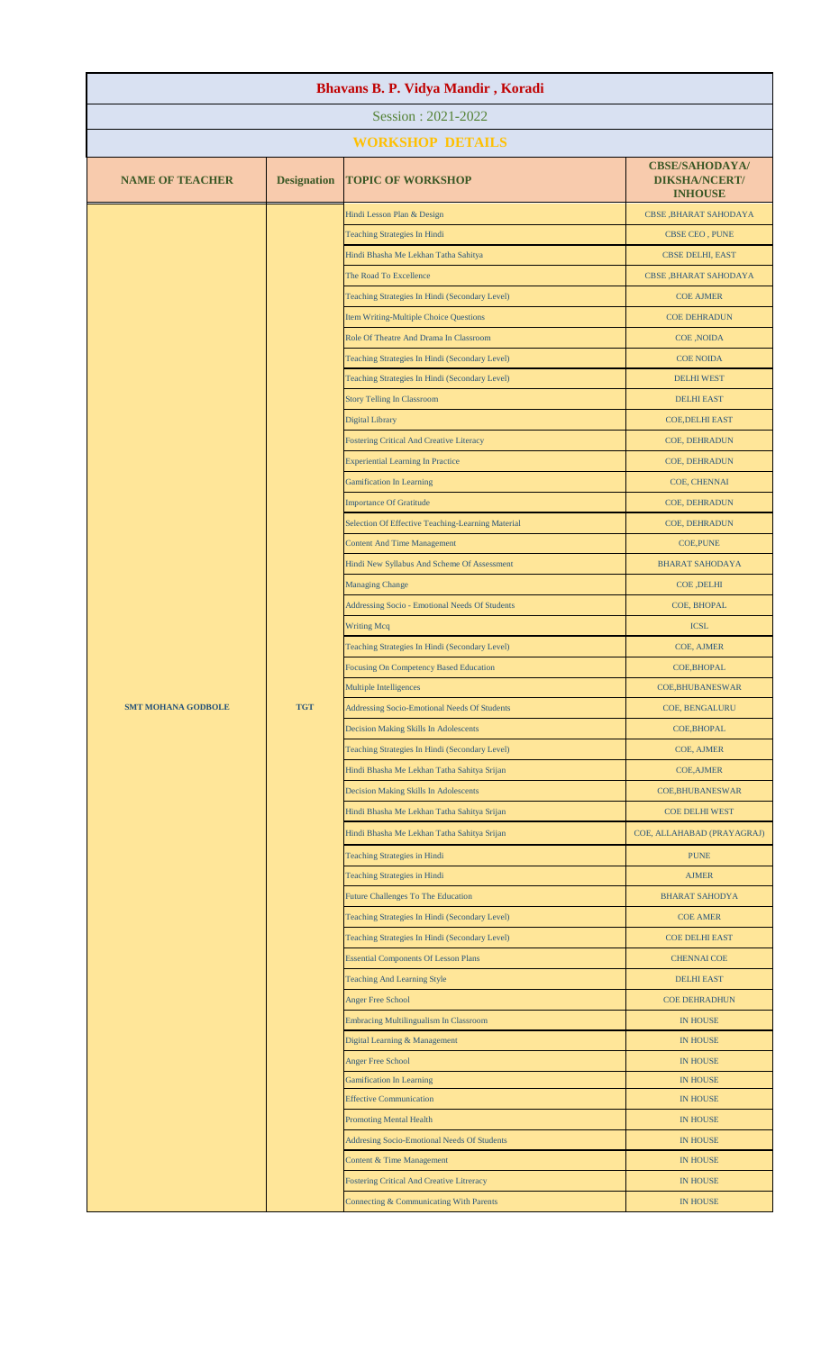# Bhavans B. P. Vidya Mandir , Koradi

## Session : 2021-2022

## WORKSHOP DETAILS

| NAME OF TEACHER | Designation | TOPIC OF WORKSHOP | CBSE/SAHODAYA/ DIKSHA/NCERT/ INHOUSE |
|---|---|---|---|
| SMT MOHANA GODBOLE | TGT | Hindi Lesson Plan & Design | CBSE ,BHARAT SAHODAYA |
| | | Teaching Strategies In Hindi | CBSE CEO , PUNE |
| | | Hindi Bhasha Me Lekhan Tatha Sahitya | CBSE DELHI, EAST |
| | | The Road To Excellence | CBSE ,BHARAT SAHODAYA |
| | | Teaching Strategies In Hindi (Secondary Level) | COE AJMER |
| | | Item Writing-Multiple Choice Questions | COE DEHRADUN |
| | | Role Of Theatre And Drama In Classroom | COE ,NOIDA |
| | | Teaching Strategies In Hindi (Secondary Level) | COE NOIDA |
| | | Teaching Strategies In Hindi (Secondary Level) | DELHI WEST |
| | | Story Telling In Classroom | DELHI EAST |
| | | Digital Library | COE,DELHI EAST |
| | | Fostering Critical And Creative Literacy | COE, DEHRADUN |
| | | Experiential Learning In Practice | COE, DEHRADUN |
| | | Gamification In Learning | COE, CHENNAI |
| | | Importance Of Gratitude | COE, DEHRADUN |
| | | Selection Of Effective Teaching-Learning Material | COE, DEHRADUN |
| | | Content And Time Management | COE,PUNE |
| | | Hindi New Syllabus And Scheme Of Assessment | BHARAT SAHODAYA |
| | | Managing Change | COE ,DELHI |
| | | Addressing Socio - Emotional Needs Of Students | COE, BHOPAL |
| | | Writing Mcq | ICSL |
| | | Teaching Strategies In Hindi (Secondary Level) | COE, AJMER |
| | | Focusing On Competency Based Education | COE,BHOPAL |
| | | Multiple Intelligences | COE,BHUBANESWAR |
| | | Addressing Socio-Emotional Needs Of Students | COE, BENGALURU |
| | | Decision Making Skills In Adolescents | COE,BHOPAL |
| | | Teaching Strategies In Hindi (Secondary Level) | COE, AJMER |
| | | Hindi Bhasha Me Lekhan Tatha Sahitya Srijan | COE,AJMER |
| | | Decision Making Skills In Adolescents | COE,BHUBANESWAR |
| | | Hindi Bhasha Me Lekhan Tatha Sahitya Srijan | COE DELHI WEST |
| | | Hindi Bhasha Me Lekhan Tatha Sahitya Srijan | COE, ALLAHABAD (PRAYAGRAJ) |
| | | Teaching Strategies in Hindi | PUNE |
| | | Teaching Strategies in Hindi | AJMER |
| | | Future Challenges To The Education | BHARAT SAHODYA |
| | | Teaching Strategies In Hindi (Secondary Level) | COE AMER |
| | | Teaching Strategies In Hindi (Secondary Level) | COE DELHI EAST |
| | | Essential Components Of Lesson Plans | CHENNAI COE |
| | | Teaching And Learning Style | DELHI EAST |
| | | Anger Free School | COE DEHRADHUN |
| | | Embracing Multilingualism In Classroom | IN HOUSE |
| | | Digital Learning & Management | IN HOUSE |
| | | Anger Free School | IN HOUSE |
| | | Gamification In Learning | IN HOUSE |
| | | Effective Communication | IN HOUSE |
| | | Promoting Mental Health | IN HOUSE |
| | | Addresing Socio-Emotional Needs Of Students | IN HOUSE |
| | | Content & Time Management | IN HOUSE |
| | | Fostering Critical And Creative Litreracy | IN HOUSE |
| | | Connecting & Communicating With Parents | IN HOUSE |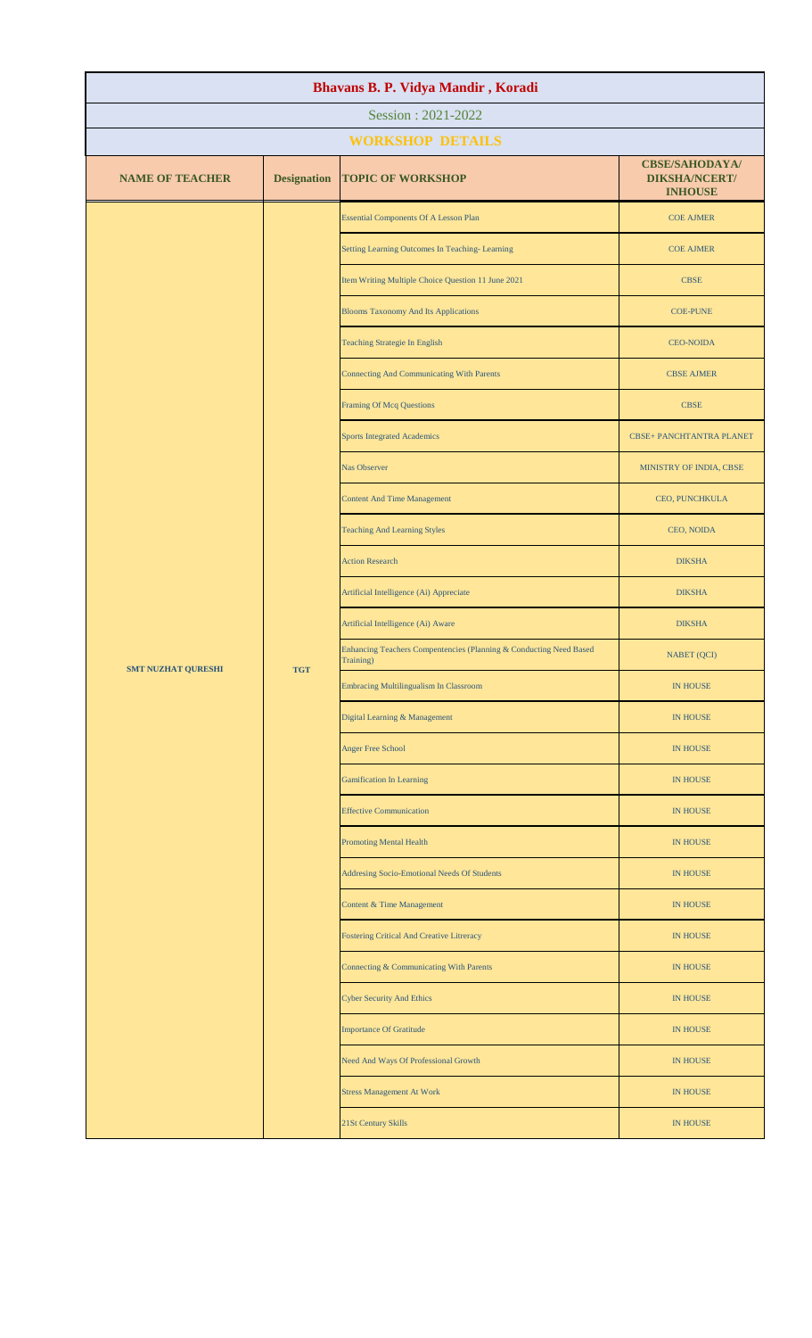# Bhavans B. P. Vidya Mandir , Koradi

Session : 2021-2022

## WORKSHOP DETAILS

| NAME OF TEACHER | Designation | TOPIC OF WORKSHOP | CBSE/SAHODAYA/ DIKSHA/NCERT/ INHOUSE |
|---|---|---|---|
| SMT NUZHAT QURESHI | TGT | Essential Components Of A Lesson Plan | COE AJMER |
| | | Setting Learning Outcomes In Teaching- Learning | COE AJMER |
| | | Item Writing Multiple Choice Question 11 June 2021 | CBSE |
| | | Blooms Taxonomy And Its Applications | COE-PUNE |
| | | Teaching Strategie In English | CEO-NOIDA |
| | | Connecting And Communicating With Parents | CBSE AJMER |
| | | Framing Of Mcq Questions | CBSE |
| | | Sports Integrated Academics | CBSE+ PANCHTANTRA PLANET |
| | | Nas Observer | MINISTRY OF INDIA, CBSE |
| | | Content And Time Management | CEO, PUNCHKULA |
| | | Teaching And Learning Styles | CEO, NOIDA |
| | | Action Research | DIKSHA |
| | | Artificial Intelligence (Ai) Appreciate | DIKSHA |
| | | Artificial Intelligence (Ai) Aware | DIKSHA |
| | | Enhancing Teachers Compentencies (Planning & Conducting Need Based Training) | NABET (QCI) |
| | | Embracing Multilingualism In Classroom | IN HOUSE |
| | | Digital Learning & Management | IN HOUSE |
| | | Anger Free School | IN HOUSE |
| | | Gamification In Learning | IN HOUSE |
| | | Effective Communication | IN HOUSE |
| | | Promoting Mental Health | IN HOUSE |
| | | Addresing Socio-Emotional Needs Of Students | IN HOUSE |
| | | Content & Time Management | IN HOUSE |
| | | Fostering Critical And Creative Litreracy | IN HOUSE |
| | | Connecting & Communicating With Parents | IN HOUSE |
| | | Cyber Security And Ethics | IN HOUSE |
| | | Importance Of Gratitude | IN HOUSE |
| | | Need And Ways Of Professional Growth | IN HOUSE |
| | | Stress Management At Work | IN HOUSE |
| | | 21St Century Skills | IN HOUSE |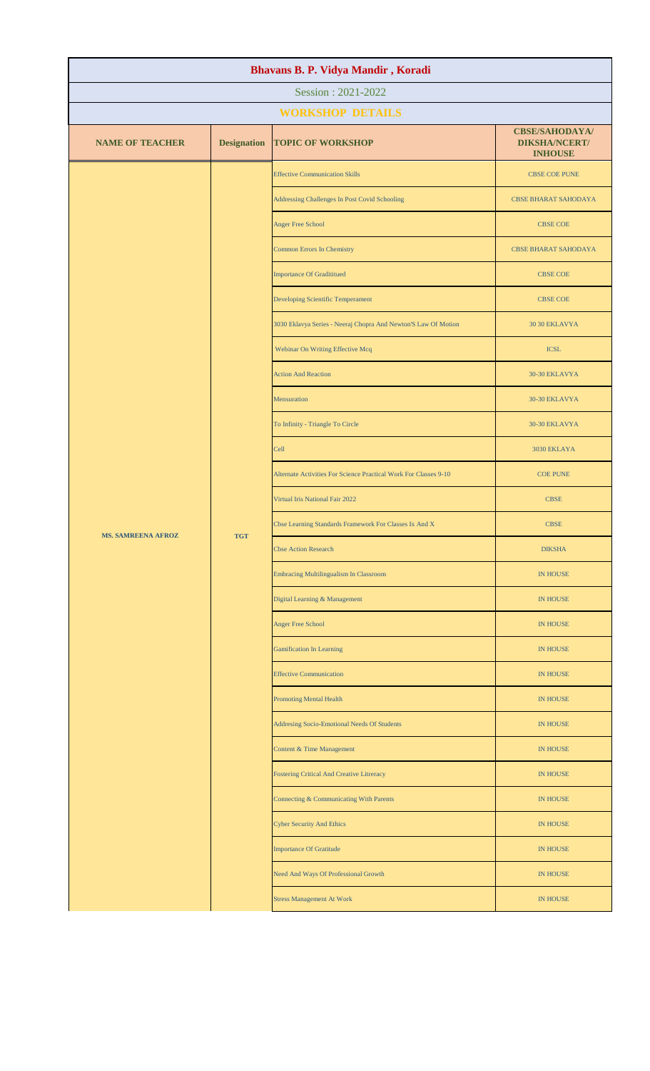# Bhavans B. P. Vidya Mandir , Koradi

Session : 2021-2022

## WORKSHOP DETAILS

| NAME OF TEACHER | Designation | TOPIC OF WORKSHOP | CBSE/SAHODAYA/ DIKSHA/NCERT/ INHOUSE |
|---|---|---|---|
| MS. SAMREENA AFROZ | TGT | Effective Communication Skills | CBSE COE PUNE |
| | | Addressing Challenges In Post Covid Schooling | CBSE BHARAT SAHODAYA |
| | | Anger Free School | CBSE COE |
| | | Common Errors In Chemistry | CBSE BHARAT SAHODAYA |
| | | Importance Of Gradititued | CBSE COE |
| | | Developing Scientific Temperament | CBSE COE |
| | | 3030 Eklavya Series - Neeraj Chopra And Newton'S Law Of Motion | 30 30 EKLAVYA |
| | | Webinar On Writing Effective Mcq | ICSL |
| | | Action And Reaction | 30-30 EKLAVYA |
| | | Mensuration | 30-30 EKLAVYA |
| | | To Infinity - Triangle To Circle | 30-30 EKLAVYA |
| | | Cell | 3030 EKLAYA |
| | | Alternate Activities For Science Practical Work For Classes 9-10 | COE PUNE |
| | | Virtual Iris National Fair 2022 | CBSE |
| | | Cbse Learning Standards Framework For Classes Ix And X | CBSE |
| | | Cbse Action Research | DIKSHA |
| | | Embracing Multilingualism In Classroom | IN HOUSE |
| | | Digital Learning & Management | IN HOUSE |
| | | Anger Free School | IN HOUSE |
| | | Gamification In Learning | IN HOUSE |
| | | Effective Communication | IN HOUSE |
| | | Promoting Mental Health | IN HOUSE |
| | | Addresing Socio-Emotional Needs Of Students | IN HOUSE |
| | | Content & Time Management | IN HOUSE |
| | | Fostering Critical And Creative Litreracy | IN HOUSE |
| | | Connecting & Communicating With Parents | IN HOUSE |
| | | Cyber Security And Ethics | IN HOUSE |
| | | Importance Of Gratitude | IN HOUSE |
| | | Need And Ways Of Professional Growth | IN HOUSE |
| | | Stress Management At Work | IN HOUSE |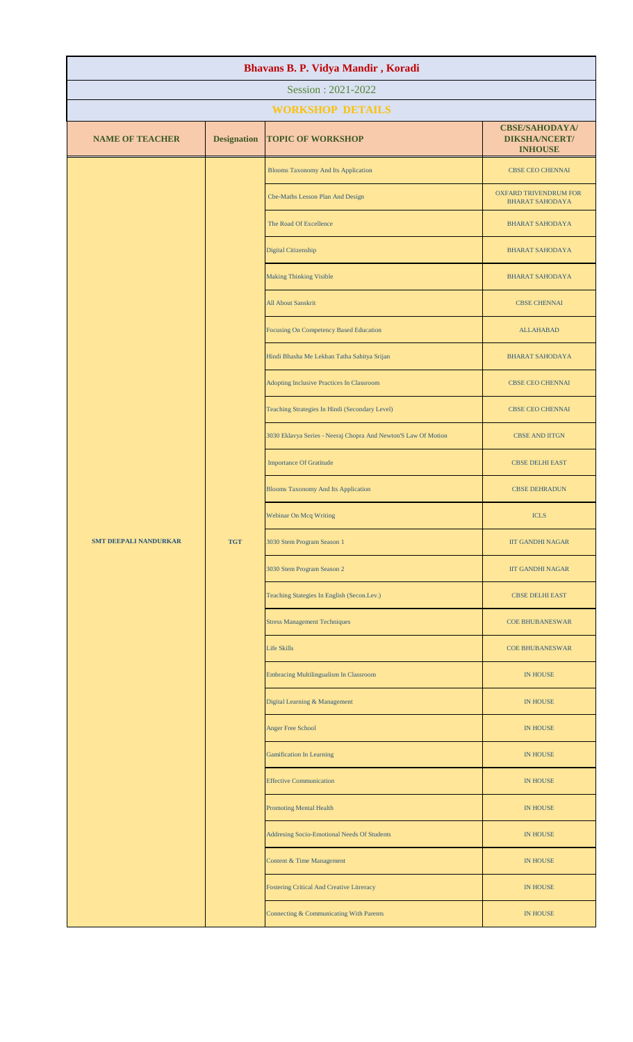# Bhavans B. P. Vidya Mandir , Koradi

Session : 2021-2022

## WORKSHOP DETAILS

| NAME OF TEACHER | Designation | TOPIC OF WORKSHOP | CBSE/SAHODAYA/ DIKSHA/NCERT/ INHOUSE |
|---|---|---|---|
| SMT DEEPALI NANDURKAR | TGT | Blooms Taxonomy And Its Application | CBSE CEO CHENNAI |
| | | Cbe-Maths Lesson Plan And Design | OXFARD TRIVENDRUM FOR BHARAT SAHODAYA |
| | | The Road Of Excellence | BHARAT SAHODAYA |
| | | Digital Citizenship | BHARAT SAHODAYA |
| | | Making Thinking Visible | BHARAT SAHODAYA |
| | | All About Sanskrit | CBSE CHENNAI |
| | | Focusing On Competency Based Education | ALLAHABAD |
| | | Hindi Bhasha Me Lekhan Tatha Sahitya Srijan | BHARAT SAHODAYA |
| | | Adopting Inclusive Practices In Classroom | CBSE CEO CHENNAI |
| | | Teaching Strategies In Hindi (Secondary Level) | CBSE CEO CHENNAI |
| | | 3030 Eklavya Series - Neeraj Chopra And Newton'S Law Of Motion | CBSE AND IITGN |
| | | Importance Of Gratitude | CBSE DELHI EAST |
| | | Blooms Taxonomy And Its Application | CBSE DEHRADUN |
| | | Webinar On Mcq Writing | ICLS |
| | | 3030 Stem Program Season 1 | IIT GANDHI NAGAR |
| | | 3030 Stem Program Season 2 | IIT GANDHI NAGAR |
| | | Teaching Stategies In English (Secon.Lev.) | CBSE DELHI EAST |
| | | Stress Management Techniques | COE BHUBANESWAR |
| | | Life Skills | COE BHUBANESWAR |
| | | Embracing Multilingualism In Classroom | IN HOUSE |
| | | Digital Learning & Management | IN HOUSE |
| | | Anger Free School | IN HOUSE |
| | | Gamification In Learning | IN HOUSE |
| | | Effective Communication | IN HOUSE |
| | | Promoting Mental Health | IN HOUSE |
| | | Addresing Socio-Emotional Needs Of Students | IN HOUSE |
| | | Content & Time Management | IN HOUSE |
| | | Fostering Critical And Creative Litreracy | IN HOUSE |
| | | Connecting & Communicating With Parents | IN HOUSE |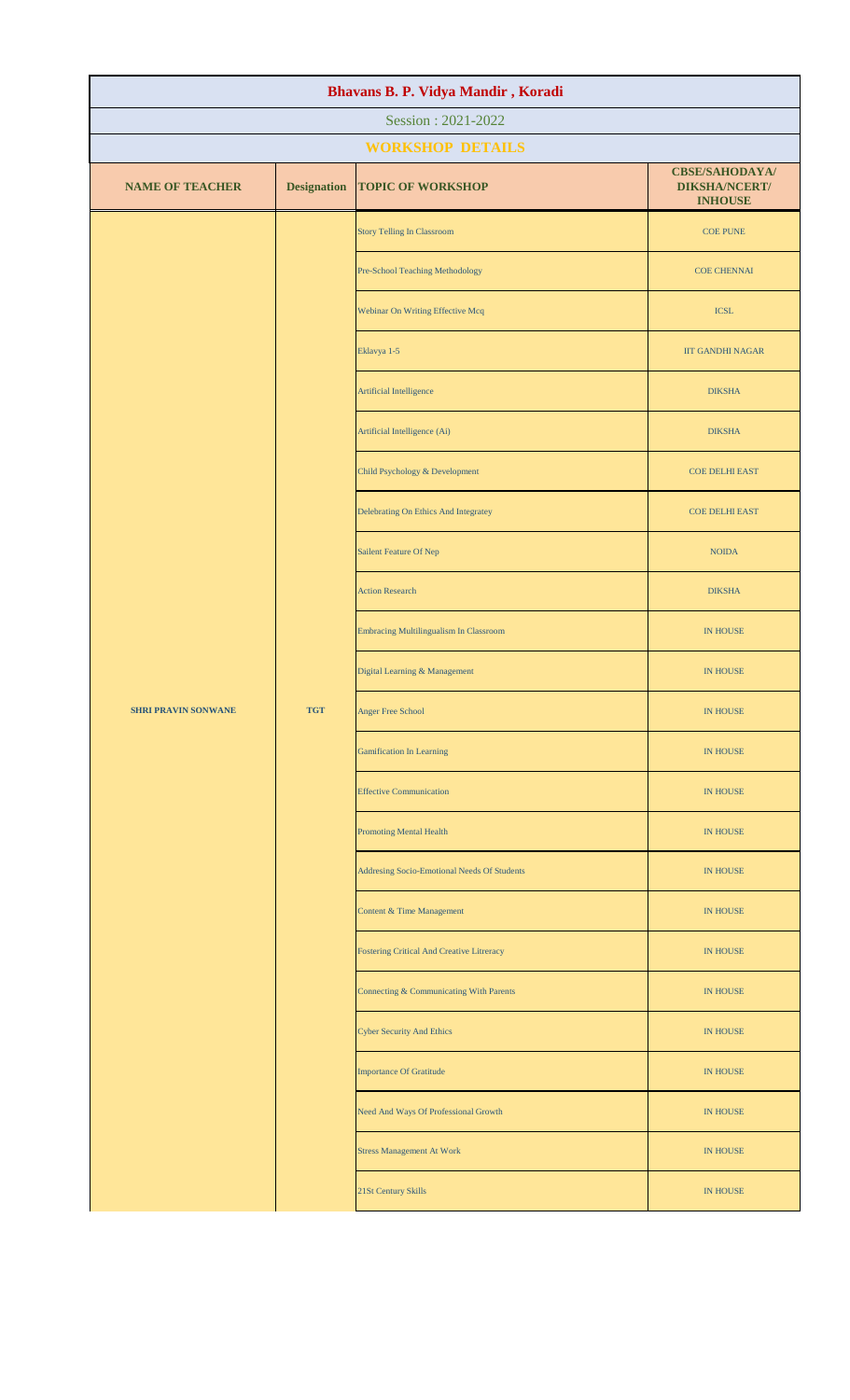| Bhavans B. P. Vidya Mandir , Koradi | | | |
|---|---|---|---|
| Session : 2021-2022 | | | |
| **WORKSHOP DETAILS** | | | |
| **NAME OF TEACHER** | **Designation** | **TOPIC OF WORKSHOP** | **CBSE/SAHODAYA/ DIKSHA/NCERT/ INHOUSE** |
| **SHRI PRAVIN SONWANE** | **TGT** | Story Telling In Classroom | COE PUNE |
| | | Pre-School Teaching Methodology | COE CHENNAI |
| | | Webinar On Writing Effective Mcq | ICSL |
| | | Eklavya 1-5 | IIT GANDHI NAGAR |
| | | Artificial Intelligence | DIKSHA |
| | | Artificial Intelligence (Ai) | DIKSHA |
| | | Child Psychology & Development | COE DELHI EAST |
| | | Delebrating On Ethics And Integratey | COE DELHI EAST |
| | | Sailent Feature Of Nep | NOIDA |
| | | Action Research | DIKSHA |
| | | Embracing Multilingualism In Classroom | IN HOUSE |
| | | Digital Learning & Management | IN HOUSE |
| | | Anger Free School | IN HOUSE |
| | | Gamification In Learning | IN HOUSE |
| | | Effective Communication | IN HOUSE |
| | | Promoting Mental Health | IN HOUSE |
| | | Addresing Socio-Emotional Needs Of Students | IN HOUSE |
| | | Content & Time Management | IN HOUSE |
| | | Fostering Critical And Creative Litreracy | IN HOUSE |
| | | Connecting & Communicating With Parents | IN HOUSE |
| | | Cyber Security And Ethics | IN HOUSE |
| | | Importance Of Gratitude | IN HOUSE |
| | | Need And Ways Of Professional Growth | IN HOUSE |
| | | Stress Management At Work | IN HOUSE |
| | | 21St Century Skills | IN HOUSE |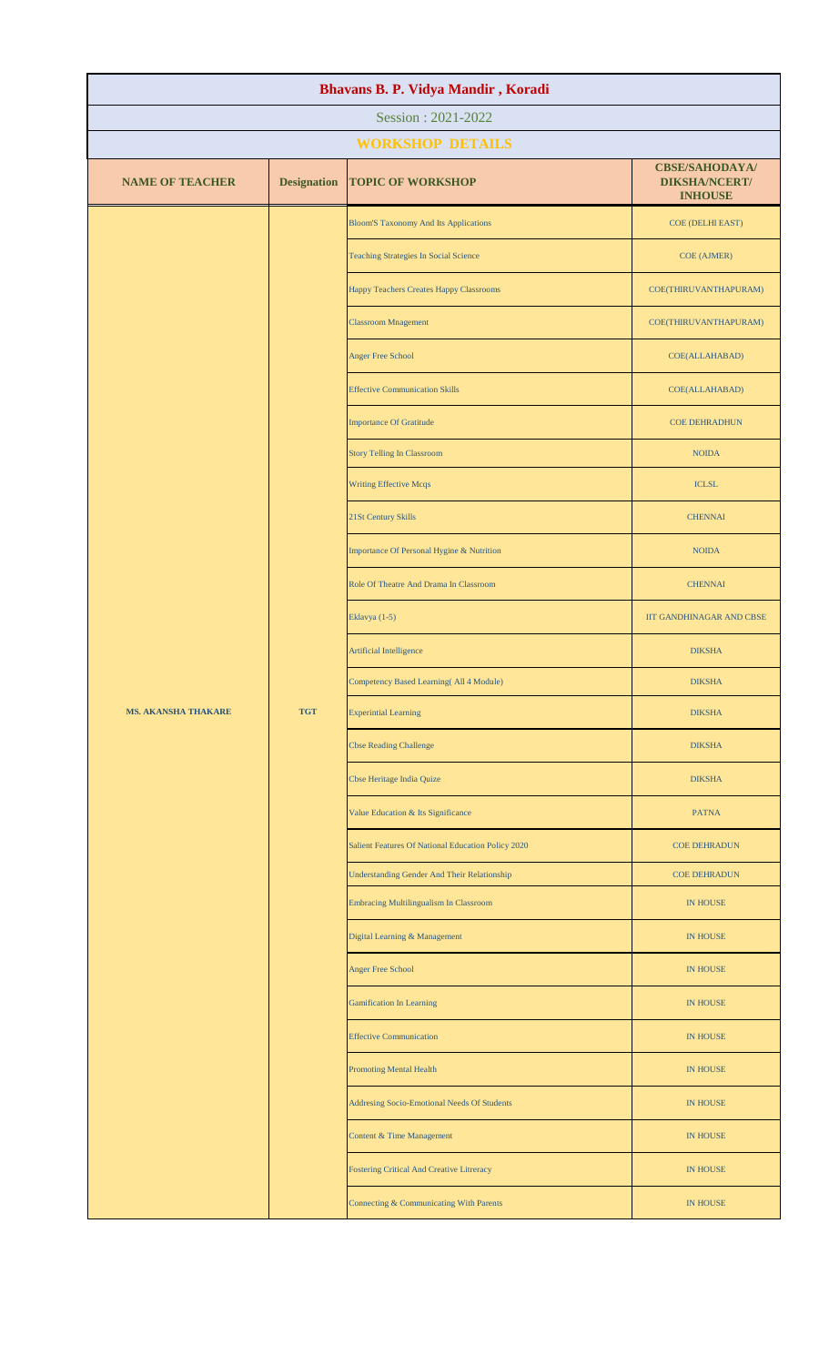| Bhavans B. P. Vidya Mandir , Koradi | | | |
|---|---|---|---|
| Session : 2021-2022 | | | |
| **WORKSHOP DETAILS** | | | |
| **NAME OF TEACHER** | **Designation** | **TOPIC OF WORKSHOP** | **CBSE/SAHODAYA/ DIKSHA/NCERT/ INHOUSE** |
| MS. AKANSHA THAKARE | TGT | Bloom'S Taxonomy And Its Applications | COE (DELHI EAST) |
| | | Teaching Strategies In Social Science | COE (AJMER) |
| | | Happy Teachers Creates Happy Classrooms | COE(THIRUVANTHAPURAM) |
| | | Classroom Mnagement | COE(THIRUVANTHAPURAM) |
| | | Anger Free School | COE(ALLAHABAD) |
| | | Effective Communication Skills | COE(ALLAHABAD) |
| | | Importance Of Gratitude | COE DEHRADHUN |
| | | Story Telling In Classroom | NOIDA |
| | | Writing Effective Mcqs | ICLSL |
| | | 21St Century Skills | CHENNAI |
| | | Importance Of Personal Hygine & Nutrition | NOIDA |
| | | Role Of Theatre And Drama In Classroom | CHENNAI |
| | | Eklavya (1-5) | IIT GANDHINAGAR AND CBSE |
| | | Artificial Intelligence | DIKSHA |
| | | Competency Based Learning( All 4 Module) | DIKSHA |
| | | Experintial Learning | DIKSHA |
| | | Cbse Reading Challenge | DIKSHA |
| | | Cbse Heritage India Quize | DIKSHA |
| | | Value Education & Its Significance | PATNA |
| | | Salient Features Of National Education Policy 2020 | COE DEHRADUN |
| | | Understanding Gender And Their Relationship | COE DEHRADUN |
| | | Embracing Multilingualism In Classroom | IN HOUSE |
| | | Digital Learning & Management | IN HOUSE |
| | | Anger Free School | IN HOUSE |
| | | Gamification In Learning | IN HOUSE |
| | | Effective Communication | IN HOUSE |
| | | Promoting Mental Health | IN HOUSE |
| | | Addresing Socio-Emotional Needs Of Students | IN HOUSE |
| | | Content & Time Management | IN HOUSE |
| | | Fostering Critical And Creative Litreracy | IN HOUSE |
| | | Connecting & Communicating With Parents | IN HOUSE |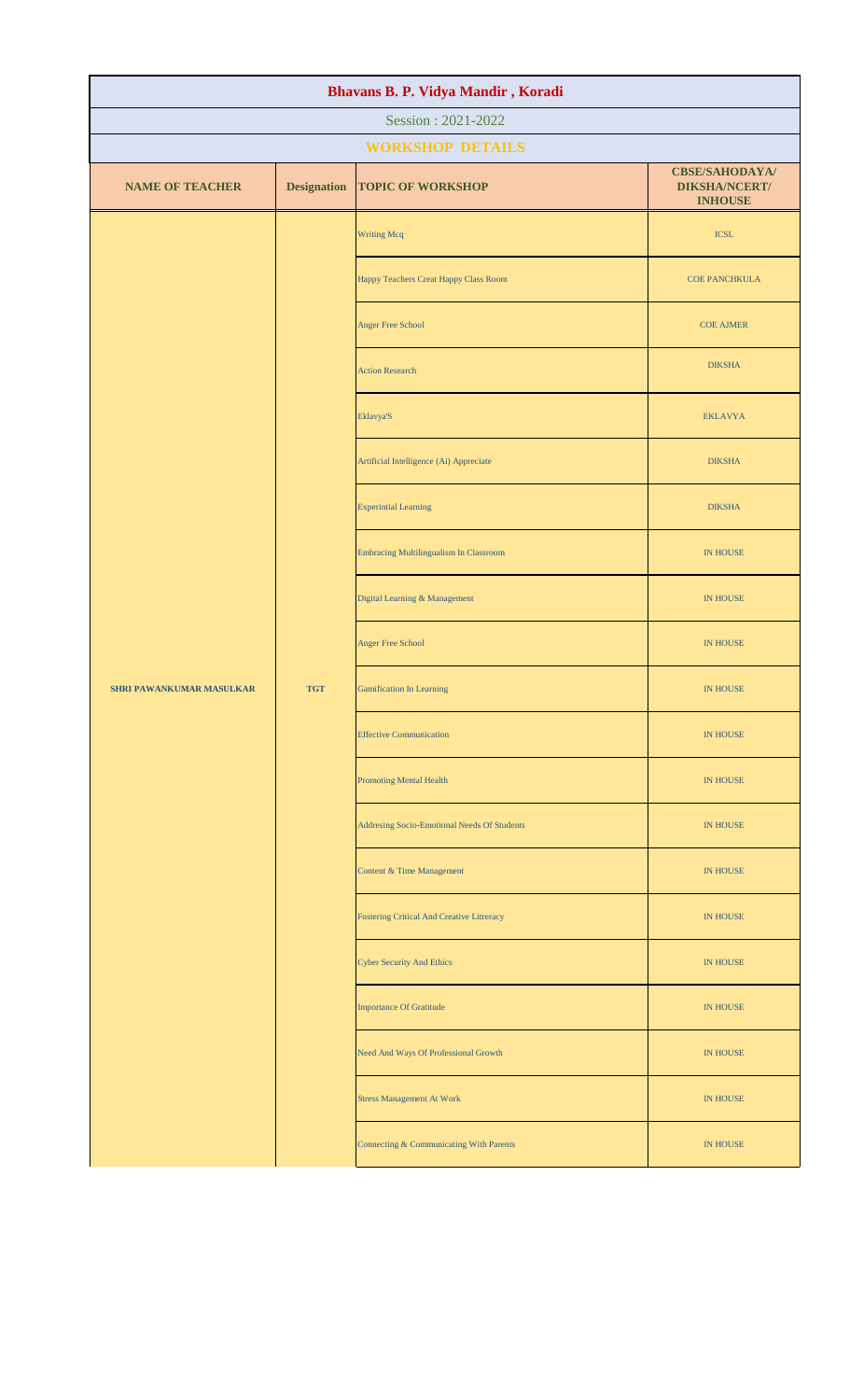# Bhavans B. P. Vidya Mandir , Koradi

Session : 2021-2022

## WORKSHOP DETAILS

| NAME OF TEACHER | Designation | TOPIC OF WORKSHOP | CBSE/SAHODAYA/ DIKSHA/NCERT/ INHOUSE |
|---|---|---|---|
| SHRI PAWANKUMAR MASULKAR | TGT | Writing Mcq | ICSL |
| | | Happy Teachers Creat Happy Class Room | COE PANCHKULA |
| | | Anger Free School | COE AJMER |
| | | Action Research | DIKSHA |
| | | Eklavya'S | EKLAVYA |
| | | Artificial Intelligence (Ai) Appreciate | DIKSHA |
| | | Experintial Learning | DIKSHA |
| | | Embracing Multilingualism In Classroom | IN HOUSE |
| | | Digital Learning & Management | IN HOUSE |
| | | Anger Free School | IN HOUSE |
| | | Gamification In Learning | IN HOUSE |
| | | Effective Communication | IN HOUSE |
| | | Promoting Mental Health | IN HOUSE |
| | | Addresing Socio-Emotional Needs Of Students | IN HOUSE |
| | | Content & Time Management | IN HOUSE |
| | | Fostering Critical And Creative Litreracy | IN HOUSE |
| | | Cyber Security And Ethics | IN HOUSE |
| | | Importance Of Gratitude | IN HOUSE |
| | | Need And Ways Of Professional Growth | IN HOUSE |
| | | Stress Management At Work | IN HOUSE |
| | | Connecting & Communicating With Parents | IN HOUSE |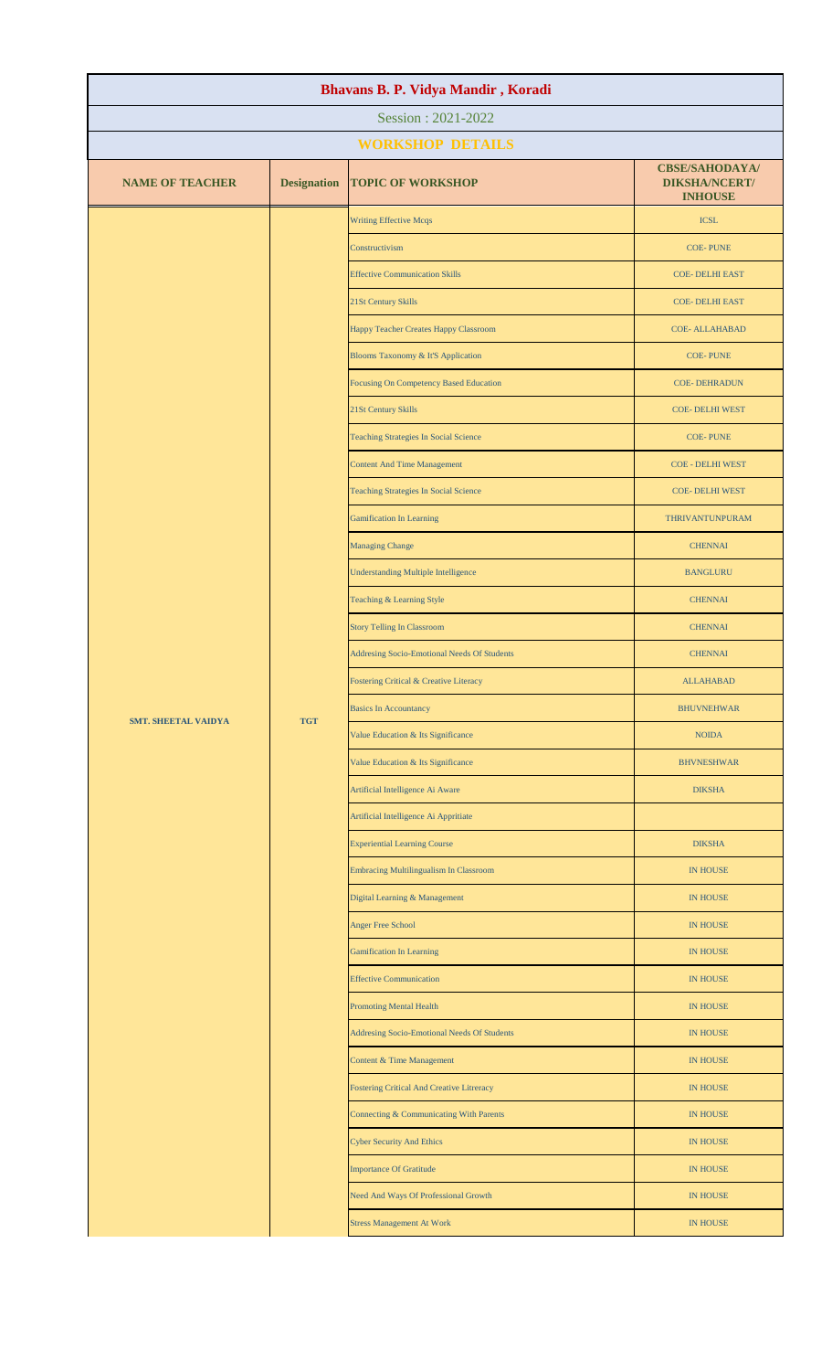# Bhavans B. P. Vidya Mandir , Koradi

Session : 2021-2022

## WORKSHOP DETAILS

| NAME OF TEACHER | Designation | TOPIC OF WORKSHOP | CBSE/SAHODAYA/ DIKSHA/NCERT/ INHOUSE |
|---|---|---|---|
| SMT. SHEETAL VAIDYA | TGT | Writing Effective Mcqs | ICSL |
| | | Constructivism | COE- PUNE |
| | | Effective Communication Skills | COE- DELHI EAST |
| | | 21St Century Skills | COE- DELHI EAST |
| | | Happy Teacher Creates Happy Classroom | COE- ALLAHABAD |
| | | Blooms Taxonomy & It'S Application | COE- PUNE |
| | | Focusing On Competency Based Education | COE- DEHRADUN |
| | | 21St Century Skills | COE- DELHI WEST |
| | | Teaching Strategies In Social Science | COE- PUNE |
| | | Content And Time Management | COE - DELHI WEST |
| | | Teaching Strategies In Social Science | COE- DELHI WEST |
| | | Gamification In Learning | THRIVANTUNPURAM |
| | | Managing Change | CHENNAI |
| | | Understanding Multiple Intelligence | BANGLURU |
| | | Teaching & Learning Style | CHENNAI |
| | | Story Telling In Classroom | CHENNAI |
| | | Addresing Socio-Emotional Needs Of Students | CHENNAI |
| | | Fostering Critical & Creative Literacy | ALLAHABAD |
| | | Basics In Accountancy | BHUVNEHWAR |
| | | Value Education & Its Significance | NOIDA |
| | | Value Education & Its Significance | BHVNESHWAR |
| | | Artificial Intelligence Ai Aware | DIKSHA |
| | | Artificial Intelligence Ai Appritiate | |
| | | Experiential Learning Course | DIKSHA |
| | | Embracing Multilingualism In Classroom | IN HOUSE |
| | | Digital Learning & Management | IN HOUSE |
| | | Anger Free School | IN HOUSE |
| | | Gamification In Learning | IN HOUSE |
| | | Effective Communication | IN HOUSE |
| | | Promoting Mental Health | IN HOUSE |
| | | Addresing Socio-Emotional Needs Of Students | IN HOUSE |
| | | Content & Time Management | IN HOUSE |
| | | Fostering Critical And Creative Litreracy | IN HOUSE |
| | | Connecting & Communicating With Parents | IN HOUSE |
| | | Cyber Security And Ethics | IN HOUSE |
| | | Importance Of Gratitude | IN HOUSE |
| | | Need And Ways Of Professional Growth | IN HOUSE |
| | | Stress Management At Work | IN HOUSE |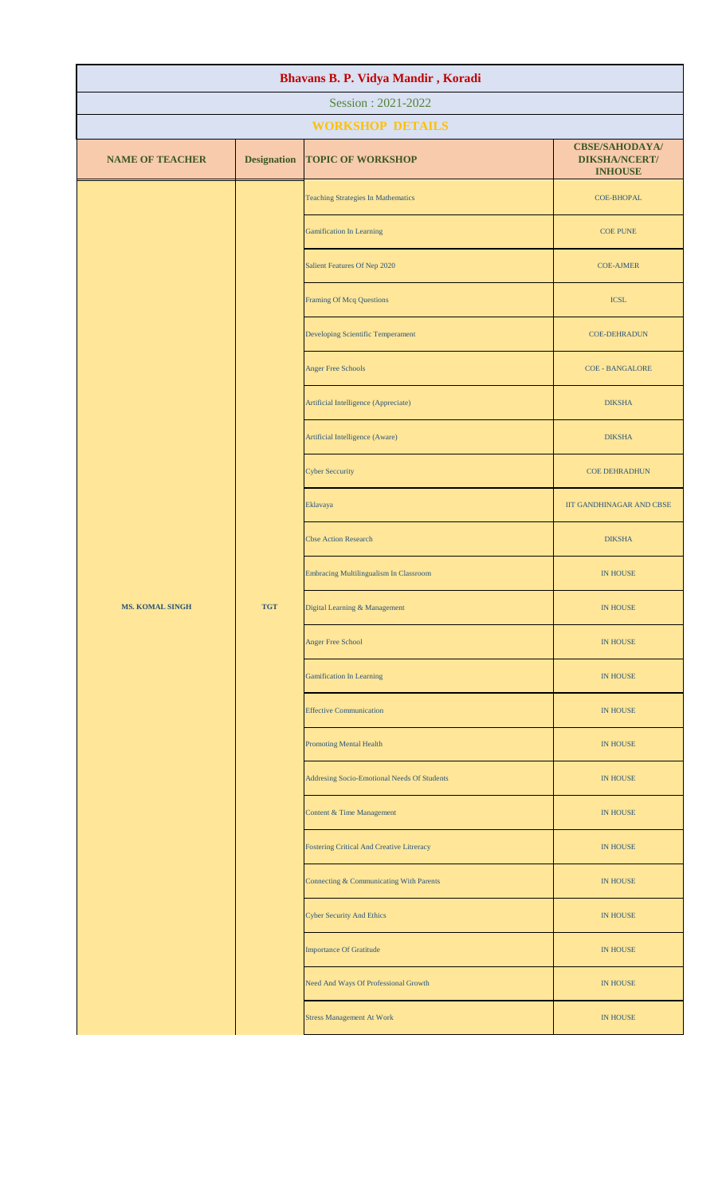# Bhavans B. P. Vidya Mandir , Koradi

Session : 2021-2022

## WORKSHOP DETAILS

| NAME OF TEACHER | Designation | TOPIC OF WORKSHOP | CBSE/SAHODAYA/ DIKSHA/NCERT/ INHOUSE |
|---|---|---|---|
| MS. KOMAL SINGH | TGT | Teaching Strategies In Mathematics | COE-BHOPAL |
| | | Gamification In Learning | COE PUNE |
| | | Salient Features Of Nep 2020 | COE-AJMER |
| | | Framing Of Mcq Questions | ICSL |
| | | Developing Scientific Temperament | COE-DEHRADUN |
| | | Anger Free Schools | COE - BANGALORE |
| | | Artificial Intelligence (Appreciate) | DIKSHA |
| | | Artificial Intelligence (Aware) | DIKSHA |
| | | Cyber Seccurity | COE DEHRADHUN |
| | | Eklavaya | IIT GANDHINAGAR AND CBSE |
| | | Cbse Action Research | DIKSHA |
| | | Embracing Multilingualism In Classroom | IN HOUSE |
| | | Digital Learning & Management | IN HOUSE |
| | | Anger Free School | IN HOUSE |
| | | Gamification In Learning | IN HOUSE |
| | | Effective Communication | IN HOUSE |
| | | Promoting Mental Health | IN HOUSE |
| | | Addresing Socio-Emotional Needs Of Students | IN HOUSE |
| | | Content & Time Management | IN HOUSE |
| | | Fostering Critical And Creative Litreracy | IN HOUSE |
| | | Connecting & Communicating With Parents | IN HOUSE |
| | | Cyber Security And Ethics | IN HOUSE |
| | | Importance Of Gratitude | IN HOUSE |
| | | Need And Ways Of Professional Growth | IN HOUSE |
| | | Stress Management At Work | IN HOUSE |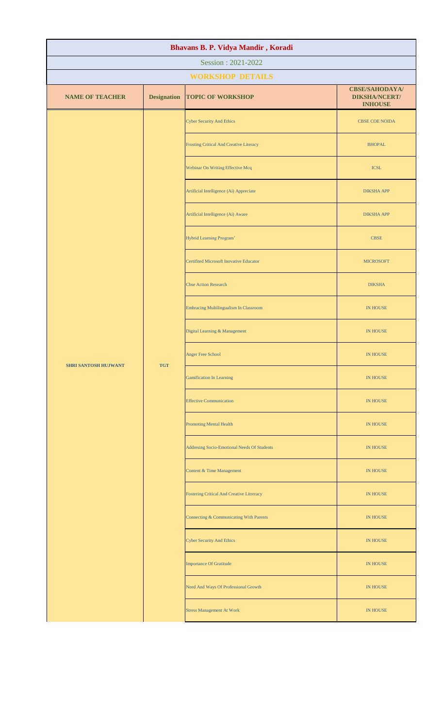# Bhavans B. P. Vidya Mandir , Koradi

Session : 2021-2022

## WORKSHOP DETAILS

| NAME OF TEACHER | Designation | TOPIC OF WORKSHOP | CBSE/SAHODAYA/ DIKSHA/NCERT/ INHOUSE |
|---|---|---|---|
| SHRI SANTOSH HUJWANT | TGT | Cyber Security And Ethics | CBSE COE NOIDA |
| | | Frosting Critical And Creative Literacy | BHOPAL |
| | | Webinar On Writing Effective Mcq | ICSL |
| | | Artificial Intelligence (Ai) Appreciate | DIKSHA APP |
| | | Artificial Intelligence (Ai) Aware | DIKSHA APP |
| | | Hybrid Learning Program' | CBSE |
| | | Certifited Microsoft Inovative Educator | MICROSOFT |
| | | Cbse Action Research | DIKSHA |
| | | Embracing Multilingualism In Classroom | IN HOUSE |
| | | Digital Learning & Management | IN HOUSE |
| | | Anger Free School | IN HOUSE |
| | | Gamification In Learning | IN HOUSE |
| | | Effective Communication | IN HOUSE |
| | | Promoting Mental Health | IN HOUSE |
| | | Addresing Socio-Emotional Needs Of Students | IN HOUSE |
| | | Content & Time Management | IN HOUSE |
| | | Fostering Critical And Creative Litreracy | IN HOUSE |
| | | Connecting & Communicating With Parents | IN HOUSE |
| | | Cyber Security And Ethics | IN HOUSE |
| | | Importance Of Gratitude | IN HOUSE |
| | | Need And Ways Of Professional Growth | IN HOUSE |
| | | Stress Management At Work | IN HOUSE |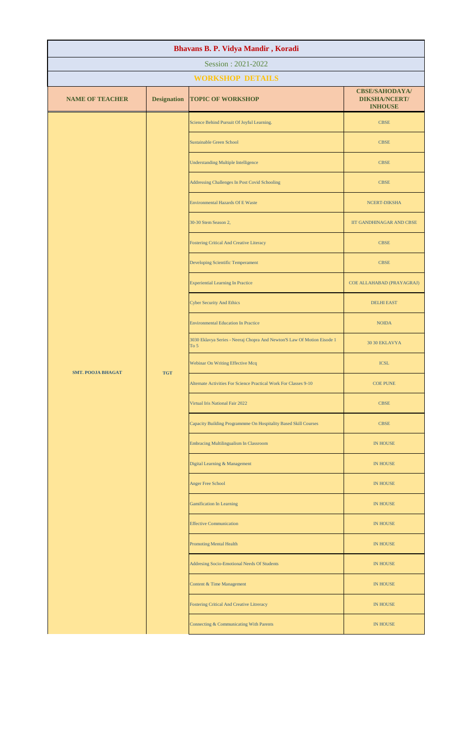# Bhavans B. P. Vidya Mandir , Koradi

Session : 2021-2022

## WORKSHOP DETAILS

| NAME OF TEACHER | Designation | TOPIC OF WORKSHOP | CBSE/SAHODAYA/ DIKSHA/NCERT/ INHOUSE |
|---|---|---|---|
| SMT. POOJA BHAGAT | TGT | Science Behind Pursuit Of Joyful Learning. | CBSE |
| | | Sustainable Green School | CBSE |
| | | Understanding Multiple Intelligence | CBSE |
| | | Addressing Challenges In Post Covid Schooling | CBSE |
| | | Environmental Hazards Of E Waste | NCERT-DIKSHA |
| | | 30-30 Stem Season 2, | IIT GANDHINAGAR AND CBSE |
| | | Fostering Critical And Creative Literacy | CBSE |
| | | Developing Scientific Temperament | CBSE |
| | | Experiential Learning In Practice | COE ALLAHABAD (PRAYAGRAJ) |
| | | Cyber Security And Ethics | DELHI EAST |
| | | Environmental Education In Practice | NOIDA |
| | | 3030 Eklavya Series - Neeraj Chopra And Newton'S Law Of Motion Eisode 1 To 5 | 30 30 EKLAVYA |
| | | Webinar On Writing Effective Mcq | ICSL |
| | | Alternate Activities For Science Practical Work For Classes 9-10 | COE PUNE |
| | | Virtual Iris National Fair 2022 | CBSE |
| | | Capacity Building Programmme On Hospitality Based Skill Courses | CBSE |
| | | Embracing Multilingualism In Classroom | IN HOUSE |
| | | Digital Learning & Management | IN HOUSE |
| | | Anger Free School | IN HOUSE |
| | | Gamification In Learning | IN HOUSE |
| | | Effective Communication | IN HOUSE |
| | | Promoting Mental Health | IN HOUSE |
| | | Addresing Socio-Emotional Needs Of Students | IN HOUSE |
| | | Content & Time Management | IN HOUSE |
| | | Fostering Critical And Creative Litreracy | IN HOUSE |
| | | Connecting & Communicating With Parents | IN HOUSE |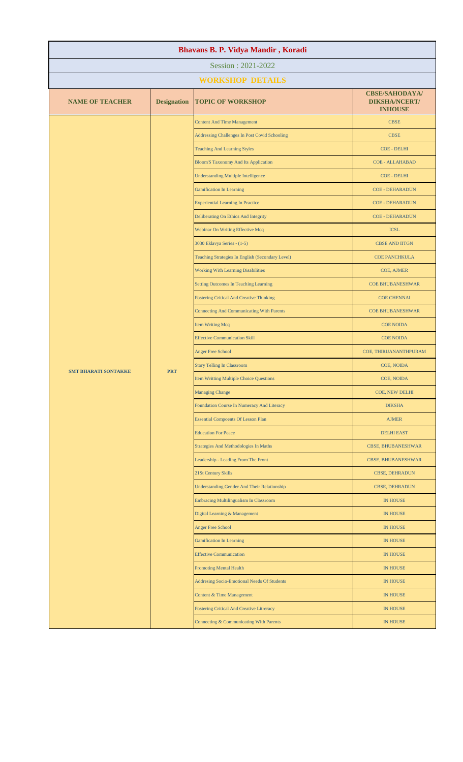# Bhavans B. P. Vidya Mandir , Koradi

Session : 2021-2022

## WORKSHOP DETAILS

| NAME OF TEACHER | Designation | TOPIC OF WORKSHOP | CBSE/SAHODAYA/ DIKSHA/NCERT/ INHOUSE |
|---|---|---|---|
| SMT BHARATI SONTAKKE | PRT | Content And Time Management | CBSE |
| | | Addressing Challenges In Post Covid Schooling | CBSE |
| | | Teaching And Learning Styles | COE - DELHI |
| | | Bloom'S Taxonomy And Its Application | COE - ALLAHABAD |
| | | Understanding Multiple Intelligence | COE - DELHI |
| | | Gamification In Learning | COE - DEHARADUN |
| | | Experiential Learning In Practice | COE - DEHARADUN |
| | | Deliberating On Ethics And Integrity | COE - DEHARADUN |
| | | Webinar On Writing Effective Mcq | ICSL |
| | | 3030 Eklavya Series - (1-5) | CBSE AND IITGN |
| | | Teaching Strategies In English (Secondary Level) | COE PANCHKULA |
| | | Working With Learning Disabilities | COE, AJMER |
| | | Setting Outcomes In Teaching Learning | COE BHUBANESHWAR |
| | | Fostering Critical And Creative Thinking | COE CHENNAI |
| | | Connecting And Communicating With Parents | COE BHUBANESHWAR |
| | | Item Writing Mcq | COE NOIDA |
| | | Effective Communication Skill | COE NOIDA |
| | | Anger Free School | COE, THIRUANANTHPURAM |
| | | Story Telling In Classroom | COE, NOIDA |
| | | Item Writting Multiple Choice Questions | COE, NOIDA |
| | | Managing Change | COE, NEW DELHI |
| | | Foundation Course In Numeracy And Literacy | DIKSHA |
| | | Essential Compoents Of Lesson Plan | AJMER |
| | | Education For Peace | DELHI EAST |
| | | Strategies And Methodologies In Maths | CBSE, BHUBANESHWAR |
| | | Leadership - Leading From The Front | CBSE, BHUBANESHWAR |
| | | 21St Century Skills | CBSE, DEHRADUN |
| | | Understanding Gender And Their Relationship | CBSE, DEHRADUN |
| | | Embracing Multilingualism In Classroom | IN HOUSE |
| | | Digital Learning & Management | IN HOUSE |
| | | Anger Free School | IN HOUSE |
| | | Gamification In Learning | IN HOUSE |
| | | Effective Communication | IN HOUSE |
| | | Promoting Mental Health | IN HOUSE |
| | | Addresing Socio-Emotional Needs Of Students | IN HOUSE |
| | | Content & Time Management | IN HOUSE |
| | | Fostering Critical And Creative Litreracy | IN HOUSE |
| | | Connecting & Communicating With Parents | IN HOUSE |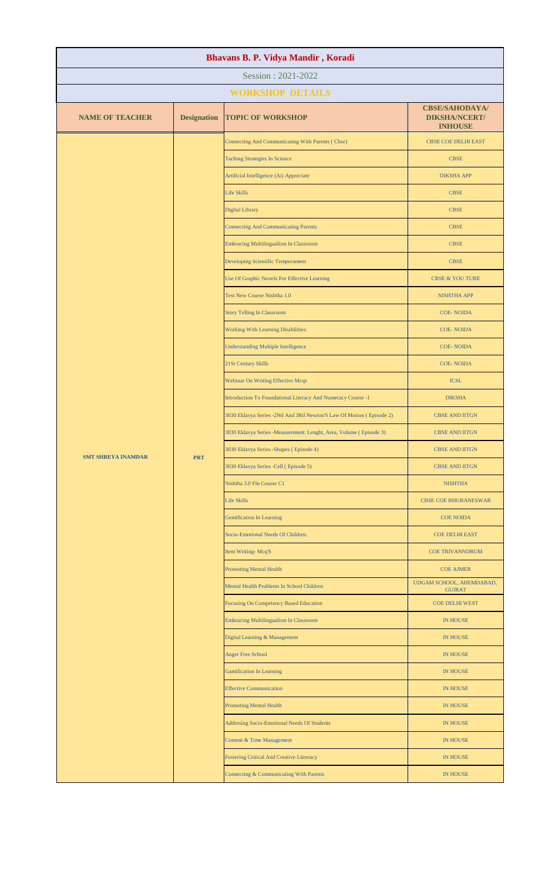# Bhavans B. P. Vidya Mandir , Koradi

Session : 2021-2022

## WORKSHOP DETAILS

| NAME OF TEACHER | Designation | TOPIC OF WORKSHOP | CBSE/SAHODAYA/ DIKSHA/NCERT/ INHOUSE |
|---|---|---|---|
| SMT SHREYA INAMDAR | PRT | Connecting And Communicating With Parents ( Cbse) | CBSE COE DELHI EAST |
| | | Taching Strategies In Science | CBSE |
| | | Artificial Intelligence (Ai) Appreciate | DIKSHA APP |
| | | Life Skills | CBSE |
| | | Digital Library | CBSE |
| | | Connecting And Communicating Parents | CBSE |
| | | Embracing Multilingualism In Classroom | CBSE |
| | | Developing Scientific Temperament | CBSE |
| | | Use Of Graphic Novels For Effective Learning | CBSE & YOU TUBE |
| | | Test New Course Nishtha 1.0 | NISHTHA APP |
| | | Story Telling In Classroom | COE- NOIDA |
| | | Working With Learning Disabilities | COE- NOIDA |
| | | Understanding Multiple Intelligence | COE- NOIDA |
| | | 21St Century Skills | COE- NOIDA |
| | | Webinar On Writing Effective Mcqs | ICSL |
| | | Introduction To Foundational Literacy And Numeracy Course -1 | DIKSHA |
| | | 3030 Eklavya Series -2Nd And 3Rd Newton'S Law Of Motion ( Episode 2) | CBSE AND IITGN |
| | | 3030 Eklavya Series -Measurement: Lenght, Area, Volume ( Episode 3) | CBSE AND IITGN |
| | | 3030 Eklavya Series -Shapes ( Episode 4) | CBSE AND IITGN |
| | | 3030 Eklavya Series -Cell ( Episode 5) | CBSE AND IITGN |
| | | Nishtha 3.0 Fln Course C1 | NISHTHA |
| | | Life Skills | CBSE COE BHUBANESWAR |
| | | Gemification In Learning | COE NOIDA |
| | | Socio-Emotional Needs Of Children. | COE DELHI EAST |
| | | Item Writing- Mcq'S | COE TRIVANNDRUM |
| | | Promoting Mental Health | COE AJMER |
| | | Mental Health Problems In School Children | UDGAM SCHOOL, AHEMDABAD, GUJRAT |
| | | Focusing On Competency Based Education | COE DELHI WEST |
| | | Embracing Multilingualism In Classroom | IN HOUSE |
| | | Digital Learning & Management | IN HOUSE |
| | | Anger Free School | IN HOUSE |
| | | Gamification In Learning | IN HOUSE |
| | | Effective Communication | IN HOUSE |
| | | Promoting Mental Health | IN HOUSE |
| | | Addresing Socio-Emotional Needs Of Students | IN HOUSE |
| | | Content & Time Management | IN HOUSE |
| | | Fostering Critical And Creative Litreracy | IN HOUSE |
| | | Connecting & Communicating With Parents | IN HOUSE |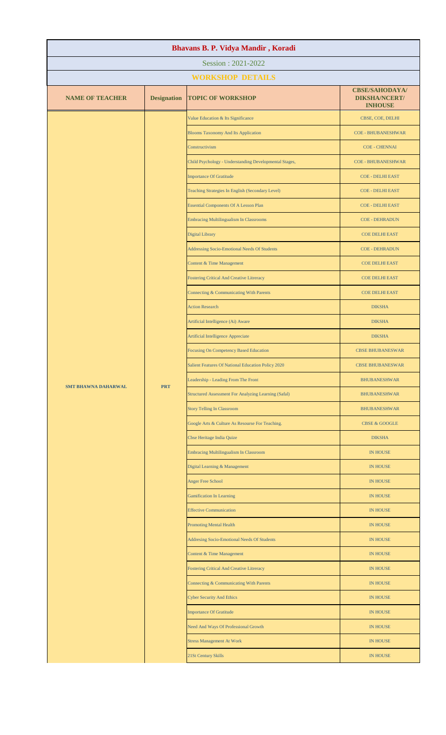# Bhavans B. P. Vidya Mandir , Koradi

Session : 2021-2022

## WORKSHOP DETAILS

| NAME OF TEACHER | Designation | TOPIC OF WORKSHOP | CBSE/SAHODAYA/ DIKSHA/NCERT/ INHOUSE |
|---|---|---|---|
| SMT BHAWNA DAHARWAL | PRT | Value Education & Its Significance | CBSE, COE, DELHI |
| | | Blooms Taxonomy And Its Application | COE - BHUBANESHWAR |
| | | Constructivism | COE - CHENNAI |
| | | Child Psychology - Understanding Developmental Stages, | COE - BHUBANESHWAR |
| | | Importance Of Gratitude | COE - DELHI EAST |
| | | Teaching Strategies In English (Secondary Level) | COE - DELHI EAST |
| | | Essential Components Of A Lesson Plan | COE - DELHI EAST |
| | | Embracing Multilingualism In Classrooms | COE - DEHRADUN |
| | | Digital Library | COE DELHI EAST |
| | | Addressing Socio-Emotional Needs Of Students | COE - DEHRADUN |
| | | Content & Time Management | COE DELHI EAST |
| | | Fostering Critical And Creative Litreracy | COE DELHI EAST |
| | | Connecting & Communicating With Parents | COE DELHI EAST |
| | | Action Research | DIKSHA |
| | | Artificial Intelligence (Ai) Aware | DIKSHA |
| | | Artificial Intelligence Appreciate | DIKSHA |
| | | Focusing On Competency Based Education | CBSE BHUBANESWAR |
| | | Salient Features Of National Education Policy 2020 | CBSE BHUBANESWAR |
| | | Leadership - Leading From The Front | BHUBANESHWAR |
| | | Structured Assessment For Analyzing Learning (Safal) | BHUBANESHWAR |
| | | Story Telling In Classroom | BHUBANESHWAR |
| | | Google Arts & Culture As Resourse For Teaching. | CBSE & GOOGLE |
| | | Cbse Heritage India Quize | DIKSHA |
| | | Embracing Multilingualism In Classroom | IN HOUSE |
| | | Digital Learning & Management | IN HOUSE |
| | | Anger Free School | IN HOUSE |
| | | Gamification In Learning | IN HOUSE |
| | | Effective Communication | IN HOUSE |
| | | Promoting Mental Health | IN HOUSE |
| | | Addresing Socio-Emotional Needs Of Students | IN HOUSE |
| | | Content & Time Management | IN HOUSE |
| | | Fostering Critical And Creative Litreracy | IN HOUSE |
| | | Connecting & Communicating With Parents | IN HOUSE |
| | | Cyber Security And Ethics | IN HOUSE |
| | | Importance Of Gratitude | IN HOUSE |
| | | Need And Ways Of Professional Growth | IN HOUSE |
| | | Stress Management At Work | IN HOUSE |
| | | 21St Century Skills | IN HOUSE |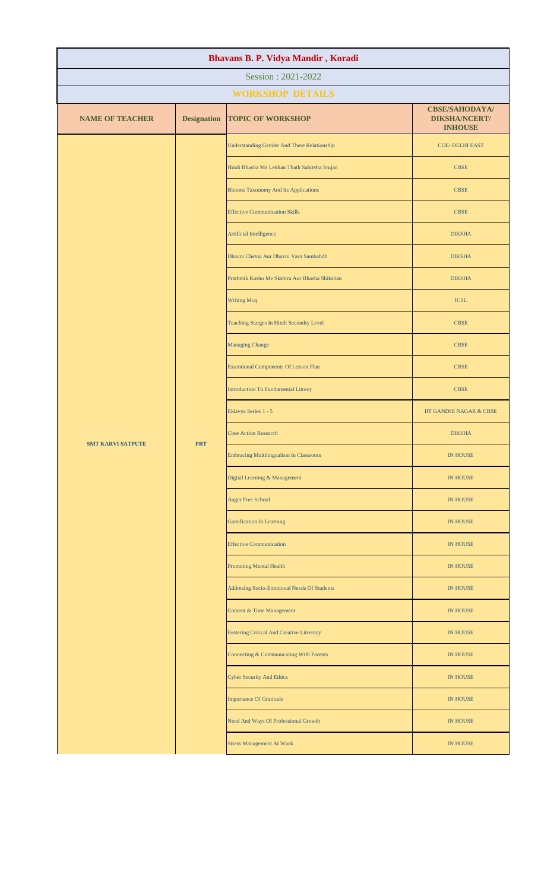# Bhavans B. P. Vidya Mandir , Koradi

Session : 2021-2022

## WORKSHOP DETAILS

| NAME OF TEACHER | Designation | TOPIC OF WORKSHOP | CBSE/SAHODAYA/ DIKSHA/NCERT/ INHOUSE |
|---|---|---|---|
| SMT KARVI SATPUTE | PRT | Understanding Gender And There Relationship | COE- DELHI EAST |
| | | Hindi Bhasha Me Lekhan Thath Sahityha Srujan | CBSE |
| | | Blooms Taxonomy And Its Applications | CBSE |
| | | Effective Communication Skills | CBSE |
| | | Artificial Intelligence | DIKSHA |
| | | Dhavni Chetna Aur Dhavni Varn Sambahdh | DIKSHA |
| | | Prathmik Kasho Me Skshtra Aur Bhasha Shikshan | DIKSHA |
| | | Writing Mcq | ICSL |
| | | Teaching Starges In Hindi Secondry Level | CBSE |
| | | Managing Change | CBSE |
| | | Essentional Components Of Lesson Plan | CBSE |
| | | Introduction To Fundamental Litrecy | CBSE |
| | | Eklavya Series 1 - 5 | IIT GANDHI NAGAR & CBSE |
| | | Cbse Action Research | DIKSHA |
| | | Embracing Multilingualism In Classroom | IN HOUSE |
| | | Digital Learning & Management | IN HOUSE |
| | | Anger Free School | IN HOUSE |
| | | Gamification In Learning | IN HOUSE |
| | | Effective Communication | IN HOUSE |
| | | Promoting Mental Health | IN HOUSE |
| | | Addresing Socio-Emotional Needs Of Students | IN HOUSE |
| | | Content & Time Management | IN HOUSE |
| | | Fostering Critical And Creative Litreracy | IN HOUSE |
| | | Connecting & Communicating With Parents | IN HOUSE |
| | | Cyber Security And Ethics | IN HOUSE |
| | | Importance Of Gratitude | IN HOUSE |
| | | Need And Ways Of Professional Growth | IN HOUSE |
| | | Stress Management At Work | IN HOUSE |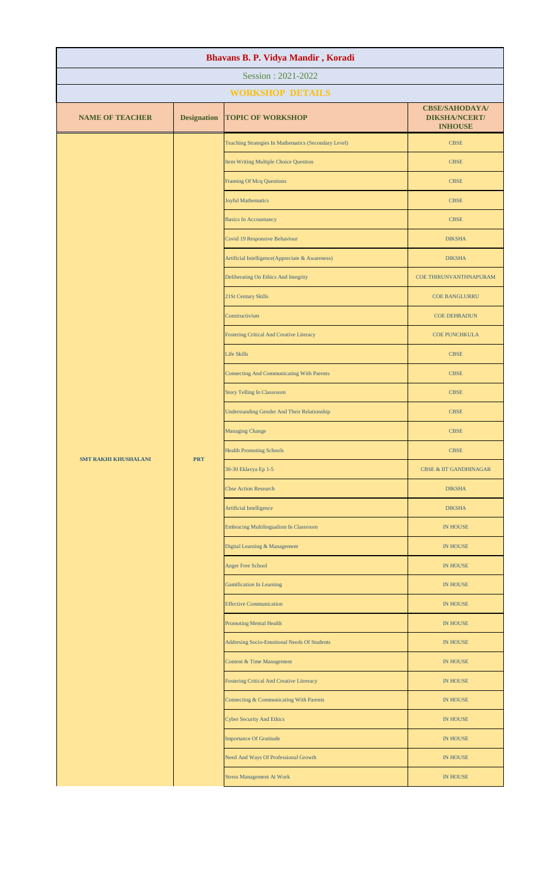# Bhavans B. P. Vidya Mandir , Koradi

## Session : 2021-2022

### WORKSHOP DETAILS

| NAME OF TEACHER | Designation | TOPIC OF WORKSHOP | CBSE/SAHODAYA/ DIKSHA/NCERT/ INHOUSE |
|---|---|---|---|
| SMT RAKHI KHUSHALANI | PRT | Teaching Strategies In Mathematics (Secondary Level) | CBSE |
| | | Item Writing Multiple Choice Question | CBSE |
| | | Framing Of Mcq Questions | CBSE |
| | | Joyful Mathematics | CBSE |
| | | Basics In Accountancy | CBSE |
| | | Covid 19 Responsive Behaviour | DIKSHA |
| | | Artificial Intelligence(Appreciate & Awareness) | DIKSHA |
| | | Deliberating On Ethics And Integrity | COE THIRUNVANTHNAPURAM |
| | | 21St Century Skills | COE BANGLURRU |
| | | Constructivism | COE DEHRADUN |
| | | Fostering Critical And Creative Literacy | COE PUNCHKULA |
| | | Life Skills | CBSE |
| | | Connecting And Communicating With Parents | CBSE |
| | | Story Telling In Classroom | CBSE |
| | | Understanding Gender And Their Relationship | CBSE |
| | | Managing Change | CBSE |
| | | Health Promoting Schools | CBSE |
| | | 30-30 Eklavya Ep 1-5 | CBSE & IIT GANDHINAGAR |
| | | Cbse Action Research | DIKSHA |
| | | Artificial Intelligence | DIKSHA |
| | | Embracing Multilingualism In Classroom | IN HOUSE |
| | | Digital Learning & Management | IN HOUSE |
| | | Anger Free School | IN HOUSE |
| | | Gamification In Learning | IN HOUSE |
| | | Effective Communication | IN HOUSE |
| | | Promoting Mental Health | IN HOUSE |
| | | Addresing Socio-Emotional Needs Of Students | IN HOUSE |
| | | Content & Time Management | IN HOUSE |
| | | Fostering Critical And Creative Litreracy | IN HOUSE |
| | | Connecting & Communicating With Parents | IN HOUSE |
| | | Cyber Security And Ethics | IN HOUSE |
| | | Importance Of Gratitude | IN HOUSE |
| | | Need And Ways Of Professional Growth | IN HOUSE |
| | | Stress Management At Work | IN HOUSE |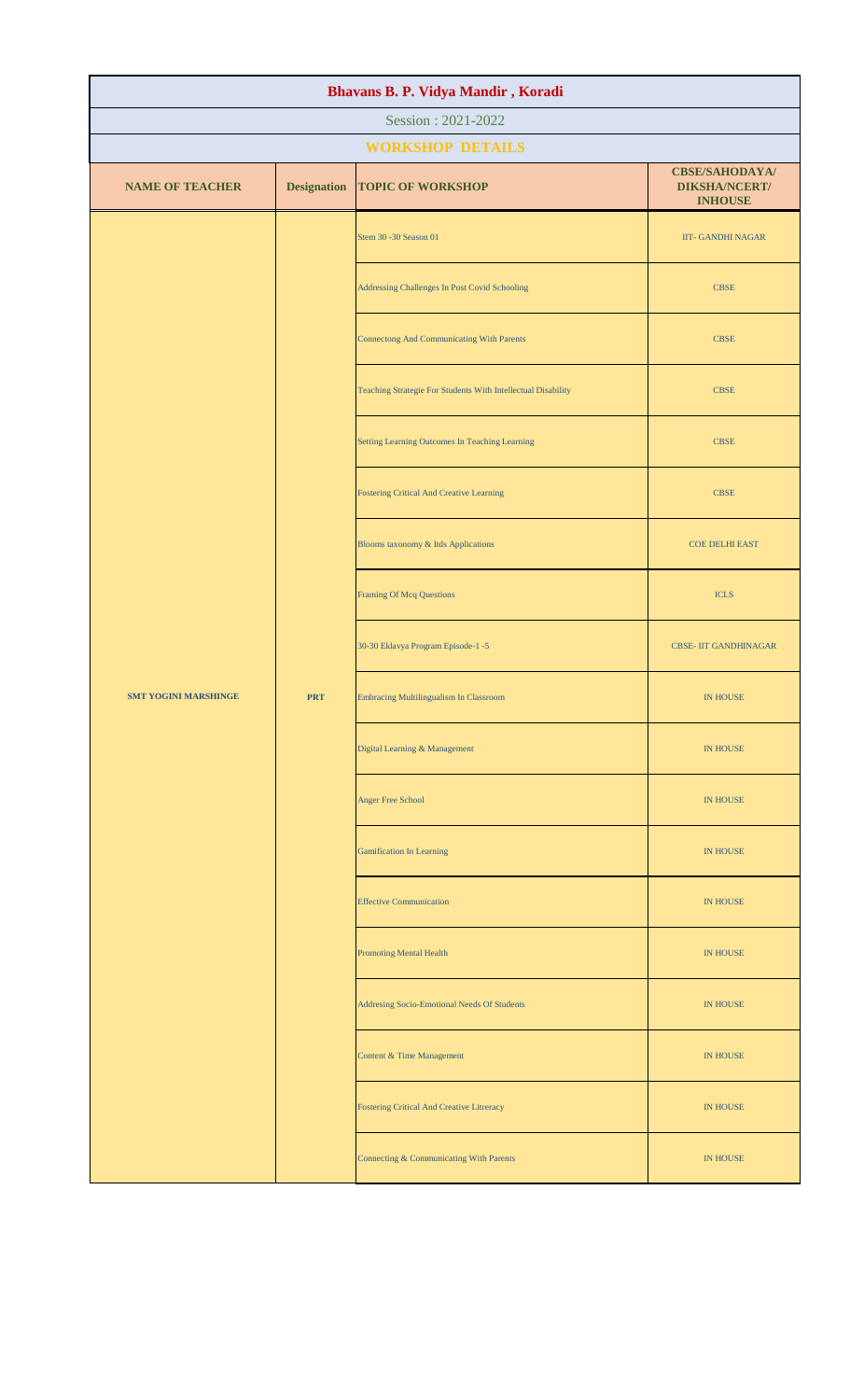# Bhavans B. P. Vidya Mandir , Koradi

Session : 2021-2022

## WORKSHOP DETAILS

| NAME OF TEACHER | Designation | TOPIC OF WORKSHOP | CBSE/SAHODAYA/ DIKSHA/NCERT/ INHOUSE |
|---|---|---|---|
| SMT YOGINI MARSHINGE | PRT | Stem 30 -30 Season 01 | IIT- GANDHI NAGAR |
| | | Addressing Challenges In Post Covid Schooling | CBSE |
| | | Connectong And Communicating With Parents | CBSE |
| | | Teaching Strategie For Students With Intellectual Disability | CBSE |
| | | Setting Learning Outcomes In Teaching Learning | CBSE |
| | | Fostering Critical And Creative Learning | CBSE |
| | | Blooms taxonomy & Itds Applications | COE DELHI EAST |
| | | Framing Of Mcq Questions | ICLS |
| | | 30-30 Eklavya Program Episode-1 -5 | CBSE- IIT GANDHINAGAR |
| | | Embracing Multilingualism In Classroom | IN HOUSE |
| | | Digital Learning & Management | IN HOUSE |
| | | Anger Free School | IN HOUSE |
| | | Gamification In Learning | IN HOUSE |
| | | Effective Communication | IN HOUSE |
| | | Promoting Mental Health | IN HOUSE |
| | | Addresing Socio-Emotional Needs Of Students | IN HOUSE |
| | | Content & Time Management | IN HOUSE |
| | | Fostering Critical And Creative Litreracy | IN HOUSE |
| | | Connecting & Communicating With Parents | IN HOUSE |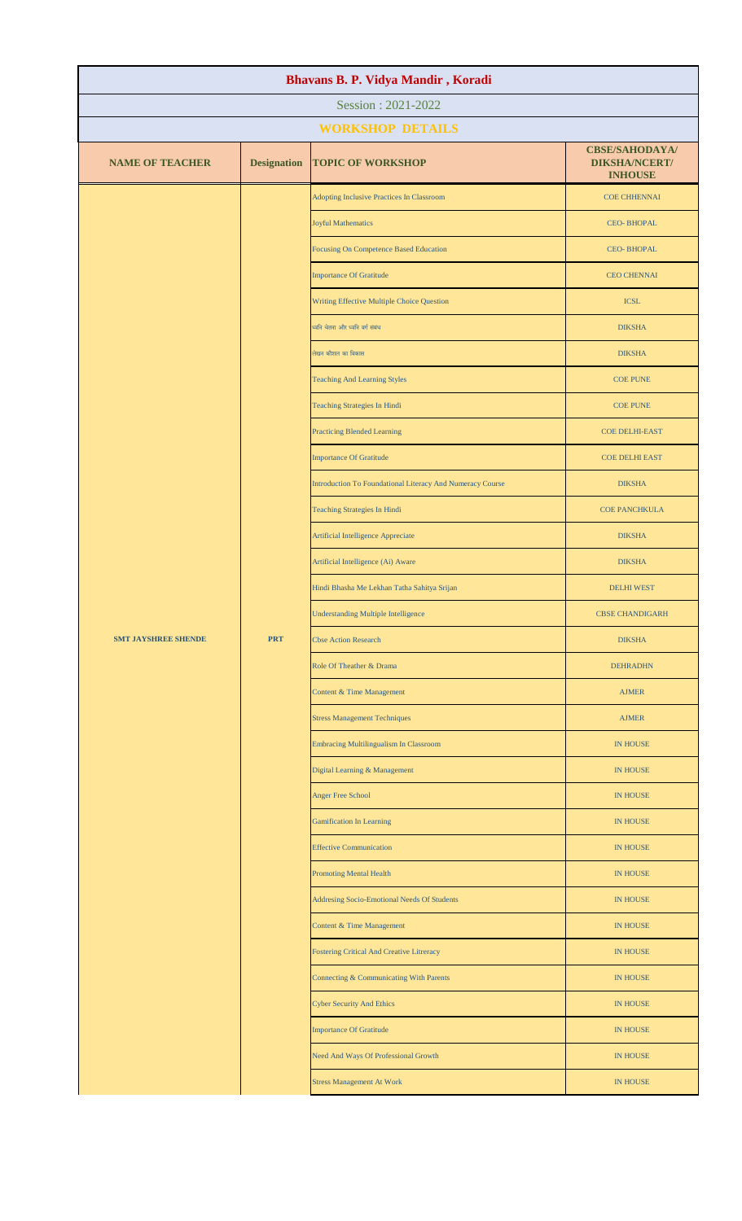# Bhavans B. P. Vidya Mandir , Koradi

Session : 2021-2022

## WORKSHOP DETAILS

| NAME OF TEACHER | Designation | TOPIC OF WORKSHOP | CBSE/SAHODAYA/ DIKSHA/NCERT/ INHOUSE |
|---|---|---|---|
| SMT JAYSHREE SHENDE | PRT | Adopting Inclusive Practices In Classroom | COE CHHENNAI |
| | | Joyful Mathematics | CEO- BHOPAL |
| | | Focusing On Competence Based Education | CEO- BHOPAL |
| | | Importance Of Gratitude | CEO CHENNAI |
| | | Writing Effective Multiple Choice Question | ICSL |
| | | ध्वनि चेतना और ध्वनि वर्ण संबंध | DIKSHA |
| | | लेखन कौशल का विकास | DIKSHA |
| | | Teaching And Learning Styles | COE PUNE |
| | | Teaching Strategies In Hindi | COE PUNE |
| | | Practicing Blended Learning | COE DELHI-EAST |
| | | Importance Of Gratitude | COE DELHI EAST |
| | | Introduction To Foundational Literacy And Numeracy Course | DIKSHA |
| | | Teaching Strategies In Hindi | COE PANCHKULA |
| | | Artificial Intelligence Appreciate | DIKSHA |
| | | Artificial Intelligence (Ai) Aware | DIKSHA |
| | | Hindi Bhasha Me Lekhan Tatha Sahitya Srijan | DELHI WEST |
| | | Understanding Multiple Intelligence | CBSE CHANDIGARH |
| | | Cbse Action Research | DIKSHA |
| | | Role Of Theather & Drama | DEHRADHN |
| | | Content & Time Management | AJMER |
| | | Stress Management Techniques | AJMER |
| | | Embracing Multilingualism In Classroom | IN HOUSE |
| | | Digital Learning & Management | IN HOUSE |
| | | Anger Free School | IN HOUSE |
| | | Gamification In Learning | IN HOUSE |
| | | Effective Communication | IN HOUSE |
| | | Promoting Mental Health | IN HOUSE |
| | | Addresing Socio-Emotional Needs Of Students | IN HOUSE |
| | | Content & Time Management | IN HOUSE |
| | | Fostering Critical And Creative Litreracy | IN HOUSE |
| | | Connecting & Communicating With Parents | IN HOUSE |
| | | Cyber Security And Ethics | IN HOUSE |
| | | Importance Of Gratitude | IN HOUSE |
| | | Need And Ways Of Professional Growth | IN HOUSE |
| | | Stress Management At Work | IN HOUSE |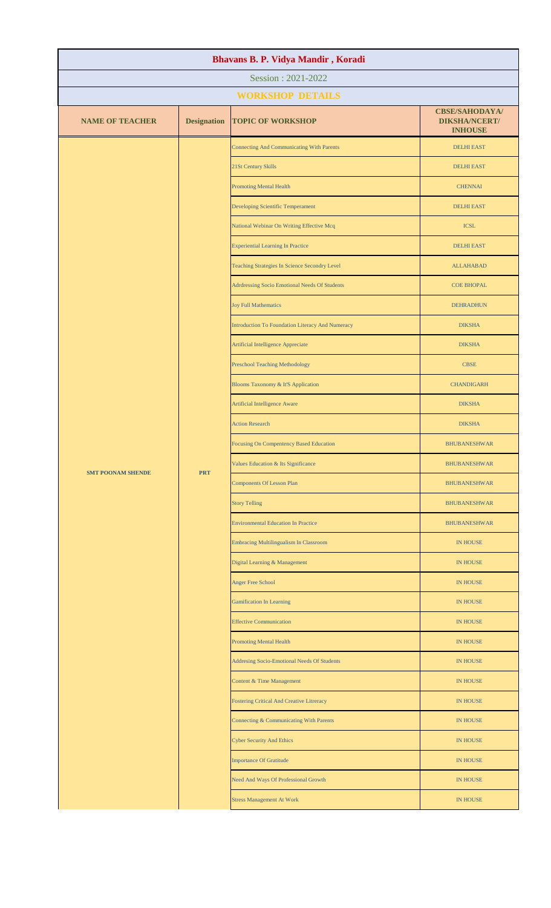# Bhavans B. P. Vidya Mandir , Koradi

Session : 2021-2022

## WORKSHOP DETAILS

| NAME OF TEACHER | Designation | TOPIC OF WORKSHOP | CBSE/SAHODAYA/ DIKSHA/NCERT/ INHOUSE |
|---|---|---|---|
| SMT POONAM SHENDE | PRT | Connecting And Communicating With Parents | DELHI EAST |
| | | 21St Century Skills | DELHI EAST |
| | | Promoting Mental Health | CHENNAI |
| | | Developing Scientific Temperament | DELHI EAST |
| | | National Webinar On Writing Effective Mcq | ICSL |
| | | Experiential Learning In Practice | DELHI EAST |
| | | Teaching Strategies In Science Secondry Level | ALLAHABAD |
| | | Adrdressing Socio Emotional Needs Of Students | COE BHOPAL |
| | | Joy Full Mathematics | DEHRADHUN |
| | | Introduction To Foundation Literacy And Numeracy | DIKSHA |
| | | Artificial Intelligence Appreciate | DIKSHA |
| | | Preschool Teaching Methodology | CBSE |
| | | Blooms Taxonomy & It'S Application | CHANDIGARH |
| | | Artificial Intelligence Aware | DIKSHA |
| | | Action Research | DIKSHA |
| | | Focusing On Compentency Based Education | BHUBANESHWAR |
| | | Values Education & Its Significance | BHUBANESHWAR |
| | | Components Of Lesson Plan | BHUBANESHWAR |
| | | Story Telling | BHUBANESHWAR |
| | | Environmental Education In Practice | BHUBANESHWAR |
| | | Embracing Multilingualism In Classroom | IN HOUSE |
| | | Digital Learning & Management | IN HOUSE |
| | | Anger Free School | IN HOUSE |
| | | Gamification In Learning | IN HOUSE |
| | | Effective Communication | IN HOUSE |
| | | Promoting Mental Health | IN HOUSE |
| | | Addresing Socio-Emotional Needs Of Students | IN HOUSE |
| | | Content & Time Management | IN HOUSE |
| | | Fostering Critical And Creative Litreracy | IN HOUSE |
| | | Connecting & Communicating With Parents | IN HOUSE |
| | | Cyber Security And Ethics | IN HOUSE |
| | | Importance Of Gratitude | IN HOUSE |
| | | Need And Ways Of Professional Growth | IN HOUSE |
| | | Stress Management At Work | IN HOUSE |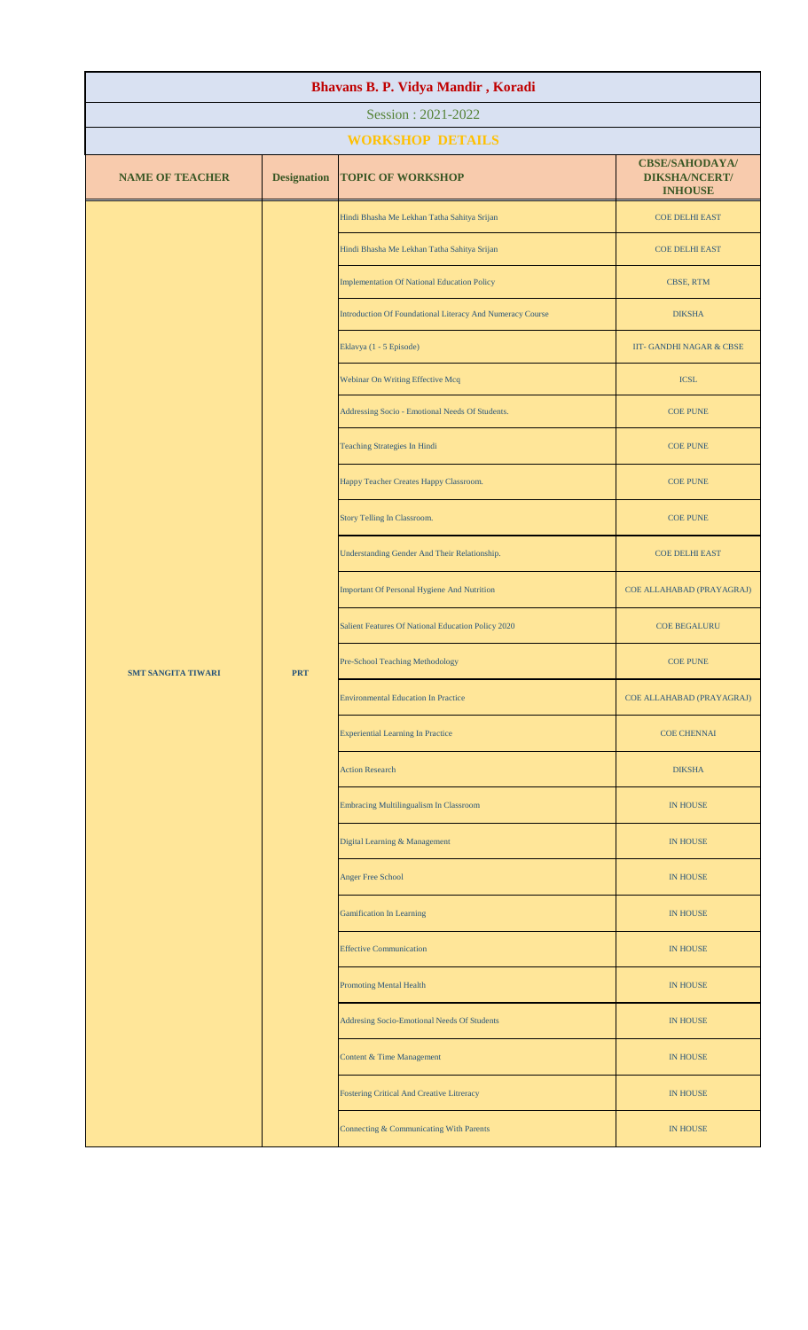# Bhavans B. P. Vidya Mandir , Koradi

Session : 2021-2022

## WORKSHOP DETAILS

| NAME OF TEACHER | Designation | TOPIC OF WORKSHOP | CBSE/SAHODAYA/ DIKSHA/NCERT/ INHOUSE |
|---|---|---|---|
| SMT SANGITA TIWARI | PRT | Hindi Bhasha Me Lekhan Tatha Sahitya Srijan | COE DELHI EAST |
| | | Hindi Bhasha Me Lekhan Tatha Sahitya Srijan | COE DELHI EAST |
| | | Implementation Of National Education Policy | CBSE, RTM |
| | | Introduction Of Foundational Literacy And Numeracy Course | DIKSHA |
| | | Eklavya (1 - 5 Episode) | IIT- GANDHI NAGAR & CBSE |
| | | Webinar On Writing Effective Mcq | ICSL |
| | | Addressing Socio - Emotional Needs Of Students. | COE PUNE |
| | | Teaching Strategies In Hindi | COE PUNE |
| | | Happy Teacher Creates Happy Classroom. | COE PUNE |
| | | Story Telling In Classroom. | COE PUNE |
| | | Understanding Gender And Their Relationship. | COE DELHI EAST |
| | | Important Of Personal Hygiene And Nutrition | COE ALLAHABAD (PRAYAGRAJ) |
| | | Salient Features Of National Education Policy 2020 | COE BEGALURU |
| | | Pre-School Teaching Methodology | COE PUNE |
| | | Environmental Education In Practice | COE ALLAHABAD (PRAYAGRAJ) |
| | | Experiential Learning In Practice | COE CHENNAI |
| | | Action Research | DIKSHA |
| | | Embracing Multilingualism In Classroom | IN HOUSE |
| | | Digital Learning & Management | IN HOUSE |
| | | Anger Free School | IN HOUSE |
| | | Gamification In Learning | IN HOUSE |
| | | Effective Communication | IN HOUSE |
| | | Promoting Mental Health | IN HOUSE |
| | | Addresing Socio-Emotional Needs Of Students | IN HOUSE |
| | | Content & Time Management | IN HOUSE |
| | | Fostering Critical And Creative Litreracy | IN HOUSE |
| | | Connecting & Communicating With Parents | IN HOUSE |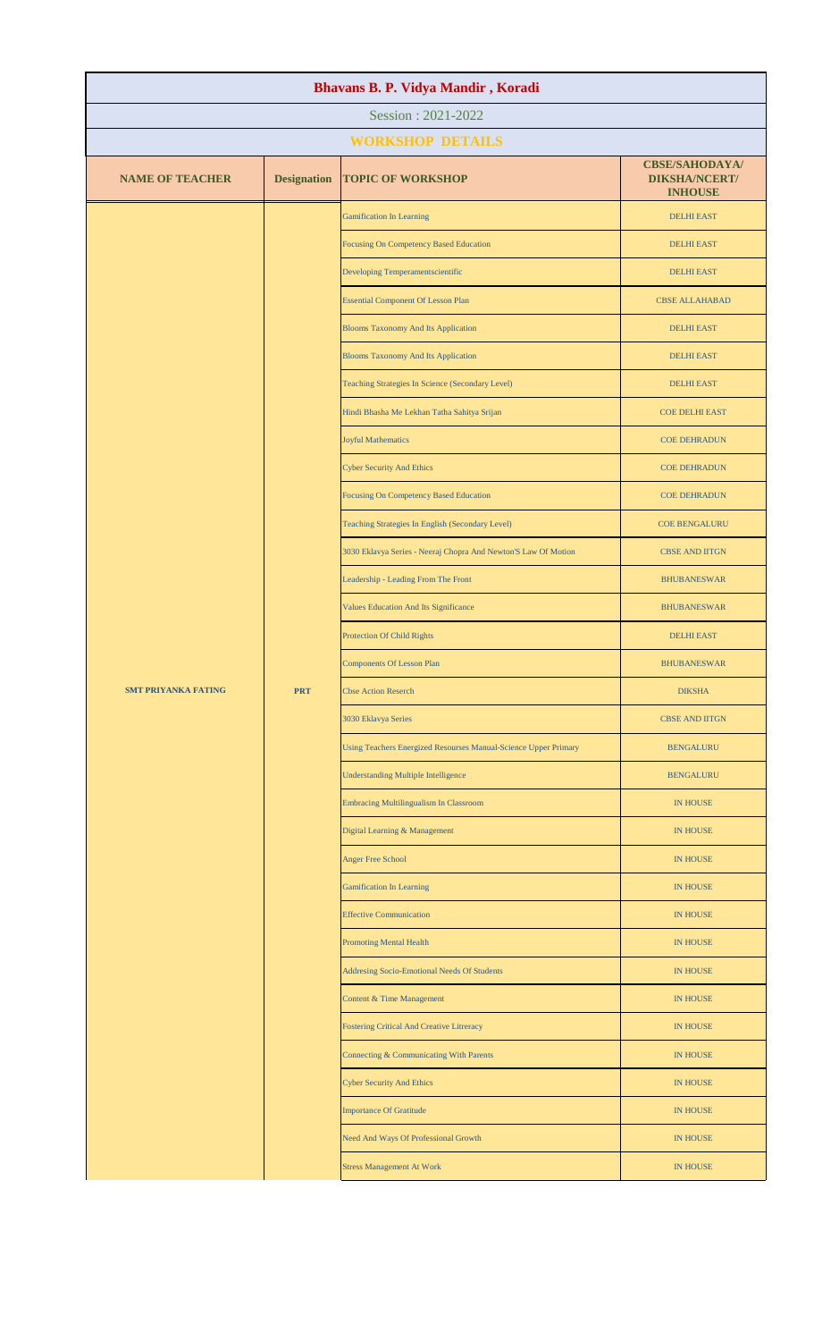# Bhavans B. P. Vidya Mandir , Koradi

Session : 2021-2022

## WORKSHOP DETAILS

| NAME OF TEACHER | Designation | TOPIC OF WORKSHOP | CBSE/SAHODAYA/ DIKSHA/NCERT/ INHOUSE |
|---|---|---|---|
| SMT PRIYANKA FATING | PRT | Gamification In Learning | DELHI EAST |
| | | Focusing On Competency Based Education | DELHI EAST |
| | | Developing Temperamentscientific | DELHI EAST |
| | | Essential Component Of Lesson Plan | CBSE ALLAHABAD |
| | | Blooms Taxonomy And Its Application | DELHI EAST |
| | | Blooms Taxonomy And Its Application | DELHI EAST |
| | | Teaching Strategies In Science (Secondary Level) | DELHI EAST |
| | | Hindi Bhasha Me Lekhan Tatha Sahitya Srijan | COE DELHI EAST |
| | | Joyful Mathematics | COE DEHRADUN |
| | | Cyber Security And Ethics | COE DEHRADUN |
| | | Focusing On Competency Based Education | COE DEHRADUN |
| | | Teaching Strategies In English (Secondary Level) | COE BENGALURU |
| | | 3030 Eklavya Series - Neeraj Chopra And Newton'S Law Of Motion | CBSE AND IITGN |
| | | Leadership - Leading From The Front | BHUBANESWAR |
| | | Values Education And Its Significance | BHUBANESWAR |
| | | Protection Of Child Rights | DELHI EAST |
| | | Components Of Lesson Plan | BHUBANESWAR |
| | | Cbse Action Reserch | DIKSHA |
| | | 3030 Eklavya Series | CBSE AND IITGN |
| | | Using Teachers Energized Resourses Manual-Science Upper Primary | BENGALURU |
| | | Understanding Multiple Intelligence | BENGALURU |
| | | Embracing Multilingualism In Classroom | IN HOUSE |
| | | Digital Learning & Management | IN HOUSE |
| | | Anger Free School | IN HOUSE |
| | | Gamification In Learning | IN HOUSE |
| | | Effective Communication | IN HOUSE |
| | | Promoting Mental Health | IN HOUSE |
| | | Addresing Socio-Emotional Needs Of Students | IN HOUSE |
| | | Content & Time Management | IN HOUSE |
| | | Fostering Critical And Creative Litreracy | IN HOUSE |
| | | Connecting & Communicating With Parents | IN HOUSE |
| | | Cyber Security And Ethics | IN HOUSE |
| | | Importance Of Gratitude | IN HOUSE |
| | | Need And Ways Of Professional Growth | IN HOUSE |
| | | Stress Management At Work | IN HOUSE |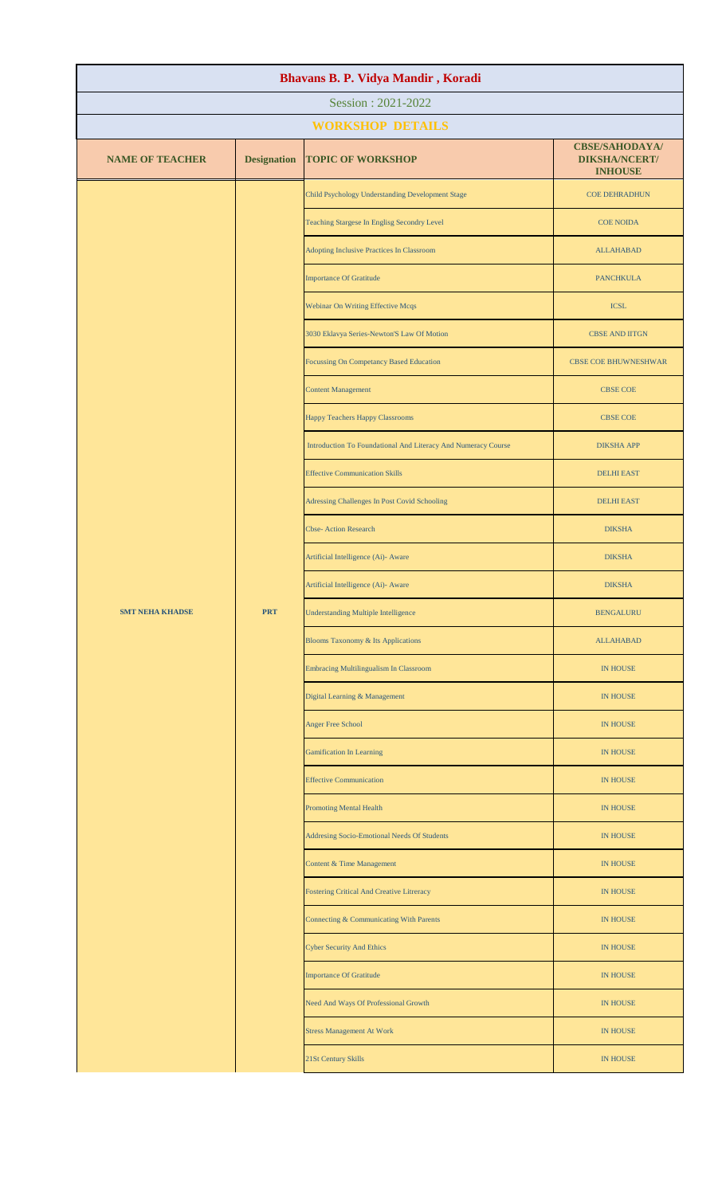# Bhavans B. P. Vidya Mandir , Koradi

Session : 2021-2022

## WORKSHOP DETAILS

| NAME OF TEACHER | Designation | TOPIC OF WORKSHOP | CBSE/SAHODAYA/ DIKSHA/NCERT/ INHOUSE |
|---|---|---|---|
| SMT NEHA KHADSE | PRT | Child Psychology Understanding Development Stage | COE DEHRADHUN |
| | | Teaching Stargese In Englisg Secondry Level | COE NOIDA |
| | | Adopting Inclusive Practices In Classroom | ALLAHABAD |
| | | Importance Of Gratitude | PANCHKULA |
| | | Webinar On Writing Effective Mcqs | ICSL |
| | | 3030 Eklavya Series-Newton'S Law Of Motion | CBSE AND IITGN |
| | | Focussing On Competancy Based Education | CBSE COE BHUWNESHWAR |
| | | Content Management | CBSE COE |
| | | Happy Teachers Happy Classrooms | CBSE COE |
| | | Introduction To Foundational And Literacy And Numeracy Course | DIKSHA APP |
| | | Effective Communication Skills | DELHI EAST |
| | | Adressing Challenges In Post Covid Schooling | DELHI EAST |
| | | Cbse- Action Research | DIKSHA |
| | | Artificial Intelligence (Ai)- Aware | DIKSHA |
| | | Artificial Intelligence (Ai)- Aware | DIKSHA |
| | | Understanding Multiple Intelligence | BENGALURU |
| | | Blooms Taxonomy & Its Applications | ALLAHABAD |
| | | Embracing Multilingualism In Classroom | IN HOUSE |
| | | Digital Learning & Management | IN HOUSE |
| | | Anger Free School | IN HOUSE |
| | | Gamification In Learning | IN HOUSE |
| | | Effective Communication | IN HOUSE |
| | | Promoting Mental Health | IN HOUSE |
| | | Addresing Socio-Emotional Needs Of Students | IN HOUSE |
| | | Content & Time Management | IN HOUSE |
| | | Fostering Critical And Creative Litreracy | IN HOUSE |
| | | Connecting & Communicating With Parents | IN HOUSE |
| | | Cyber Security And Ethics | IN HOUSE |
| | | Importance Of Gratitude | IN HOUSE |
| | | Need And Ways Of Professional Growth | IN HOUSE |
| | | Stress Management At Work | IN HOUSE |
| | | 21St Century Skills | IN HOUSE |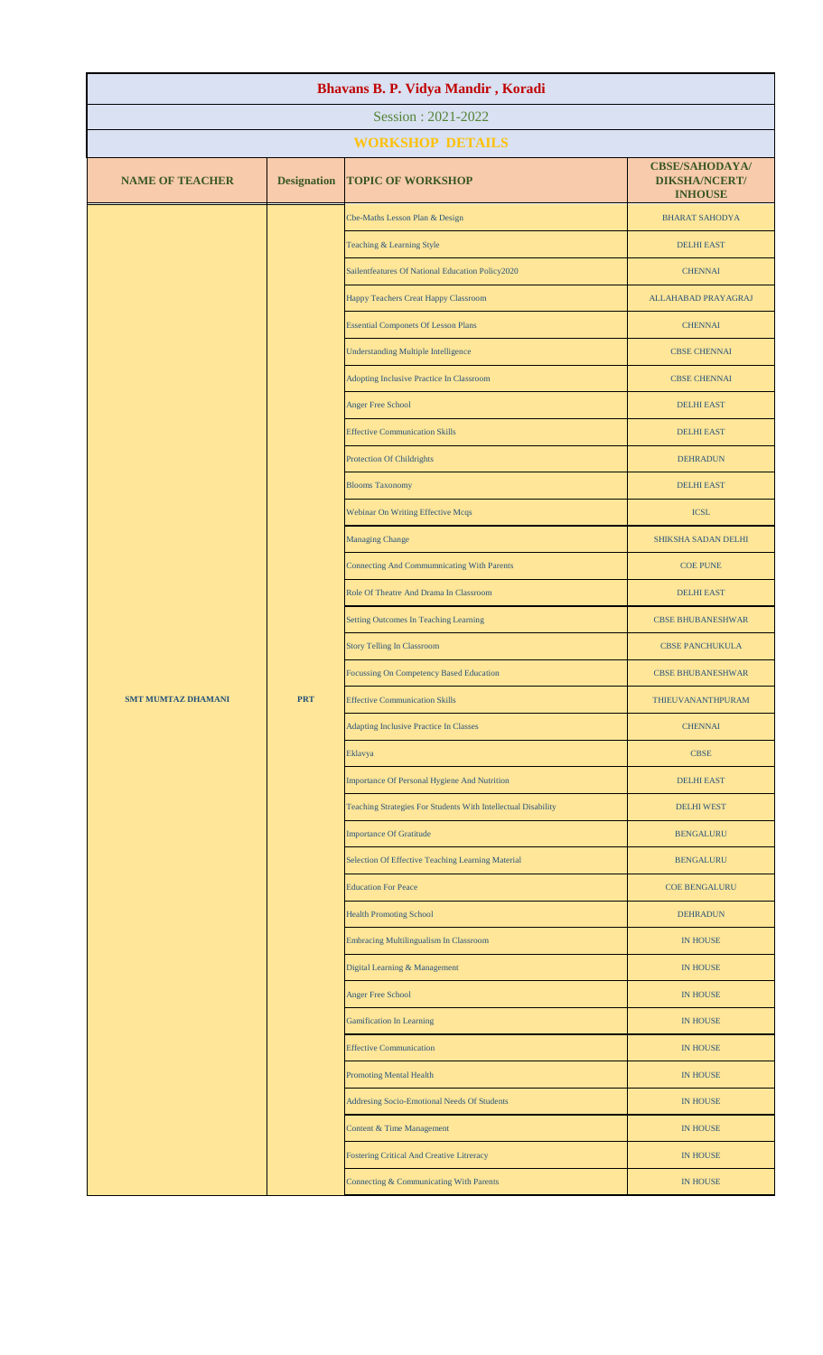# Bhavans B. P. Vidya Mandir , Koradi

Session : 2021-2022

## WORKSHOP DETAILS

| NAME OF TEACHER | Designation | TOPIC OF WORKSHOP | CBSE/SAHODAYA/ DIKSHA/NCERT/ INHOUSE |
|---|---|---|---|
| SMT MUMTAZ DHAMANI | PRT | Cbe-Maths Lesson Plan & Design | BHARAT SAHODYA |
| | | Teaching & Learning Style | DELHI EAST |
| | | Sailentfeatures Of National Education Policy2020 | CHENNAI |
| | | Happy Teachers Creat Happy Classroom | ALLAHABAD PRAYAGRAJ |
| | | Essential Componets Of Lesson Plans | CHENNAI |
| | | Understanding Multiple Intelligence | CBSE CHENNAI |
| | | Adopting Inclusive Practice In Classroom | CBSE CHENNAI |
| | | Anger Free School | DELHI EAST |
| | | Effective Communication Skills | DELHI EAST |
| | | Protection Of Childrights | DEHRADUN |
| | | Blooms Taxonomy | DELHI EAST |
| | | Webinar On Writing Effective Mcqs | ICSL |
| | | Managing Change | SHIKSHA SADAN DELHI |
| | | Connecting And Commumnicating With Parents | COE PUNE |
| | | Role Of Theatre And Drama In Classroom | DELHI EAST |
| | | Setting Outcomes In Teaching Learning | CBSE BHUBANESHWAR |
| | | Story Telling In Classroom | CBSE PANCHUKULA |
| | | Focussing On Competency Based Education | CBSE BHUBANESHWAR |
| | | Effective Communication Skills | THIEUVANANTHPURAM |
| | | Adapting Inclusive Practice In Classes | CHENNAI |
| | | Eklavya | CBSE |
| | | Importance Of Personal Hygiene And Nutrition | DELHI EAST |
| | | Teaching Strategies For Students With Intellectual Disability | DELHI WEST |
| | | Importance Of Gratitude | BENGALURU |
| | | Selection Of Effective Teaching Learning Material | BENGALURU |
| | | Education For Peace | COE BENGALURU |
| | | Health Promoting School | DEHRADUN |
| | | Embracing Multilingualism In Classroom | IN HOUSE |
| | | Digital Learning & Management | IN HOUSE |
| | | Anger Free School | IN HOUSE |
| | | Gamification In Learning | IN HOUSE |
| | | Effective Communication | IN HOUSE |
| | | Promoting Mental Health | IN HOUSE |
| | | Addresing Socio-Emotional Needs Of Students | IN HOUSE |
| | | Content & Time Management | IN HOUSE |
| | | Fostering Critical And Creative Litreracy | IN HOUSE |
| | | Connecting & Communicating With Parents | IN HOUSE |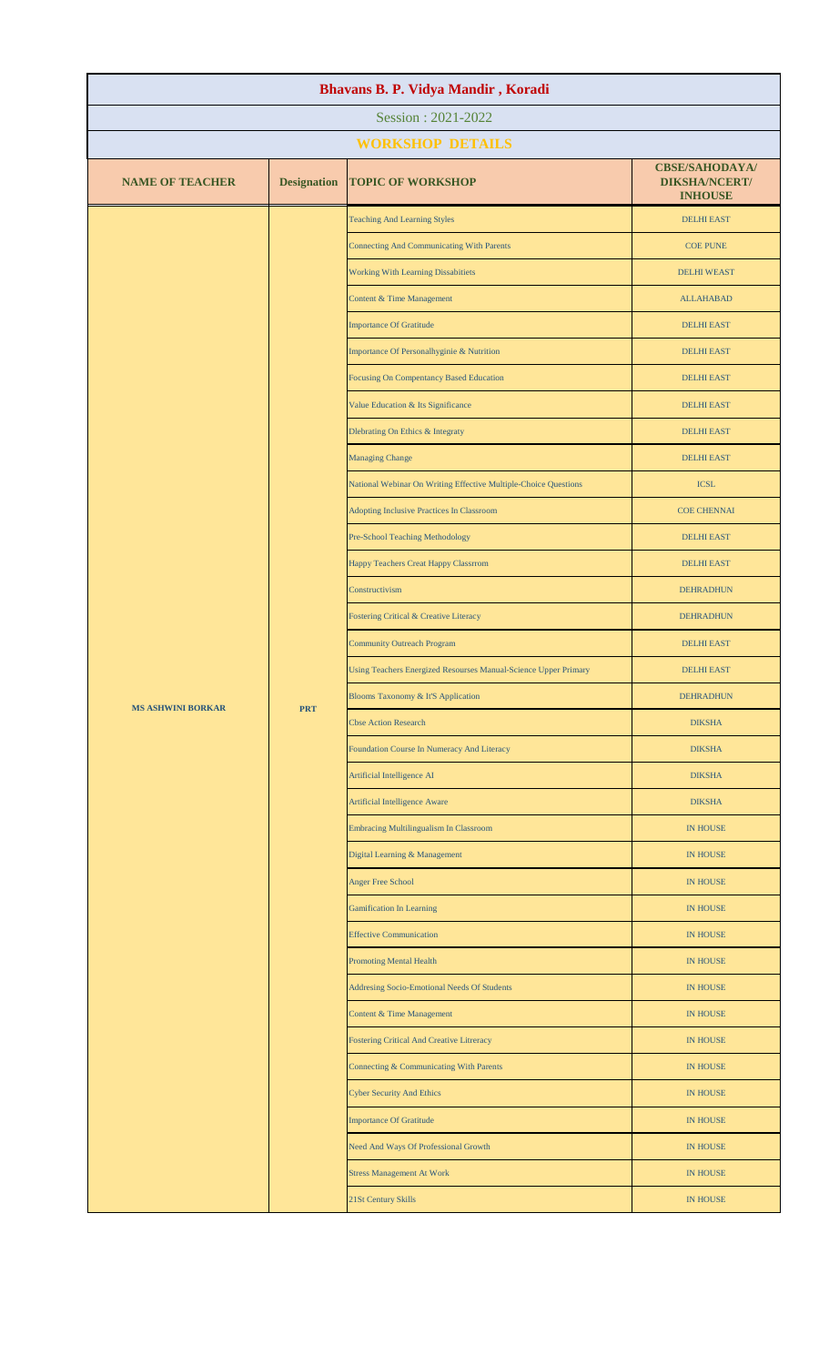# Bhavans B. P. Vidya Mandir , Koradi

Session : 2021-2022

## WORKSHOP DETAILS

| NAME OF TEACHER | Designation | TOPIC OF WORKSHOP | CBSE/SAHODAYA/ DIKSHA/NCERT/ INHOUSE |
|---|---|---|---|
| MS ASHWINI BORKAR | PRT | Teaching And Learning Styles | DELHI EAST |
| | | Connecting And Communicating With Parents | COE PUNE |
| | | Working With Learning Dissabitiets | DELHI WEAST |
| | | Content & Time Management | ALLAHABAD |
| | | Importance Of Gratitude | DELHI EAST |
| | | Importance Of Personalhyginie & Nutrition | DELHI EAST |
| | | Focusing On Compentancy Based Education | DELHI EAST |
| | | Value Education & Its Significance | DELHI EAST |
| | | Dlebrating On Ethics & Integraty | DELHI EAST |
| | | Managing Change | DELHI EAST |
| | | National Webinar On Writing Effective Multiple-Choice Questions | ICSL |
| | | Adopting Inclusive Practices In Classroom | COE CHENNAI |
| | | Pre-School Teaching Methodology | DELHI EAST |
| | | Happy Teachers Creat Happy Classrrom | DELHI EAST |
| | | Constructivism | DEHRADHUN |
| | | Fostering Critical & Creative Literacy | DEHRADHUN |
| | | Community Outreach Program | DELHI EAST |
| | | Using Teachers Energized Resourses Manual-Science Upper Primary | DELHI EAST |
| | | Blooms Taxonomy & It'S Application | DEHRADHUN |
| | | Cbse Action Research | DIKSHA |
| | | Foundation Course In Numeracy And Literacy | DIKSHA |
| | | Artificial Intelligence AI | DIKSHA |
| | | Artificial Intelligence Aware | DIKSHA |
| | | Embracing Multilingualism In Classroom | IN HOUSE |
| | | Digital Learning & Management | IN HOUSE |
| | | Anger Free School | IN HOUSE |
| | | Gamification In Learning | IN HOUSE |
| | | Effective Communication | IN HOUSE |
| | | Promoting Mental Health | IN HOUSE |
| | | Addresing Socio-Emotional Needs Of Students | IN HOUSE |
| | | Content & Time Management | IN HOUSE |
| | | Fostering Critical And Creative Litreracy | IN HOUSE |
| | | Connecting & Communicating With Parents | IN HOUSE |
| | | Cyber Security And Ethics | IN HOUSE |
| | | Importance Of Gratitude | IN HOUSE |
| | | Need And Ways Of Professional Growth | IN HOUSE |
| | | Stress Management At Work | IN HOUSE |
| | | 21St Century Skills | IN HOUSE |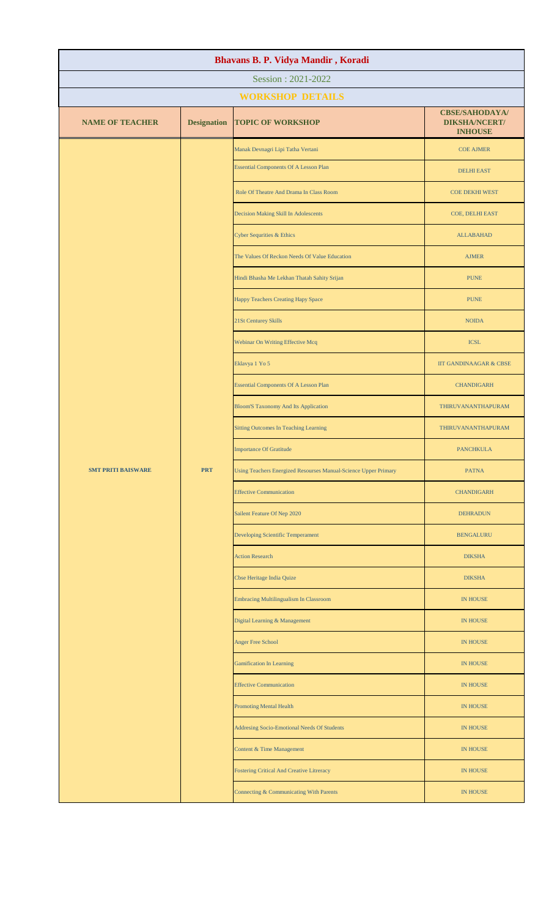# Bhavans B. P. Vidya Mandir , Koradi

Session : 2021-2022

## WORKSHOP DETAILS

| NAME OF TEACHER | Designation | TOPIC OF WORKSHOP | CBSE/SAHODAYA/ DIKSHA/NCERT/ INHOUSE |
|---|---|---|---|
| SMT PRITI BAISWARE | PRT | Manak Devnagri Lipi Tatha Vertani | COE AJMER |
| | | Essential Components Of A Lesson Plan | DELHI EAST |
| | | Role Of Theatre And Drama In Class Room | COE DEKHI WEST |
| | | Decision Making Skill In Adolescents | COE, DELHI EAST |
| | | Cyber Sequrities & Ethics | ALLABAHAD |
| | | The Values Of Reckon Needs Of Value Education | AJMER |
| | | Hindi Bhasha Me Lekhan Thatah Sahity Srijan | PUNE |
| | | Happy Teachers Creating Hapy Space | PUNE |
| | | 21St Centurey Skills | NOIDA |
| | | Webinar On Writing Effective Mcq | ICSL |
| | | Eklavya 1 Yo 5 | IIT GANDINAAGAR & CBSE |
| | | Essential Components Of A Lesson Plan | CHANDIGARH |
| | | Bloom'S Taxonomy And Its Application | THIRUVANANTHAPURAM |
| | | Sitting Outcomes In Teaching Learning | THIRUVANANTHAPURAM |
| | | Importance Of Gratitude | PANCHKULA |
| | | Using Teachers Energized Resourses Manual-Science Upper Primary | PATNA |
| | | Effective Communication | CHANDIGARH |
| | | Sailent Feature Of Nep 2020 | DEHRADUN |
| | | Developing Scientific Temperament | BENGALURU |
| | | Action Research | DIKSHA |
| | | Cbse Heritage India Quize | DIKSHA |
| | | Embracing Multilingualism In Classroom | IN HOUSE |
| | | Digital Learning & Management | IN HOUSE |
| | | Anger Free School | IN HOUSE |
| | | Gamification In Learning | IN HOUSE |
| | | Effective Communication | IN HOUSE |
| | | Promoting Mental Health | IN HOUSE |
| | | Addresing Socio-Emotional Needs Of Students | IN HOUSE |
| | | Content & Time Management | IN HOUSE |
| | | Fostering Critical And Creative Litreracy | IN HOUSE |
| | | Connecting & Communicating With Parents | IN HOUSE |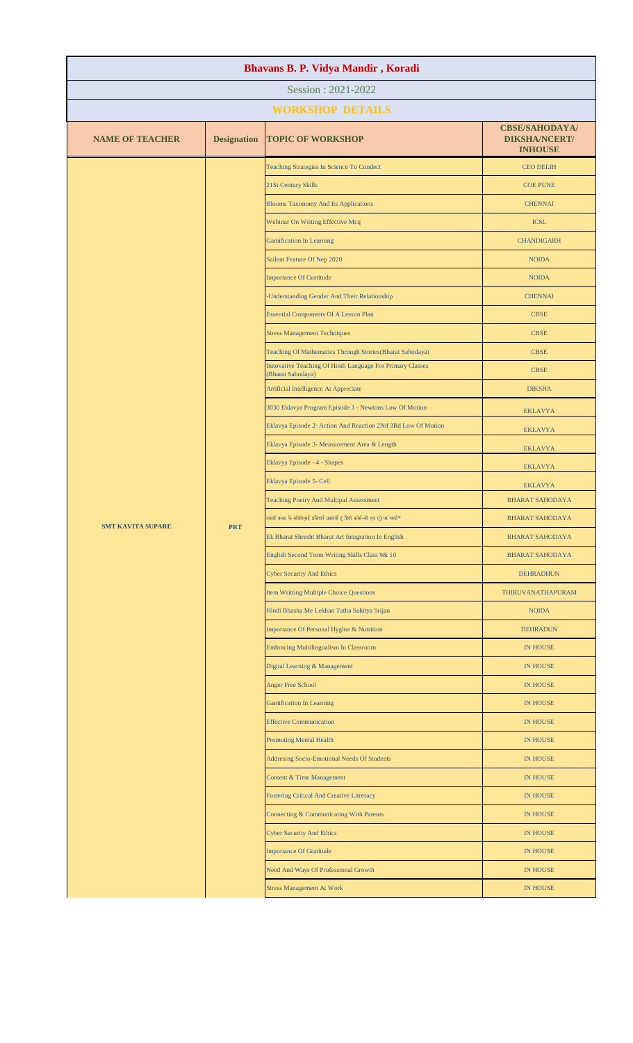# Bhavans B. P. Vidya Mandir , Koradi

## Session : 2021-2022

## WORKSHOP DETAILS

| NAME OF TEACHER | Designation | TOPIC OF WORKSHOP | CBSE/SAHODAYA/ DIKSHA/NCERT/ INHOUSE |
|---|---|---|---|
| SMT KAVITA SUPARE | PRT | Teaching Strategies In Science To Condect | CEO DELIH |
| | | 21St Century Skills | COE PUNE |
| | | Blooms Taxonomy And Its Applications | CHENNAI |
| | | Webinar On Writing Effective Mcq | ICSL |
| | | Gamification In Learning | CHANDIGARH |
| | | Sailent Feature Of Nep 2020 | NOIDA |
| | | Importance Of Gratitude | NOIDA |
| | | -Understanding Gender And Their Relationship | CHENNAI |
| | | Essential Components Of A Lesson Plan | CBSE |
| | | Stress Management Techniques | CBSE |
| | | Teaching Of Mathematics Through Stories(Bharat Sahodaya) | CBSE |
| | | Innovative Teaching Of Hindi Language For Primary Classes (Bharat Sahodaya) | CBSE |
| | | Artificial Intelligence Ai Appreciate | DIKSHA |
| | | 3030 Eklavya Program Episode 1 - Newtons Low Of Motion | EKLAVYA |
| | | Eklavya Episode 2- Action And Reaction 2Nd 3Rd Low Of Motion | EKLAVYA |
| | | Eklavya Episode 3- Measurement Area & Length | EKLAVYA |
| | | Eklavya Episode - 4 - Shapes | EKLAVYA |
| | | Eklavya Episode 5- Cell | EKLAVYA |
| | | Teaching Poetry And Multipal Assessment | BHARAT SAHODAYA |
| | | दसवीं कक्षा के सीबीएसई प्रतिदर्श प्रश्नपत्रों ( हिंदी कोर्स-बी एवं ए) पर चर्चा* | BHARAT SAHODAYA |
| | | Ek Bharat Shresht Bharat Art Integration In English | BHARAT SAHODAYA |
| | | English Second Term Writing Skills Class 9& 10 | BHARAT SAHODAYA |
| | | Cyber Security And Ethics | DEHRADHUN |
| | | Item Writting Multiple Choice Questions | THIRUVANATHAPURAM |
| | | Hindi Bhasha Me Lekhan Tatha Sahitya Srijan | NOIDA |
| | | Importance Of Personal Hygine & Nutrition | DEHRADUN |
| | | Embracing Multilingualism In Classroom | IN HOUSE |
| | | Digital Learning & Management | IN HOUSE |
| | | Anger Free School | IN HOUSE |
| | | Gamification In Learning | IN HOUSE |
| | | Effective Communication | IN HOUSE |
| | | Promoting Mental Health | IN HOUSE |
| | | Addresing Socio-Emotional Needs Of Students | IN HOUSE |
| | | Content & Time Management | IN HOUSE |
| | | Fostering Critical And Creative Litreracy | IN HOUSE |
| | | Connecting & Communicating With Parents | IN HOUSE |
| | | Cyber Security And Ethics | IN HOUSE |
| | | Importance Of Gratitude | IN HOUSE |
| | | Need And Ways Of Professional Growth | IN HOUSE |
| | | Stress Management At Work | IN HOUSE |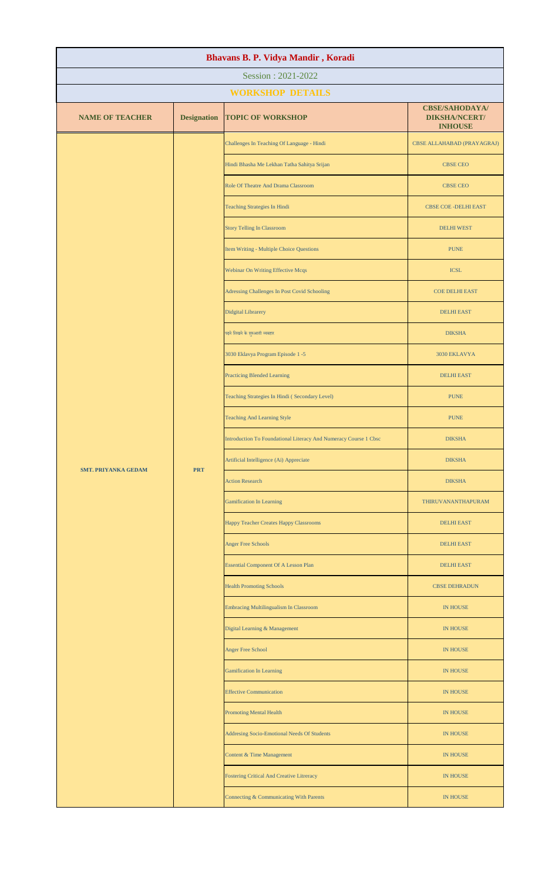| Bhavans B. P. Vidya Mandir , Koradi | | | |
|---|---|---|---|
| Session : 2021-2022 | | | |
| **WORKSHOP DETAILS** | | | |
| **NAME OF TEACHER** | **Designation** | **TOPIC OF WORKSHOP** | **CBSE/SAHODAYA/ DIKSHA/NCERT/ INHOUSE** |
| SMT. PRIYANKA GEDAM | PRT | Challenges In Teaching Of Language - Hindi | CBSE ALLAHABAD (PRAYAGRAJ) |
| | | Hindi Bhasha Me Lekhan Tatha Sahitya Srijan | CBSE CEO |
| | | Role Of Theatre And Drama Classroom | CBSE CEO |
| | | Teaching Strategies In Hindi | CBSE COE -DELHI EAST |
| | | Story Telling In Classroom | DELHI WEST |
| | | Item Writing - Multiple Choice Questions | PUNE |
| | | Webinar On Writing Effective Mcqs | ICSL |
| | | Adressing Challenges In Post Covid Schooling | COE DELHI EAST |
| | | Didgital Librarery | DELHI EAST |
| | | पढ़ने लिखने के शुरूआती व्यवहार | DIKSHA |
| | | 3030 Eklavya Program Episode 1 -5 | 3030 EKLAVYA |
| | | Practicing Blended Learning | DELHI EAST |
| | | Teaching Strategies In Hindi ( Secondary Level) | PUNE |
| | | Teaching And Learning Style | PUNE |
| | | Introduction To Foundational Literacy And Numeracy Course 1 Cbsc | DIKSHA |
| | | Artificial Intelligence (Ai) Appreciate | DIKSHA |
| | | Action Research | DIKSHA |
| | | Gamification In Learning | THIRUVANANTHAPURAM |
| | | Happy Teacher Creates Happy Classrooms | DELHI EAST |
| | | Anger Free Schools | DELHI EAST |
| | | Essential Component Of A Lesson Plan | DELHI EAST |
| | | Health Promoting Schools | CBSE DEHRADUN |
| | | Embracing Multilingualism In Classroom | IN HOUSE |
| | | Digital Learning & Management | IN HOUSE |
| | | Anger Free School | IN HOUSE |
| | | Gamification In Learning | IN HOUSE |
| | | Effective Communication | IN HOUSE |
| | | Promoting Mental Health | IN HOUSE |
| | | Addresing Socio-Emotional Needs Of Students | IN HOUSE |
| | | Content & Time Management | IN HOUSE |
| | | Fostering Critical And Creative Litreracy | IN HOUSE |
| | | Connecting & Communicating With Parents | IN HOUSE |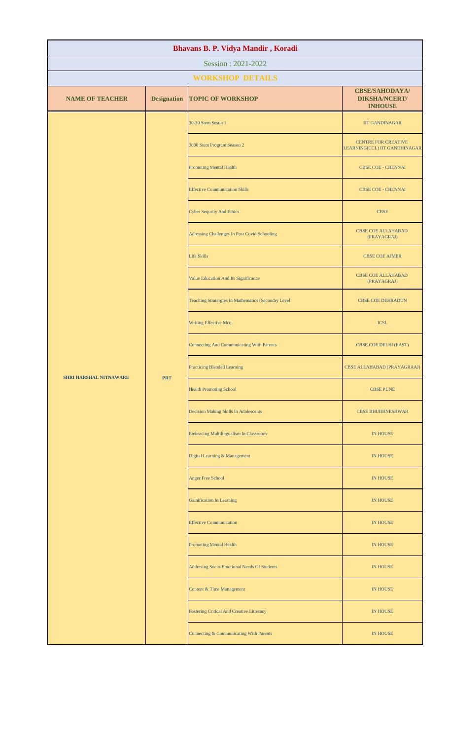# Bhavans B. P. Vidya Mandir , Koradi

Session : 2021-2022

## WORKSHOP DETAILS

| NAME OF TEACHER | Designation | TOPIC OF WORKSHOP | CBSE/SAHODAYA/ DIKSHA/NCERT/ INHOUSE |
|---|---|---|---|
| SHRI HARSHAL NITNAWARE | PRT | 30-30 Stem Seson 1 | IIT GANDINAGAR |
| | | 3030 Stem Program Season 2 | CENTRE FOR CREATIVE LEARNING(CCL) IIT GANDHINAGAR |
| | | Promoting Mental Health | CBSE COE - CHENNAI |
| | | Effective Communication Skills | CBSE COE - CHENNAI |
| | | Cyber Sequrity And Ethics | CBSE |
| | | Adressing Challenges In Post Covid Schooling | CBSE COE ALLAHABAD (PRAYAGRAJ) |
| | | Life Skills | CBSE COE AJMER |
| | | Value Education And Its Significance | CBSE COE ALLAHABAD (PRAYAGRAJ) |
| | | Teaching Stratergies In Mathematics (Secondry Level | CBSE COE DEHRADUN |
| | | Writing Effective Mcq | ICSL |
| | | Connecting And Communicating With Parents | CBSE COE DELHI (EAST) |
| | | Practicing Blended Learning | CBSE ALLAHABAD (PRAYAGRAAJ) |
| | | Health Promoting School | CBSE PUNE |
| | | Decision Making Skills In Adolescents | CBSE BHUBHNESHWAR |
| | | Embracing Multilingualism In Classroom | IN HOUSE |
| | | Digital Learning & Management | IN HOUSE |
| | | Anger Free School | IN HOUSE |
| | | Gamification In Learning | IN HOUSE |
| | | Effective Communication | IN HOUSE |
| | | Promoting Mental Health | IN HOUSE |
| | | Addresing Socio-Emotional Needs Of Students | IN HOUSE |
| | | Content & Time Management | IN HOUSE |
| | | Fostering Critical And Creative Litreracy | IN HOUSE |
| | | Connecting & Communicating With Parents | IN HOUSE |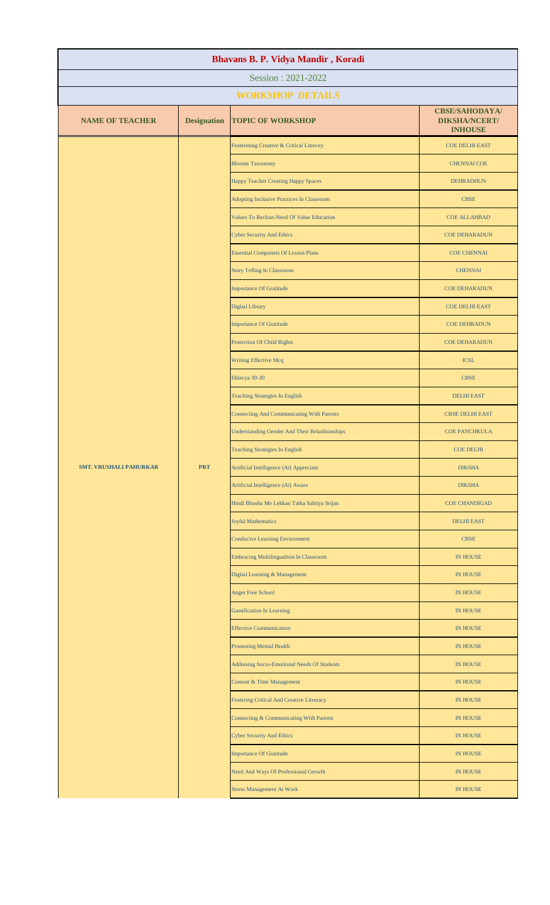# Bhavans B. P. Vidya Mandir , Koradi

Session : 2021-2022

## WORKSHOP DETAILS

| NAME OF TEACHER | Designation | TOPIC OF WORKSHOP | CBSE/SAHODAYA/ DIKSHA/NCERT/ INHOUSE |
|---|---|---|---|
| SMT. VRUSHALI PAHURKAR | PRT | Fosterining Creative & Critical Litrecey | COE DELHI EAST |
| | | Blooms Taxonomy | CHENNAI COE |
| | | Happy Teacher Creating Happy Spaces | DEHRADHUN |
| | | Adopting Inclusive Practices In Classroom | CBSE |
| | | Values To Reckon-Need Of Value Education | COE ALLAHBAD |
| | | Cyber Security And Ethics | COE DEHARADUN |
| | | Essential Componets Of Lesson Plans | COE CHENNAI |
| | | Story Telling In Classroom | CHENNAI |
| | | Importance Of Gratitude | COE DEHARADUN |
| | | Digital Library | COE DELHI EAST |
| | | Importance Of Gratitude | COE DEHRADUN |
| | | Protection Of Child Rights | COE DEHARADUN |
| | | Writing Effective Mcq | ICSL |
| | | Eklavya 30-30 | CBSE |
| | | Teaching Strategies In English | DELHI EAST |
| | | Connecting And Communicating With Parents | CBSE DELHI EAST |
| | | Understanding Gender And Their Relashionships | COE PANCHKULA |
| | | Teaching Strategies In English | COE DELHI |
| | | Artificial Intelligence (Ai) Appreciate | DIKSHA |
| | | Artificial Intelligence (Ai) Aware | DIKSHA |
| | | Hindi Bhasha Me Lekhan Tatha Sahitya Srijan | COE CHANDIGAD |
| | | Joyful Mathematics | DELHI EAST |
| | | Conducive Learning Environment | CBSE |
| | | Embracing Multilingualism In Classroom | IN HOUSE |
| | | Digital Learning & Management | IN HOUSE |
| | | Anger Free School | IN HOUSE |
| | | Gamification In Learning | IN HOUSE |
| | | Effective Communication | IN HOUSE |
| | | Promoting Mental Health | IN HOUSE |
| | | Addresing Socio-Emotional Needs Of Students | IN HOUSE |
| | | Content & Time Management | IN HOUSE |
| | | Fostering Critical And Creative Litreracy | IN HOUSE |
| | | Connecting & Communicating With Parents | IN HOUSE |
| | | Cyber Security And Ethics | IN HOUSE |
| | | Importance Of Gratitude | IN HOUSE |
| | | Need And Ways Of Professional Growth | IN HOUSE |
| | | Stress Management At Work | IN HOUSE |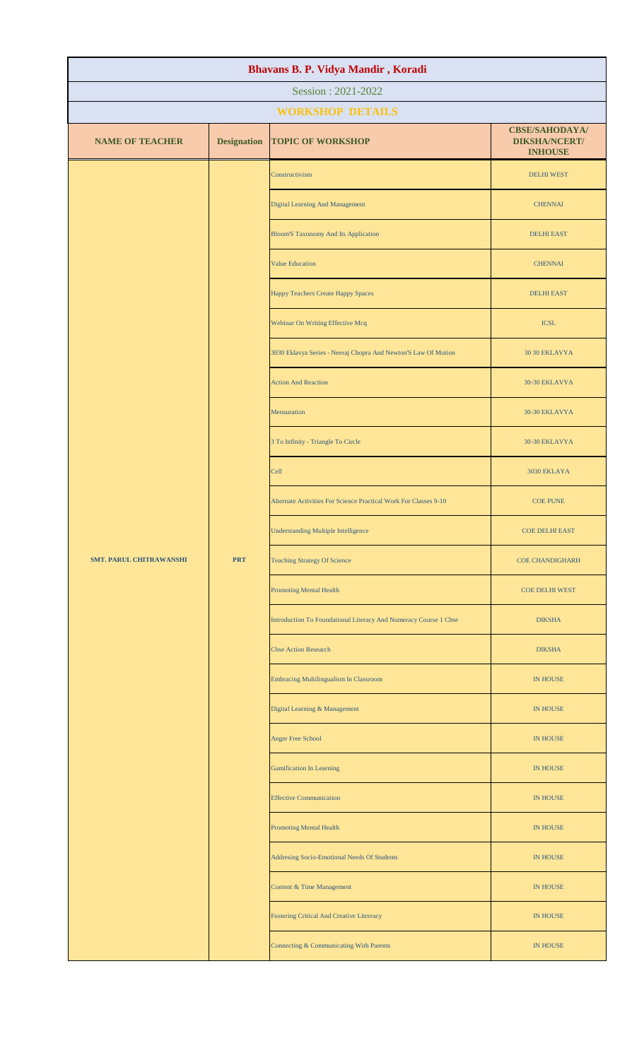# Bhavans B. P. Vidya Mandir , Koradi

Session : 2021-2022

## WORKSHOP DETAILS

| NAME OF TEACHER | Designation | TOPIC OF WORKSHOP | CBSE/SAHODAYA/ DIKSHA/NCERT/ INHOUSE |
|---|---|---|---|
| SMT. PARUL CHITRAWANSHI | PRT | Constructivism | DELHI WEST |
| | | Digital Learning And Management | CHENNAI |
| | | Bloom'S Taxonomy And Its Application | DELHI EAST |
| | | Value Education | CHENNAI |
| | | Happy Teachers Create Happy Spaces | DELHI EAST |
| | | Webinar On Writing Effective Mcq | ICSL |
| | | 3030 Eklavya Series - Neeraj Chopra And Newton'S Law Of Motion | 30 30 EKLAVYA |
| | | Action And Reaction | 30-30 EKLAVYA |
| | | Mensuration | 30-30 EKLAVYA |
| | | 3 To Infinity - Triangle To Circle | 30-30 EKLAVYA |
| | | Cell | 3030 EKLAYA |
| | | Alternate Activities For Science Practical Work For Classes 9-10 | COE PUNE |
| | | Understanding Multiple Intelligence | COE DELHI EAST |
| | | Teaching Strategy Of Science | COE CHANDIGHARH |
| | | Promoting Mental Health | COE DELHI WEST |
| | | Introduction To Foundational Literacy And Numeracy Course 1 Cbse | DIKSHA |
| | | Cbse Action Research | DIKSHA |
| | | Embracing Multilingualism In Classroom | IN HOUSE |
| | | Digital Learning & Management | IN HOUSE |
| | | Anger Free School | IN HOUSE |
| | | Gamification In Learning | IN HOUSE |
| | | Effective Communication | IN HOUSE |
| | | Promoting Mental Health | IN HOUSE |
| | | Addresing Socio-Emotional Needs Of Students | IN HOUSE |
| | | Content & Time Management | IN HOUSE |
| | | Fostering Critical And Creative Litreracy | IN HOUSE |
| | | Connecting & Communicating With Parents | IN HOUSE |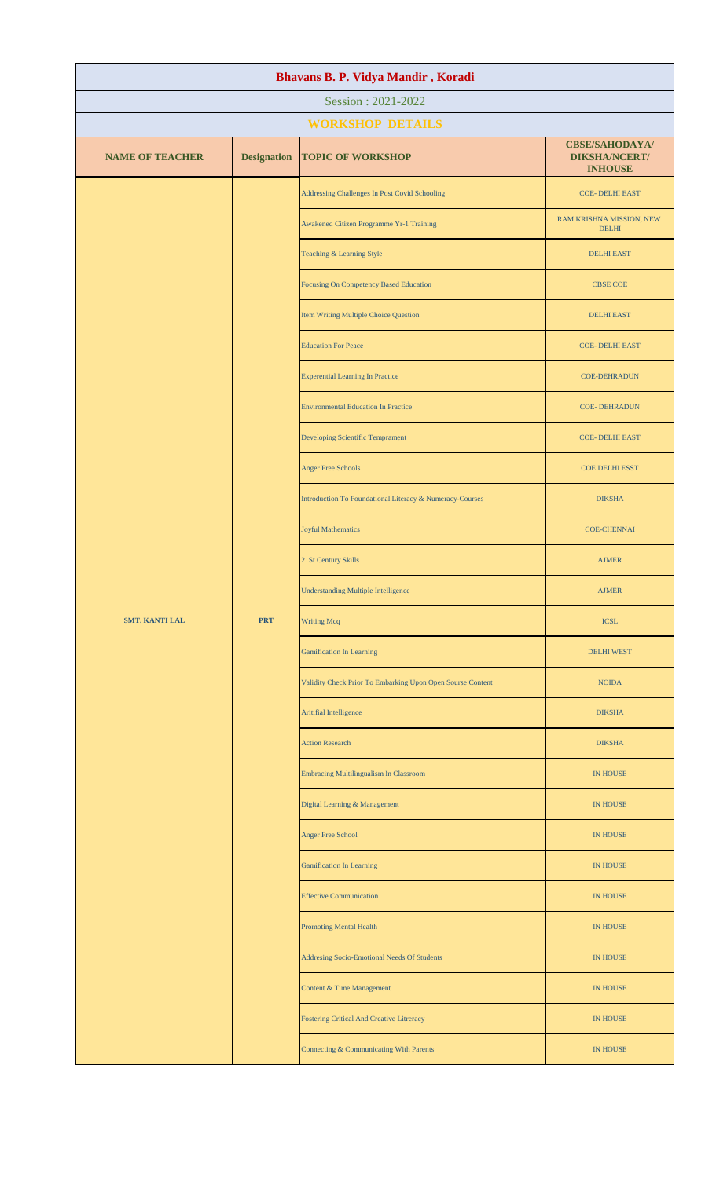| Bhavans B. P. Vidya Mandir , Koradi | | | |
|---|---|---|---|
| Session : 2021-2022 | | | |
| **WORKSHOP DETAILS** | | | |
| **NAME OF TEACHER** | **Designation** | **TOPIC OF WORKSHOP** | **CBSE/SAHODAYA/ DIKSHA/NCERT/ INHOUSE** |
| SMT. KANTI LAL | PRT | Addressing Challenges In Post Covid Schooling | COE- DELHI EAST |
| | | Awakened Citizen Programme Yr-1 Training | RAM KRISHNA MISSION, NEW DELHI |
| | | Teaching & Learning Style | DELHI EAST |
| | | Focusing On Competency Based Education | CBSE COE |
| | | Item Writing Multiple Choice Question | DELHI EAST |
| | | Education For Peace | COE- DELHI EAST |
| | | Experential Learning In Practice | COE-DEHRADUN |
| | | Environmental Education In Practice | COE- DEHRADUN |
| | | Developing Scientific Temprament | COE- DELHI EAST |
| | | Anger Free Schools | COE DELHI ESST |
| | | Introduction To Foundational Literacy & Numeracy-Courses | DIKSHA |
| | | Joyful Mathematics | COE-CHENNAI |
| | | 21St Century Skills | AJMER |
| | | Understanding Multiple Intelligence | AJMER |
| | | Writing Mcq | ICSL |
| | | Gamification In Learning | DELHI WEST |
| | | Validity Check Prior To Embarking Upon Open Sourse Content | NOIDA |
| | | Aritifial Intelligence | DIKSHA |
| | | Action Research | DIKSHA |
| | | Embracing Multilingualism In Classroom | IN HOUSE |
| | | Digital Learning & Management | IN HOUSE |
| | | Anger Free School | IN HOUSE |
| | | Gamification In Learning | IN HOUSE |
| | | Effective Communication | IN HOUSE |
| | | Promoting Mental Health | IN HOUSE |
| | | Addresing Socio-Emotional Needs Of Students | IN HOUSE |
| | | Content & Time Management | IN HOUSE |
| | | Fostering Critical And Creative Litreracy | IN HOUSE |
| | | Connecting & Communicating With Parents | IN HOUSE |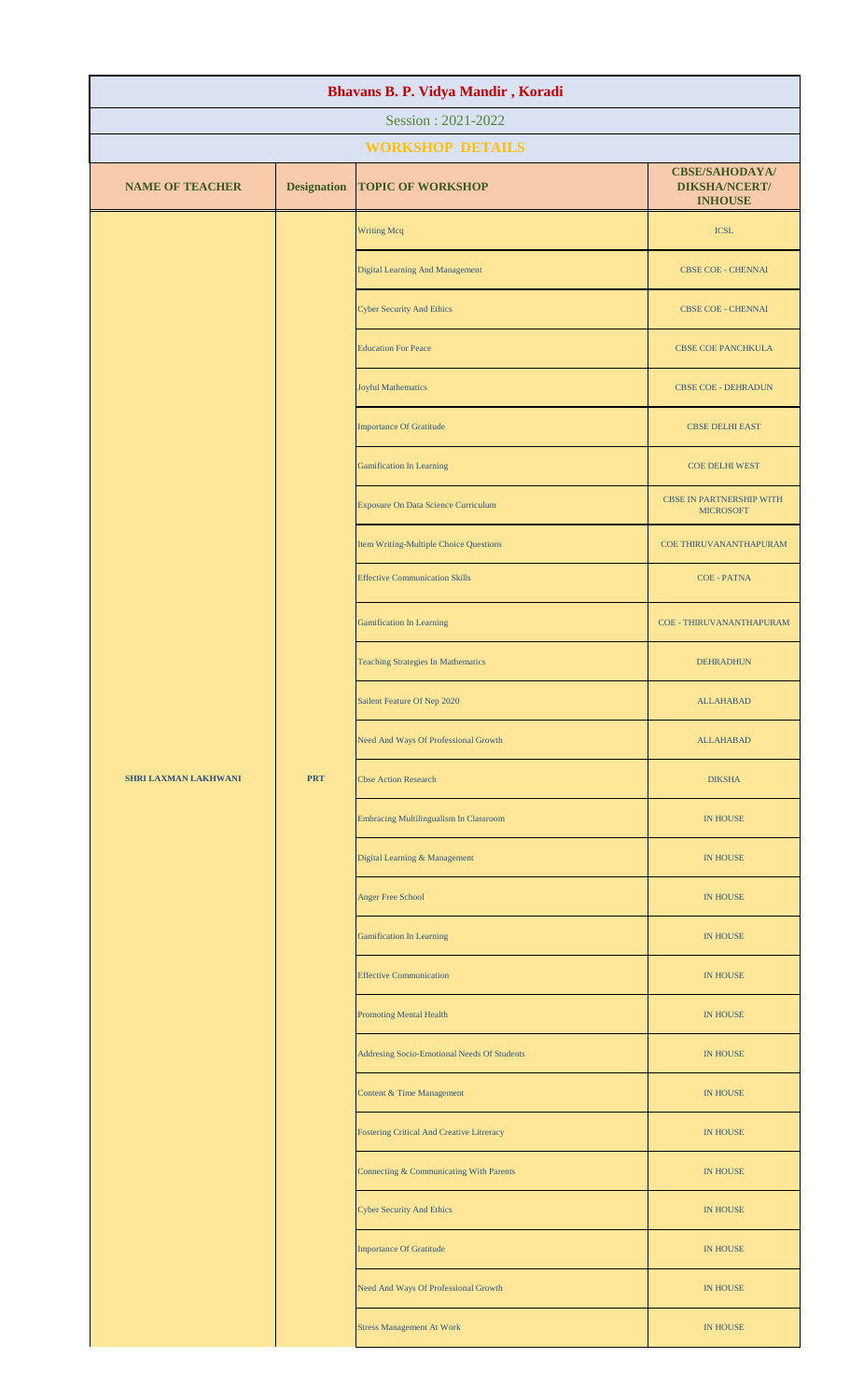# Bhavans B. P. Vidya Mandir , Koradi

Session : 2021-2022

## WORKSHOP DETAILS

| NAME OF TEACHER | Designation | TOPIC OF WORKSHOP | CBSE/SAHODAYA/ DIKSHA/NCERT/ INHOUSE |
|---|---|---|---|
| SHRI LAXMAN LAKHWANI | PRT | Writing Mcq | ICSL |
| | | Digital Learning And Management | CBSE COE - CHENNAI |
| | | Cyber Security And Ethics | CBSE COE - CHENNAI |
| | | Education For Peace | CBSE COE PANCHKULA |
| | | Joyful Mathematics | CBSE COE - DEHRADUN |
| | | Importance Of Gratitude | CBSE DELHI EAST |
| | | Gamification In Learning | COE DELHI WEST |
| | | Exposure On Data Science Curriculum | CBSE IN PARTNERSHIP WITH MICROSOFT |
| | | Item Writing-Multiple Choice Questions | COE THIRUVANANTHAPURAM |
| | | Effective Communication Skills | COE - PATNA |
| | | Gamification In Learning | COE - THIRUVANANTHAPURAM |
| | | Teaching Strategies In Mathematics | DEHRADHUN |
| | | Sailent Feature Of Nep 2020 | ALLAHABAD |
| | | Need And Ways Of Professional Growth | ALLAHABAD |
| | | Cbse Action Research | DIKSHA |
| | | Embracing Multilingualism In Classroom | IN HOUSE |
| | | Digital Learning & Management | IN HOUSE |
| | | Anger Free School | IN HOUSE |
| | | Gamification In Learning | IN HOUSE |
| | | Effective Communication | IN HOUSE |
| | | Promoting Mental Health | IN HOUSE |
| | | Addresing Socio-Emotional Needs Of Students | IN HOUSE |
| | | Content & Time Management | IN HOUSE |
| | | Fostering Critical And Creative Litreracy | IN HOUSE |
| | | Connecting & Communicating With Parents | IN HOUSE |
| | | Cyber Security And Ethics | IN HOUSE |
| | | Importance Of Gratitude | IN HOUSE |
| | | Need And Ways Of Professional Growth | IN HOUSE |
| | | Stress Management At Work | IN HOUSE |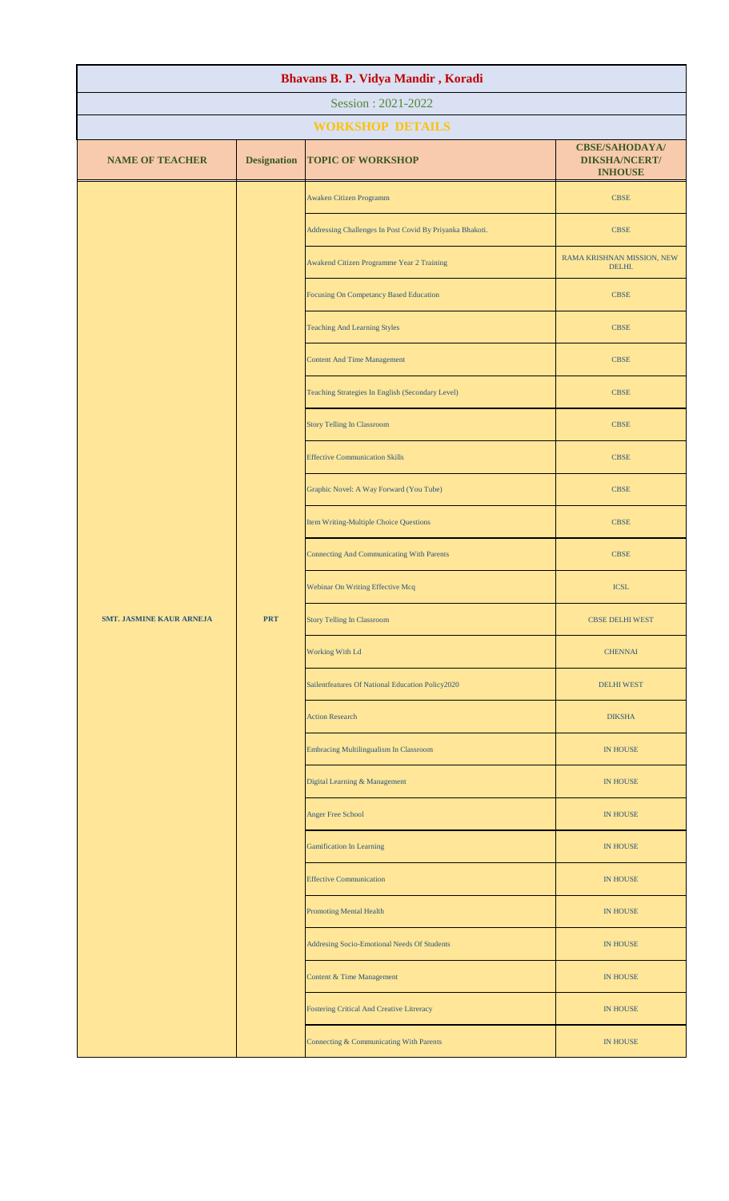# Bhavans B. P. Vidya Mandir , Koradi

Session : 2021-2022

## WORKSHOP DETAILS

| NAME OF TEACHER | Designation | TOPIC OF WORKSHOP | CBSE/SAHODAYA/ DIKSHA/NCERT/ INHOUSE |
|---|---|---|---|
| SMT. JASMINE KAUR ARNEJA | PRT | Awaken Citizen Programm | CBSE |
| | | Addressing Challenges In Post Covid By Priyanka Bhakoti. | CBSE |
| | | Awakend Citizen Programme Year 2 Training | RAMA KRISHNAN MISSION, NEW DELHI. |
| | | Focusing On Competancy Based Education | CBSE |
| | | Teaching And Learning Styles | CBSE |
| | | Content And Time Management | CBSE |
| | | Teaching Strategies In English (Secondary Level) | CBSE |
| | | Story Telling In Classroom | CBSE |
| | | Effective Communication Skills | CBSE |
| | | Graphic Novel: A Way Forward (You Tube) | CBSE |
| | | Item Writing-Multiple Choice Questions | CBSE |
| | | Connecting And Communicating With Parents | CBSE |
| | | Webinar On Writing Effective Mcq | ICSL |
| | | Story Telling In Classroom | CBSE DELHI WEST |
| | | Working With Ld | CHENNAI |
| | | Sailentfeatures Of National Education Policy2020 | DELHI WEST |
| | | Action Research | DIKSHA |
| | | Embracing Multilingualism In Classroom | IN HOUSE |
| | | Digital Learning & Management | IN HOUSE |
| | | Anger Free School | IN HOUSE |
| | | Gamification In Learning | IN HOUSE |
| | | Effective Communication | IN HOUSE |
| | | Promoting Mental Health | IN HOUSE |
| | | Addresing Socio-Emotional Needs Of Students | IN HOUSE |
| | | Content & Time Management | IN HOUSE |
| | | Fostering Critical And Creative Litreracy | IN HOUSE |
| | | Connecting & Communicating With Parents | IN HOUSE |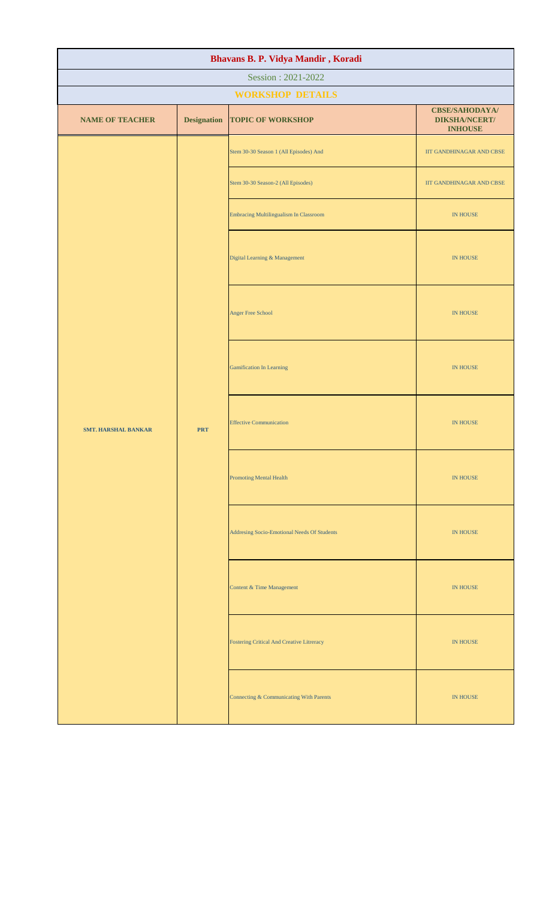# Bhavans B. P. Vidya Mandir , Koradi

Session : 2021-2022

## WORKSHOP DETAILS

| NAME OF TEACHER | Designation | TOPIC OF WORKSHOP | CBSE/SAHODAYA/ DIKSHA/NCERT/ INHOUSE |
|---|---|---|---|
| SMT. HARSHAL BANKAR | PRT | Stem 30-30 Season 1 (All Episodes) And | IIT GANDHINAGAR AND CBSE |
| | | Stem 30-30 Season-2 (All Episodes) | IIT GANDHINAGAR AND CBSE |
| | | Embracing Multilingualism In Classroom | IN HOUSE |
| | | Digital Learning & Management | IN HOUSE |
| | | Anger Free School | IN HOUSE |
| | | Gamification In Learning | IN HOUSE |
| | | Effective Communication | IN HOUSE |
| | | Promoting Mental Health | IN HOUSE |
| | | Addresing Socio-Emotional Needs Of Students | IN HOUSE |
| | | Content & Time Management | IN HOUSE |
| | | Fostering Critical And Creative Litreracy | IN HOUSE |
| | | Connecting & Communicating With Parents | IN HOUSE |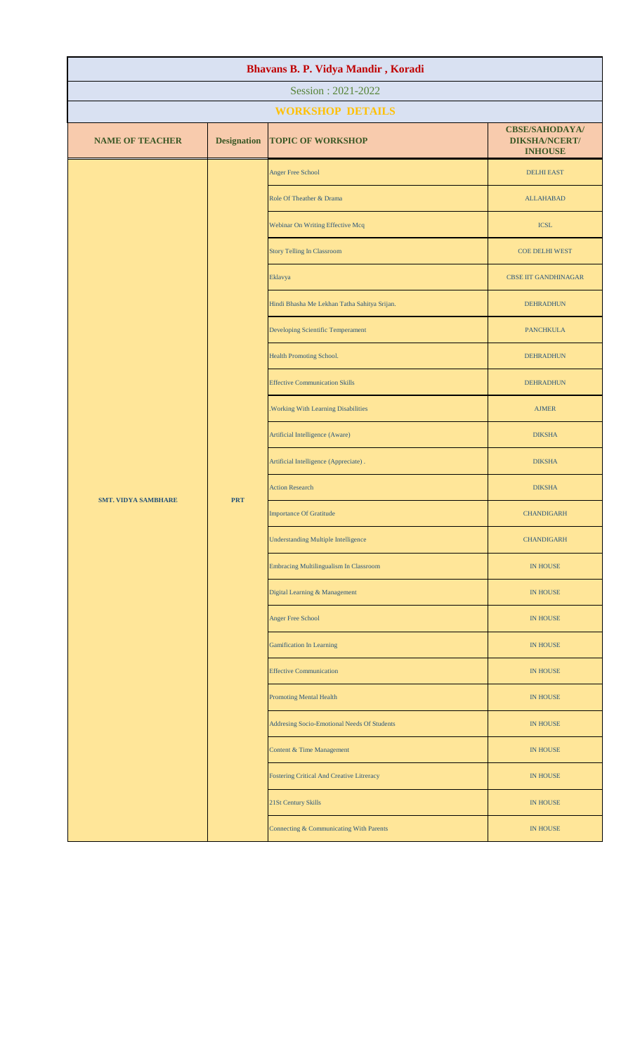# Bhavans B. P. Vidya Mandir , Koradi

Session : 2021-2022

## WORKSHOP DETAILS

| NAME OF TEACHER | Designation | TOPIC OF WORKSHOP | CBSE/SAHODAYA/ DIKSHA/NCERT/ INHOUSE |
|---|---|---|---|
| SMT. VIDYA SAMBHARE | PRT | Anger Free School | DELHI EAST |
| | | Role Of Theather & Drama | ALLAHABAD |
| | | Webinar On Writing Effective Mcq | ICSL |
| | | Story Telling In Classroom | COE DELHI WEST |
| | | Eklavya | CBSE IIT GANDHINAGAR |
| | | Hindi Bhasha Me Lekhan Tatha Sahitya Srijan. | DEHRADHUN |
| | | Developing Scientific Temperament | PANCHKULA |
| | | Health Promoting School. | DEHRADHUN |
| | | Effective Communication Skills | DEHRADHUN |
| | | .Working With Learning Disabilities | AJMER |
| | | Artificial Intelligence (Aware) | DIKSHA |
| | | Artificial Intelligence (Appreciate) . | DIKSHA |
| | | Action Research | DIKSHA |
| | | Importance Of Gratitude | CHANDIGARH |
| | | Understanding Multiple Intelligence | CHANDIGARH |
| | | Embracing Multilingualism In Classroom | IN HOUSE |
| | | Digital Learning & Management | IN HOUSE |
| | | Anger Free School | IN HOUSE |
| | | Gamification In Learning | IN HOUSE |
| | | Effective Communication | IN HOUSE |
| | | Promoting Mental Health | IN HOUSE |
| | | Addresing Socio-Emotional Needs Of Students | IN HOUSE |
| | | Content & Time Management | IN HOUSE |
| | | Fostering Critical And Creative Litreracy | IN HOUSE |
| | | 21St Century Skills | IN HOUSE |
| | | Connecting & Communicating With Parents | IN HOUSE |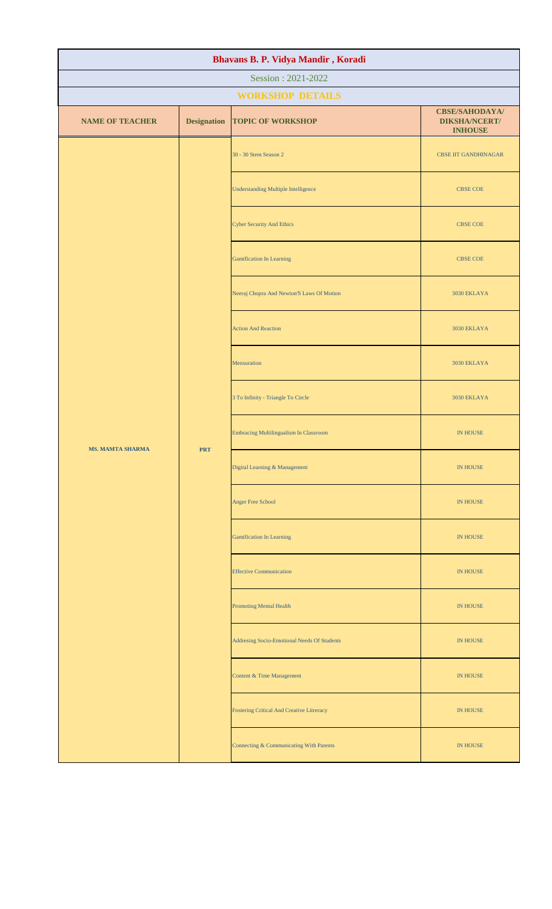| Bhavans B. P. Vidya Mandir , Koradi | | | |
|---|---|---|---|
| Session : 2021-2022 | | | |
| **WORKSHOP DETAILS** | | | |
| **NAME OF TEACHER** | **Designation** | **TOPIC OF WORKSHOP** | **CBSE/SAHODAYA/ DIKSHA/NCERT/ INHOUSE** |
| **MS. MAMTA SHARMA** | **PRT** | 30 - 30 Stem Season 2 | CBSE IIT GANDHINAGAR |
| | | Understanding Multiple Intelligence | CBSE COE |
| | | Cyber Security And Ethics | CBSE COE |
| | | Gamification In Learning | CBSE COE |
| | | Neeraj Chopra And Newton'S Laws Of Motion | 3030 EKLAYA |
| | | Action And Reaction | 3030 EKLAYA |
| | | Mensuration | 3030 EKLAYA |
| | | 3 To Infinity - Triangle To Circle | 3030 EKLAYA |
| | | Embracing Multilingualism In Classroom | IN HOUSE |
| | | Digital Learning & Management | IN HOUSE |
| | | Anger Free School | IN HOUSE |
| | | Gamification In Learning | IN HOUSE |
| | | Effective Communication | IN HOUSE |
| | | Promoting Mental Health | IN HOUSE |
| | | Addresing Socio-Emotional Needs Of Students | IN HOUSE |
| | | Content & Time Management | IN HOUSE |
| | | Fostering Critical And Creative Litreracy | IN HOUSE |
| | | Connecting & Communicating With Parents | IN HOUSE |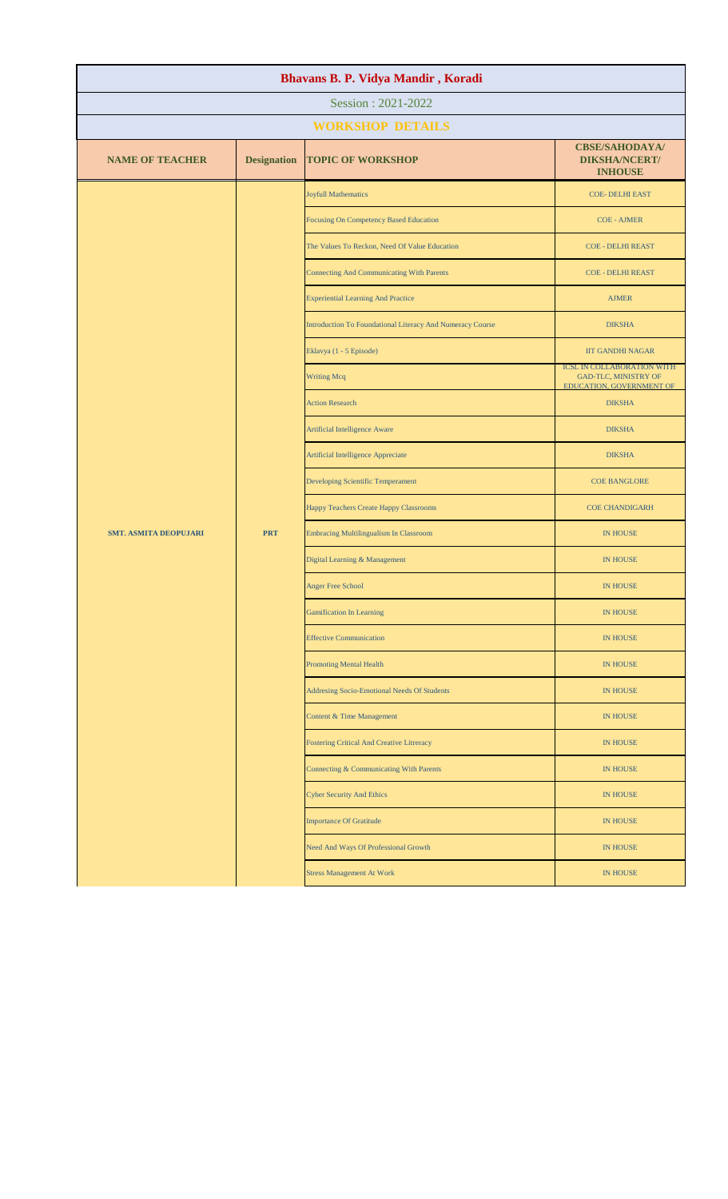# Bhavans B. P. Vidya Mandir , Koradi

Session : 2021-2022

## WORKSHOP DETAILS

| NAME OF TEACHER | Designation | TOPIC OF WORKSHOP | CBSE/SAHODAYA/ DIKSHA/NCERT/ INHOUSE |
|---|---|---|---|
| SMT. ASMITA DEOPUJARI | PRT | Joyfull Mathematics | COE- DELHI EAST |
| | | Focusing On Competency Based Education | COE - AJMER |
| | | The Values To Reckon, Need Of Value Education | COE - DELHI REAST |
| | | Connecting And Communicating With Parents | COE - DELHI REAST |
| | | Experiential Learning And Practice | AJMER |
| | | Introduction To Foundational Literacy And Numeracy Course | DIKSHA |
| | | Eklavya (1 - 5 Episode) | IIT GANDHI NAGAR |
| | | Writing Mcq | ICSL IN COLLABORATION WITH GAD-TLC, MINISTRY OF EDUCATION, GOVERNMENT OF |
| | | Action Research | DIKSHA |
| | | Artificial Intelligence Aware | DIKSHA |
| | | Artificial Intelligence Appreciate | DIKSHA |
| | | Developing Scientific Temperament | COE BANGLORE |
| | | Happy Teachers Create Happy Classrooms | COE CHANDIGARH |
| | | Embracing Multilingualism In Classroom | IN HOUSE |
| | | Digital Learning & Management | IN HOUSE |
| | | Anger Free School | IN HOUSE |
| | | Gamification In Learning | IN HOUSE |
| | | Effective Communication | IN HOUSE |
| | | Promoting Mental Health | IN HOUSE |
| | | Addresing Socio-Emotional Needs Of Students | IN HOUSE |
| | | Content & Time Management | IN HOUSE |
| | | Fostering Critical And Creative Litreracy | IN HOUSE |
| | | Connecting & Communicating With Parents | IN HOUSE |
| | | Cyber Security And Ethics | IN HOUSE |
| | | Importance Of Gratitude | IN HOUSE |
| | | Need And Ways Of Professional Growth | IN HOUSE |
| | | Stress Management At Work | IN HOUSE |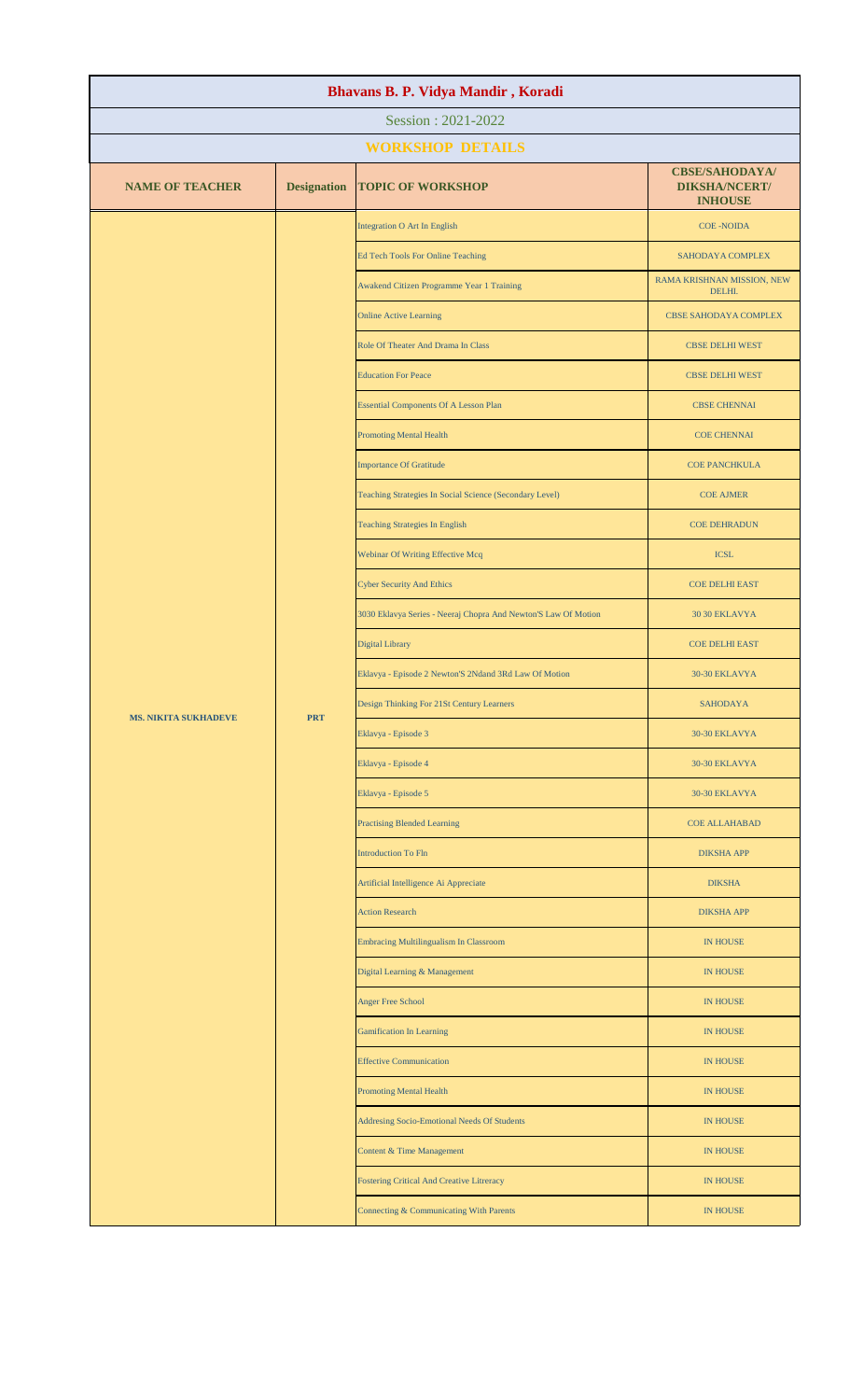# Bhavans B. P. Vidya Mandir , Koradi

Session : 2021-2022

## WORKSHOP DETAILS

| NAME OF TEACHER | Designation | TOPIC OF WORKSHOP | CBSE/SAHODAYA/ DIKSHA/NCERT/ INHOUSE |
|---|---|---|---|
| MS. NIKITA SUKHADEVE | PRT | Integration O Art In English | COE -NOIDA |
| | | Ed Tech Tools For Online Teaching | SAHODAYA COMPLEX |
| | | Awakend Citizen Programme Year 1 Training | RAMA KRISHNAN MISSION, NEW DELHI. |
| | | Online Active Learning | CBSE SAHODAYA COMPLEX |
| | | Role Of Theater And Drama In Class | CBSE DELHI WEST |
| | | Education For Peace | CBSE DELHI WEST |
| | | Essential Components Of A Lesson Plan | CBSE CHENNAI |
| | | Promoting Mental Health | COE CHENNAI |
| | | Importance Of Gratitude | COE PANCHKULA |
| | | Teaching Strategies In Social Science (Secondary Level) | COE AJMER |
| | | Teaching Strategies In English | COE DEHRADUN |
| | | Webinar Of Writing Effective Mcq | ICSL |
| | | Cyber Security And Ethics | COE DELHI EAST |
| | | 3030 Eklavya Series - Neeraj Chopra And Newton'S Law Of Motion | 30 30 EKLAVYA |
| | | Digital Library | COE DELHI EAST |
| | | Eklavya - Episode 2 Newton'S 2Ndand 3Rd Law Of Motion | 30-30 EKLAVYA |
| | | Design Thinking For 21St Century Learners | SAHODAYA |
| | | Eklavya - Episode 3 | 30-30 EKLAVYA |
| | | Eklavya - Episode 4 | 30-30 EKLAVYA |
| | | Eklavya - Episode 5 | 30-30 EKLAVYA |
| | | Practising Blended Learning | COE ALLAHABAD |
| | | Introduction To Fln | DIKSHA APP |
| | | Artificial Intelligence Ai Appreciate | DIKSHA |
| | | Action Research | DIKSHA APP |
| | | Embracing Multilingualism In Classroom | IN HOUSE |
| | | Digital Learning & Management | IN HOUSE |
| | | Anger Free School | IN HOUSE |
| | | Gamification In Learning | IN HOUSE |
| | | Effective Communication | IN HOUSE |
| | | Promoting Mental Health | IN HOUSE |
| | | Addresing Socio-Emotional Needs Of Students | IN HOUSE |
| | | Content & Time Management | IN HOUSE |
| | | Fostering Critical And Creative Litreracy | IN HOUSE |
| | | Connecting & Communicating With Parents | IN HOUSE |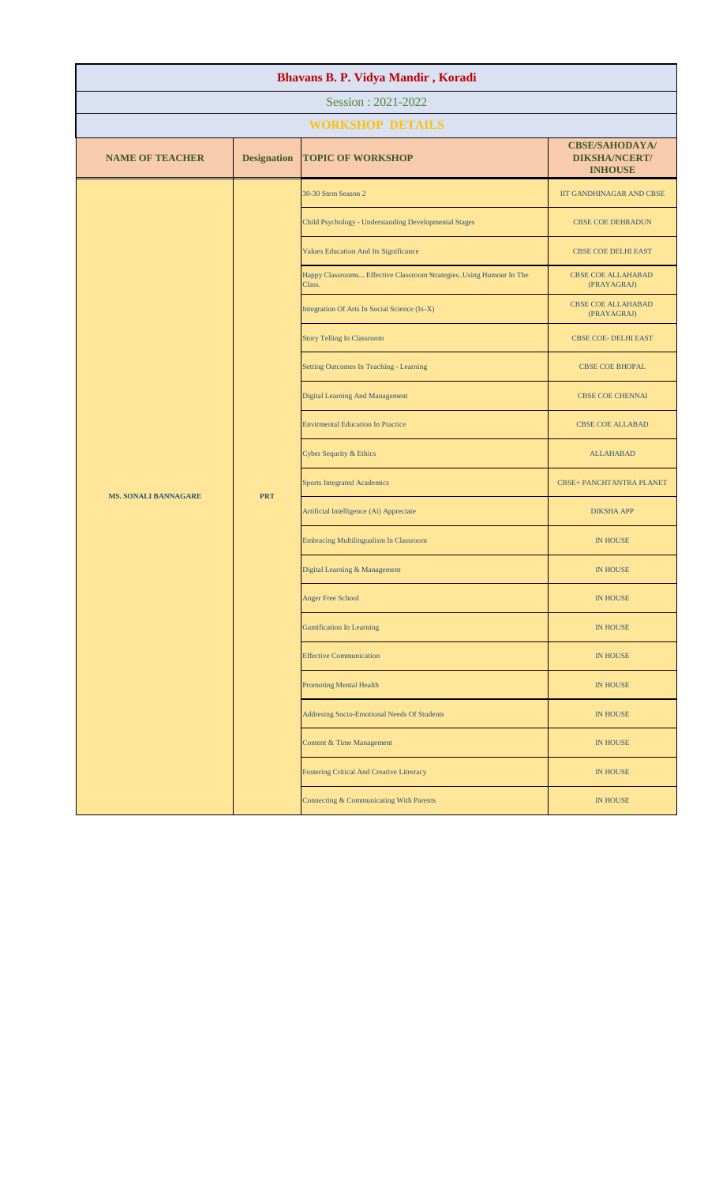# Bhavans B. P. Vidya Mandir , Koradi

Session : 2021-2022

## WORKSHOP DETAILS

| NAME OF TEACHER | Designation | TOPIC OF WORKSHOP | CBSE/SAHODAYA/ DIKSHA/NCERT/ INHOUSE |
|---|---|---|---|
| MS. SONALI BANNAGARE | PRT | 30-30 Stem Season 2 | IIT GANDHINAGAR AND CBSE |
| | | Child Psychology - Understanding Developmental Stages | CBSE COE DEHRADUN |
| | | Values Education And Its Significance | CBSE COE DELHI EAST |
| | | Happy Classrooms... Effective Classroom Strategies..Using Humour In The Class. | CBSE COE ALLAHABAD (PRAYAGRAJ) |
| | | Integration Of Arts In Social Science (Ix-X) | CBSE COE ALLAHABAD (PRAYAGRAJ) |
| | | Story Telling In Classroom | CBSE COE- DELHI EAST |
| | | Setting Outcomes In Teaching - Learning | CBSE COE BHOPAL |
| | | Digital Learning And Management | CBSE COE CHENNAI |
| | | Envirmental Education In Practice | CBSE COE ALLABAD |
| | | Cyber Sequrity & Ethics | ALLAHABAD |
| | | Sports Integrated Academics | CBSE+ PANCHTANTRA PLANET |
| | | Artificial Intelligence (Ai) Appreciate | DIKSHA APP |
| | | Embracing Multilingualism In Classroom | IN HOUSE |
| | | Digital Learning & Management | IN HOUSE |
| | | Anger Free School | IN HOUSE |
| | | Gamification In Learning | IN HOUSE |
| | | Effective Communication | IN HOUSE |
| | | Promoting Mental Health | IN HOUSE |
| | | Addresing Socio-Emotional Needs Of Students | IN HOUSE |
| | | Content & Time Management | IN HOUSE |
| | | Fostering Critical And Creative Litreracy | IN HOUSE |
| | | Connecting & Communicating With Parents | IN HOUSE |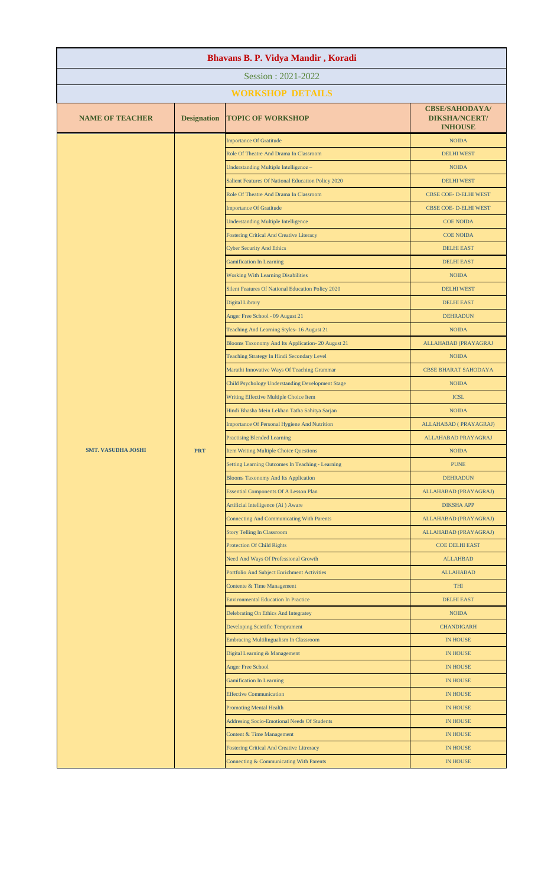# Bhavans B. P. Vidya Mandir , Koradi

Session : 2021-2022

## WORKSHOP DETAILS

| NAME OF TEACHER | Designation | TOPIC OF WORKSHOP | CBSE/SAHODAYA/ DIKSHA/NCERT/ INHOUSE |
|---|---|---|---|
| SMT. VASUDHA JOSHI | PRT | Importance Of Gratitude | NOIDA |
| | | Role Of Theatre And Drama In Classroom | DELHI WEST |
| | | Understanding Multiple Intelligence – | NOIDA |
| | | Salient Features Of National Education Policy 2020 | DELHI WEST |
| | | Role Of Theatre And Drama In Classroom | CBSE COE- D-ELHI WEST |
| | | Importance Of Gratitude | CBSE COE- D-ELHI WEST |
| | | Understanding Multiple Intelligence | COE NOIDA |
| | | Fostering Critical And Creative Literacy | COE NOIDA |
| | | Cyber Security And Ethics | DELHI EAST |
| | | Gamification In Learning | DELHI EAST |
| | | Working With Learning Disabilities | NOIDA |
| | | Silent Features Of National Education Policy 2020 | DELHI WEST |
| | | Digital Library | DELHI EAST |
| | | Anger Free School - 09 August 21 | DEHRADUN |
| | | Teaching And Learning Styles- 16 August 21 | NOIDA |
| | | Blooms Taxonomy And Its Application- 20 August 21 | ALLAHABAD (PRAYAGRAJ |
| | | Teaching Strategy In Hindi Secondary Level | NOIDA |
| | | Marathi Innovative Ways Of Teaching Grammar | CBSE BHARAT SAHODAYA |
| | | Child Psychology Understanding Development Stage | NOIDA |
| | | Writing Effective Multiple Choice Item | ICSL |
| | | Hindi Bhasha Mein Lekhan Tatha Sahitya Sarjan | NOIDA |
| | | Importance Of Personal Hygiene And Nutrition | ALLAHABAD ( PRAYAGRAJ) |
| | | Practising Blended Learning | ALLAHABAD PRAYAGRAJ |
| | | Item Writing Multiple Choice Questions | NOIDA |
| | | Setting Learning Outcomes In Teaching - Learning | PUNE |
| | | Blooms Taxonomy And Its Application | DEHRADUN |
| | | Essential Components Of A Lesson Plan | ALLAHABAD (PRAYAGRAJ) |
| | | Artificial Intelligence (Ai ) Aware | DIKSHA APP |
| | | Connecting And Communicating With Parents | ALLAHABAD (PRAYAGRAJ) |
| | | Story Telling In Classroom | ALLAHABAD (PRAYAGRAJ) |
| | | Protection Of Child Rights | COE DELHI EAST |
| | | Need And Ways Of Professional Growth | ALLAHBAD |
| | | Portfolio And Subject Enrichment Activities | ALLAHABAD |
| | | Contente & Time Management | THI |
| | | Environmental Education In Practice | DELHI EAST |
| | | Delebrating On Ethics And Integratey | NOIDA |
| | | Developing Scietific Temprament | CHANDIGARH |
| | | Embracing Multilingualism In Classroom | IN HOUSE |
| | | Digital Learning & Management | IN HOUSE |
| | | Anger Free School | IN HOUSE |
| | | Gamification In Learning | IN HOUSE |
| | | Effective Communication | IN HOUSE |
| | | Promoting Mental Health | IN HOUSE |
| | | Addresing Socio-Emotional Needs Of Students | IN HOUSE |
| | | Content & Time Management | IN HOUSE |
| | | Fostering Critical And Creative Litreracy | IN HOUSE |
| | | Connecting & Communicating With Parents | IN HOUSE |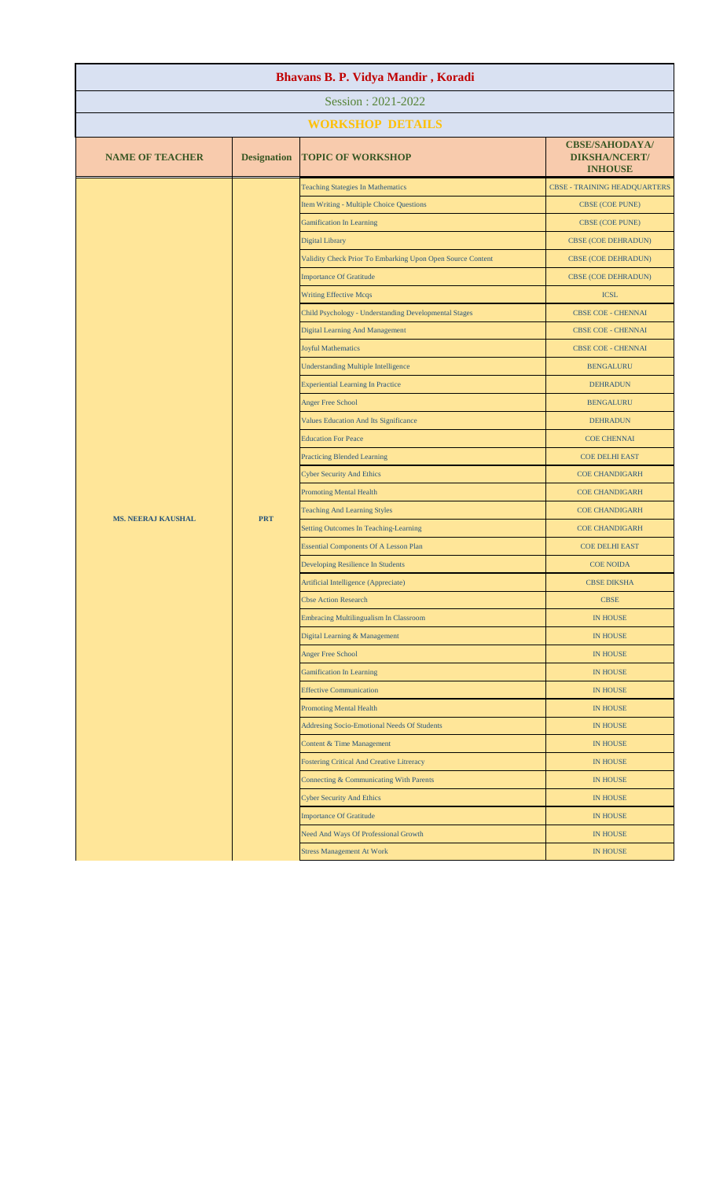# Bhavans B. P. Vidya Mandir , Koradi

Session : 2021-2022

## WORKSHOP DETAILS

| NAME OF TEACHER | Designation | TOPIC OF WORKSHOP | CBSE/SAHODAYA/ DIKSHA/NCERT/ INHOUSE |
|---|---|---|---|
| MS. NEERAJ KAUSHAL | PRT | Teaching Stategies In Mathematics | CBSE - TRAINING HEADQUARTERS |
| | | Item Writing - Multiple Choice Questions | CBSE (COE PUNE) |
| | | Gamification In Learning | CBSE (COE PUNE) |
| | | Digital Library | CBSE (COE DEHRADUN) |
| | | Validity Check Prior To Embarking Upon Open Source Content | CBSE (COE DEHRADUN) |
| | | Importance Of Gratitude | CBSE (COE DEHRADUN) |
| | | Writing Effective Mcqs | ICSL |
| | | Child Psychology - Understanding Developmental Stages | CBSE COE - CHENNAI |
| | | Digital Learning And Management | CBSE COE - CHENNAI |
| | | Joyful Mathematics | CBSE COE - CHENNAI |
| | | Understanding Multiple Intelligence | BENGALURU |
| | | Experiential Learning In Practice | DEHRADUN |
| | | Anger Free School | BENGALURU |
| | | Values Education And Its Significance | DEHRADUN |
| | | Education For Peace | COE CHENNAI |
| | | Practicing Blended Learning | COE DELHI EAST |
| | | Cyber Security And Ethics | COE CHANDIGARH |
| | | Promoting Mental Health | COE CHANDIGARH |
| | | Teaching And Learning Styles | COE CHANDIGARH |
| | | Setting Outcomes In Teaching-Learning | COE CHANDIGARH |
| | | Essential Components Of A Lesson Plan | COE DELHI EAST |
| | | Developing Resilience In Students | COE NOIDA |
| | | Artificial Intelligence (Appreciate) | CBSE DIKSHA |
| | | Cbse Action Research | CBSE |
| | | Embracing Multilingualism In Classroom | IN HOUSE |
| | | Digital Learning & Management | IN HOUSE |
| | | Anger Free School | IN HOUSE |
| | | Gamification In Learning | IN HOUSE |
| | | Effective Communication | IN HOUSE |
| | | Promoting Mental Health | IN HOUSE |
| | | Addresing Socio-Emotional Needs Of Students | IN HOUSE |
| | | Content & Time Management | IN HOUSE |
| | | Fostering Critical And Creative Litreracy | IN HOUSE |
| | | Connecting & Communicating With Parents | IN HOUSE |
| | | Cyber Security And Ethics | IN HOUSE |
| | | Importance Of Gratitude | IN HOUSE |
| | | Need And Ways Of Professional Growth | IN HOUSE |
| | | Stress Management At Work | IN HOUSE |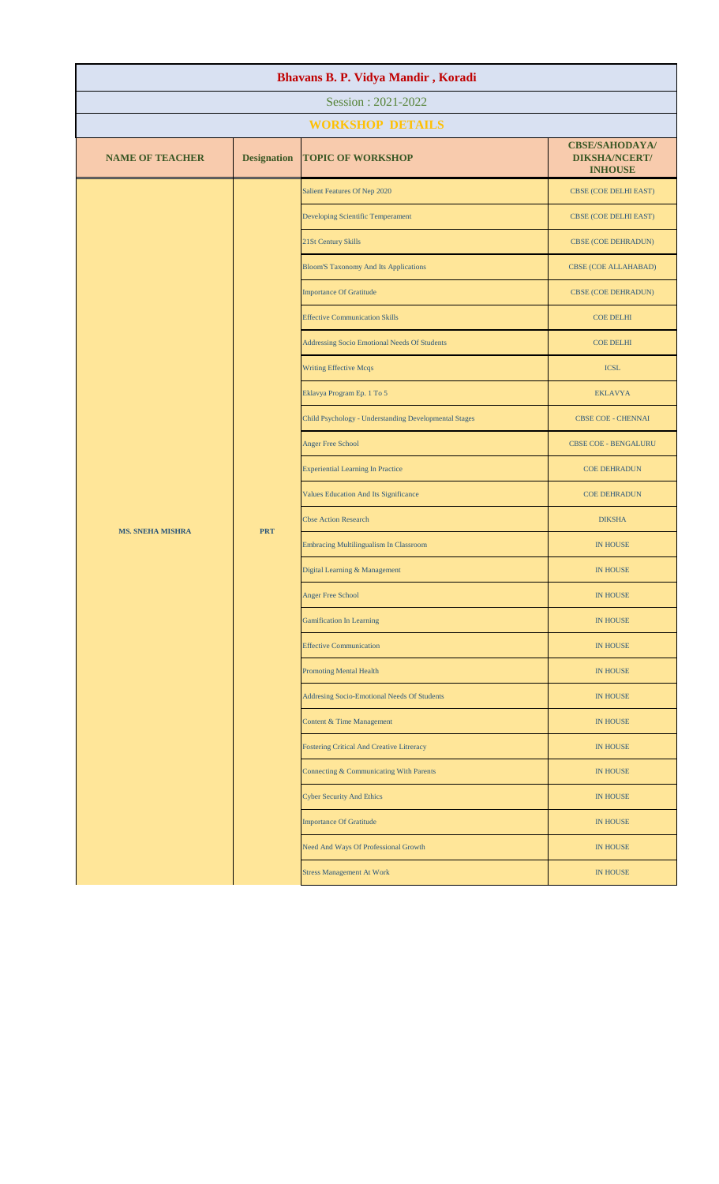# Bhavans B. P. Vidya Mandir , Koradi

Session : 2021-2022

## WORKSHOP DETAILS

| NAME OF TEACHER | Designation | TOPIC OF WORKSHOP | CBSE/SAHODAYA/ DIKSHA/NCERT/ INHOUSE |
|---|---|---|---|
| MS. SNEHA MISHRA | PRT | Salient Features Of Nep 2020 | CBSE (COE DELHI EAST) |
| | | Developing Scientific Temperament | CBSE (COE DELHI EAST) |
| | | 21St Century Skills | CBSE (COE DEHRADUN) |
| | | Bloom'S Taxonomy And Its Applications | CBSE (COE ALLAHABAD) |
| | | Importance Of Gratitude | CBSE (COE DEHRADUN) |
| | | Effective Communication Skills | COE DELHI |
| | | Addressing Socio Emotional Needs Of Students | COE DELHI |
| | | Writing Effective Mcqs | ICSL |
| | | Eklavya Program Ep. 1 To 5 | EKLAVYA |
| | | Child Psychology - Understanding Developmental Stages | CBSE COE - CHENNAI |
| | | Anger Free School | CBSE COE - BENGALURU |
| | | Experiential Learning In Practice | COE DEHRADUN |
| | | Values Education And Its Significance | COE DEHRADUN |
| | | Cbse Action Research | DIKSHA |
| | | Embracing Multilingualism In Classroom | IN HOUSE |
| | | Digital Learning & Management | IN HOUSE |
| | | Anger Free School | IN HOUSE |
| | | Gamification In Learning | IN HOUSE |
| | | Effective Communication | IN HOUSE |
| | | Promoting Mental Health | IN HOUSE |
| | | Addresing Socio-Emotional Needs Of Students | IN HOUSE |
| | | Content & Time Management | IN HOUSE |
| | | Fostering Critical And Creative Litreracy | IN HOUSE |
| | | Connecting & Communicating With Parents | IN HOUSE |
| | | Cyber Security And Ethics | IN HOUSE |
| | | Importance Of Gratitude | IN HOUSE |
| | | Need And Ways Of Professional Growth | IN HOUSE |
| | | Stress Management At Work | IN HOUSE |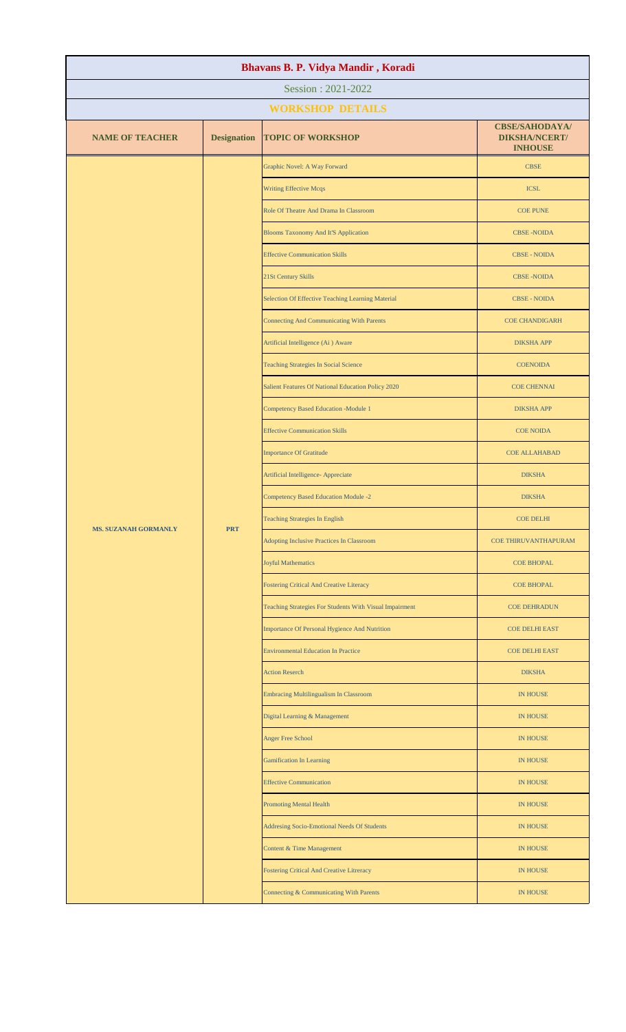| Bhavans B. P. Vidya Mandir , Koradi | | | |
|---|---|---|---|
| Session : 2021-2022 | | | |
| **WORKSHOP DETAILS** | | | |
| **NAME OF TEACHER** | **Designation** | **TOPIC OF WORKSHOP** | **CBSE/SAHODAYA/ DIKSHA/NCERT/ INHOUSE** |
| **MS. SUZANAH GORMANLY** | **PRT** | Graphic Novel: A Way Forward | CBSE |
| | | Writing Effective Mcqs | ICSL |
| | | Role Of Theatre And Drama In Classroom | COE PUNE |
| | | Blooms Taxonomy And It'S Application | CBSE -NOIDA |
| | | Effective Communication Skills | CBSE - NOIDA |
| | | 21St Century Skills | CBSE -NOIDA |
| | | Selection Of Effective Teaching Learning Material | CBSE - NOIDA |
| | | Connecting And Communicating With Parents | COE CHANDIGARH |
| | | Artificial Intelligence (Ai ) Aware | DIKSHA APP |
| | | Teaching Strategies In Social Science | COENOIDA |
| | | Salient Features Of National Education Policy 2020 | COE CHENNAI |
| | | Competency Based Education -Module 1 | DIKSHA APP |
| | | Effective Communication Skills | COE NOIDA |
| | | Importance Of Gratitude | COE ALLAHABAD |
| | | Artificial Intelligence- Appreciate | DIKSHA |
| | | Competency Based Education Module -2 | DIKSHA |
| | | Teaching Strategies In English | COE DELHI |
| | | Adopting Inclusive Practices In Classroom | COE THIRUVANTHAPURAM |
| | | Joyful Mathematics | COE BHOPAL |
| | | Fostering Critical And Creative Literacy | COE BHOPAL |
| | | Teaching Strategies For Students With Visual Impairment | COE DEHRADUN |
| | | Importance Of Personal Hygience And Nutrition | COE DELHI EAST |
| | | Environmental Education In Practice | COE DELHI EAST |
| | | Action Reserch | DIKSHA |
| | | Embracing Multilingualism In Classroom | IN HOUSE |
| | | Digital Learning & Management | IN HOUSE |
| | | Anger Free School | IN HOUSE |
| | | Gamification In Learning | IN HOUSE |
| | | Effective Communication | IN HOUSE |
| | | Promoting Mental Health | IN HOUSE |
| | | Addresing Socio-Emotional Needs Of Students | IN HOUSE |
| | | Content & Time Management | IN HOUSE |
| | | Fostering Critical And Creative Litreracy | IN HOUSE |
| | | Connecting & Communicating With Parents | IN HOUSE |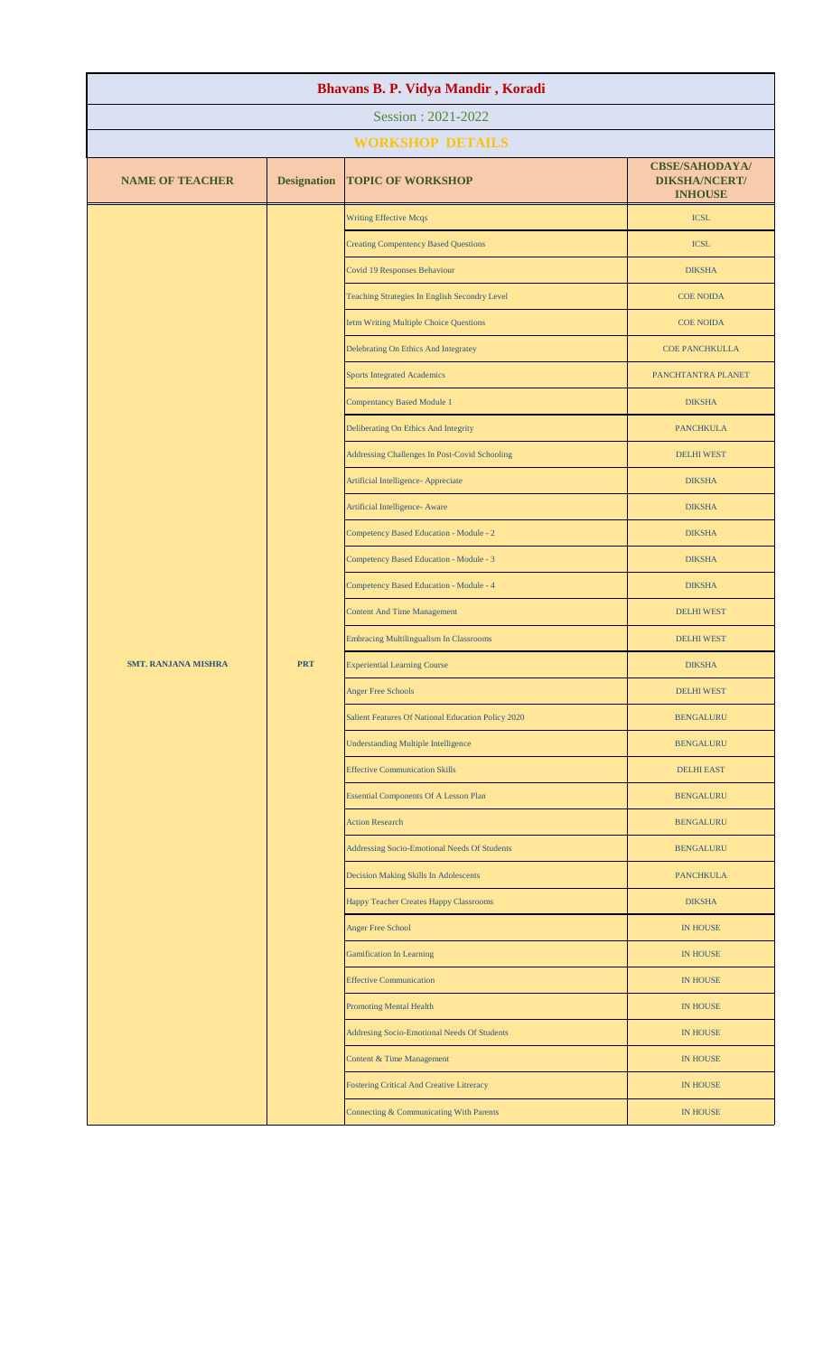# Bhavans B. P. Vidya Mandir , Koradi

Session : 2021-2022

## WORKSHOP DETAILS

| NAME OF TEACHER | Designation | TOPIC OF WORKSHOP | CBSE/SAHODAYA/ DIKSHA/NCERT/ INHOUSE |
|---|---|---|---|
| SMT. RANJANA MISHRA | PRT | Writing Effective Mcqs | ICSL |
| | | Creating Compentency Based Questions | ICSL |
| | | Covid 19 Responses Behaviour | DIKSHA |
| | | Teaching Strategies In English Secondry Level | COE NOIDA |
| | | Ietm Writing Multiple Choice Questions | COE NOIDA |
| | | Delebrating On Ethics And Integratey | COE PANCHKULLA |
| | | Sports Integrated Academics | PANCHTANTRA PLANET |
| | | Compentancy Based Module 1 | DIKSHA |
| | | Deliberating On Ethics And Integrity | PANCHKULA |
| | | Addressing Challenges In Post-Covid Schooling | DELHI WEST |
| | | Artificial Intelligence- Appreciate | DIKSHA |
| | | Artificial Intelligence- Aware | DIKSHA |
| | | Competency Based Education - Module - 2 | DIKSHA |
| | | Competency Based Education - Module - 3 | DIKSHA |
| | | Competency Based Education - Module - 4 | DIKSHA |
| | | Content And Time Management | DELHI WEST |
| | | Embracing Multilingualism In Classrooms | DELHI WEST |
| | | Experiential Learning Course | DIKSHA |
| | | Anger Free Schools | DELHI WEST |
| | | Salient Features Of National Education Policy 2020 | BENGALURU |
| | | Understanding Multiple Intelligence | BENGALURU |
| | | Effective Communication Skills | DELHI EAST |
| | | Essential Components Of A Lesson Plan | BENGALURU |
| | | Action Research | BENGALURU |
| | | Addressing Socio-Emotional Needs Of Students | BENGALURU |
| | | Decision Making Skills In Adolescents | PANCHKULA |
| | | Happy Teacher Creates Happy Classrooms | DIKSHA |
| | | Anger Free School | IN HOUSE |
| | | Gamification In Learning | IN HOUSE |
| | | Effective Communication | IN HOUSE |
| | | Promoting Mental Health | IN HOUSE |
| | | Addresing Socio-Emotional Needs Of Students | IN HOUSE |
| | | Content & Time Management | IN HOUSE |
| | | Fostering Critical And Creative Litreracy | IN HOUSE |
| | | Connecting & Communicating With Parents | IN HOUSE |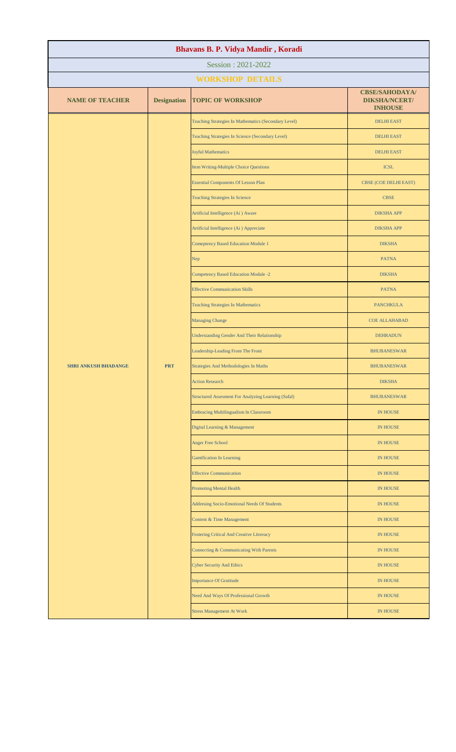# Bhavans B. P. Vidya Mandir , Koradi

Session : 2021-2022

## WORKSHOP DETAILS

| NAME OF TEACHER | Designation | TOPIC OF WORKSHOP | CBSE/SAHODAYA/ DIKSHA/NCERT/ INHOUSE |
|---|---|---|---|
| SHRI ANKUSH BHADANGE | PRT | Teaching Strategies In Mathematics (Secondary Level) | DELHI EAST |
| | | Teaching Strategies In Science (Secondary Level) | DELHI EAST |
| | | Joyful Mathematics | DELHI EAST |
| | | Item Writing-Multiple Choice Questions | ICSL |
| | | Essential Components Of Lesson Plan | CBSE (COE DELHI EAST) |
| | | Teaching Strategies In Science | CBSE |
| | | Artificial Intelligence (Ai ) Aware | DIKSHA APP |
| | | Artificial Intelligence (Ai ) Appreciate | DIKSHA APP |
| | | Comeptency Based Education Module 1 | DIKSHA |
| | | Nep | PATNA |
| | | Competency Based Education Module -2 | DIKSHA |
| | | Effective Communication Skills | PATNA |
| | | Teaching Strategies In Mathematics | PANCHKULA |
| | | Managing Change | COE ALLAHABAD |
| | | Understanding Gender And Their Relationship | DEHRADUN |
| | | Leadership-Leading From The Front | BHUBANESWAR |
| | | Strategies And Methodologies In Maths | BHUBANESWAR |
| | | Action Research | DIKSHA |
| | | Structured Assesment For Analyzing Learning (Safal) | BHUBANESWAR |
| | | Embracing Multilingualism In Classroom | IN HOUSE |
| | | Digital Learning & Management | IN HOUSE |
| | | Anger Free School | IN HOUSE |
| | | Gamification In Learning | IN HOUSE |
| | | Effective Communication | IN HOUSE |
| | | Promoting Mental Health | IN HOUSE |
| | | Addresing Socio-Emotional Needs Of Students | IN HOUSE |
| | | Content & Time Management | IN HOUSE |
| | | Fostering Critical And Creative Litreracy | IN HOUSE |
| | | Connecting & Communicating With Parents | IN HOUSE |
| | | Cyber Security And Ethics | IN HOUSE |
| | | Importance Of Gratitude | IN HOUSE |
| | | Need And Ways Of Professional Growth | IN HOUSE |
| | | Stress Management At Work | IN HOUSE |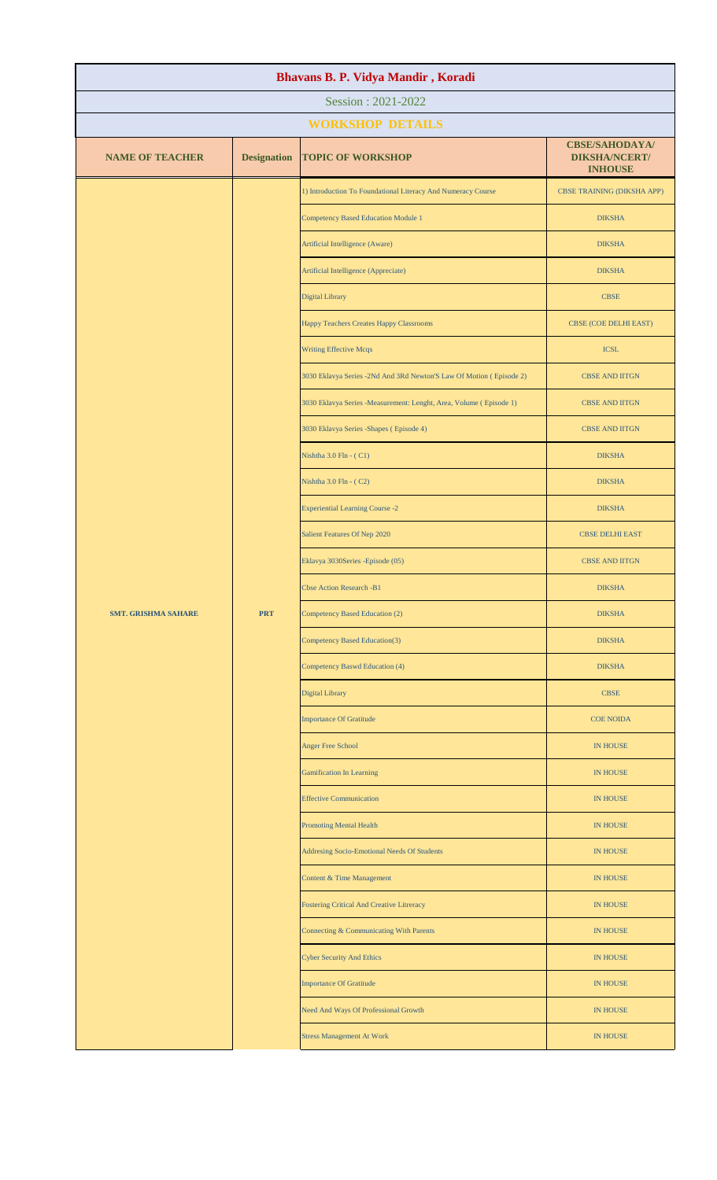# Bhavans B. P. Vidya Mandir , Koradi

Session : 2021-2022

## WORKSHOP DETAILS

| NAME OF TEACHER | Designation | TOPIC OF WORKSHOP | CBSE/SAHODAYA/ DIKSHA/NCERT/ INHOUSE |
|---|---|---|---|
| SMT. GRISHMA SAHARE | PRT | 1) Introduction To Foundational Literacy And Numeracy Course | CBSE TRAINING (DIKSHA APP) |
| | | Competency Based Education Module 1 | DIKSHA |
| | | Artificial Intelligence (Aware) | DIKSHA |
| | | Artificial Intelligence (Appreciate) | DIKSHA |
| | | Digital Library | CBSE |
| | | Happy Teachers Creates Happy Classrooms | CBSE (COE DELHI EAST) |
| | | Writing Effective Mcqs | ICSL |
| | | 3030 Eklavya Series -2Nd And 3Rd Newton'S Law Of Motion ( Episode 2) | CBSE AND IITGN |
| | | 3030 Eklavya Series -Measurement: Lenght, Area, Volume ( Episode 1) | CBSE AND IITGN |
| | | 3030 Eklavya Series -Shapes ( Episode 4) | CBSE AND IITGN |
| | | Nishtha 3.0 Fln - ( C1) | DIKSHA |
| | | Nishtha 3.0 Fln - ( C2) | DIKSHA |
| | | Experiential Learning Course -2 | DIKSHA |
| | | Salient Features Of Nep 2020 | CBSE DELHI EAST |
| | | Eklavya 3030Series -Episode (05) | CBSE AND IITGN |
| | | Cbse Action Research -B1 | DIKSHA |
| | | Competency Based Education (2) | DIKSHA |
| | | Competency Based Education(3) | DIKSHA |
| | | Competency Baswd Education (4) | DIKSHA |
| | | Digital Library | CBSE |
| | | Importance Of Gratitude | COE NOIDA |
| | | Anger Free School | IN HOUSE |
| | | Gamification In Learning | IN HOUSE |
| | | Effective Communication | IN HOUSE |
| | | Promoting Mental Health | IN HOUSE |
| | | Addresing Socio-Emotional Needs Of Students | IN HOUSE |
| | | Content & Time Management | IN HOUSE |
| | | Fostering Critical And Creative Litreracy | IN HOUSE |
| | | Connecting & Communicating With Parents | IN HOUSE |
| | | Cyber Security And Ethics | IN HOUSE |
| | | Importance Of Gratitude | IN HOUSE |
| | | Need And Ways Of Professional Growth | IN HOUSE |
| | | Stress Management At Work | IN HOUSE |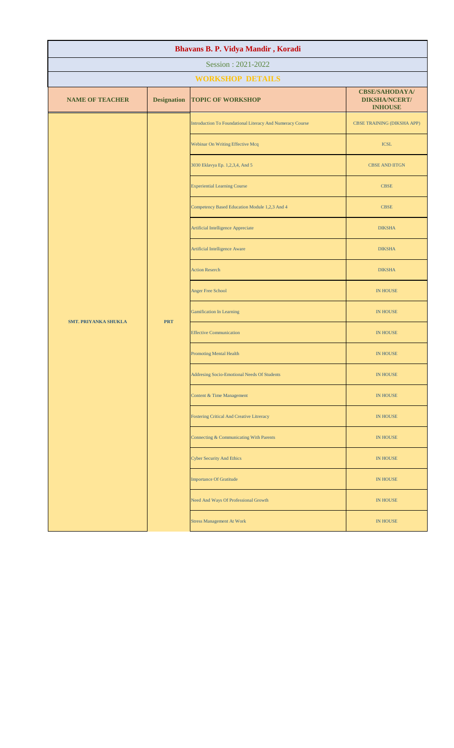# Bhavans B. P. Vidya Mandir , Koradi

Session : 2021-2022

## WORKSHOP DETAILS

| NAME OF TEACHER | Designation | TOPIC OF WORKSHOP | CBSE/SAHODAYA/ DIKSHA/NCERT/ INHOUSE |
|---|---|---|---|
| SMT. PRIYANKA SHUKLA | PRT | Introduction To Foundational Literacy And Numeracy Course | CBSE TRAINING (DIKSHA APP) |
| | | Webinar On Writing Effective Mcq | ICSL |
| | | 3030 Eklavya Ep. 1,2,3,4, And 5 | CBSE AND IITGN |
| | | Experiential Learning Course | CBSE |
| | | Competency Based Education Module 1,2,3 And 4 | CBSE |
| | | Artificial Intelligence Appreciate | DIKSHA |
| | | Artificial Intelligence Aware | DIKSHA |
| | | Action Reserch | DIKSHA |
| | | Anger Free School | IN HOUSE |
| | | Gamification In Learning | IN HOUSE |
| | | Effective Communication | IN HOUSE |
| | | Promoting Mental Health | IN HOUSE |
| | | Addresing Socio-Emotional Needs Of Students | IN HOUSE |
| | | Content & Time Management | IN HOUSE |
| | | Fostering Critical And Creative Litreracy | IN HOUSE |
| | | Connecting & Communicating With Parents | IN HOUSE |
| | | Cyber Security And Ethics | IN HOUSE |
| | | Importance Of Gratitude | IN HOUSE |
| | | Need And Ways Of Professional Growth | IN HOUSE |
| | | Stress Management At Work | IN HOUSE |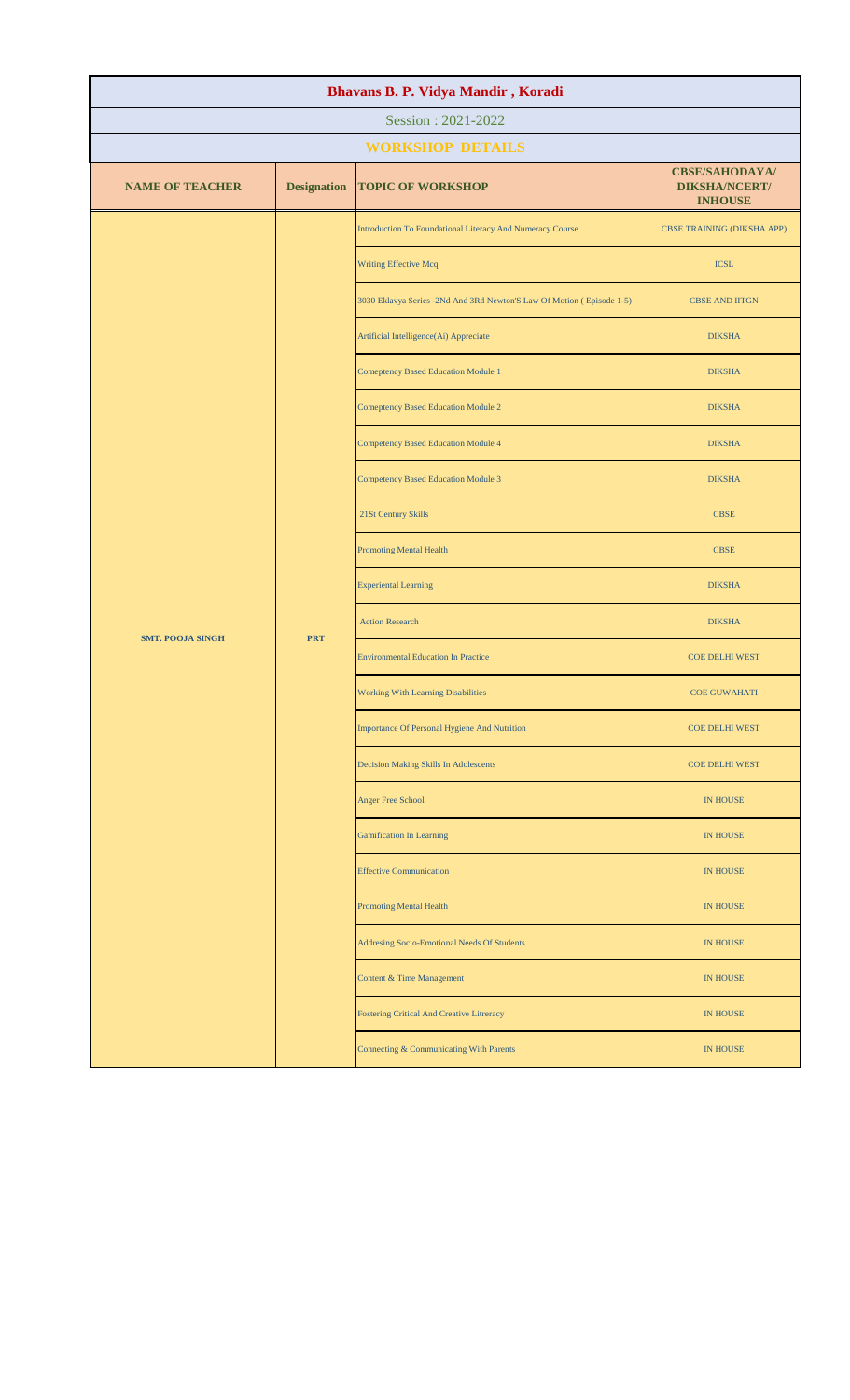# Bhavans B. P. Vidya Mandir , Koradi

Session : 2021-2022

## WORKSHOP DETAILS

| NAME OF TEACHER | Designation | TOPIC OF WORKSHOP | CBSE/SAHODAYA/ DIKSHA/NCERT/ INHOUSE |
|---|---|---|---|
| SMT. POOJA SINGH | PRT | Introduction To Foundational Literacy And Numeracy Course | CBSE TRAINING (DIKSHA APP) |
| | | Writing Effective Mcq | ICSL |
| | | 3030 Eklavya Series -2Nd And 3Rd Newton'S Law Of Motion ( Episode 1-5) | CBSE AND IITGN |
| | | Artificial Intelligence(Ai) Appreciate | DIKSHA |
| | | Comeptency Based Education Module 1 | DIKSHA |
| | | Comeptency Based Education Module 2 | DIKSHA |
| | | Competency Based Education Module 4 | DIKSHA |
| | | Competency Based Education Module 3 | DIKSHA |
| | | 21St Century Skills | CBSE |
| | | Promoting Mental Health | CBSE |
| | | Experiental Learning | DIKSHA |
| | | Action Research | DIKSHA |
| | | Environmental Education In Practice | COE DELHI WEST |
| | | Working With Learning Disabilities | COE GUWAHATI |
| | | Importance Of Personal Hygiene And Nutrition | COE DELHI WEST |
| | | Decision Making Skills In Adolescents | COE DELHI WEST |
| | | Anger Free School | IN HOUSE |
| | | Gamification In Learning | IN HOUSE |
| | | Effective Communication | IN HOUSE |
| | | Promoting Mental Health | IN HOUSE |
| | | Addresing Socio-Emotional Needs Of Students | IN HOUSE |
| | | Content & Time Management | IN HOUSE |
| | | Fostering Critical And Creative Litreracy | IN HOUSE |
| | | Connecting & Communicating With Parents | IN HOUSE |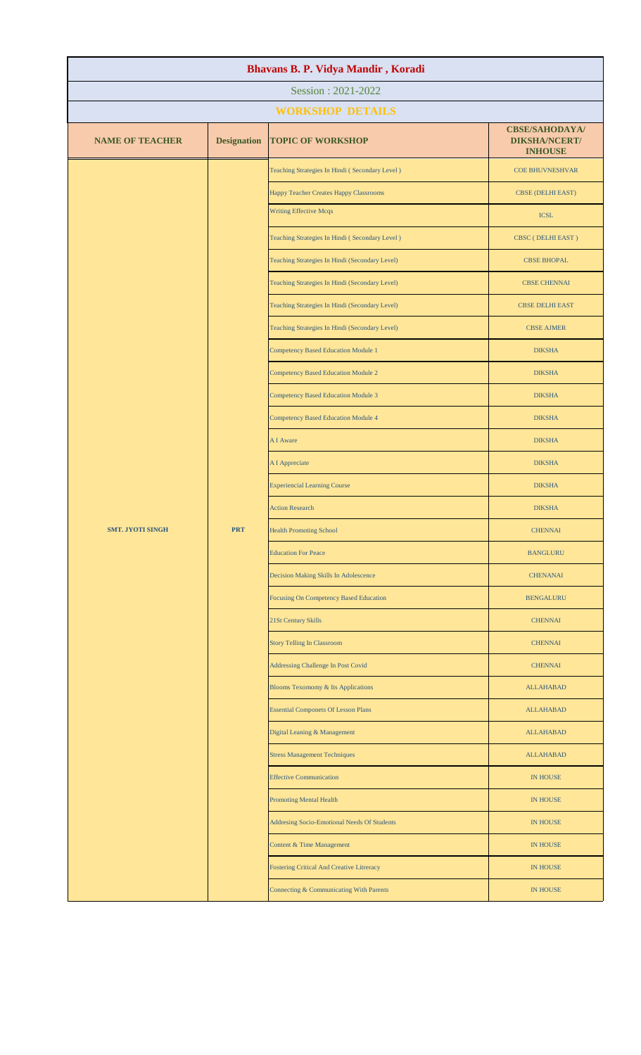# Bhavans B. P. Vidya Mandir , Koradi

Session : 2021-2022

## WORKSHOP DETAILS

| NAME OF TEACHER | Designation | TOPIC OF WORKSHOP | CBSE/SAHODAYA/ DIKSHA/NCERT/ INHOUSE |
|---|---|---|---|
| SMT. JYOTI SINGH | PRT | Teaching Strategies In Hindi ( Secondary Level ) | COE BHUVNESHVAR |
| | | Happy Teacher Creates Happy Classrooms | CBSE (DELHI EAST) |
| | | Writing Effective Mcqs | ICSL |
| | | Teaching Strategies In Hindi ( Secondary Level ) | CBSC ( DELHI EAST ) |
| | | Teaching Strategies In Hindi (Secondary Level) | CBSE BHOPAL |
| | | Teaching Strategies In Hindi (Secondary Level) | CBSE CHENNAI |
| | | Teaching Strategies In Hindi (Secondary Level) | CBSE DELHI EAST |
| | | Teaching Strategies In Hindi (Secondary Level) | CBSE AJMER |
| | | Competency Based Education Module 1 | DIKSHA |
| | | Competency Based Education Module 2 | DIKSHA |
| | | Competency Based Education Module 3 | DIKSHA |
| | | Competency Based Education Module 4 | DIKSHA |
| | | A I Aware | DIKSHA |
| | | A I Appreciate | DIKSHA |
| | | Experiencial Learning Course | DIKSHA |
| | | Action Research | DIKSHA |
| | | Health Promoting School | CHENNAI |
| | | Education For Peace | BANGLURU |
| | | Decision Making Skills In Adolescence | CHENANAI |
| | | Focusing On Competency Based Education | BENGALURU |
| | | 21St Century Skills | CHENNAI |
| | | Story Telling In Classroom | CHENNAI |
| | | Addressing Challenge In Post Covid | CHENNAI |
| | | Blooms Texomomy & Its Applications | ALLAHABAD |
| | | Essential Componets Of Lesson Plans | ALLAHABAD |
| | | Digital Leaning & Management | ALLAHABAD |
| | | Stress Management Techniques | ALLAHABAD |
| | | Effective Communication | IN HOUSE |
| | | Promoting Mental Health | IN HOUSE |
| | | Addresing Socio-Emotional Needs Of Students | IN HOUSE |
| | | Content & Time Management | IN HOUSE |
| | | Fostering Critical And Creative Litreracy | IN HOUSE |
| | | Connecting & Communicating With Parents | IN HOUSE |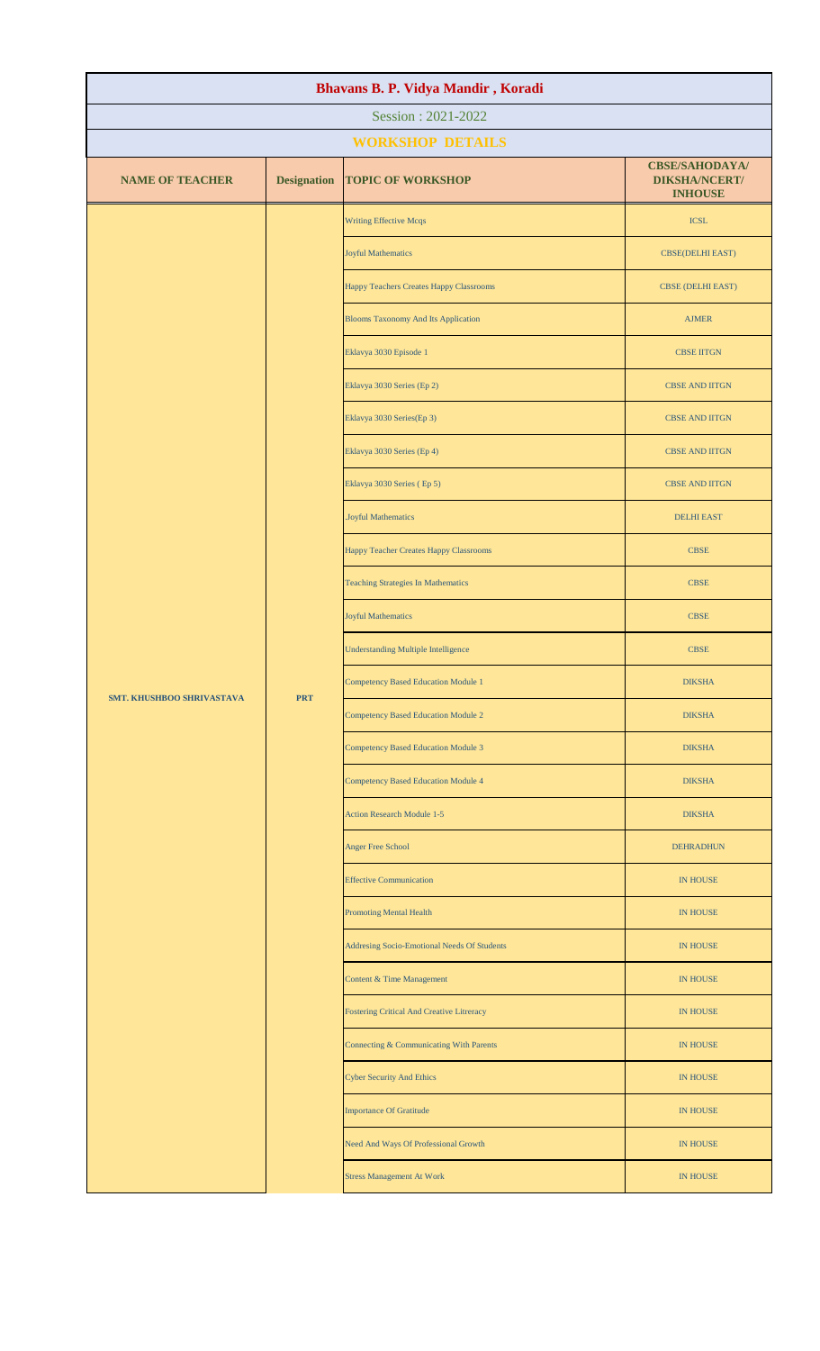# Bhavans B. P. Vidya Mandir , Koradi

Session : 2021-2022

## WORKSHOP DETAILS

| NAME OF TEACHER | Designation | TOPIC OF WORKSHOP | CBSE/SAHODAYA/ DIKSHA/NCERT/ INHOUSE |
|---|---|---|---|
| SMT. KHUSHBOO SHRIVASTAVA | PRT | Writing Effective Mcqs | ICSL |
| | | Joyful Mathematics | CBSE(DELHI EAST) |
| | | Happy Teachers Creates Happy Classrooms | CBSE (DELHI EAST) |
| | | Blooms Taxonomy And Its Application | AJMER |
| | | Eklavya 3030 Episode 1 | CBSE IITGN |
| | | Eklavya 3030 Series (Ep 2) | CBSE AND IITGN |
| | | Eklavya 3030 Series(Ep 3) | CBSE AND IITGN |
| | | Eklavya 3030 Series (Ep 4) | CBSE AND IITGN |
| | | Eklavya 3030 Series ( Ep 5) | CBSE AND IITGN |
| | | .Joyful Mathematics | DELHI EAST |
| | | Happy Teacher Creates Happy Classrooms | CBSE |
| | | Teaching Strategies In Mathematics | CBSE |
| | | Joyful Mathematics | CBSE |
| | | Understanding Multiple Intelligence | CBSE |
| | | Competency Based Education Module 1 | DIKSHA |
| | | Competency Based Education Module 2 | DIKSHA |
| | | Competency Based Education Module 3 | DIKSHA |
| | | Competency Based Education Module 4 | DIKSHA |
| | | Action Research Module 1-5 | DIKSHA |
| | | Anger Free School | DEHRADHUN |
| | | Effective Communication | IN HOUSE |
| | | Promoting Mental Health | IN HOUSE |
| | | Addresing Socio-Emotional Needs Of Students | IN HOUSE |
| | | Content & Time Management | IN HOUSE |
| | | Fostering Critical And Creative Litreracy | IN HOUSE |
| | | Connecting & Communicating With Parents | IN HOUSE |
| | | Cyber Security And Ethics | IN HOUSE |
| | | Importance Of Gratitude | IN HOUSE |
| | | Need And Ways Of Professional Growth | IN HOUSE |
| | | Stress Management At Work | IN HOUSE |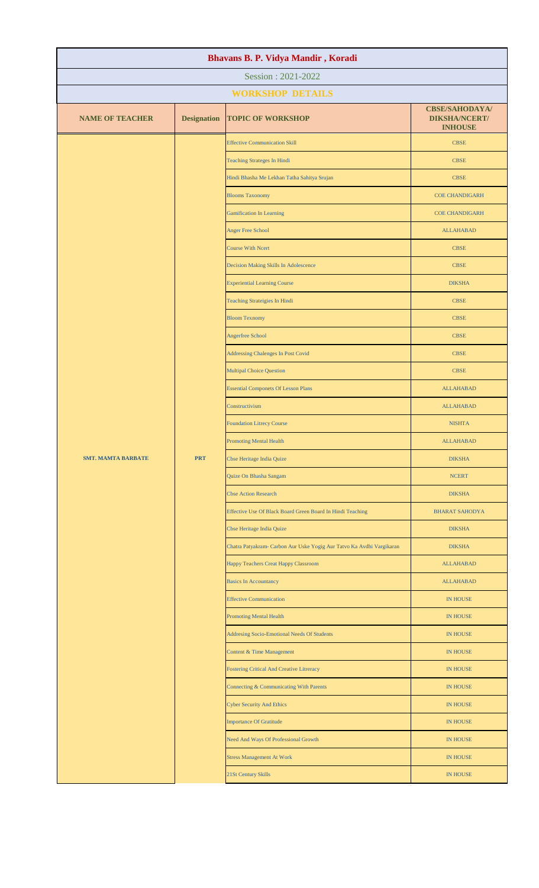# Bhavans B. P. Vidya Mandir , Koradi

Session : 2021-2022

## WORKSHOP DETAILS

| NAME OF TEACHER | Designation | TOPIC OF WORKSHOP | CBSE/SAHODAYA/ DIKSHA/NCERT/ INHOUSE |
|---|---|---|---|
| SMT. MAMTA BARBATE | PRT | Effective Communication Skill | CBSE |
| | | Teaching Strateges In Hindi | CBSE |
| | | Hindi Bhasha Me Lekhan Tatha Sahitya Srujan | CBSE |
| | | Blooms Taxonomy | COE CHANDIGARH |
| | | Gamification In Learning | COE CHANDIGARH |
| | | Anger Free School | ALLAHABAD |
| | | Course With Ncert | CBSE |
| | | Decision Making Skills In Adolescence | CBSE |
| | | Experiential Learning Course | DIKSHA |
| | | Teaching Strateigies In Hindi | CBSE |
| | | Bloom Texnomy | CBSE |
| | | Angerfree School | CBSE |
| | | Addressing Chalenges In Post Covid | CBSE |
| | | Multipal Choice Question | CBSE |
| | | Essential Componets Of Lesson Plans | ALLAHABAD |
| | | Constructivism | ALLAHABAD |
| | | Foundation Litrecy Course | NISHTA |
| | | Promoting Mental Health | ALLAHABAD |
| | | Cbse Heritage India Quize | DIKSHA |
| | | Quize On Bhasha Sangam | NCERT |
| | | Cbse Action Research | DIKSHA |
| | | Effective Use Of Black Board Green Board In Hindi Teaching | BHARAT SAHODYA |
| | | Cbse Heritage India Quize | DIKSHA |
| | | Chatra Patyakram- Carbon Aur Uske Yogig Aur Tatvo Ka Avdhi Vargikaran | DIKSHA |
| | | Happy Teachers Creat Happy Classroom | ALLAHABAD |
| | | Basics In Accountancy | ALLAHABAD |
| | | Effective Communication | IN HOUSE |
| | | Promoting Mental Health | IN HOUSE |
| | | Addresing Socio-Emotional Needs Of Students | IN HOUSE |
| | | Content & Time Management | IN HOUSE |
| | | Fostering Critical And Creative Litreracy | IN HOUSE |
| | | Connecting & Communicating With Parents | IN HOUSE |
| | | Cyber Security And Ethics | IN HOUSE |
| | | Importance Of Gratitude | IN HOUSE |
| | | Need And Ways Of Professional Growth | IN HOUSE |
| | | Stress Management At Work | IN HOUSE |
| | | 21St Century Skills | IN HOUSE |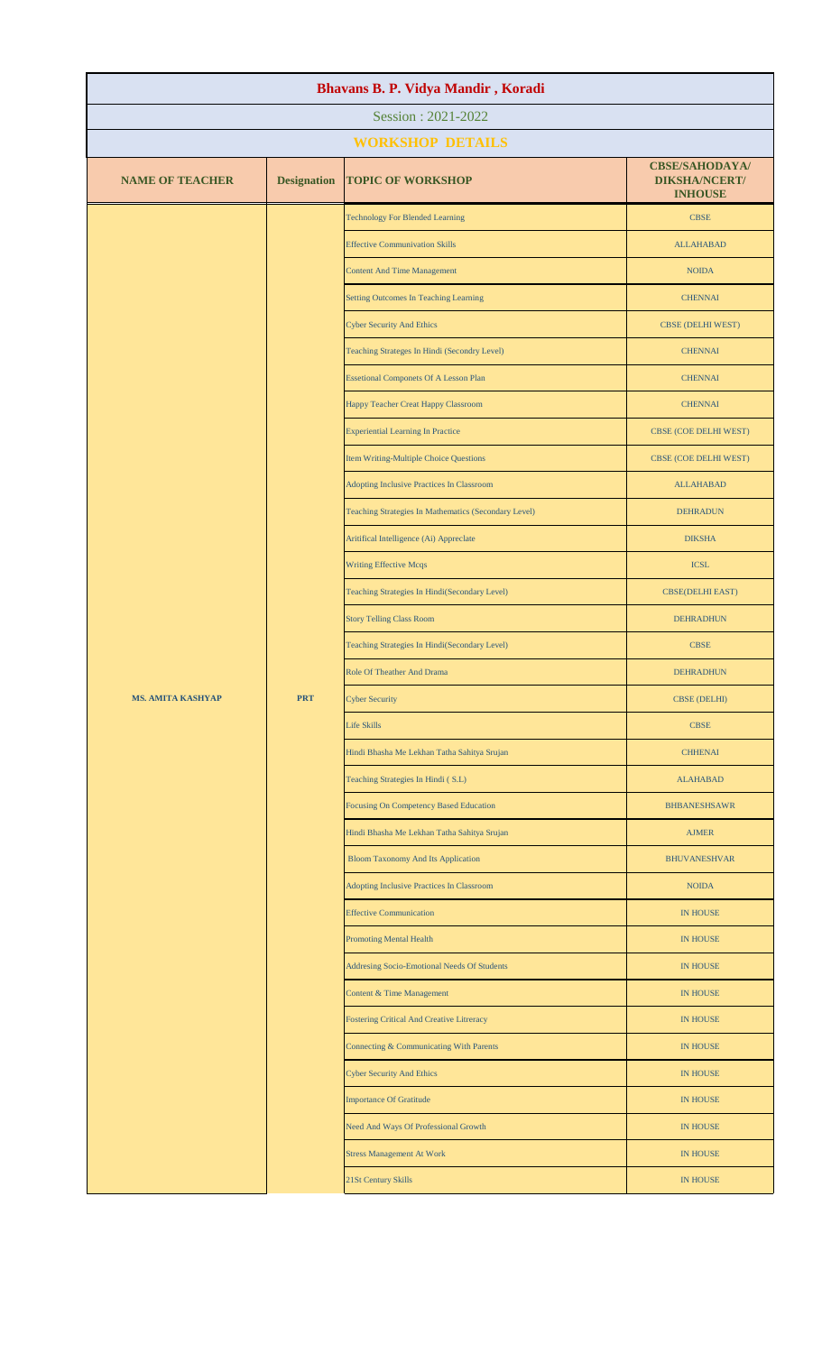# Bhavans B. P. Vidya Mandir , Koradi

Session : 2021-2022

**WORKSHOP DETAILS**

| NAME OF TEACHER | Designation | TOPIC OF WORKSHOP | CBSE/SAHODAYA/ DIKSHA/NCERT/ INHOUSE |
|---|---|---|---|
| MS. AMITA KASHYAP | PRT | Technology For Blended Learning | CBSE |
| | | Effective Communivation Skills | ALLAHABAD |
| | | Content And Time Management | NOIDA |
| | | Setting Outcomes In Teaching Learning | CHENNAI |
| | | Cyber Security And Ethics | CBSE (DELHI WEST) |
| | | Teaching Strateges In Hindi (Secondry Level) | CHENNAI |
| | | Essetional Componets Of A Lesson Plan | CHENNAI |
| | | Happy Teacher Creat Happy Classroom | CHENNAI |
| | | Experiential Learning In Practice | CBSE (COE DELHI WEST) |
| | | Item Writing-Multiple Choice Questions | CBSE (COE DELHI WEST) |
| | | Adopting Inclusive Practices In Classroom | ALLAHABAD |
| | | Teaching Strategies In Mathematics (Secondary Level) | DEHRADUN |
| | | Aritifical Intelligence (Ai) Appreclate | DIKSHA |
| | | Writing Effective Mcqs | ICSL |
| | | Teaching Strategies In Hindi(Secondary Level) | CBSE(DELHI EAST) |
| | | Story Telling Class Room | DEHRADHUN |
| | | Teaching Strategies In Hindi(Secondary Level) | CBSE |
| | | Role Of Theather And Drama | DEHRADHUN |
| | | Cyber Security | CBSE (DELHI) |
| | | Life Skills | CBSE |
| | | Hindi Bhasha Me Lekhan Tatha Sahitya Srujan | CHHENAI |
| | | Teaching Strategies In Hindi ( S.L) | ALAHABAD |
| | | Focusing On Competency Based Education | BHBANESHSAWR |
| | | Hindi Bhasha Me Lekhan Tatha Sahitya Srujan | AJMER |
| | | Bloom Taxonomy And Its Application | BHUVANESHVAR |
| | | Adopting Inclusive Practices In Classroom | NOIDA |
| | | Effective Communication | IN HOUSE |
| | | Promoting Mental Health | IN HOUSE |
| | | Addresing Socio-Emotional Needs Of Students | IN HOUSE |
| | | Content & Time Management | IN HOUSE |
| | | Fostering Critical And Creative Litreracy | IN HOUSE |
| | | Connecting & Communicating With Parents | IN HOUSE |
| | | Cyber Security And Ethics | IN HOUSE |
| | | Importance Of Gratitude | IN HOUSE |
| | | Need And Ways Of Professional Growth | IN HOUSE |
| | | Stress Management At Work | IN HOUSE |
| | | 21St Century Skills | IN HOUSE |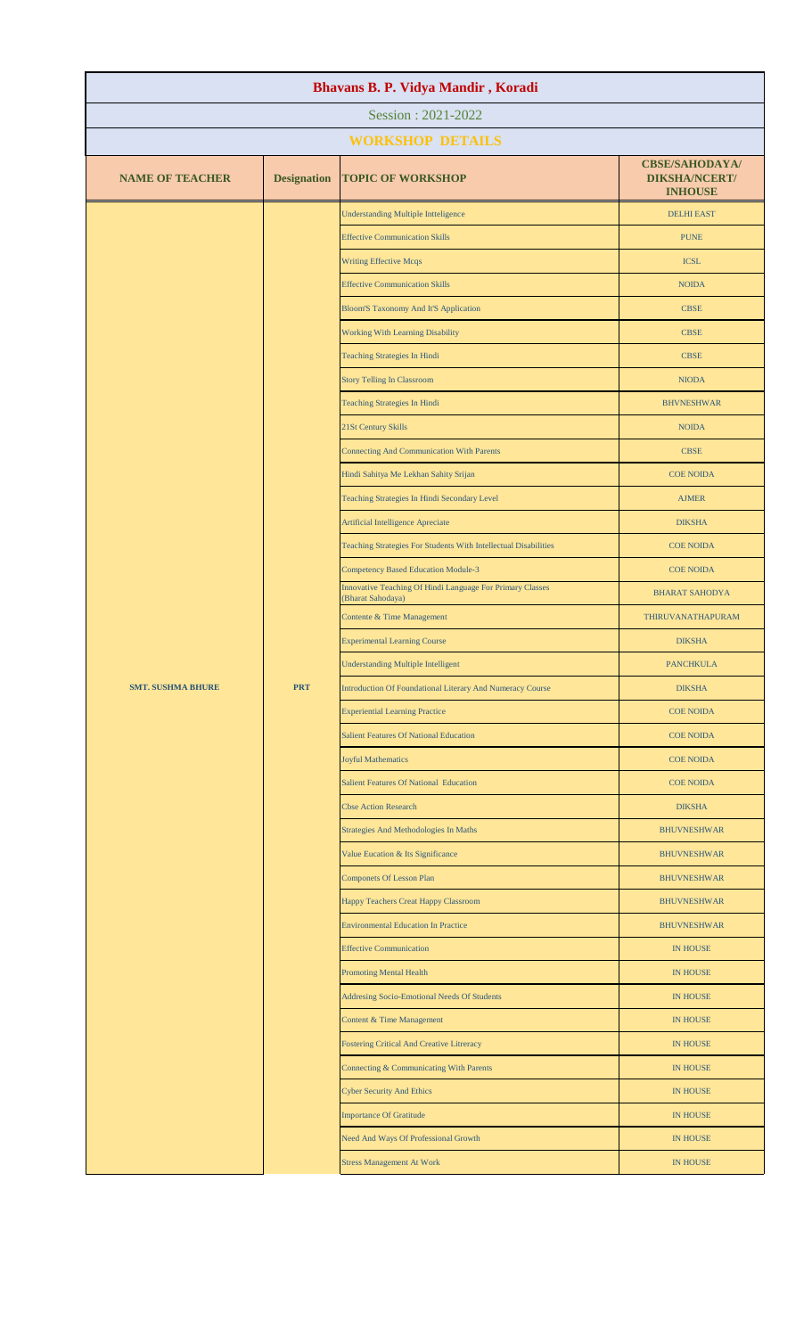# Bhavans B. P. Vidya Mandir , Koradi

## Session : 2021-2022

### WORKSHOP DETAILS

| NAME OF TEACHER | Designation | TOPIC OF WORKSHOP | CBSE/SAHODAYA/ DIKSHA/NCERT/ INHOUSE |
|---|---|---|---|
| SMT. SUSHMA BHURE | PRT | Understanding Multiple Intteligence | DELHI EAST |
| | | Effective Communication Skills | PUNE |
| | | Writing Effective Mcqs | ICSL |
| | | Effective Communication Skills | NOIDA |
| | | Bloom'S Taxonomy And It'S Application | CBSE |
| | | Working With Learning Disability | CBSE |
| | | Teaching Strategies In Hindi | CBSE |
| | | Story Telling In Classroom | NIODA |
| | | Teaching Strategies In Hindi | BHVNESHWAR |
| | | 21St Century Skills | NOIDA |
| | | Connecting And Communication With Parents | CBSE |
| | | Hindi Sahitya Me Lekhan Sahity Srijan | COE NOIDA |
| | | Teaching Strategies In Hindi Secondary Level | AJMER |
| | | Artificial Intelligence Apreciate | DIKSHA |
| | | Teaching Strategies For Students With Intellectual Disabilities | COE NOIDA |
| | | Competency Based Education Module-3 | COE NOIDA |
| | | Innovative Teaching Of Hindi Language For Primary Classes (Bharat Sahodaya) | BHARAT SAHODYA |
| | | Contente & Time Management | THIRUVANATHAPURAM |
| | | Experimental Learning Course | DIKSHA |
| | | Understanding Multiple Intelligent | PANCHKULA |
| | | Introduction Of Foundational Literary And Numeracy Course | DIKSHA |
| | | Experiential Learning Practice | COE NOIDA |
| | | Salient Features Of National Education | COE NOIDA |
| | | Joyful Mathematics | COE NOIDA |
| | | Salient Features Of National Education | COE NOIDA |
| | | Cbse Action Research | DIKSHA |
| | | Strategies And Methodologies In Maths | BHUVNESHWAR |
| | | Value Eucation & Its Significance | BHUVNESHWAR |
| | | Componets Of Lesson Plan | BHUVNESHWAR |
| | | Happy Teachers Creat Happy Classroom | BHUVNESHWAR |
| | | Environmental Education In Practice | BHUVNESHWAR |
| | | Effective Communication | IN HOUSE |
| | | Promoting Mental Health | IN HOUSE |
| | | Addresing Socio-Emotional Needs Of Students | IN HOUSE |
| | | Content & Time Management | IN HOUSE |
| | | Fostering Critical And Creative Litreracy | IN HOUSE |
| | | Connecting & Communicating With Parents | IN HOUSE |
| | | Cyber Security And Ethics | IN HOUSE |
| | | Importance Of Gratitude | IN HOUSE |
| | | Need And Ways Of Professional Growth | IN HOUSE |
| | | Stress Management At Work | IN HOUSE |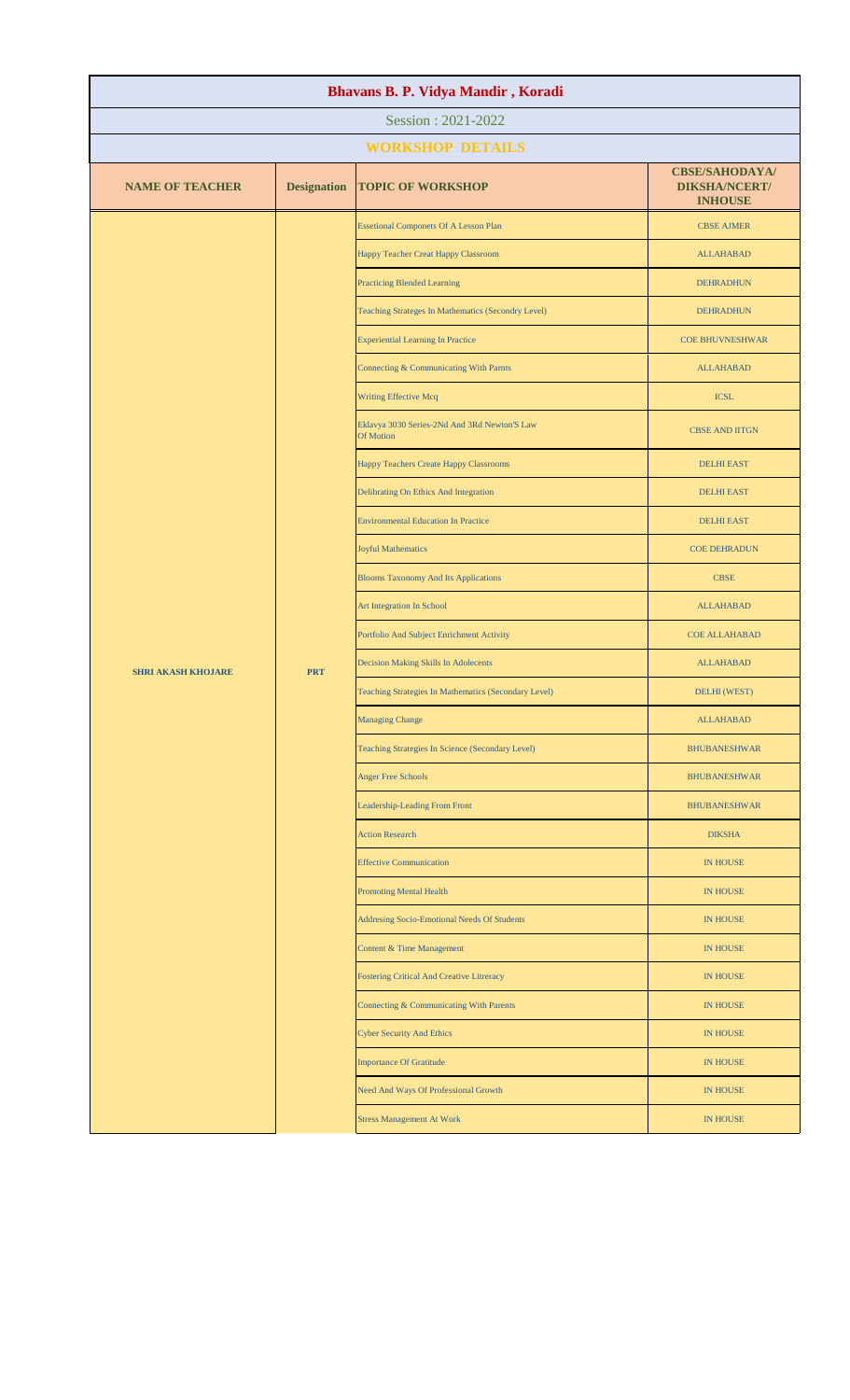# Bhavans B. P. Vidya Mandir , Koradi

Session : 2021-2022

## WORKSHOP DETAILS

| NAME OF TEACHER | Designation | TOPIC OF WORKSHOP | CBSE/SAHODAYA/ DIKSHA/NCERT/ INHOUSE |
|---|---|---|---|
| SHRI AKASH KHOJARE | PRT | Essetional Componets Of A Lesson Plan | CBSE AJMER |
| | | Happy Teacher Creat Happy Classroom | ALLAHABAD |
| | | Practicing Blended Learning | DEHRADHUN |
| | | Teaching Strateges In Mathematics (Secondry Level) | DEHRADHUN |
| | | Experiential Learning In Practice | COE BHUVNESHWAR |
| | | Connecting & Communicating With Parnts | ALLAHABAD |
| | | Writing Effective Mcq | ICSL |
| | | Eklavya 3030 Series-2Nd And 3Rd Newton'S Law Of Motion | CBSE AND IITGN |
| | | Happy Teachers Create Happy Classrooms | DELHI EAST |
| | | Delibrating On Ethics And Integration | DELHI EAST |
| | | Environmental Education In Practice | DELHI EAST |
| | | Joyful Mathematics | COE DEHRADUN |
| | | Blooms Taxonomy And Its Applications | CBSE |
| | | Art Integration In School | ALLAHABAD |
| | | Portfolio And Subject Enrichment Activity | COE ALLAHABAD |
| | | Decision Making Skills In Adolecents | ALLAHABAD |
| | | Teaching Strategies In Mathematics (Secondary Level) | DELHI (WEST) |
| | | Managing Change | ALLAHABAD |
| | | Teaching Strategies In Science (Secondary Level) | BHUBANESHWAR |
| | | Anger Free Schools | BHUBANESHWAR |
| | | Leadership-Leading From Front | BHUBANESHWAR |
| | | Action Research | DIKSHA |
| | | Effective Communication | IN HOUSE |
| | | Promoting Mental Health | IN HOUSE |
| | | Addresing Socio-Emotional Needs Of Students | IN HOUSE |
| | | Content & Time Management | IN HOUSE |
| | | Fostering Critical And Creative Litreracy | IN HOUSE |
| | | Connecting & Communicating With Parents | IN HOUSE |
| | | Cyber Security And Ethics | IN HOUSE |
| | | Importance Of Gratitude | IN HOUSE |
| | | Need And Ways Of Professional Growth | IN HOUSE |
| | | Stress Management At Work | IN HOUSE |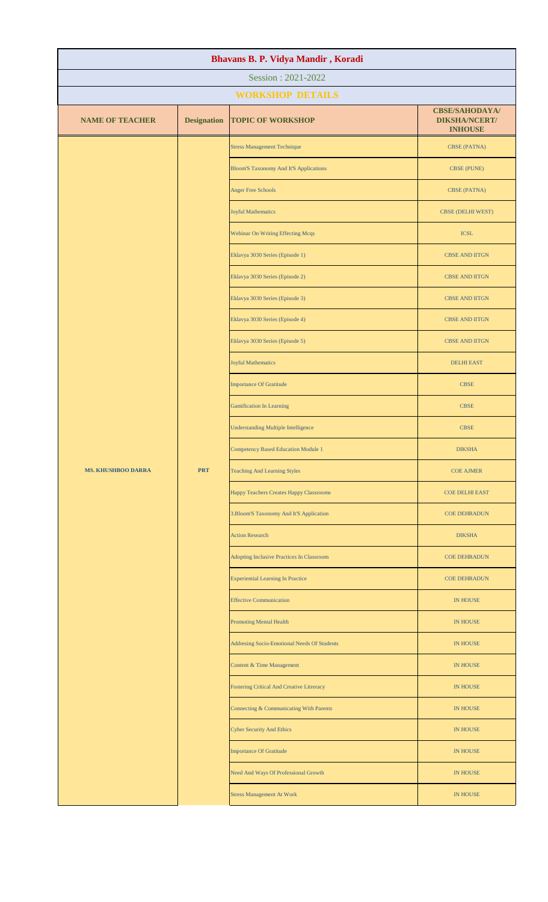# Bhavans B. P. Vidya Mandir , Koradi

Session : 2021-2022

## WORKSHOP DETAILS

| NAME OF TEACHER | Designation | TOPIC OF WORKSHOP | CBSE/SAHODAYA/ DIKSHA/NCERT/ INHOUSE |
|---|---|---|---|
| MS. KHUSHBOO DARRA | PRT | Stress Management Technique | CBSE (PATNA) |
| | | Bloom'S Taxonomy And It'S Applications | CBSE (PUNE) |
| | | Anger Free Schools | CBSE (PATNA) |
| | | Joyful Mathematics | CBSE (DELHI WEST) |
| | | Webinar On Writing Effecting Mcqs | ICSL |
| | | Eklavya 3030 Series (Episode 1) | CBSE AND IITGN |
| | | Eklavya 3030 Series (Episode 2) | CBSE AND IITGN |
| | | Eklavya 3030 Series (Episode 3) | CBSE AND IITGN |
| | | Eklavya 3030 Series (Episode 4) | CBSE AND IITGN |
| | | Eklavya 3030 Series (Episode 5) | CBSE AND IITGN |
| | | Joyful Mathematics | DELHI EAST |
| | | Importance Of Gratitude | CBSE |
| | | Gamification In Learning | CBSE |
| | | Understanding Multiple Intelligence | CBSE |
| | | Competency Based Education Module 1 | DIKSHA |
| | | Teaching And Learning Styles | COE AJMER |
| | | Happy Teachers Creates Happy Classrooms | COE DELHI EAST |
| | | 3.Bloom'S Taxonomy And It'S Application | COE DEHRADUN |
| | | Action Research | DIKSHA |
| | | Adopting Inclusive Practices In Classroom | COE DEHRADUN |
| | | Experiential Learning In Practice | COE DEHRADUN |
| | | Effective Communication | IN HOUSE |
| | | Promoting Mental Health | IN HOUSE |
| | | Addresing Socio-Emotional Needs Of Students | IN HOUSE |
| | | Content & Time Management | IN HOUSE |
| | | Fostering Critical And Creative Litreracy | IN HOUSE |
| | | Connecting & Communicating With Parents | IN HOUSE |
| | | Cyber Security And Ethics | IN HOUSE |
| | | Importance Of Gratitude | IN HOUSE |
| | | Need And Ways Of Professional Growth | IN HOUSE |
| | | Stress Management At Work | IN HOUSE |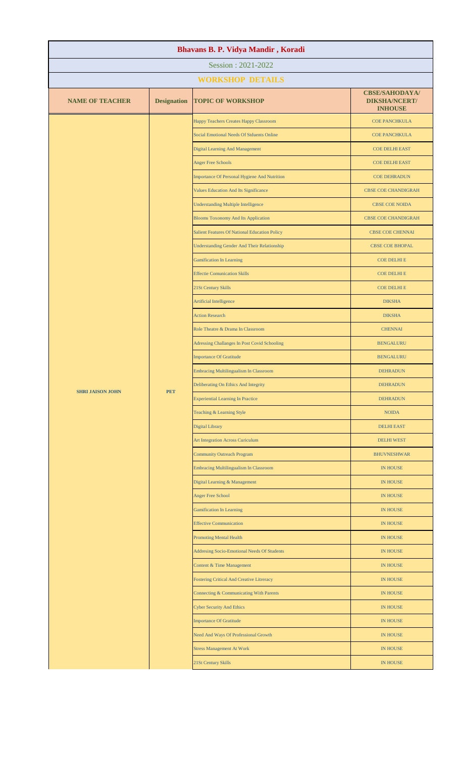# Bhavans B. P. Vidya Mandir , Koradi

Session : 2021-2022

## WORKSHOP DETAILS

| NAME OF TEACHER | Designation | TOPIC OF WORKSHOP | CBSE/SAHODAYA/ DIKSHA/NCERT/ INHOUSE |
|---|---|---|---|
| SHRI JAISON JOHN | PET | Happy Teachers Creates Happy Classroom | COE PANCHKULA |
| | | Social Emotional Needs Of Stduents Online | COE PANCHKULA |
| | | Digital Learning And Management | COE DELHI EAST |
| | | Anger Free Schools | COE DELHI EAST |
| | | Importance Of Personal Hygiene And Nutrition | COE DEHRADUN |
| | | Values Education And Its Significance | CBSE COE CHANDIGRAH |
| | | Understanding Multiple Intelligence | CBSE COE NOIDA |
| | | Blooms Toxonomy And Its Application | CBSE COE CHANDIGRAH |
| | | Salient Features Of National Education Policy | CBSE COE CHENNAI |
| | | Understanding Gender And Their Relationship | CBSE COE BHOPAL |
| | | Gamification In Learning | COE DELHI E |
| | | Effectie Comunication Skills | COE DELHI E |
| | | 21St Century Skills | COE DELHI E |
| | | Artificial Intelligence | DIKSHA |
| | | Action Research | DIKSHA |
| | | Role Theatre & Drama In Classroom | CHENNAI |
| | | Adressing Challanges In Post Covid Schooling | BENGALURU |
| | | Importance Of Gratitude | BENGALURU |
| | | Embracing Multilingualism In Classroom | DEHRADUN |
| | | Deliberating On Ethics And Integrity | DEHRADUN |
| | | Experiential Learning In Practice | DEHRADUN |
| | | Teaching & Learning Style | NOIDA |
| | | Digital Library | DELHI EAST |
| | | Art Integration Across Curiculum | DELHI WEST |
| | | Community Outreach Program | BHUVNESHWAR |
| | | Embracing Multilingualism In Classroom | IN HOUSE |
| | | Digital Learning & Management | IN HOUSE |
| | | Anger Free School | IN HOUSE |
| | | Gamification In Learning | IN HOUSE |
| | | Effective Communication | IN HOUSE |
| | | Promoting Mental Health | IN HOUSE |
| | | Addresing Socio-Emotional Needs Of Students | IN HOUSE |
| | | Content & Time Management | IN HOUSE |
| | | Fostering Critical And Creative Litreracy | IN HOUSE |
| | | Connecting & Communicating With Parents | IN HOUSE |
| | | Cyber Security And Ethics | IN HOUSE |
| | | Importance Of Gratitude | IN HOUSE |
| | | Need And Ways Of Professional Growth | IN HOUSE |
| | | Stress Management At Work | IN HOUSE |
| | | 21St Century Skills | IN HOUSE |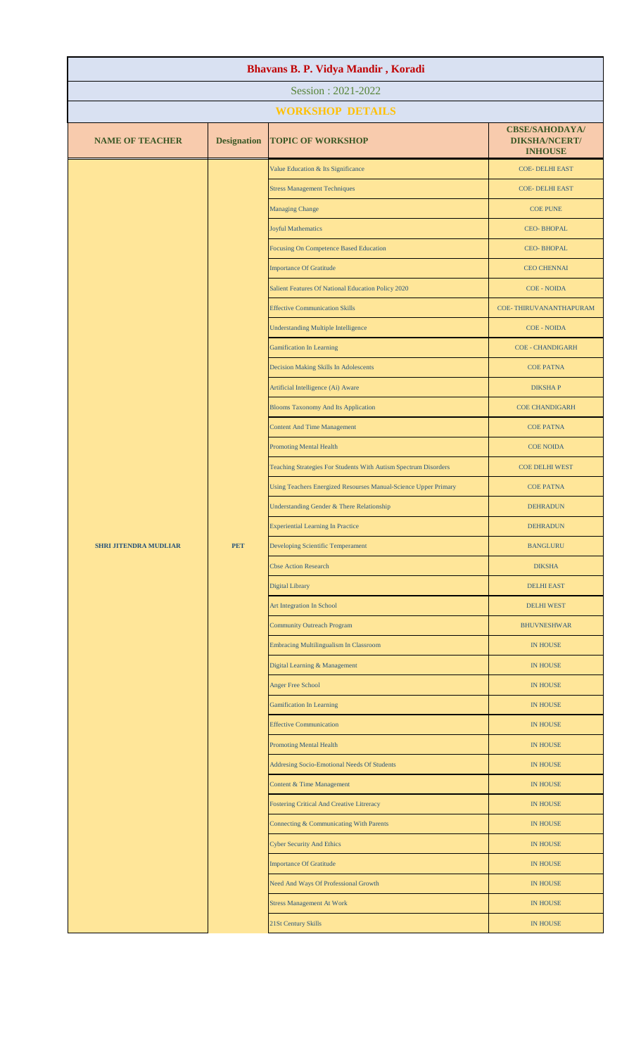# Bhavans B. P. Vidya Mandir , Koradi

Session : 2021-2022

## WORKSHOP DETAILS

| NAME OF TEACHER | Designation | TOPIC OF WORKSHOP | CBSE/SAHODAYA/ DIKSHA/NCERT/ INHOUSE |
|---|---|---|---|
| SHRI JITENDRA MUDLIAR | PET | Value Education & Its Significance | COE- DELHI EAST |
| | | Stress Management Techniques | COE- DELHI EAST |
| | | Managing Change | COE PUNE |
| | | Joyful Mathematics | CEO- BHOPAL |
| | | Focusing On Competence Based Education | CEO- BHOPAL |
| | | Importance Of Gratitude | CEO CHENNAI |
| | | Salient Features Of National Education Policy 2020 | COE - NOIDA |
| | | Effective Communication Skills | COE- THIRUVANANTHAPURAM |
| | | Understanding Multiple Intelligence | COE - NOIDA |
| | | Gamification In Learning | COE - CHANDIGARH |
| | | Decision Making Skills In Adolescents | COE PATNA |
| | | Artificial Intelligence (Ai) Aware | DIKSHA P |
| | | Blooms Taxonomy And Its Application | COE CHANDIGARH |
| | | Content And Time Management | COE PATNA |
| | | Promoting Mental Health | COE NOIDA |
| | | Teaching Strategies For Students With Autism Spectrum Disorders | COE DELHI WEST |
| | | Using Teachers Energized Resourses Manual-Science Upper Primary | COE PATNA |
| | | Understanding Gender & There Relationship | DEHRADUN |
| | | Experiential Learning In Practice | DEHRADUN |
| | | Developing Scientific Temperament | BANGLURU |
| | | Cbse Action Research | DIKSHA |
| | | Digital Library | DELHI EAST |
| | | Art Integration In School | DELHI WEST |
| | | Community Outreach Program | BHUVNESHWAR |
| | | Embracing Multilingualism In Classroom | IN HOUSE |
| | | Digital Learning & Management | IN HOUSE |
| | | Anger Free School | IN HOUSE |
| | | Gamification In Learning | IN HOUSE |
| | | Effective Communication | IN HOUSE |
| | | Promoting Mental Health | IN HOUSE |
| | | Addresing Socio-Emotional Needs Of Students | IN HOUSE |
| | | Content & Time Management | IN HOUSE |
| | | Fostering Critical And Creative Litreracy | IN HOUSE |
| | | Connecting & Communicating With Parents | IN HOUSE |
| | | Cyber Security And Ethics | IN HOUSE |
| | | Importance Of Gratitude | IN HOUSE |
| | | Need And Ways Of Professional Growth | IN HOUSE |
| | | Stress Management At Work | IN HOUSE |
| | | 21St Century Skills | IN HOUSE |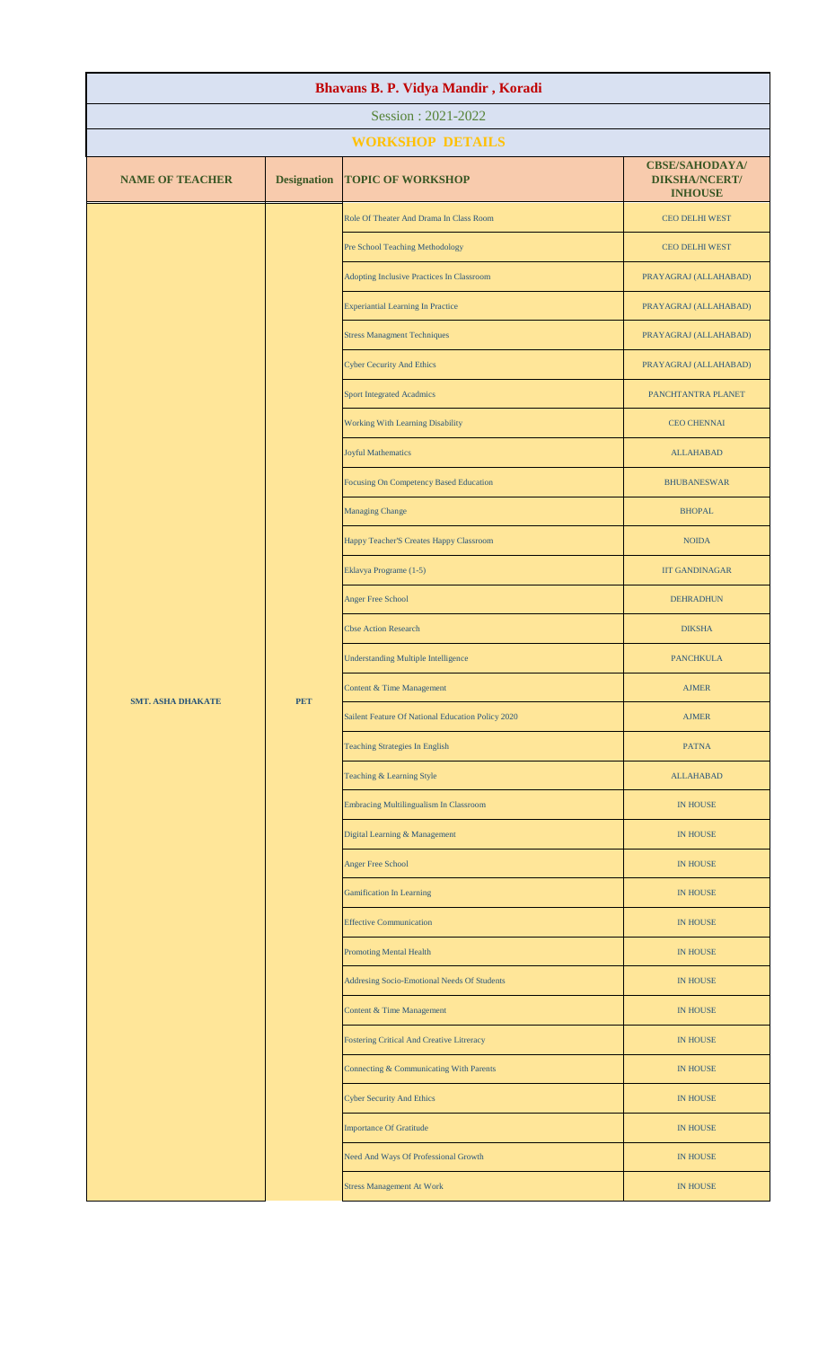# Bhavans B. P. Vidya Mandir , Koradi

Session : 2021-2022

## WORKSHOP DETAILS

| NAME OF TEACHER | Designation | TOPIC OF WORKSHOP | CBSE/SAHODAYA/ DIKSHA/NCERT/ INHOUSE |
|---|---|---|---|
| SMT. ASHA DHAKATE | PET | Role Of Theater And Drama In Class Room | CEO DELHI WEST |
| | | Pre School Teaching Methodology | CEO DELHI WEST |
| | | Adopting Inclusive Practices In Classroom | PRAYAGRAJ (ALLAHABAD) |
| | | Experiantial Learning In Practice | PRAYAGRAJ (ALLAHABAD) |
| | | Stress Managment Techniques | PRAYAGRAJ (ALLAHABAD) |
| | | Cyber Cecurity And Ethics | PRAYAGRAJ (ALLAHABAD) |
| | | Sport Integrated Acadmics | PANCHTANTRA PLANET |
| | | Working With Learning Disability | CEO CHENNAI |
| | | Joyful Mathematics | ALLAHABAD |
| | | Focusing On Competency Based Education | BHUBANESWAR |
| | | Managing Change | BHOPAL |
| | | Happy Teacher'S Creates Happy Classroom | NOIDA |
| | | Eklavya Programe (1-5) | IIT GANDINAGAR |
| | | Anger Free School | DEHRADHUN |
| | | Cbse Action Research | DIKSHA |
| | | Understanding Multiple Intelligence | PANCHKULA |
| | | Content & Time Management | AJMER |
| | | Sailent Feature Of National Education Policy 2020 | AJMER |
| | | Teaching Strategies In English | PATNA |
| | | Teaching & Learning Style | ALLAHABAD |
| | | Embracing Multilingualism In Classroom | IN HOUSE |
| | | Digital Learning & Management | IN HOUSE |
| | | Anger Free School | IN HOUSE |
| | | Gamification In Learning | IN HOUSE |
| | | Effective Communication | IN HOUSE |
| | | Promoting Mental Health | IN HOUSE |
| | | Addresing Socio-Emotional Needs Of Students | IN HOUSE |
| | | Content & Time Management | IN HOUSE |
| | | Fostering Critical And Creative Litreracy | IN HOUSE |
| | | Connecting & Communicating With Parents | IN HOUSE |
| | | Cyber Security And Ethics | IN HOUSE |
| | | Importance Of Gratitude | IN HOUSE |
| | | Need And Ways Of Professional Growth | IN HOUSE |
| | | Stress Management At Work | IN HOUSE |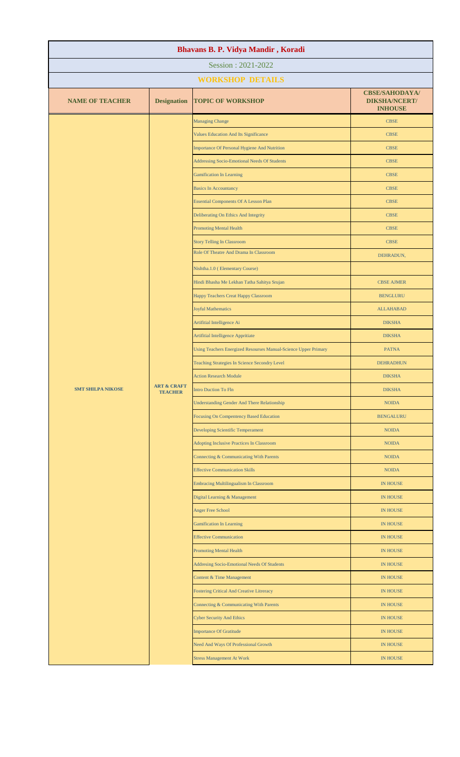# Bhavans B. P. Vidya Mandir , Koradi

## Session : 2021-2022

### WORKSHOP DETAILS

| NAME OF TEACHER | Designation | TOPIC OF WORKSHOP | CBSE/SAHODAYA/ DIKSHA/NCERT/ INHOUSE |
|---|---|---|---|
| SMT SHILPA NIKOSE | ART & CRAFT TEACHER | Managing Change | CBSE |
| | | Values Education And Its Significance | CBSE |
| | | Importance Of Personal Hygiene And Nutrition | CBSE |
| | | Addressing Socio-Emotional Needs Of Students | CBSE |
| | | Gamification In Learning | CBSE |
| | | Basics In Accountancy | CBSE |
| | | Essential Components Of A Lesson Plan | CBSE |
| | | Deliberating On Ethics And Integrity | CBSE |
| | | Promoting Mental Health | CBSE |
| | | Story Telling In Classroom | CBSE |
| | | Role Of Theatre And Drama In Classroom | DEHRADUN, |
| | | Nishtha.1.0 ( Elementary Course) | |
| | | Hindi Bhasha Me Lekhan Tatha Sahitya Srujan | CBSE AJMER |
| | | Happy Teachers Creat Happy Classroom | BENGLURU |
| | | Joyful Mathematics | ALLAHABAD |
| | | Artifitial Intelligence Ai | DIKSHA |
| | | Artifitial Intelligence Appritiate | DIKSHA |
| | | Using Teachers Energized Resourses Manual-Science Upper Primary | PATNA |
| | | Teaching Strategies In Science Secondry Level | DEHRADHUN |
| | | Action Research Module | DIKSHA |
| | | Intro Duction To Fln | DIKSHA |
| | | Understanding Gender And There Relationship | NOIDA |
| | | Focusing On Compentency Based Education | BENGALURU |
| | | Developing Scientific Temperament | NOIDA |
| | | Adopting Inclusive Practices In Classroom | NOIDA |
| | | Connecting & Communicating With Parents | NOIDA |
| | | Effective Communication Skills | NOIDA |
| | | Embracing Multilingualism In Classroom | IN HOUSE |
| | | Digital Learning & Management | IN HOUSE |
| | | Anger Free School | IN HOUSE |
| | | Gamification In Learning | IN HOUSE |
| | | Effective Communication | IN HOUSE |
| | | Promoting Mental Health | IN HOUSE |
| | | Addresing Socio-Emotional Needs Of Students | IN HOUSE |
| | | Content & Time Management | IN HOUSE |
| | | Fostering Critical And Creative Litreracy | IN HOUSE |
| | | Connecting & Communicating With Parents | IN HOUSE |
| | | Cyber Security And Ethics | IN HOUSE |
| | | Importance Of Gratitude | IN HOUSE |
| | | Need And Ways Of Professional Growth | IN HOUSE |
| | | Stress Management At Work | IN HOUSE |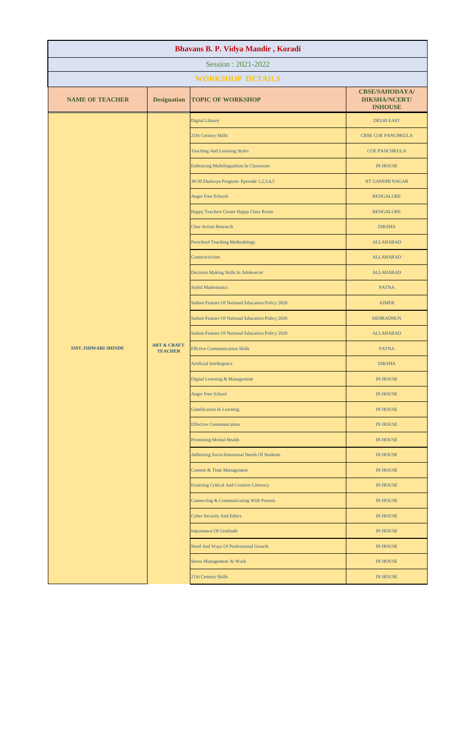# Bhavans B. P. Vidya Mandir , Koradi

Session : 2021-2022

## WORKSHOP DETAILS

| NAME OF TEACHER | Designation | TOPIC OF WORKSHOP | CBSE/SAHODAYA/ DIKSHA/NCERT/ INHOUSE |
|---|---|---|---|
| SMT. ISHWARI SHINDE | ART & CRAFT TEACHER | Digital Library | DELHI EAST |
| | | 21St Century Skills | CBSE COE PANCHKULA |
| | | Teaching And Learning Styles | COE PANCHKULA |
| | | Embracing Multilingualism In Classroom | IN HOUSE |
| | | 30-30 Ekalavya Program- Epesode 1,2,3,4,5 | IIT GANDHI NAGAR |
| | | Anger Free Schools | BENGALURE |
| | | Happy Teachers Create Happy Class Room | BENGALURE |
| | | Cbse Action Research | DIKSHA |
| | | Preschool Teaching Methodology | ALLAHABAD |
| | | Constructivism | ALLAHABAD |
| | | Decision Making Skills In Adolesecnt | ALLAHABAD |
| | | Joyful Mathematics | PATNA |
| | | Sailent Feature Of National Education Policy 2020 | AJMER |
| | | Sailent Feature Of National Education Policy 2020 | DEHRADHUN |
| | | Sailent Feature Of National Education Policy 2020 | ALLAHABAD |
| | | Effctive Communication Skills | PATNA |
| | | Artificial Intellegence | DIKSHA |
| | | Digital Learning & Management | IN HOUSE |
| | | Anger Free School | IN HOUSE |
| | | Gamification In Learning | IN HOUSE |
| | | Effective Communication | IN HOUSE |
| | | Promoting Mental Health | IN HOUSE |
| | | Addresing Socio-Emotional Needs Of Students | IN HOUSE |
| | | Content & Time Management | IN HOUSE |
| | | Fostering Critical And Creative Litreracy | IN HOUSE |
| | | Connecting & Communicating With Parents | IN HOUSE |
| | | Cyber Security And Ethics | IN HOUSE |
| | | Importance Of Gratitude | IN HOUSE |
| | | Need And Ways Of Professional Growth | IN HOUSE |
| | | Stress Management At Work | IN HOUSE |
| | | 21St Century Skills | IN HOUSE |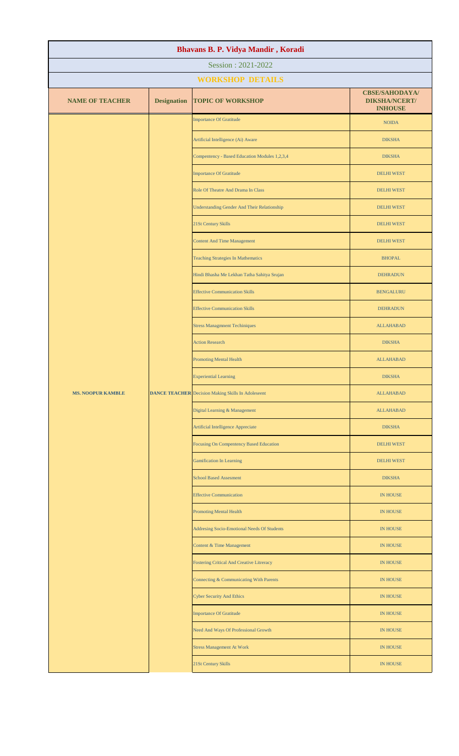# Bhavans B. P. Vidya Mandir , Koradi

Session : 2021-2022

## WORKSHOP DETAILS

| NAME OF TEACHER | Designation | TOPIC OF WORKSHOP | CBSE/SAHODAYA/ DIKSHA/NCERT/ INHOUSE |
|---|---|---|---|
| MS. NOOPUR KAMBLE | DANCE TEACHER | Importance Of Gratitude | NOIDA |
| | | Artificial Intelligence (Ai) Aware | DIKSHA |
| | | Compentency - Based Education Modules 1,2,3,4 | DIKSHA |
| | | Importance Of Gratitude | DELHI WEST |
| | | Role Of Theatre And Drama In Class | DELHI WEST |
| | | Understanding Gender And Their Relationship | DELHI WEST |
| | | 21St Century Skills | DELHI WEST |
| | | Content And Time Management | DELHI WEST |
| | | Teaching Strategies In Mathematics | BHOPAL |
| | | Hindi Bhasha Me Lekhan Tatha Sahitya Srujan | DEHRADUN |
| | | Effective Communication Skills | BENGALURU |
| | | Effective Communication Skills | DEHRADUN |
| | | Stress Managmnent Techiniques | ALLAHABAD |
| | | Action Research | DIKSHA |
| | | Promoting Mental Health | ALLAHABAD |
| | | Experiential Learning | DIKSHA |
| | | Decision Making Skills In Adoleseent | ALLAHABAD |
| | | Digital Learning & Management | ALLAHABAD |
| | | Artificial Intelligence Appreciate | DIKSHA |
| | | Focusing On Compentency Based Education | DELHI WEST |
| | | Gamification In Learning | DELHI WEST |
| | | School Based Assesment | DIKSHA |
| | | Effective Communication | IN HOUSE |
| | | Promoting Mental Health | IN HOUSE |
| | | Addresing Socio-Emotional Needs Of Students | IN HOUSE |
| | | Content & Time Management | IN HOUSE |
| | | Fostering Critical And Creative Litreracy | IN HOUSE |
| | | Connecting & Communicating With Parents | IN HOUSE |
| | | Cyber Security And Ethics | IN HOUSE |
| | | Importance Of Gratitude | IN HOUSE |
| | | Need And Ways Of Professional Growth | IN HOUSE |
| | | Stress Management At Work | IN HOUSE |
| | | 21St Century Skills | IN HOUSE |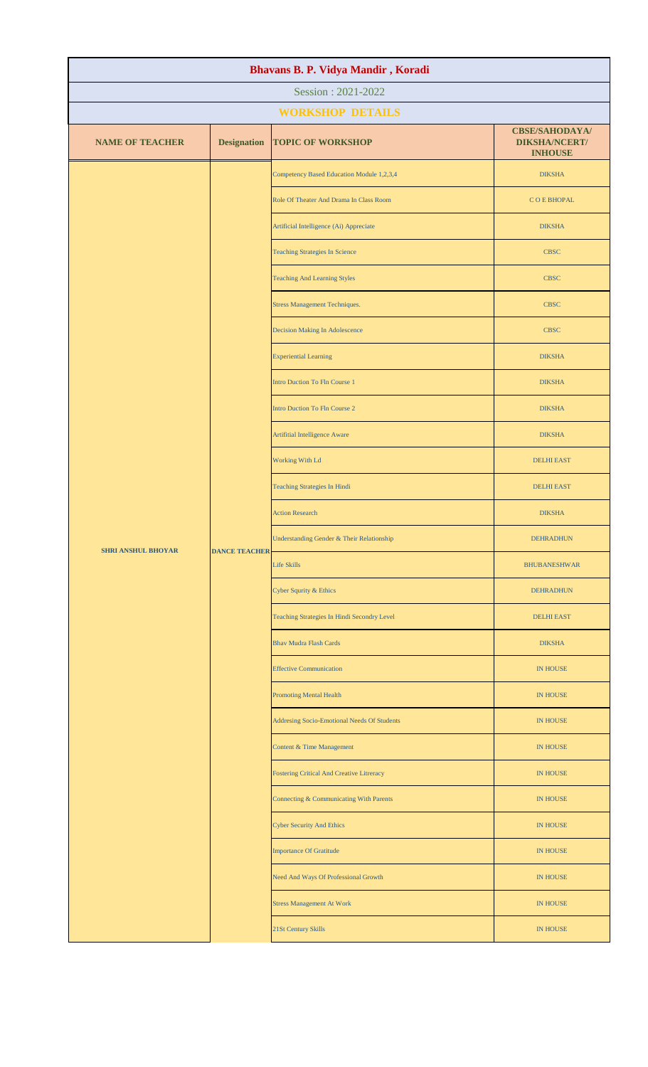# Bhavans B. P. Vidya Mandir , Koradi

Session : 2021-2022

## WORKSHOP DETAILS

| NAME OF TEACHER | Designation | TOPIC OF WORKSHOP | CBSE/SAHODAYA/ DIKSHA/NCERT/ INHOUSE |
|---|---|---|---|
| SHRI ANSHUL BHOYAR | DANCE TEACHER | Competency Based Education Module 1,2,3,4 | DIKSHA |
| | | Role Of Theater And Drama In Class Room | C O E BHOPAL |
| | | Artificial Intelligence (Ai) Appreciate | DIKSHA |
| | | Teaching Strategies In Science | CBSC |
| | | Teaching And Learning Styles | CBSC |
| | | Stress Management Techniques. | CBSC |
| | | Decision Making In Adolescence | CBSC |
| | | Experiential Learning | DIKSHA |
| | | Intro Duction To Fln Course 1 | DIKSHA |
| | | Intro Duction To Fln Course 2 | DIKSHA |
| | | Artifitial Intelligence Aware | DIKSHA |
| | | Working With Ld | DELHI EAST |
| | | Teaching Strategies In Hindi | DELHI EAST |
| | | Action Research | DIKSHA |
| | | Understanding Gender & Their Relationship | DEHRADHUN |
| | | Life Skills | BHUBANESHWAR |
| | | Cyber Squrity & Ethics | DEHRADHUN |
| | | Teaching Strategies In Hindi Secondry Level | DELHI EAST |
| | | Bhav Mudra Flash Cards | DIKSHA |
| | | Effective Communication | IN HOUSE |
| | | Promoting Mental Health | IN HOUSE |
| | | Addresing Socio-Emotional Needs Of Students | IN HOUSE |
| | | Content & Time Management | IN HOUSE |
| | | Fostering Critical And Creative Litreracy | IN HOUSE |
| | | Connecting & Communicating With Parents | IN HOUSE |
| | | Cyber Security And Ethics | IN HOUSE |
| | | Importance Of Gratitude | IN HOUSE |
| | | Need And Ways Of Professional Growth | IN HOUSE |
| | | Stress Management At Work | IN HOUSE |
| | | 21St Century Skills | IN HOUSE |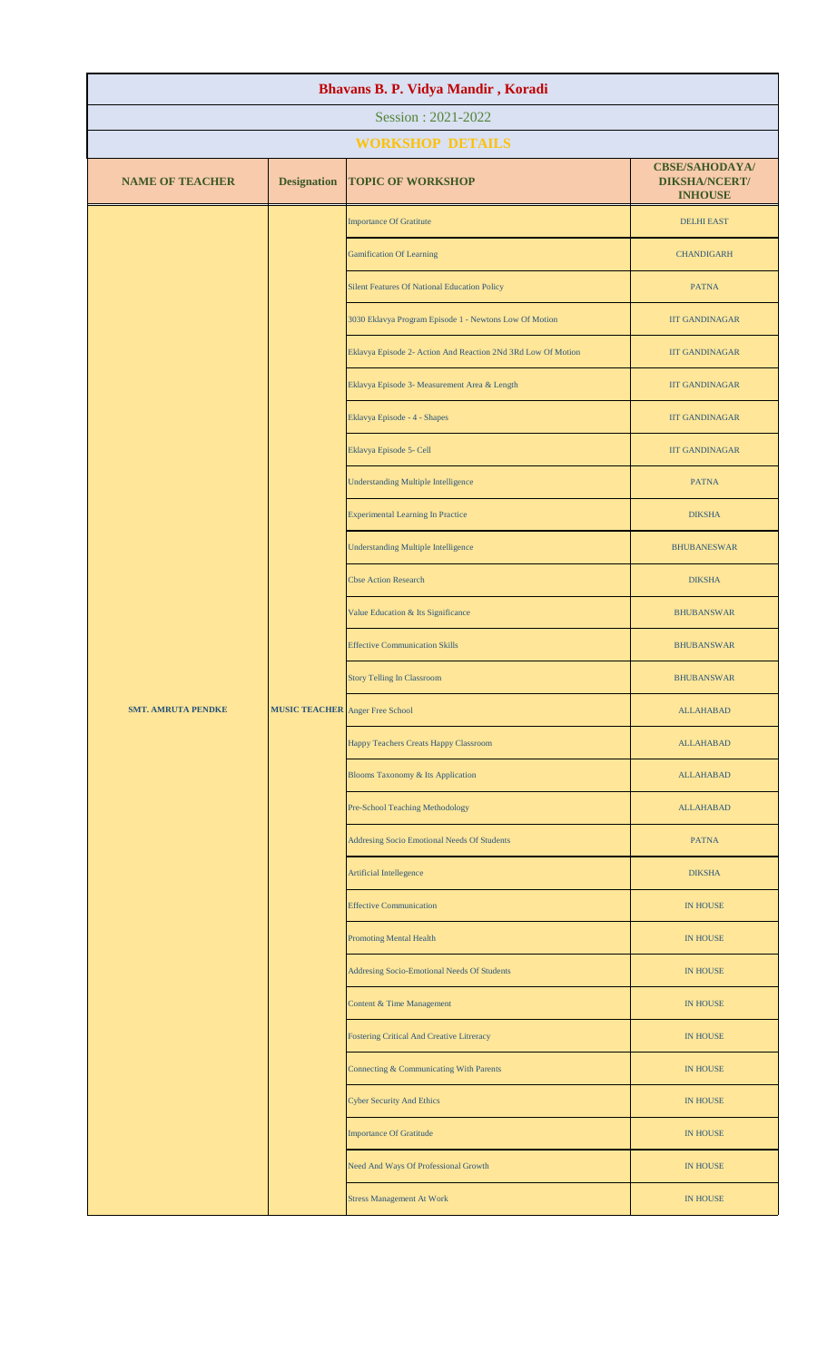# Bhavans B. P. Vidya Mandir , Koradi

## Session : 2021-2022

### WORKSHOP DETAILS

| NAME OF TEACHER | Designation | TOPIC OF WORKSHOP | CBSE/SAHODAYA/ DIKSHA/NCERT/ INHOUSE |
|---|---|---|---|
| SMT. AMRUTA PENDKE | MUSIC TEACHER | Importance Of Gratitute | DELHI EAST |
| | | Gamification Of Learning | CHANDIGARH |
| | | Silent Features Of National Education Policy | PATNA |
| | | 3030 Eklavya Program Episode 1 - Newtons Low Of Motion | IIT GANDINAGAR |
| | | Eklavya Episode 2- Action And Reaction 2Nd 3Rd Low Of Motion | IIT GANDINAGAR |
| | | Eklavya Episode 3- Measurement Area & Length | IIT GANDINAGAR |
| | | Eklavya Episode - 4 - Shapes | IIT GANDINAGAR |
| | | Eklavya Episode 5- Cell | IIT GANDINAGAR |
| | | Understanding Multiple Intelligence | PATNA |
| | | Experimental Learning In Practice | DIKSHA |
| | | Understanding Multiple Intelligence | BHUBANESWAR |
| | | Cbse Action Research | DIKSHA |
| | | Value Education & Its Significance | BHUBANSWAR |
| | | Effective Communication Skills | BHUBANSWAR |
| | | Story Telling In Classroom | BHUBANSWAR |
| | | Anger Free School | ALLAHABAD |
| | | Happy Teachers Creats Happy Classroom | ALLAHABAD |
| | | Blooms Taxonomy & Its Application | ALLAHABAD |
| | | Pre-School Teaching Methodology | ALLAHABAD |
| | | Addresing Socio Emotional Needs Of Students | PATNA |
| | | Artificial Intellegence | DIKSHA |
| | | Effective Communication | IN HOUSE |
| | | Promoting Mental Health | IN HOUSE |
| | | Addresing Socio-Emotional Needs Of Students | IN HOUSE |
| | | Content & Time Management | IN HOUSE |
| | | Fostering Critical And Creative Litreracy | IN HOUSE |
| | | Connecting & Communicating With Parents | IN HOUSE |
| | | Cyber Security And Ethics | IN HOUSE |
| | | Importance Of Gratitude | IN HOUSE |
| | | Need And Ways Of Professional Growth | IN HOUSE |
| | | Stress Management At Work | IN HOUSE |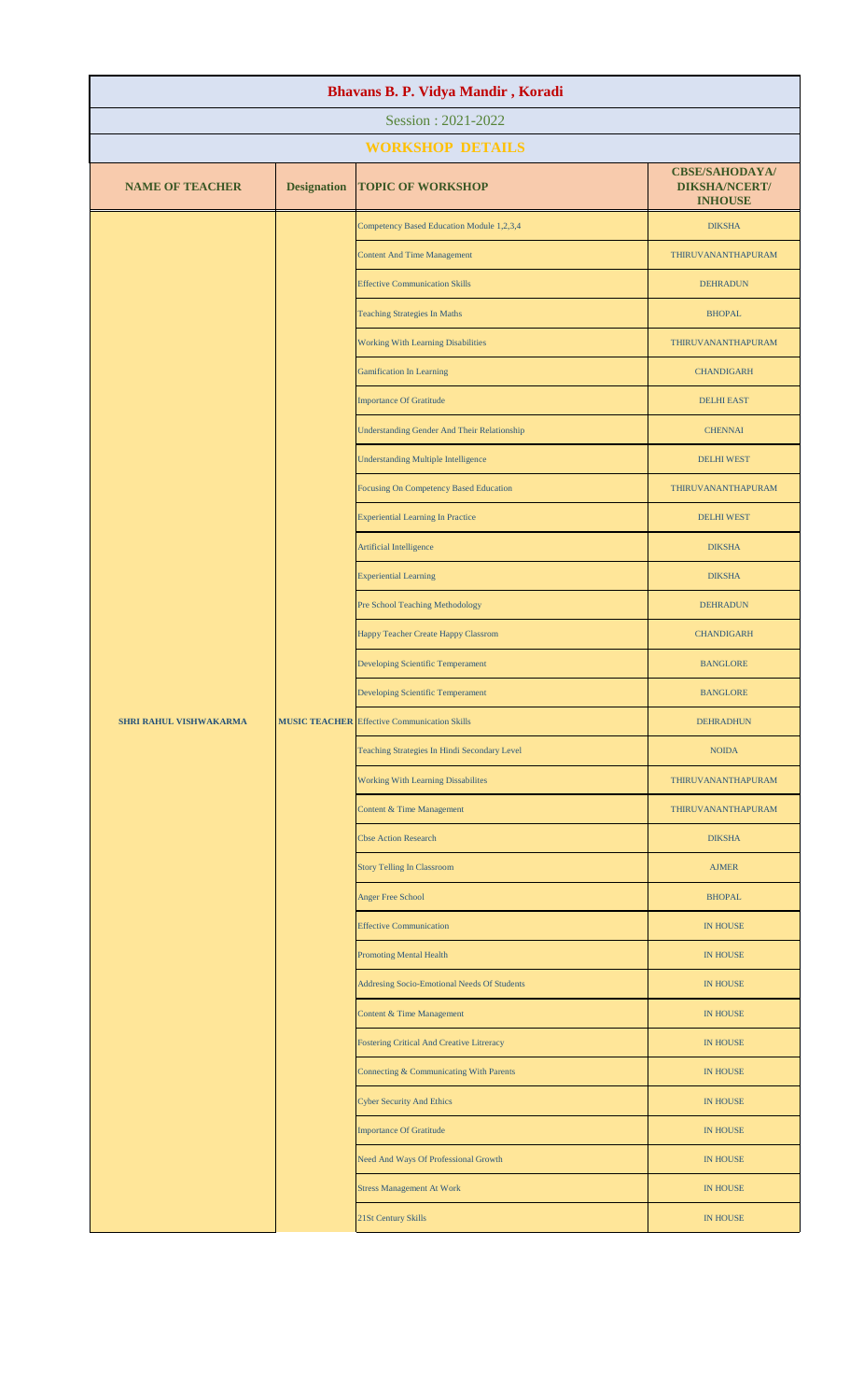# Bhavans B. P. Vidya Mandir , Koradi

## Session : 2021-2022

### WORKSHOP DETAILS

| NAME OF TEACHER | Designation | TOPIC OF WORKSHOP | CBSE/SAHODAYA/ DIKSHA/NCERT/ INHOUSE |
|---|---|---|---|
| SHRI RAHUL VISHWAKARMA | MUSIC TEACHER | Competency Based Education Module 1,2,3,4 | DIKSHA |
| | | Content And Time Management | THIRUVANANTHAPURAM |
| | | Effective Communication Skills | DEHRADUN |
| | | Teaching Strategies In Maths | BHOPAL |
| | | Working With Learning Disabilities | THIRUVANANTHAPURAM |
| | | Gamification In Learning | CHANDIGARH |
| | | Importance Of Gratitude | DELHI EAST |
| | | Understanding Gender And Their Relationship | CHENNAI |
| | | Understanding Multiple Intelligence | DELHI WEST |
| | | Focusing On Competency Based Education | THIRUVANANTHAPURAM |
| | | Experiential Learning In Practice | DELHI WEST |
| | | Artificial Intelligence | DIKSHA |
| | | Experiential Learning | DIKSHA |
| | | Pre School Teaching Methodology | DEHRADUN |
| | | Happy Teacher Create Happy Classrom | CHANDIGARH |
| | | Developing Scientific Temperament | BANGLORE |
| | | Developing Scientific Temperament | BANGLORE |
| | | Effective Communication Skills | DEHRADHUN |
| | | Teaching Strategies In Hindi Secondary Level | NOIDA |
| | | Working With Learning Dissabilites | THIRUVANANTHAPURAM |
| | | Content & Time Management | THIRUVANANTHAPURAM |
| | | Cbse Action Research | DIKSHA |
| | | Story Telling In Classroom | AJMER |
| | | Anger Free School | BHOPAL |
| | | Effective Communication | IN HOUSE |
| | | Promoting Mental Health | IN HOUSE |
| | | Addresing Socio-Emotional Needs Of Students | IN HOUSE |
| | | Content & Time Management | IN HOUSE |
| | | Fostering Critical And Creative Litreracy | IN HOUSE |
| | | Connecting & Communicating With Parents | IN HOUSE |
| | | Cyber Security And Ethics | IN HOUSE |
| | | Importance Of Gratitude | IN HOUSE |
| | | Need And Ways Of Professional Growth | IN HOUSE |
| | | Stress Management At Work | IN HOUSE |
| | | 21St Century Skills | IN HOUSE |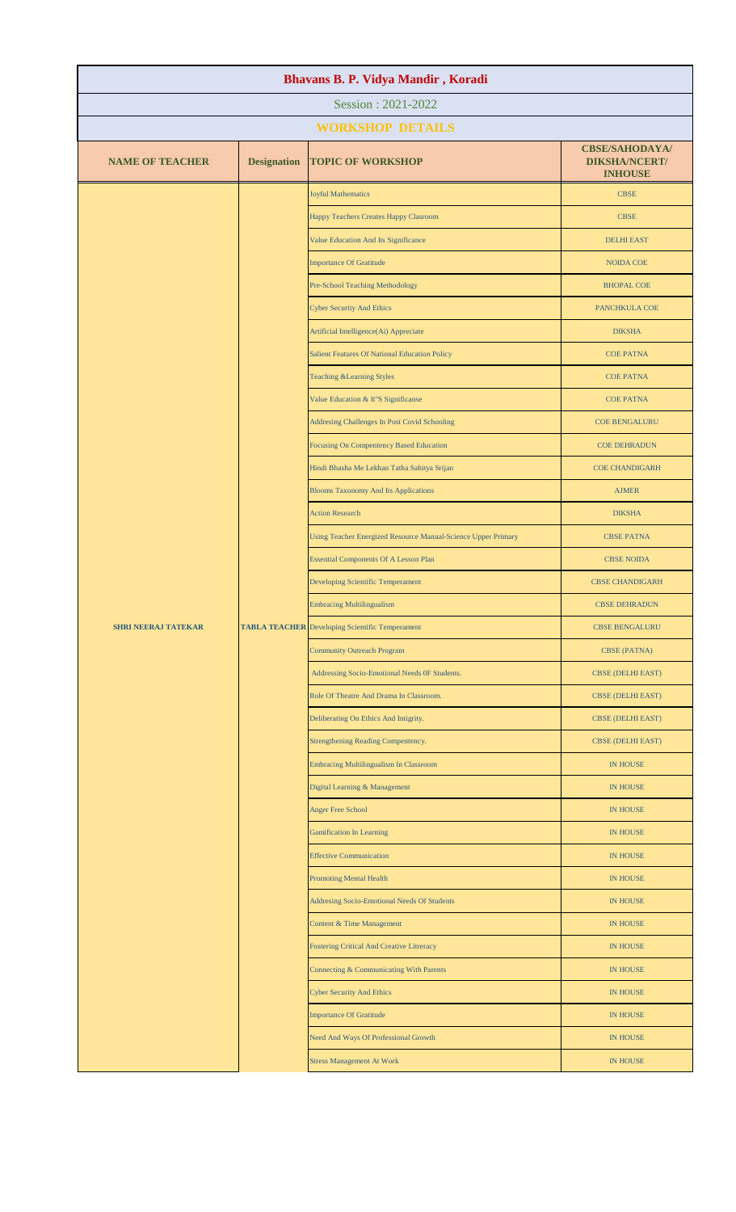| Bhavans B. P. Vidya Mandir , Koradi | | | |
|---|---|---|---|
| Session : 2021-2022 | | | |
| **WORKSHOP DETAILS** | | | |
| **NAME OF TEACHER** | **Designation** | **TOPIC OF WORKSHOP** | **CBSE/SAHODAYA/ DIKSHA/NCERT/ INHOUSE** |
| **SHRI NEERAJ TATEKAR** | **TABLA TEACHER** | Joyful Mathematics | CBSE |
| | | Happy Teachers Creates Happy Clasroom | CBSE |
| | | Value Education And Its Significance | DELHI EAST |
| | | Importance Of Gratitude | NOIDA COE |
| | | Pre-School Teaching Methodology | BHOPAL COE |
| | | Cyber Security And Ethics | PANCHKULA COE |
| | | Artificial Intelligence(Ai) Appreciate | DIKSHA |
| | | Salient Features Of National Education Policy | COE PATNA |
| | | Teaching &Learning Styles | COE PATNA |
| | | Value Education & It"S Significanse | COE PATNA |
| | | Addresing Challenges In Post Covid Schooling | COE BENGALURU |
| | | Focusing On Compentency Based Education | COE DEHRADUN |
| | | Hindi Bhasha Me Lekhan Tatha Sahitya Srijan | COE CHANDIGARH |
| | | Blooms Taxonomy And Its Applications | AJMER |
| | | Action Research | DIKSHA |
| | | Using Teacher Energized Resource Manual-Science Upper Primary | CBSE PATNA |
| | | Essential Components Of A Lesson Plan | CBSE NOIDA |
| | | Developing Scientific Temperament | CBSE CHANDIGARH |
| | | Embracing Multilingualism | CBSE DEHRADUN |
| | | Developing Scientific Temperament | CBSE BENGALURU |
| | | Community Outreach Program | CBSE (PATNA) |
| | | Addressing Socio-Emotional Needs 0F Students. | CBSE (DELHI EAST) |
| | | Role Of Theatre And Drama In Classroom. | CBSE (DELHI EAST) |
| | | Deliberating On Ethics And Intigrity. | CBSE (DELHI EAST) |
| | | Strengthening Reading Compentency. | CBSE (DELHI EAST) |
| | | Embracing Multilingualism In Classroom | IN HOUSE |
| | | Digital Learning & Management | IN HOUSE |
| | | Anger Free School | IN HOUSE |
| | | Gamification In Learning | IN HOUSE |
| | | Effective Communication | IN HOUSE |
| | | Promoting Mental Health | IN HOUSE |
| | | Addresing Socio-Emotional Needs Of Students | IN HOUSE |
| | | Content & Time Management | IN HOUSE |
| | | Fostering Critical And Creative Litreracy | IN HOUSE |
| | | Connecting & Communicating With Parents | IN HOUSE |
| | | Cyber Security And Ethics | IN HOUSE |
| | | Importance Of Gratitude | IN HOUSE |
| | | Need And Ways Of Professional Growth | IN HOUSE |
| | | Stress Management At Work | IN HOUSE |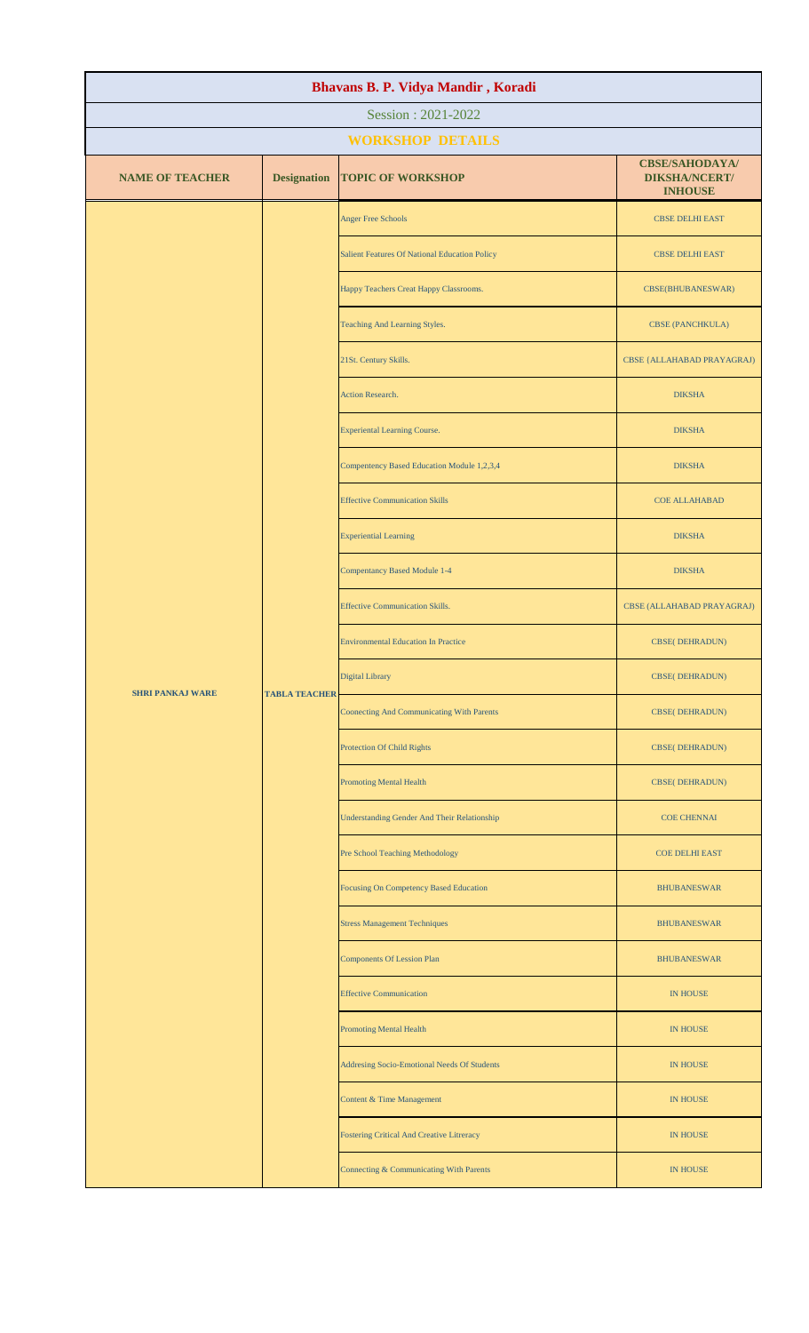# Bhavans B. P. Vidya Mandir , Koradi

## Session : 2021-2022

## WORKSHOP DETAILS

| NAME OF TEACHER | Designation | TOPIC OF WORKSHOP | CBSE/SAHODAYA/ DIKSHA/NCERT/ INHOUSE |
|---|---|---|---|
| SHRI PANKAJ WARE | TABLA TEACHER | Anger Free Schools | CBSE DELHI EAST |
| | | Salient Features Of National Education Policy | CBSE DELHI EAST |
| | | Happy Teachers Creat Happy Classrooms. | CBSE(BHUBANESWAR) |
| | | Teaching And Learning Styles. | CBSE (PANCHKULA) |
| | | 21St. Century Skills. | CBSE {ALLAHABAD PRAYAGRAJ) |
| | | Action Research. | DIKSHA |
| | | Experiental Learning Course. | DIKSHA |
| | | Compentency Based Education Module 1,2,3,4 | DIKSHA |
| | | Effective Communication Skills | COE ALLAHABAD |
| | | Experiential Learning | DIKSHA |
| | | Compentancy Based Module 1-4 | DIKSHA |
| | | Effective Communication Skills. | CBSE (ALLAHABAD PRAYAGRAJ) |
| | | Environmental Education In Practice | CBSE( DEHRADUN) |
| | | Digital Library | CBSE( DEHRADUN) |
| | | Coonecting And Communicating With Parents | CBSE( DEHRADUN) |
| | | Protection Of Child Rights | CBSE( DEHRADUN) |
| | | Promoting Mental Health | CBSE( DEHRADUN) |
| | | Understanding Gender And Their Relationship | COE CHENNAI |
| | | Pre School Teaching Methodology | COE DELHI EAST |
| | | Focusing On Competency Based Education | BHUBANESWAR |
| | | Stress Management Techniques | BHUBANESWAR |
| | | Components Of Lesson Plan | BHUBANESWAR |
| | | Effective Communication | IN HOUSE |
| | | Promoting Mental Health | IN HOUSE |
| | | Addresing Socio-Emotional Needs Of Students | IN HOUSE |
| | | Content & Time Management | IN HOUSE |
| | | Fostering Critical And Creative Litreracy | IN HOUSE |
| | | Connecting & Communicating With Parents | IN HOUSE |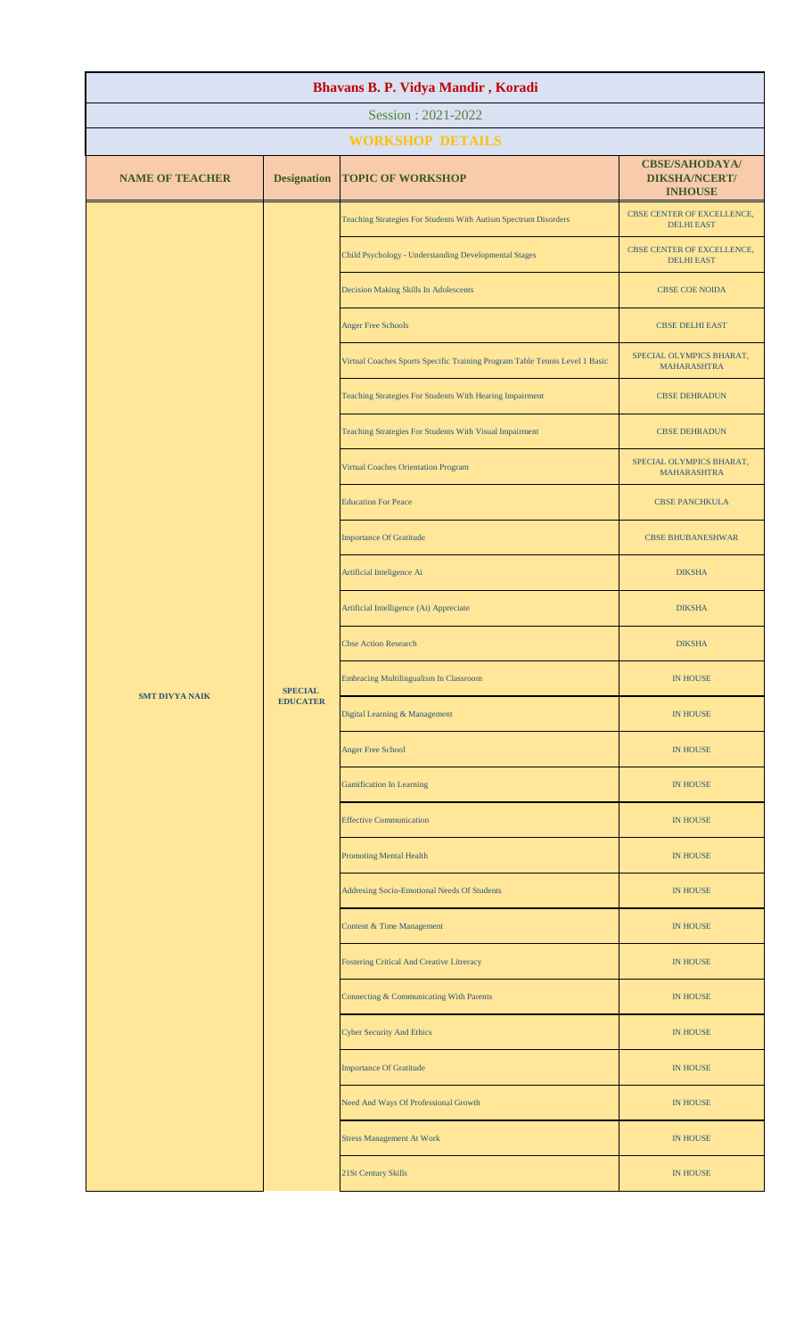# Bhavans B. P. Vidya Mandir , Koradi

Session : 2021-2022

## WORKSHOP DETAILS

| NAME OF TEACHER | Designation | TOPIC OF WORKSHOP | CBSE/SAHODAYA/ DIKSHA/NCERT/ INHOUSE |
|---|---|---|---|
| SMT DIVYA NAIK | SPECIAL EDUCATER | Teaching Strategies For Students With Autism Spectrum Disorders | CBSE CENTER OF EXCELLENCE, DELHI EAST |
| | | Child Psychology - Understanding Developmental Stages | CBSE CENTER OF EXCELLENCE, DELHI EAST |
| | | Decision Making Skills In Adolescents | CBSE COE NOIDA |
| | | Anger Free Schools | CBSE DELHI EAST |
| | | Virtual Coaches Sports Specific Training Program Table Tennis Level 1 Basic | SPECIAL OLYMPICS BHARAT, MAHARASHTRA |
| | | Teaching Strategies For Students With Hearing Impairment | CBSE DEHRADUN |
| | | Teaching Strategies For Students With Visual Impairment | CBSE DEHRADUN |
| | | Virtual Coaches Orientation Program | SPECIAL OLYMPICS BHARAT, MAHARASHTRA |
| | | Education For Peace | CBSE PANCHKULA |
| | | Importance Of Gratitude | CBSE BHUBANESHWAR |
| | | Artificial Inteligence Ai | DIKSHA |
| | | Artificial Intelligence (Ai) Appreciate | DIKSHA |
| | | Cbse Action Research | DIKSHA |
| | | Embracing Multilingualism In Classroom | IN HOUSE |
| | | Digital Learning & Management | IN HOUSE |
| | | Anger Free School | IN HOUSE |
| | | Gamification In Learning | IN HOUSE |
| | | Effective Communication | IN HOUSE |
| | | Promoting Mental Health | IN HOUSE |
| | | Addresing Socio-Emotional Needs Of Students | IN HOUSE |
| | | Content & Time Management | IN HOUSE |
| | | Fostering Critical And Creative Litreracy | IN HOUSE |
| | | Connecting & Communicating With Parents | IN HOUSE |
| | | Cyber Security And Ethics | IN HOUSE |
| | | Importance Of Gratitude | IN HOUSE |
| | | Need And Ways Of Professional Growth | IN HOUSE |
| | | Stress Management At Work | IN HOUSE |
| | | 21St Century Skills | IN HOUSE |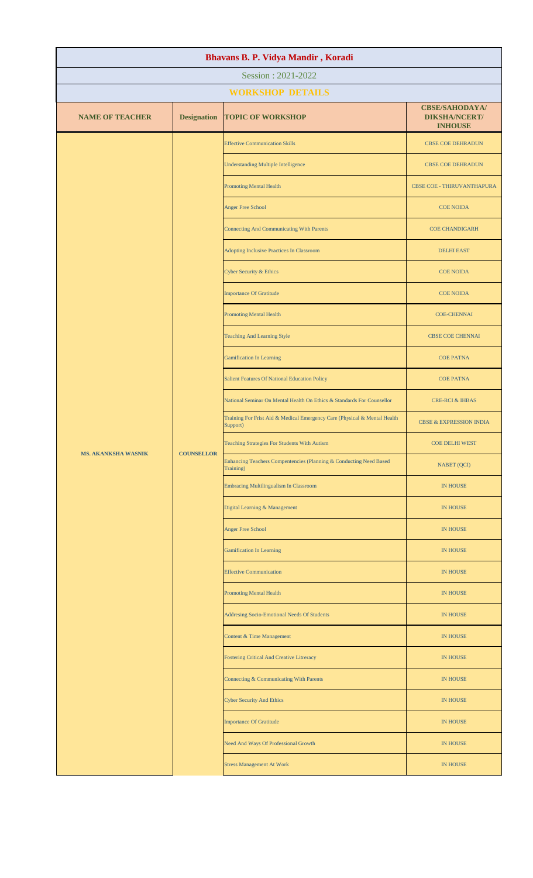# Bhavans B. P. Vidya Mandir , Koradi

Session : 2021-2022

## WORKSHOP DETAILS

| NAME OF TEACHER | Designation | TOPIC OF WORKSHOP | CBSE/SAHODAYA/ DIKSHA/NCERT/ INHOUSE |
|---|---|---|---|
| MS. AKANKSHA WASNIK | COUNSELLOR | Effective Communication Skills | CBSE COE DEHRADUN |
| | | Understanding Multiple Intelligence | CBSE COE DEHRADUN |
| | | Promoting Mental Health | CBSE COE - THIRUVANTHAPURA |
| | | Anger Free School | COE NOIDA |
| | | Connecting And Communicating With Parents | COE CHANDIGARH |
| | | Adopting Inclusive Practices In Classroom | DELHI EAST |
| | | Cyber Security & Ethics | COE NOIDA |
| | | Importance Of Gratitude | COE NOIDA |
| | | Promoting Mental Health | COE-CHENNAI |
| | | Teaching And Learning Style | CBSE COE CHENNAI |
| | | Gamification In Learning | COE PATNA |
| | | Salient Features Of National Education Policy | COE PATNA |
| | | National Seminar On Mental Health On Ethics & Standards For Counsellor | CRE-RCI & IHBAS |
| | | Training For Frist Aid & Medical Emergency Care (Physical & Mental Health Support) | CBSE & EXPRESSION INDIA |
| | | Teaching Strategies For Students With Autism | COE DELHI WEST |
| | | Enhancing Teachers Compentencies (Planning & Conducting Need Based Training) | NABET (QCI) |
| | | Embracing Multilingualism In Classroom | IN HOUSE |
| | | Digital Learning & Management | IN HOUSE |
| | | Anger Free School | IN HOUSE |
| | | Gamification In Learning | IN HOUSE |
| | | Effective Communication | IN HOUSE |
| | | Promoting Mental Health | IN HOUSE |
| | | Addresing Socio-Emotional Needs Of Students | IN HOUSE |
| | | Content & Time Management | IN HOUSE |
| | | Fostering Critical And Creative Litreracy | IN HOUSE |
| | | Connecting & Communicating With Parents | IN HOUSE |
| | | Cyber Security And Ethics | IN HOUSE |
| | | Importance Of Gratitude | IN HOUSE |
| | | Need And Ways Of Professional Growth | IN HOUSE |
| | | Stress Management At Work | IN HOUSE |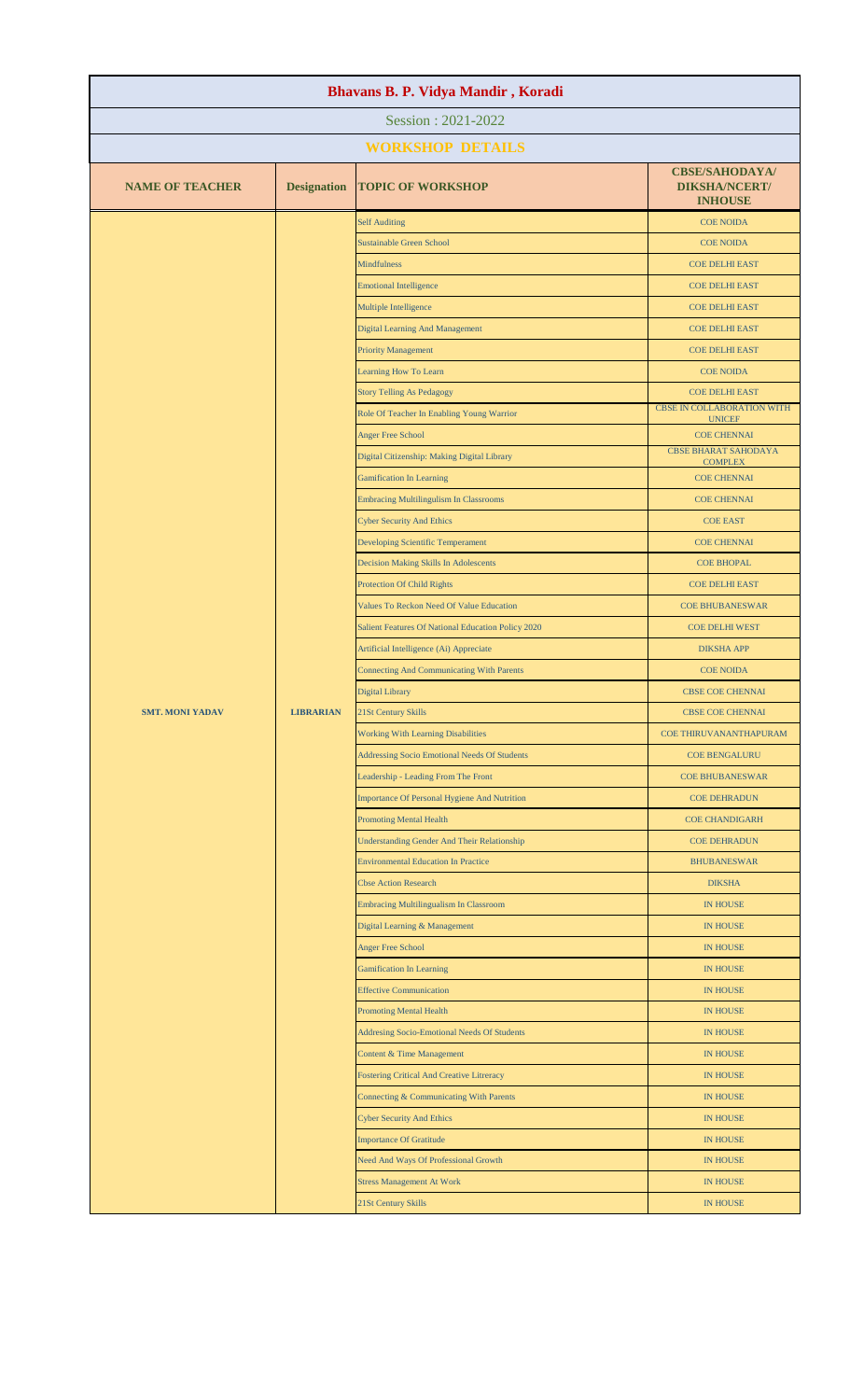# Bhavans B. P. Vidya Mandir , Koradi

## Session : 2021-2022

## WORKSHOP DETAILS

| NAME OF TEACHER | Designation | TOPIC OF WORKSHOP | CBSE/SAHODAYA/ DIKSHA/NCERT/ INHOUSE |
|---|---|---|---|
| SMT. MONI YADAV | LIBRARIAN | Self Auditing | COE NOIDA |
| | | Sustainable Green School | COE NOIDA |
| | | Mindfulness | COE DELHI EAST |
| | | Emotional Intelligence | COE DELHI EAST |
| | | Multiple Intelligence | COE DELHI EAST |
| | | Digital Learning And Management | COE DELHI EAST |
| | | Priority Management | COE DELHI EAST |
| | | Learning How To Learn | COE NOIDA |
| | | Story Telling As Pedagogy | COE DELHI EAST |
| | | Role Of Teacher In Enabling Young Warrior | CBSE IN COLLABORATION WITH UNICEF |
| | | Anger Free School | COE CHENNAI |
| | | Digital Citizenship: Making Digital Library | CBSE BHARAT SAHODAYA COMPLEX |
| | | Gamification In Learning | COE CHENNAI |
| | | Embracing Multilingulism In Classrooms | COE CHENNAI |
| | | Cyber Security And Ethics | COE EAST |
| | | Developing Scientific Temperament | COE CHENNAI |
| | | Decision Making Skills In Adolescents | COE BHOPAL |
| | | Protection Of Child Rights | COE DELHI EAST |
| | | Values To Reckon Need Of Value Education | COE BHUBANESWAR |
| | | Salient Features Of National Education Policy 2020 | COE DELHI WEST |
| | | Artificial Intelligence (Ai) Appreciate | DIKSHA APP |
| | | Connecting And Communicating With Parents | COE NOIDA |
| | | Digital Library | CBSE COE CHENNAI |
| | | 21St Century Skills | CBSE COE CHENNAI |
| | | Working With Learning Disabilities | COE THIRUVANANTHAPURAM |
| | | Addressing Socio Emotional Needs Of Students | COE BENGALURU |
| | | Leadership - Leading From The Front | COE BHUBANESWAR |
| | | Importance Of Personal Hygiene And Nutrition | COE DEHRADUN |
| | | Promoting Mental Health | COE CHANDIGARH |
| | | Understanding Gender And Their Relationship | COE DEHRADUN |
| | | Environmental Education In Practice | BHUBANESWAR |
| | | Cbse Action Research | DIKSHA |
| | | Embracing Multilingualism In Classroom | IN HOUSE |
| | | Digital Learning & Management | IN HOUSE |
| | | Anger Free School | IN HOUSE |
| | | Gamification In Learning | IN HOUSE |
| | | Effective Communication | IN HOUSE |
| | | Promoting Mental Health | IN HOUSE |
| | | Addresing Socio-Emotional Needs Of Students | IN HOUSE |
| | | Content & Time Management | IN HOUSE |
| | | Fostering Critical And Creative Litreracy | IN HOUSE |
| | | Connecting & Communicating With Parents | IN HOUSE |
| | | Cyber Security And Ethics | IN HOUSE |
| | | Importance Of Gratitude | IN HOUSE |
| | | Need And Ways Of Professional Growth | IN HOUSE |
| | | Stress Management At Work | IN HOUSE |
| | | 21St Century Skills | IN HOUSE |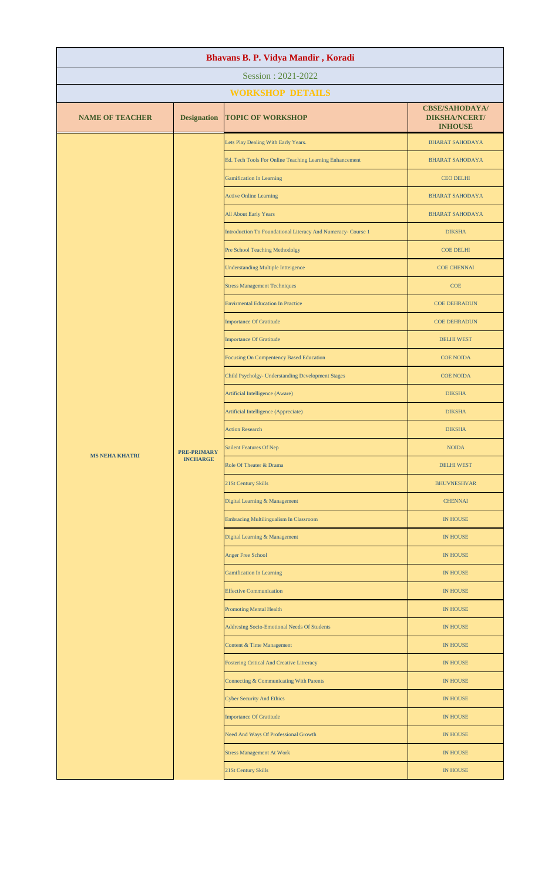# Bhavans B. P. Vidya Mandir , Koradi

Session : 2021-2022

## WORKSHOP DETAILS

| NAME OF TEACHER | Designation | TOPIC OF WORKSHOP | CBSE/SAHODAYA/ DIKSHA/NCERT/ INHOUSE |
|---|---|---|---|
| MS NEHA KHATRI | PRE-PRIMARY INCHARGE | Lets Play Dealing With Early Years. | BHARAT SAHODAYA |
| | | Ed. Tech Tools For Online Teaching Learning Enhancement | BHARAT SAHODAYA |
| | | Gamification In Learning | CEO DELHI |
| | | Active Online Learning | BHARAT SAHODAYA |
| | | All About Early Years | BHARAT SAHODAYA |
| | | Introduction To Foundational Literacy And Numeracy- Course 1 | DIKSHA |
| | | Pre School Teaching Methodolgy | COE DELHI |
| | | Understanding Multiple Intteigence | COE CHENNAI |
| | | Stress Management Techniques | COE |
| | | Envirmental Education In Practice | COE DEHRADUN |
| | | Importance Of Gratitude | COE DEHRADUN |
| | | Importance Of Gratitude | DELHI WEST |
| | | Focusing On Compentency Based Education | COE NOIDA |
| | | Child Psycholgy- Understanding Development Stages | COE NOIDA |
| | | Artificial Intelligence (Aware) | DIKSHA |
| | | Artificial Intelligence (Appreciate) | DIKSHA |
| | | Action Research | DIKSHA |
| | | Sailent Features Of Nep | NOIDA |
| | | Role Of Theater & Drama | DELHI WEST |
| | | 21St Century Skills | BHUVNESHVAR |
| | | Digital Learning & Management | CHENNAI |
| | | Embracing Multilingualism In Classroom | IN HOUSE |
| | | Digital Learning & Management | IN HOUSE |
| | | Anger Free School | IN HOUSE |
| | | Gamification In Learning | IN HOUSE |
| | | Effective Communication | IN HOUSE |
| | | Promoting Mental Health | IN HOUSE |
| | | Addresing Socio-Emotional Needs Of Students | IN HOUSE |
| | | Content & Time Management | IN HOUSE |
| | | Fostering Critical And Creative Litreracy | IN HOUSE |
| | | Connecting & Communicating With Parents | IN HOUSE |
| | | Cyber Security And Ethics | IN HOUSE |
| | | Importance Of Gratitude | IN HOUSE |
| | | Need And Ways Of Professional Growth | IN HOUSE |
| | | Stress Management At Work | IN HOUSE |
| | | 21St Century Skills | IN HOUSE |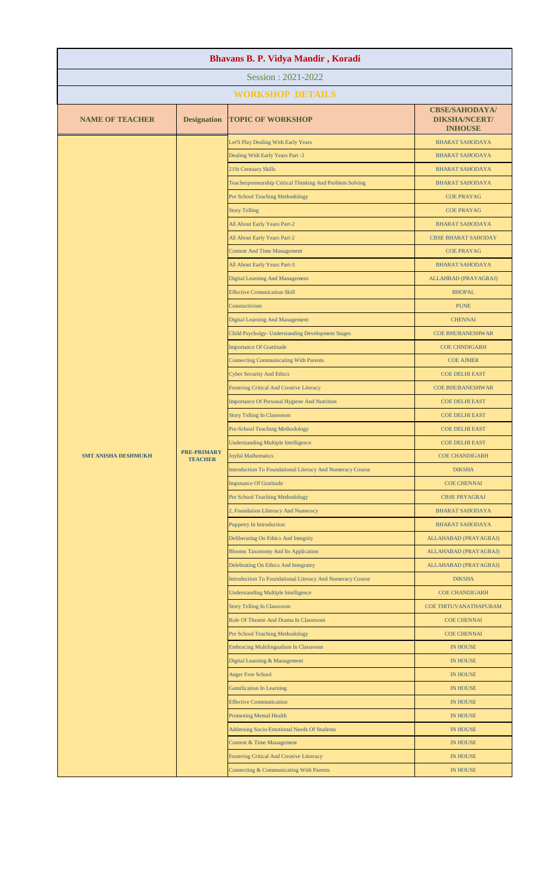# Bhavans B. P. Vidya Mandir , Koradi

Session : 2021-2022

## WORKSHOP DETAILS

| NAME OF TEACHER | Designation | TOPIC OF WORKSHOP | CBSE/SAHODAYA/ DIKSHA/NCERT/ INHOUSE |
|---|---|---|---|
| SMT ANISHA DESHMUKH | PRE-PRIMARY TEACHER | Let'S Play Dealing With Early Years | BHARAT SAHODAYA |
| | | Dealing With Early Years Part -2 | BHARAT SAHODAYA |
| | | 21St Centuary Skills | BHARAT SAHODAYA |
| | | Teacherpreneurship Critical Thinking And Problem Solving | BHARAT SAHODAYA |
| | | Pre School Teaching Methodology | COE PRAYAG |
| | | Story Telling | COE PRAYAG |
| | | All About Early Years Part-2 | BHARAT SAHODAYA |
| | | All About Early Years Part-2 | CBSE BHARAT SAHODAY |
| | | Content And Time Management | COE PRAYAG |
| | | All About Early Years Part-3 | BHARAT SAHODAYA |
| | | Digital Learning And Management | ALLAHABAD (PRAYAGRAJ) |
| | | Effective Comunication Skill | BHOPAL |
| | | Constuctivism | PUNE |
| | | Digital Learning And Management | CHENNAI |
| | | Child Psycholgy- Understanding Development Stages | COE BHUBANESHWAR |
| | | Importance Of Grattitude | COE CHNDIGARH |
| | | Connecting Communicating With Parents | COE AJMER |
| | | Cyber Security And Ethics | COE DELHI EAST |
| | | Fostering Critical And Creative Literacy | COE BHUBANESHWAR |
| | | Importance Of Personal Hygiene And Nutrition | COE DELHI EAST |
| | | Story Telling In Classroom | COE DELHI EAST |
| | | Pre-School Teaching Methodology | COE DELHI EAST |
| | | Understanding Multiple Intelligence | COE DELHI EAST |
| | | Joyful Mathematics | COE CHANDIGARH |
| | | Introduction To Foundational Literacy And Numeracy Course | DIKSHA |
| | | Impotance Of Gratitude | COE CHENNAI |
| | | Pre School Teaching Methodology | CBSE PRYAGRAJ |
| | | 2. Foundation Lliteracy And Numeracy | BHARAT SAHODAYA |
| | | Puppetry In Introduction | BHARAT SAHODAYA |
| | | Deliberating On Ethics And Integrity | ALLAHABAD (PRAYAGRAJ) |
| | | Blooms Taxonomy And Its Application | ALLAHABAD (PRAYAGRAJ) |
| | | Delebrating On Ethics And Integratey | ALLAHABAD (PRAYAGRAJ) |
| | | Introduction To Foundational Literacy And Numeracy Course | DIKSHA |
| | | Understanding Multiple Intelligence | COE CHANDIGARH |
| | | Story Telling In Classroom | COE THITUVANATHAPURAM |
| | | Role Of Theatre And Drama In Classroom | COE CHENNAI |
| | | Pre School Teaching Methodology | COE CHENNAI |
| | | Embracing Multilingualism In Classroom | IN HOUSE |
| | | Digital Learning & Management | IN HOUSE |
| | | Anger Free School | IN HOUSE |
| | | Gamification In Learning | IN HOUSE |
| | | Effective Communication | IN HOUSE |
| | | Promoting Mental Health | IN HOUSE |
| | | Addresing Socio-Emotional Needs Of Students | IN HOUSE |
| | | Content & Time Management | IN HOUSE |
| | | Fostering Critical And Creative Litreracy | IN HOUSE |
| | | Connecting & Communicating With Parents | IN HOUSE |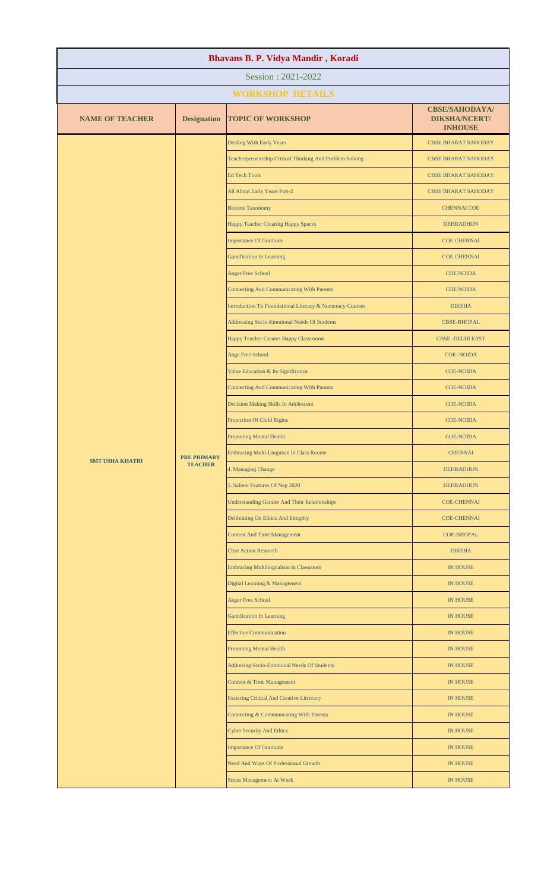# Bhavans B. P. Vidya Mandir , Koradi

Session : 2021-2022

## WORKSHOP DETAILS

| NAME OF TEACHER | Designation | TOPIC OF WORKSHOP | CBSE/SAHODAYA/ DIKSHA/NCERT/ INHOUSE |
|---|---|---|---|
| SMT USHA KHATRI | PRE PRIMARY TEACHER | Dealing With Early Years | CBSE BHARAT SAHODAY |
| | | Teacherpreneurship Critical Thinking And Problem Solving | CBSE BHARAT SAHODAY |
| | | Ed Tech Tools | CBSE BHARAT SAHODAY |
| | | All About Early Years Part-2 | CBSE BHARAT SAHODAY |
| | | Blooms Taxonomy | CHENNAI COE |
| | | Happy Teacher Creating Happy Spaces | DEHRADHUN |
| | | Importance Of Gratitude | COE CHENNAI |
| | | Gamification In Learning | COE CHENNAI |
| | | Anger Free School | COE NOIDA |
| | | Connecting And Communicating With Parents | COE NOIDA |
| | | Introduction To Foundational Literacy & Numeracy-Courses | DIKSHA |
| | | Addressing Socio-Emotional Needs Of Students | CBSE-BHOPAL |
| | | Happy Teacher Creates Happy Classrooms | CBSE -DELHI EAST |
| | | Ange Free School | COE- NOIDA |
| | | Value Education & Its Significance | COE-NOIDA |
| | | Connecting And Communicating With Parents | COE-NOIDA |
| | | Decision Making Skills In Adolescent | COE-NOIDA |
| | | Protection Of Child Rights | COE-NOIDA |
| | | Promoting Mental Health | COE-NOIDA |
| | | Embracing Multi-Linguism In Class Rooms | CHENNAI |
| | | 4. Managing Change | DEHRADHUN |
| | | 5. Salient Features Of Nep 2020 | DEHRADHUN |
| | | Understanding Gender And Their Relationships | COE-CHENNAI |
| | | Delibrating On Ethics And Integrity | COE-CHENNAI |
| | | Content And Time Management | COE-BHOPAL |
| | | Cbse Action Research | DIKSHA |
| | | Embracing Multilingualism In Classroom | IN HOUSE |
| | | Digital Learning & Management | IN HOUSE |
| | | Anger Free School | IN HOUSE |
| | | Gamification In Learning | IN HOUSE |
| | | Effective Communication | IN HOUSE |
| | | Promoting Mental Health | IN HOUSE |
| | | Addresing Socio-Emotional Needs Of Students | IN HOUSE |
| | | Content & Time Management | IN HOUSE |
| | | Fostering Critical And Creative Litreracy | IN HOUSE |
| | | Connecting & Communicating With Parents | IN HOUSE |
| | | Cyber Security And Ethics | IN HOUSE |
| | | Importance Of Gratitude | IN HOUSE |
| | | Need And Ways Of Professional Growth | IN HOUSE |
| | | Stress Management At Work | IN HOUSE |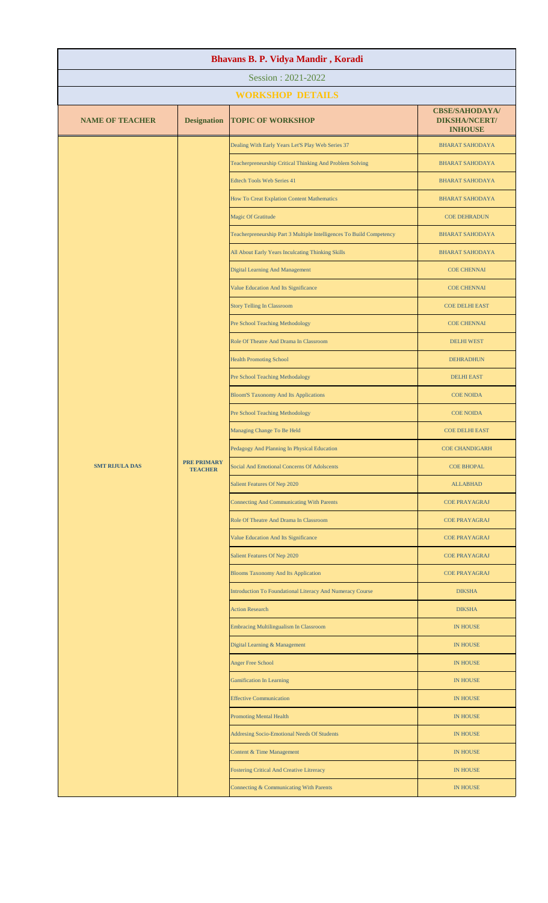# Bhavans B. P. Vidya Mandir , Koradi

Session : 2021-2022

## WORKSHOP DETAILS

| NAME OF TEACHER | Designation | TOPIC OF WORKSHOP | CBSE/SAHODAYA/ DIKSHA/NCERT/ INHOUSE |
|---|---|---|---|
| SMT RIJULA DAS | PRE PRIMARY TEACHER | Dealing With Early Years Let'S Play Web Series 37 | BHARAT SAHODAYA |
| | | Teacherpreneurship Critical Thinking And Problem Solving | BHARAT SAHODAYA |
| | | Edtech Tools Web Series 41 | BHARAT SAHODAYA |
| | | How To Creat Explation Content Mathematics | BHARAT SAHODAYA |
| | | Magic Of Gratitude | COE DEHRADUN |
| | | Teacherpreneurship Part 3 Multiple Intelligences To Build Competency | BHARAT SAHODAYA |
| | | All About Early Years Inculcating Thinking Skills | BHARAT SAHODAYA |
| | | Digital Learning And Management | COE CHENNAI |
| | | Value Education And Its Significance | COE CHENNAI |
| | | Story Telling In Classroom | COE DELHI EAST |
| | | Pre School Teaching Methodology | COE CHENNAI |
| | | Role Of Theatre And Drama In Classroom | DELHI WEST |
| | | Health Promoting School | DEHRADHUN |
| | | Pre School Teaching Methodalogy | DELHI EAST |
| | | Bloom'S Taxonomy And Its Applications | COE NOIDA |
| | | Pre School Teaching Methodology | COE NOIDA |
| | | Managing Change To Be Held | COE DELHI EAST |
| | | Pedagogy And Planning In Physical Education | COE CHANDIGARH |
| | | Social And Emotional Concerns Of Adolscents | COE BHOPAL |
| | | Salient Features Of Nep 2020 | ALLABHAD |
| | | Connecting And Communicating With Parents | COE PRAYAGRAJ |
| | | Role Of Theatre And Drama In Classroom | COE PRAYAGRAJ |
| | | Value Education And Its Significance | COE PRAYAGRAJ |
| | | Salient Features Of Nep 2020 | COE PRAYAGRAJ |
| | | Blooms Taxonomy And Its Application | COE PRAYAGRAJ |
| | | Introduction To Foundational Literacy And Numeracy Course | DIKSHA |
| | | Action Research | DIKSHA |
| | | Embracing Multilingualism In Classroom | IN HOUSE |
| | | Digital Learning & Management | IN HOUSE |
| | | Anger Free School | IN HOUSE |
| | | Gamification In Learning | IN HOUSE |
| | | Effective Communication | IN HOUSE |
| | | Promoting Mental Health | IN HOUSE |
| | | Addresing Socio-Emotional Needs Of Students | IN HOUSE |
| | | Content & Time Management | IN HOUSE |
| | | Fostering Critical And Creative Litreracy | IN HOUSE |
| | | Connecting & Communicating With Parents | IN HOUSE |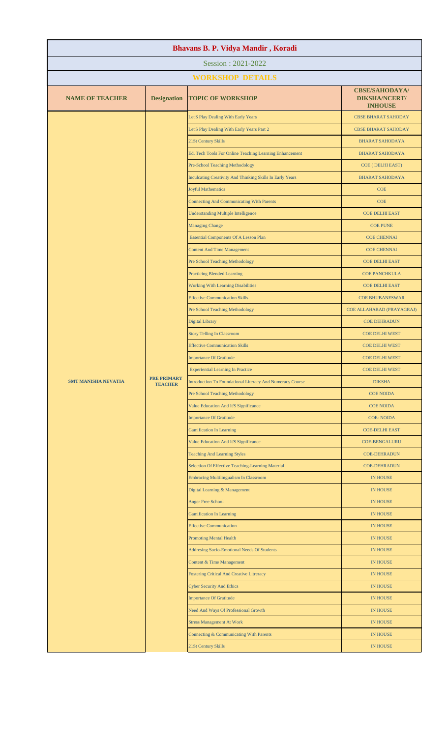# Bhavans B. P. Vidya Mandir , Koradi

## Session : 2021-2022

## WORKSHOP DETAILS

| NAME OF TEACHER | Designation | TOPIC OF WORKSHOP | CBSE/SAHODAYA/ DIKSHA/NCERT/ INHOUSE |
|---|---|---|---|
| SMT MANISHA NEVATIA | PRE PRIMARY TEACHER | Let'S Play Dealing With Early Years | CBSE BHARAT SAHODAY |
| | | Let'S Play Dealing With Early Years Part 2 | CBSE BHARAT SAHODAY |
| | | 21St Century Skills | BHARAT SAHODAYA |
| | | Ed. Tech Tools For Online Teaching Learning Enhancement | BHARAT SAHODAYA |
| | | Pre-School Teaching Methodology | COE ( DELHI EAST) |
| | | Inculcating Creativity And Thinking Skills In Early Years | BHARAT SAHODAYA |
| | | Joyful Mathematics | COE |
| | | Connecting And Communicating With Parents | COE |
| | | Understanding Multiple Intelligence | COE DELHI EAST |
| | | Managing Change | COE PUNE |
| | | Essential Components Of A Lesson Plan | COE CHENNAI |
| | | Content And Time Management | COE CHENNAI |
| | | Pre School Teaching Methodology | COE DELHI EAST |
| | | Practicing Blended Learning | COE PANCHKULA |
| | | Working With Learning Disabilities | COE DELHI EAST |
| | | Effective Communication Skills | COE BHUBANESWAR |
| | | Pre School Teaching Methodology | COE ALLAHABAD (PRAYAGRAJ) |
| | | Digital Library | COE DEHRADUN |
| | | Story Telling In Classroom | COE DELHI WEST |
| | | Effective Communication Skills | COE DELHI WEST |
| | | Importance Of Gratitude | COE DELHI WEST |
| | | Experiential Learning In Practice | COE DELHI WEST |
| | | Introduction To Foundational Literacy And Numeracy Course | DIKSHA |
| | | Pre School Teaching Methodology | COE NOIDA |
| | | Value Education And It'S Significance | COE NOIDA |
| | | Importance Of Gratitude | COE- NOIDA |
| | | Gamification In Learning | COE-DELHI EAST |
| | | Value Education And It'S Significance | COE-BENGALURU |
| | | Teaching And Learning Styles | COE-DEHRADUN |
| | | Selection Of Effective Teaching-Learning Material | COE-DEHRADUN |
| | | Embracing Multilingualism In Classroom | IN HOUSE |
| | | Digital Learning & Management | IN HOUSE |
| | | Anger Free School | IN HOUSE |
| | | Gamification In Learning | IN HOUSE |
| | | Effective Communication | IN HOUSE |
| | | Promoting Mental Health | IN HOUSE |
| | | Addresing Socio-Emotional Needs Of Students | IN HOUSE |
| | | Content & Time Management | IN HOUSE |
| | | Fostering Critical And Creative Litreracy | IN HOUSE |
| | | Cyber Security And Ethics | IN HOUSE |
| | | Importance Of Gratitude | IN HOUSE |
| | | Need And Ways Of Professional Growth | IN HOUSE |
| | | Stress Management At Work | IN HOUSE |
| | | Connecting & Communicating With Parents | IN HOUSE |
| | | 21St Century Skills | IN HOUSE |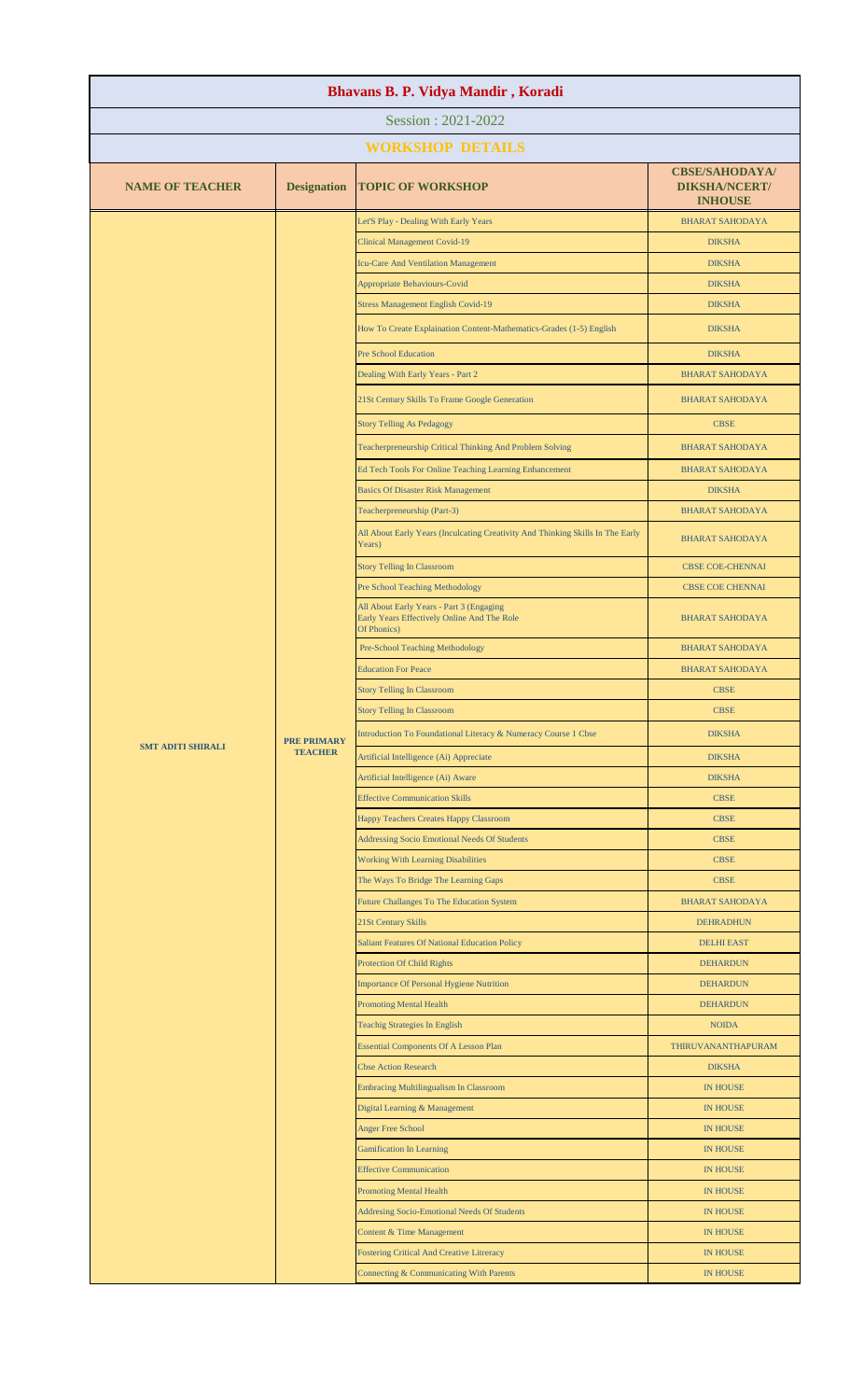# Bhavans B. P. Vidya Mandir , Koradi

Session : 2021-2022

## WORKSHOP DETAILS

| NAME OF TEACHER | Designation | TOPIC OF WORKSHOP | CBSE/SAHODAYA/ DIKSHA/NCERT/ INHOUSE |
|---|---|---|---|
| SMT ADITI SHIRALI | PRE PRIMARY TEACHER | Let'S Play - Dealing With Early Years | BHARAT SAHODAYA |
| | | Clinical Management Covid-19 | DIKSHA |
| | | Icu-Care And Ventilation Management | DIKSHA |
| | | Appropriate Behaviours-Covid | DIKSHA |
| | | Stress Management English Covid-19 | DIKSHA |
| | | How To Create Explaination Content-Mathematics-Grades (1-5) English | DIKSHA |
| | | Pre School Education | DIKSHA |
| | | Dealing With Early Years - Part 2 | BHARAT SAHODAYA |
| | | 21St Century Skills To Frame Google Generation | BHARAT SAHODAYA |
| | | Story Telling As Pedagogy | CBSE |
| | | Teacherpreneurship Critical Thinking And Problem Solving | BHARAT SAHODAYA |
| | | Ed Tech Tools For Online Teaching Learning Enhancement | BHARAT SAHODAYA |
| | | Basics Of Disaster Risk Management | DIKSHA |
| | | Teacherpreneurship (Part-3) | BHARAT SAHODAYA |
| | | All About Early Years (Inculcating Creativity And Thinking Skills In The Early Years) | BHARAT SAHODAYA |
| | | Story Telling In Classroom | CBSE COE-CHENNAI |
| | | Pre School Teaching Methodology | CBSE COE CHENNAI |
| | | All About Early Years - Part 3 (Engaging Early Years Effectively Online And The Role Of Phonics) | BHARAT SAHODAYA |
| | | Pre-School Teaching Methodology | BHARAT SAHODAYA |
| | | Education For Peace | BHARAT SAHODAYA |
| | | Story Telling In Classroom | CBSE |
| | | Story Telling In Classroom | CBSE |
| | | Introduction To Foundational Literacy & Numeracy Course 1 Cbse | DIKSHA |
| | | Artificial Intelligence (Ai) Appreciate | DIKSHA |
| | | Artificial Intelligence (Ai) Aware | DIKSHA |
| | | Effective Communication Skills | CBSE |
| | | Happy Teachers Creates Happy Classroom | CBSE |
| | | Addressing Socio Emotional Needs Of Students | CBSE |
| | | Working With Learning Disabilities | CBSE |
| | | The Ways To Bridge The Learning Gaps | CBSE |
| | | Future Challanges To The Education System | BHARAT SAHODAYA |
| | | 21St Century Skills | DEHRADHUN |
| | | Saliant Features Of National Education Policy | DELHI EAST |
| | | Protection Of Child Rights | DEHARDUN |
| | | Importance Of Personal Hygiene Nutrition | DEHARDUN |
| | | Promoting Mental Health | DEHARDUN |
| | | Teachig Strategies In English | NOIDA |
| | | Essential Components Of A Lesson Plan | THIRUVANANTHAPURAM |
| | | Cbse Action Research | DIKSHA |
| | | Embracing Multilingualism In Classroom | IN HOUSE |
| | | Digital Learning & Management | IN HOUSE |
| | | Anger Free School | IN HOUSE |
| | | Gamification In Learning | IN HOUSE |
| | | Effective Communication | IN HOUSE |
| | | Promoting Mental Health | IN HOUSE |
| | | Addresing Socio-Emotional Needs Of Students | IN HOUSE |
| | | Content & Time Management | IN HOUSE |
| | | Fostering Critical And Creative Litreracy | IN HOUSE |
| | | Connecting & Communicating With Parents | IN HOUSE |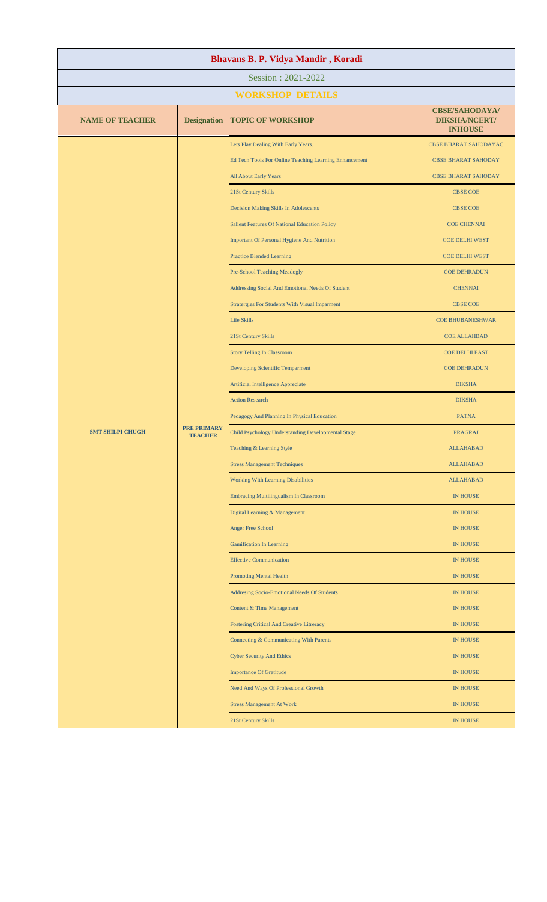# Bhavans B. P. Vidya Mandir , Koradi

Session : 2021-2022

## WORKSHOP DETAILS

| NAME OF TEACHER | Designation | TOPIC OF WORKSHOP | CBSE/SAHODAYA/ DIKSHA/NCERT/ INHOUSE |
|---|---|---|---|
| SMT SHILPI CHUGH | PRE PRIMARY TEACHER | Lets Play Dealing With Early Years. | CBSE BHARAT SAHODAYAC |
| | | Ed Tech Tools For Online Teaching Learning Enhancement | CBSE BHARAT SAHODAY |
| | | All About Early Years | CBSE BHARAT SAHODAY |
| | | 21St Century Skills | CBSE COE |
| | | Decision Making Skills In Adolescents | CBSE COE |
| | | Salient Features Of National Education Policy | COE CHENNAI |
| | | Important Of Personal Hygiene And Nutrition | COE DELHI WEST |
| | | Practice Blended Learning | COE DELHI WEST |
| | | Pre-School Teaching Meadogly | COE DEHRADUN |
| | | Addressing Social And Emotional Needs Of Student | CHENNAI |
| | | Stratergies For Students With Visual Imparment | CBSE COE |
| | | Life Skills | COE BHUBANESHWAR |
| | | 21St Century Skills | COE ALLAHBAD |
| | | Story Telling In Classroom | COE DELHI EAST |
| | | Developing Scientific Temparment | COE DEHRADUN |
| | | Artificial Intelligence Appreciate | DIKSHA |
| | | Action Research | DIKSHA |
| | | Pedagogy And Planning In Physical Education | PATNA |
| | | Child Psychology Understanding Developmental Stage | PRAGRAJ |
| | | Teaching & Learning Style | ALLAHABAD |
| | | Stress Management Techniques | ALLAHABAD |
| | | Working With Learning Disabilities | ALLAHABAD |
| | | Embracing Multilingualism In Classroom | IN HOUSE |
| | | Digital Learning & Management | IN HOUSE |
| | | Anger Free School | IN HOUSE |
| | | Gamification In Learning | IN HOUSE |
| | | Effective Communication | IN HOUSE |
| | | Promoting Mental Health | IN HOUSE |
| | | Addresing Socio-Emotional Needs Of Students | IN HOUSE |
| | | Content & Time Management | IN HOUSE |
| | | Fostering Critical And Creative Litreracy | IN HOUSE |
| | | Connecting & Communicating With Parents | IN HOUSE |
| | | Cyber Security And Ethics | IN HOUSE |
| | | Importance Of Gratitude | IN HOUSE |
| | | Need And Ways Of Professional Growth | IN HOUSE |
| | | Stress Management At Work | IN HOUSE |
| | | 21St Century Skills | IN HOUSE |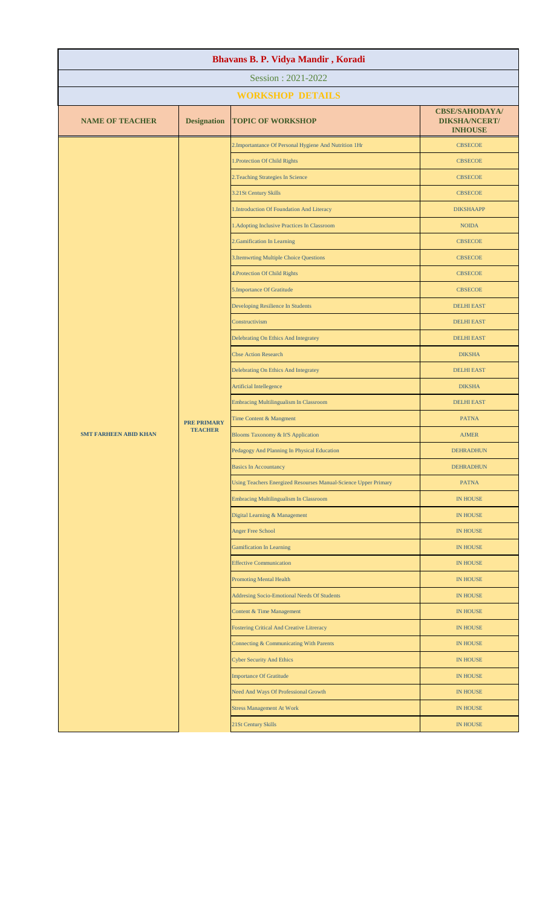# Bhavans B. P. Vidya Mandir , Koradi

Session : 2021-2022

## WORKSHOP DETAILS

| NAME OF TEACHER | Designation | TOPIC OF WORKSHOP | CBSE/SAHODAYA/ DIKSHA/NCERT/ INHOUSE |
|---|---|---|---|
| SMT FARHEEN ABID KHAN | PRE PRIMARY TEACHER | 2.Importantance Of Personal Hygiene And Nutrition 1Hr | CBSECOE |
| | | 1.Protection Of Child Rights | CBSECOE |
| | | 2.Teaching Strategies In Science | CBSECOE |
| | | 3.21St Century Skills | CBSECOE |
| | | 1.Introduction Of Foundation And Literacy | DIKSHAAPP |
| | | 1.Adopting Inclusive Practices In Classroom | NOIDA |
| | | 2.Gamification In Learning | CBSECOE |
| | | 3.Itemwrting Multiple Choice Questions | CBSECOE |
| | | 4.Protection Of Child Rights | CBSECOE |
| | | 5.Importance Of Gratitude | CBSECOE |
| | | Developing Resilience In Students | DELHI EAST |
| | | Constructivism | DELHI EAST |
| | | Delebrating On Ethics And Integratey | DELHI EAST |
| | | Cbse Action Research | DIKSHA |
| | | Delebrating On Ethics And Integratey | DELHI EAST |
| | | Artificial Intellegence | DIKSHA |
| | | Embracing Multilingualism In Classroom | DELHI EAST |
| | | Time Content & Mangment | PATNA |
| | | Blooms Taxonomy & It'S Application | AJMER |
| | | Pedagogy And Planning In Physical Education | DEHRADHUN |
| | | Basics In Accountancy | DEHRADHUN |
| | | Using Teachers Energized Resourses Manual-Science Upper Primary | PATNA |
| | | Embracing Multilingualism In Classroom | IN HOUSE |
| | | Digital Learning & Management | IN HOUSE |
| | | Anger Free School | IN HOUSE |
| | | Gamification In Learning | IN HOUSE |
| | | Effective Communication | IN HOUSE |
| | | Promoting Mental Health | IN HOUSE |
| | | Addresing Socio-Emotional Needs Of Students | IN HOUSE |
| | | Content & Time Management | IN HOUSE |
| | | Fostering Critical And Creative Litreracy | IN HOUSE |
| | | Connecting & Communicating With Parents | IN HOUSE |
| | | Cyber Security And Ethics | IN HOUSE |
| | | Importance Of Gratitude | IN HOUSE |
| | | Need And Ways Of Professional Growth | IN HOUSE |
| | | Stress Management At Work | IN HOUSE |
| | | 21St Century Skills | IN HOUSE |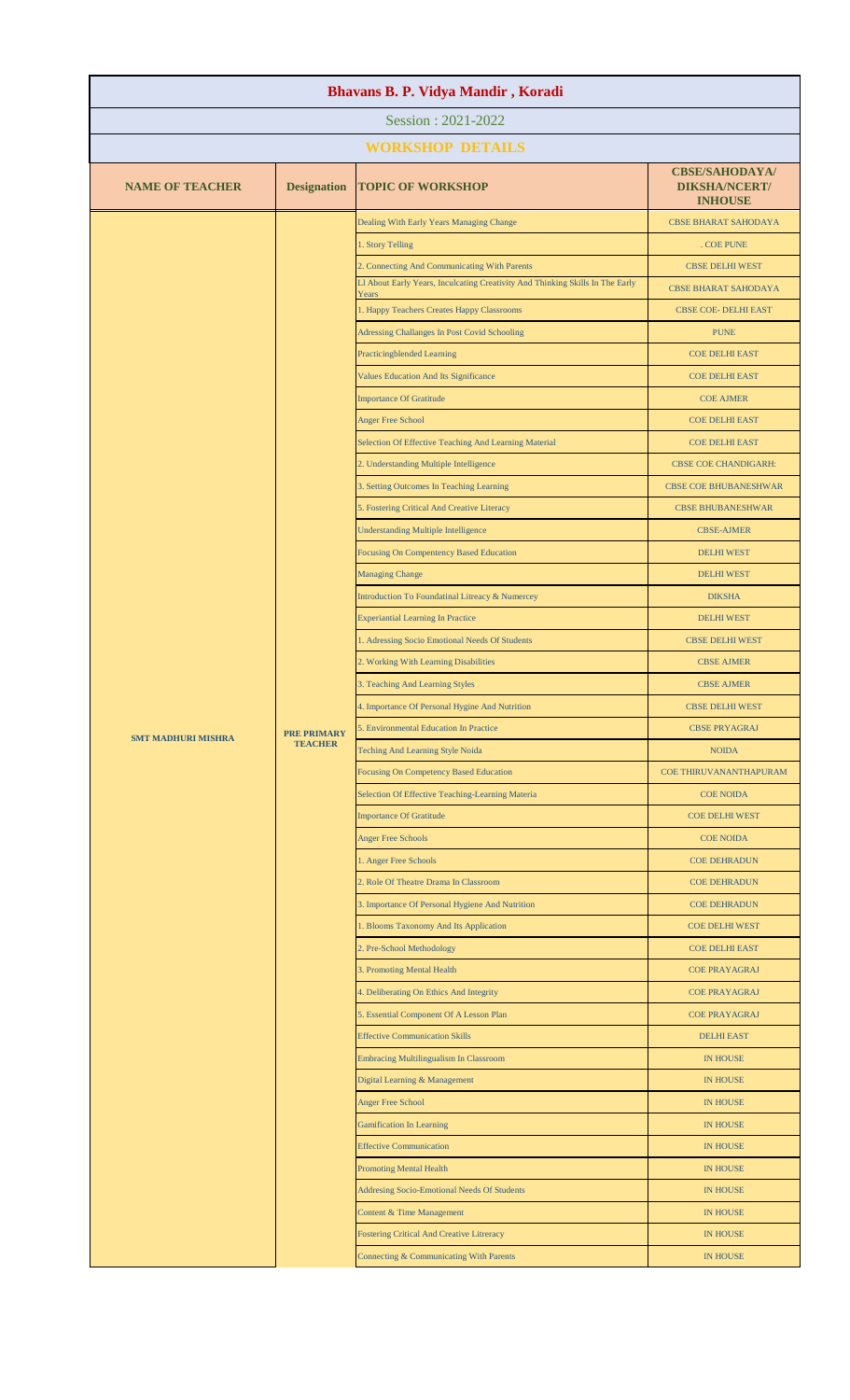# Bhavans B. P. Vidya Mandir , Koradi

Session : 2021-2022

## WORKSHOP DETAILS

| NAME OF TEACHER | Designation | TOPIC OF WORKSHOP | CBSE/SAHODAYA/ DIKSHA/NCERT/ INHOUSE |
|---|---|---|---|
| SMT MADHURI MISHRA | PRE PRIMARY TEACHER | Dealing With Early Years Managing Change | CBSE BHARAT SAHODAYA |
| | | 1. Story Telling | . COE PUNE |
| | | 2. Connecting And Communicating With Parents | CBSE DELHI WEST |
| | | Ll About Early Years, Inculcating Creativity And Thinking Skills In The Early Years | CBSE BHARAT SAHODAYA |
| | | 1. Happy Teachers Creates Happy Classrooms | CBSE COE- DELHI EAST |
| | | Adressing Challanges In Post Covid Schooling | PUNE |
| | | Practicingblended Learning | COE DELHI EAST |
| | | Values Education And Its Significance | COE DELHI EAST |
| | | Importance Of Gratitude | COE AJMER |
| | | Anger Free School | COE DELHI EAST |
| | | Selection Of Effective Teaching And Learning Material | COE DELHI EAST |
| | | 2. Understanding Multiple Intelligence | CBSE COE CHANDIGARH: |
| | | 3. Setting Outcomes In Teaching Learning | CBSE COE BHUBANESHWAR |
| | | 5. Fostering Critical And Creative Literacy | CBSE BHUBANESHWAR |
| | | Understanding Multiple Intelligence | CBSE-AJMER |
| | | Focusing On Compentency Based Education | DELHI WEST |
| | | Managing Change | DELHI WEST |
| | | Introduction To Foundatinal Litreacy & Numercey | DIKSHA |
| | | Experiantial Learning In Practice | DELHI WEST |
| | | 1. Adressing Socio Emotional Needs Of Students | CBSE DELHI WEST |
| | | 2. Working With Learning Disabilities | CBSE AJMER |
| | | 3. Teaching And Learning Styles | CBSE AJMER |
| | | 4. Importance Of Personal Hygine And Nutrition | CBSE DELHI WEST |
| | | 5. Environmental Education In Practice | CBSE PRYAGRAJ |
| | | Teching And Learning Style Noida | NOIDA |
| | | Focusing On Competency Based Education | COE THIRUVANANTHAPURAM |
| | | Selection Of Effective Teaching-Learning Materia | COE NOIDA |
| | | Importance Of Gratitude | COE DELHI WEST |
| | | Anger Free Schools | COE NOIDA |
| | | 1. Anger Free Schools | COE DEHRADUN |
| | | 2. Role Of Theatre Drama In Classroom | COE DEHRADUN |
| | | 3. Importance Of Personal Hygiene And Nutrition | COE DEHRADUN |
| | | 1. Blooms Taxonomy And Its Application | COE DELHI WEST |
| | | 2. Pre-School Methodology | COE DELHI EAST |
| | | 3. Promoting Mental Health | COE PRAYAGRAJ |
| | | 4. Deliberating On Ethics And Integrity | COE PRAYAGRAJ |
| | | 5. Essential Component Of A Lesson Plan | COE PRAYAGRAJ |
| | | Effective Communication Skills | DELHI EAST |
| | | Embracing Multilingualism In Classroom | IN HOUSE |
| | | Digital Learning & Management | IN HOUSE |
| | | Anger Free School | IN HOUSE |
| | | Gamification In Learning | IN HOUSE |
| | | Effective Communication | IN HOUSE |
| | | Promoting Mental Health | IN HOUSE |
| | | Addresing Socio-Emotional Needs Of Students | IN HOUSE |
| | | Content & Time Management | IN HOUSE |
| | | Fostering Critical And Creative Litrreracy | IN HOUSE |
| | | Connecting & Communicating With Parents | IN HOUSE |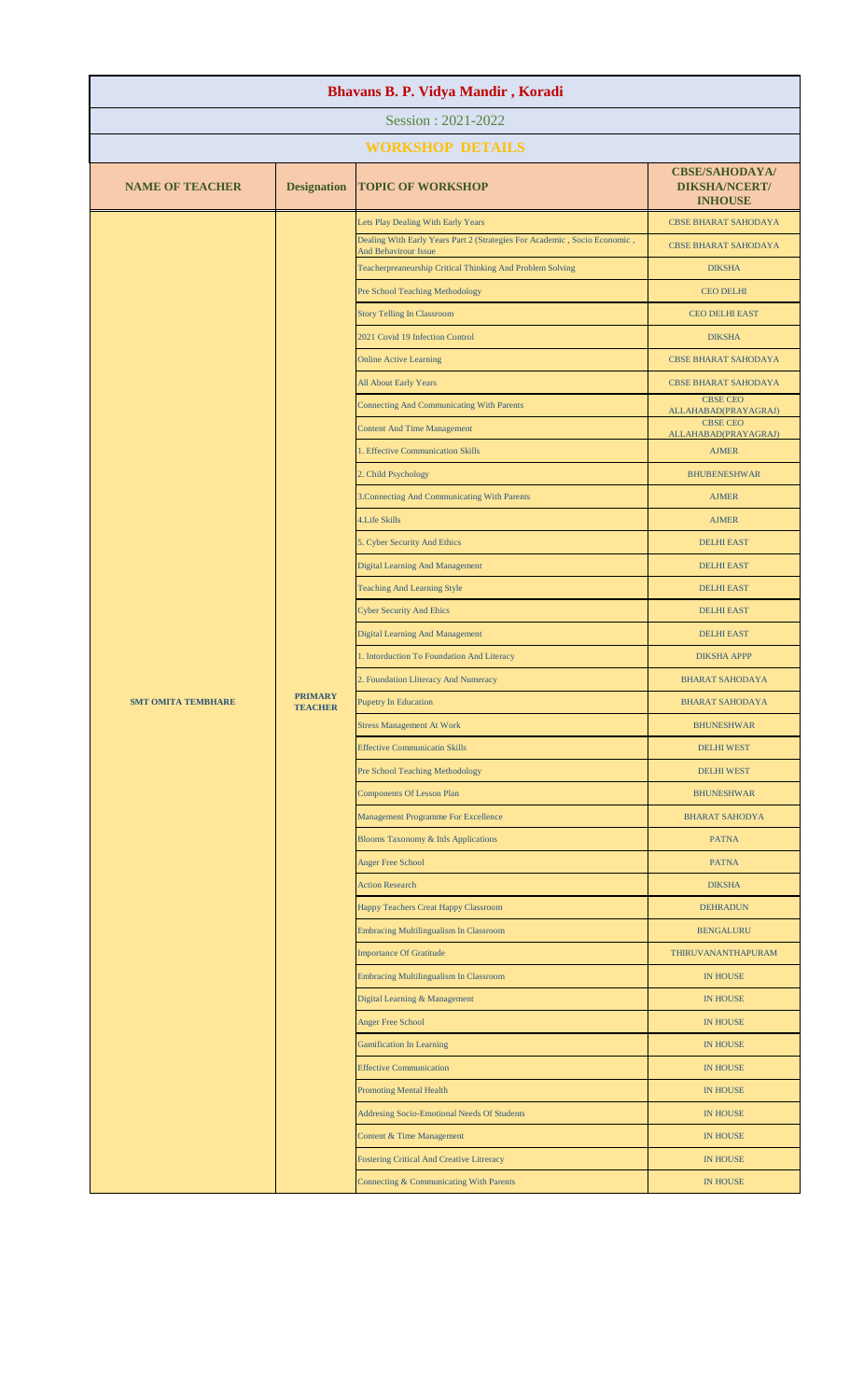# Bhavans B. P. Vidya Mandir , Koradi

## Session : 2021-2022

## WORKSHOP DETAILS

| NAME OF TEACHER | Designation | TOPIC OF WORKSHOP | CBSE/SAHODAYA/ DIKSHA/NCERT/ INHOUSE |
|---|---|---|---|
| SMT OMITA TEMBHARE | PRIMARY TEACHER | Lets Play Dealing With Early Years | CBSE BHARAT SAHODAYA |
| | | Dealing With Early Years Part 2 (Strategies For Academic , Socio Economic , And Behavirour Issue | CBSE BHARAT SAHODAYA |
| | | Teacherpreaneurship Critical Thinking And Problem Solving | DIKSHA |
| | | Pre School Teaching Methodology | CEO DELHI |
| | | Story Telling In Classroom | CEO DELHI EAST |
| | | 2021 Covid 19 Infection Control | DIKSHA |
| | | Online Active Learning | CBSE BHARAT SAHODAYA |
| | | All About Early Years | CBSE BHARAT SAHODAYA |
| | | Connecting And Communicating With Parents | CBSE CEO ALLAHABAD(PRAYAGRAJ) |
| | | Content And Time Management | CBSE CEO ALLAHABAD(PRAYAGRAJ) |
| | | 1. Effective Communication Skills | AJMER |
| | | 2. Child Psychology | BHUBENESHWAR |
| | | 3.Connecting And Communicating With Parents | AJMER |
| | | 4.Life Skills | AJMER |
| | | 5. Cyber Security And Ethics | DELHI EAST |
| | | Digital Learning And Management | DELHI EAST |
| | | Teaching And Learning Style | DELHI EAST |
| | | Cyber Security And Ehics | DELHI EAST |
| | | Digital Learning And Management | DELHI EAST |
| | | 1. Intorduction To Foundation And Literacy | DIKSHA APPP |
| | | 2. Foundation Lliteracy And Numeracy | BHARAT SAHODAYA |
| | | Pupetry In Education | BHARAT SAHODAYA |
| | | Stress Management At Work | BHUNESHWAR |
| | | Effective Communicatin Skills | DELHI WEST |
| | | Pre School Teaching Methodology | DELHI WEST |
| | | Components Of Lesson Plan | BHUNESHWAR |
| | | Management Programme For Excellence | BHARAT SAHODYA |
| | | Blooms Taxonomy & Itds Applications | PATNA |
| | | Anger Free School | PATNA |
| | | Action Research | DIKSHA |
| | | Happy Teachers Creat Happy Classroom | DEHRADUN |
| | | Embracing Multilingualism In Classroom | BENGALURU |
| | | Importance Of Gratitude | THIRUVANANTHAPURAM |
| | | Embracing Multilingualism In Classroom | IN HOUSE |
| | | Digital Learning & Management | IN HOUSE |
| | | Anger Free School | IN HOUSE |
| | | Gamification In Learning | IN HOUSE |
| | | Effective Communication | IN HOUSE |
| | | Promoting Mental Health | IN HOUSE |
| | | Addresing Socio-Emotional Needs Of Students | IN HOUSE |
| | | Content & Time Management | IN HOUSE |
| | | Fostering Critical And Creative Litreracy | IN HOUSE |
| | | Connecting & Communicating With Parents | IN HOUSE |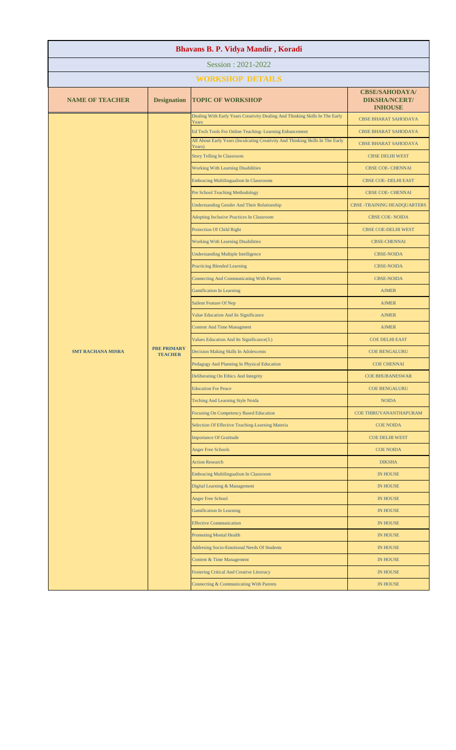# Bhavans B. P. Vidya Mandir , Koradi

Session : 2021-2022

## WORKSHOP DETAILS

| NAME OF TEACHER | Designation | TOPIC OF WORKSHOP | CBSE/SAHODAYA/ DIKSHA/NCERT/ INHOUSE |
|---|---|---|---|
| SMT RACHANA MISRA | PRE PRIMARY TEACHER | Dealing With Early Years Creativity Dealing And Thinking Skills In The Early Years | CBSE BHARAT SAHODAYA |
| | | Ed Tech Tools Fro Online Teaching- Learning Enhancement | CBSE BHARAT SAHODAYA |
| | | All About Early Years (Inculcating Creativity And Thinking Skills In The Early Years) | CBSE BHARAT SAHODAYA |
| | | Story Telling In Classroom | CBSE DELHI WEST |
| | | Working With Learning Disabilities | CBSE COE- CHENNAI |
| | | Embracing Multilingualism In Classrooms | CBSE COE- DELHI EAST |
| | | Pre School Teaching Methodology | CBSE COE- CHENNAI |
| | | Understanding Gender And Their Relationship | CBSE -TRAINING HEADQUARTERS |
| | | Adopting Inclusive Practices In Classroom | CBSE COE- NOIDA |
| | | Protection Of Child Right | CBSE COE-DELHI WEST |
| | | Working With Learning Disabilities | CBSE-CHENNAI |
| | | Understanding Multiple Intelligence | CBSE-NOIDA |
| | | Practicing Blended Learning | CBSE-NOIDA |
| | | Connecting And Communicating With Parents | CBSE-NOIDA |
| | | Gamification In Learning | AJMER |
| | | Sailent Feature Of Nep | AJMER |
| | | Value Education And Its Significance | AJMER |
| | | Content And Time Managment | AJMER |
| | | Values Education And Its Significance(3.) | COE DELHI EAST |
| | | Decision Making Skills In Adolescents | COE BENGALURU |
| | | Pedagogy And Planning In Physical Education | COE CHENNAI |
| | | Deliberating On Ethics And Integrity | COE BHUBANESWAR |
| | | Education For Peace | COE BENGALURU |
| | | Teching And Learning Style Noida | NOIDA |
| | | Focusing On Competency Based Education | COE THIRUVANANTHAPURAM |
| | | Selection Of Effective Teaching-Learning Materia | COE NOIDA |
| | | Importance Of Gratitude | COE DELHI WEST |
| | | Anger Free Schools | COE NOIDA |
| | | Action Research | DIKSHA |
| | | Embracing Multilingualism In Classroom | IN HOUSE |
| | | Digital Learning & Management | IN HOUSE |
| | | Anger Free School | IN HOUSE |
| | | Gamification In Learning | IN HOUSE |
| | | Effective Communication | IN HOUSE |
| | | Promoting Mental Health | IN HOUSE |
| | | Addresing Socio-Emotional Needs Of Students | IN HOUSE |
| | | Content & Time Management | IN HOUSE |
| | | Fostering Critical And Creative Litreracy | IN HOUSE |
| | | Connecting & Communicating With Parents | IN HOUSE |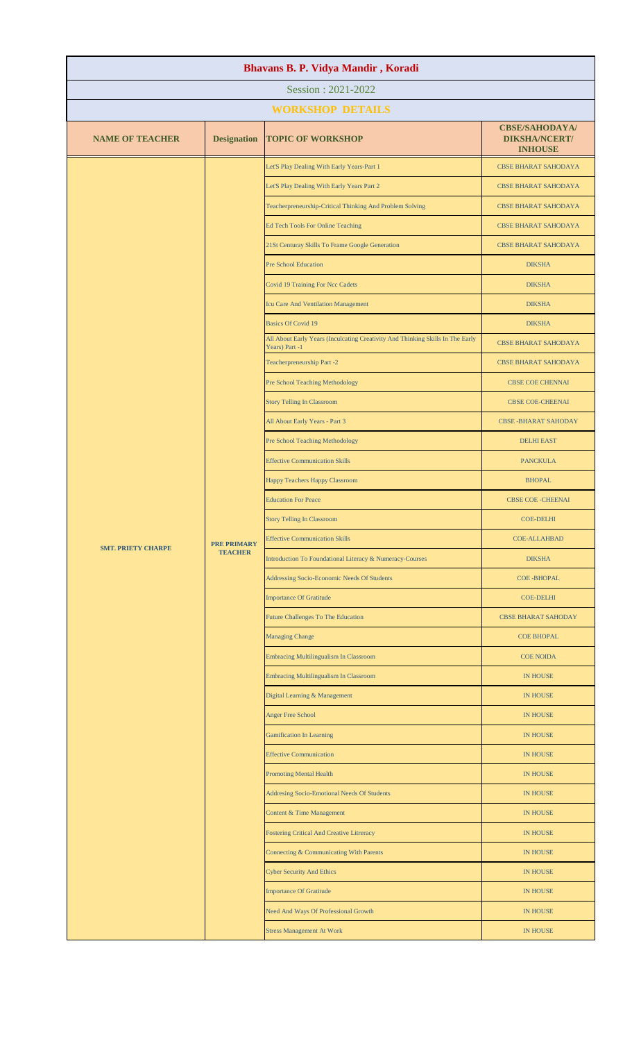# Bhavans B. P. Vidya Mandir , Koradi

## Session : 2021-2022

### WORKSHOP DETAILS

| NAME OF TEACHER | Designation | TOPIC OF WORKSHOP | CBSE/SAHODAYA/ DIKSHA/NCERT/ INHOUSE |
|---|---|---|---|
| SMT. PRIETY CHARPE | PRE PRIMARY TEACHER | Let'S Play Dealing With Early Years-Part 1 | CBSE BHARAT SAHODAYA |
| | | Let'S Play Dealing With Early Years Part 2 | CBSE BHARAT SAHODAYA |
| | | Teacherpreneurship-Critical Thinking And Problem Solving | CBSE BHARAT SAHODAYA |
| | | Ed Tech Tools For Online Teaching | CBSE BHARAT SAHODAYA |
| | | 21St Centuray Skills To Frame Google Generation | CBSE BHARAT SAHODAYA |
| | | Pre School Education | DIKSHA |
| | | Covid 19 Training For Ncc Cadets | DIKSHA |
| | | Icu Care And Ventilation Management | DIKSHA |
| | | Basics Of Covid 19 | DIKSHA |
| | | All About Early Years (Inculcating Creativity And Thinking Skills In The Early Years) Part -1 | CBSE BHARAT SAHODAYA |
| | | Teacherpreneurship Part -2 | CBSE BHARAT SAHODAYA |
| | | Pre School Teaching Methodology | CBSE COE CHENNAI |
| | | Story Telling In Classroom | CBSE COE-CHEENAI |
| | | All About Early Years - Part 3 | CBSE -BHARAT SAHODAY |
| | | Pre School Teaching Methodology | DELHI EAST |
| | | Effective Communication Skills | PANCKULA |
| | | Happy Teachers Happy Classroom | BHOPAL |
| | | Education For Peace | CBSE COE -CHEENAI |
| | | Story Telling In Classroom | COE-DELHI |
| | | Effective Communication Skills | COE-ALLAHBAD |
| | | Introduction To Foundational Literacy & Numeracy-Courses | DIKSHA |
| | | Addressing Socio-Economic Needs Of Students | COE -BHOPAL |
| | | Importance Of Gratitude | COE-DELHI |
| | | Future Challenges To The Education | CBSE BHARAT SAHODAY |
| | | Managing Change | COE BHOPAL |
| | | Embracing Multilingualism In Classroom | COE NOIDA |
| | | Embracing Multilingualism In Classroom | IN HOUSE |
| | | Digital Learning & Management | IN HOUSE |
| | | Anger Free School | IN HOUSE |
| | | Gamification In Learning | IN HOUSE |
| | | Effective Communication | IN HOUSE |
| | | Promoting Mental Health | IN HOUSE |
| | | Addresing Socio-Emotional Needs Of Students | IN HOUSE |
| | | Content & Time Management | IN HOUSE |
| | | Fostering Critical And Creative Litreracy | IN HOUSE |
| | | Connecting & Communicating With Parents | IN HOUSE |
| | | Cyber Security And Ethics | IN HOUSE |
| | | Importance Of Gratitude | IN HOUSE |
| | | Need And Ways Of Professional Growth | IN HOUSE |
| | | Stress Management At Work | IN HOUSE |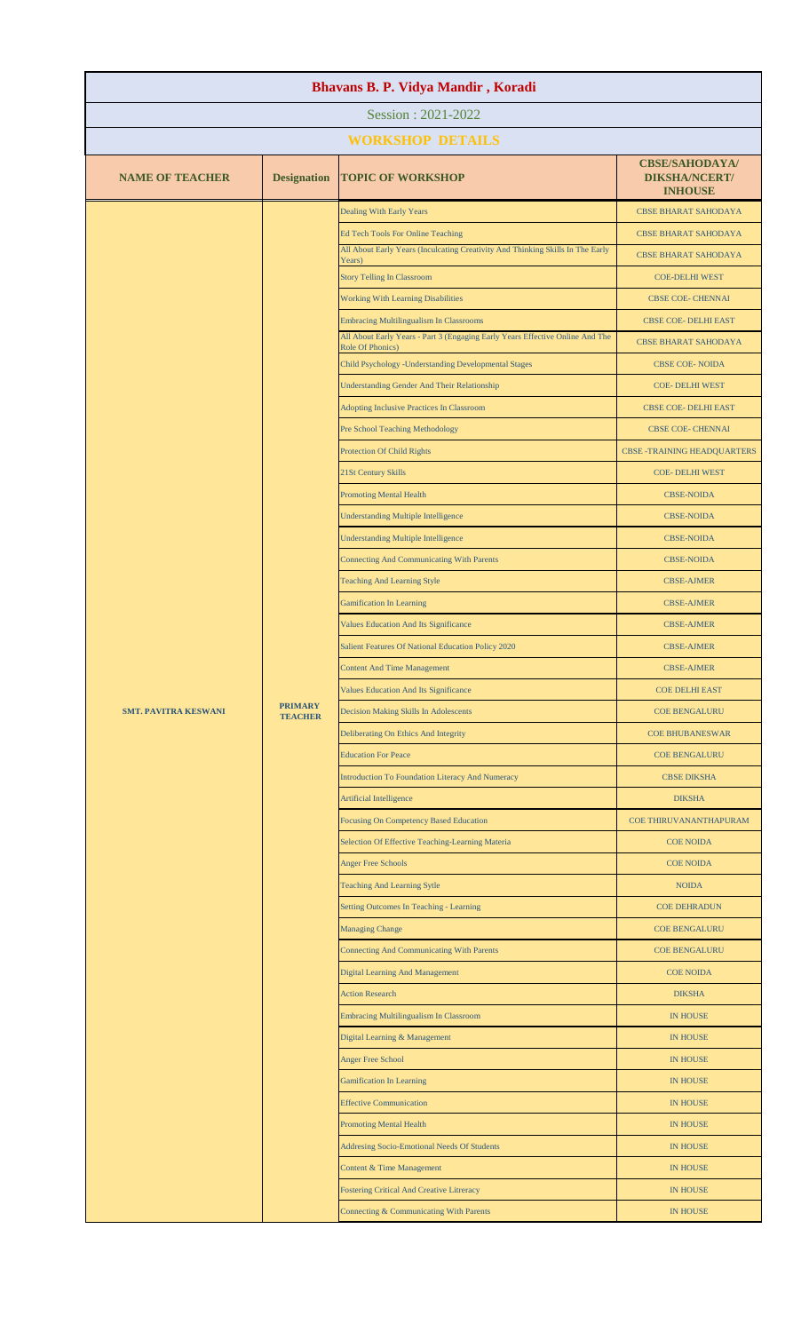# Bhavans B. P. Vidya Mandir , Koradi

## Session : 2021-2022

### WORKSHOP DETAILS

| NAME OF TEACHER | Designation | TOPIC OF WORKSHOP | CBSE/SAHODAYA/ DIKSHA/NCERT/ INHOUSE |
|---|---|---|---|
| SMT. PAVITRA KESWANI | PRIMARY TEACHER | Dealing With Early Years | CBSE BHARAT SAHODAYA |
| | | Ed Tech Tools For Online Teaching | CBSE BHARAT SAHODAYA |
| | | All About Early Years (Inculcating Creativity And Thinking Skills In The Early Years) | CBSE BHARAT SAHODAYA |
| | | Story Telling In Classroom | COE-DELHI WEST |
| | | Working With Learning Disabilities | CBSE COE- CHENNAI |
| | | Embracing Multilingualism In Classrooms | CBSE COE- DELHI EAST |
| | | All About Early Years - Part 3 (Engaging Early Years Effective Online And The Role Of Phonics) | CBSE BHARAT SAHODAYA |
| | | Child Psychology -Understanding Developmental Stages | CBSE COE- NOIDA |
| | | Understanding Gender And Their Relationship | COE- DELHI WEST |
| | | Adopting Inclusive Practices In Classroom | CBSE COE- DELHI EAST |
| | | Pre School Teaching Methodology | CBSE COE- CHENNAI |
| | | Protection Of Child Rights | CBSE -TRAINING HEADQUARTERS |
| | | 21St Century Skills | COE- DELHI WEST |
| | | Promoting Mental Health | CBSE-NOIDA |
| | | Understanding Multiple Intelligence | CBSE-NOIDA |
| | | Understanding Multiple Intelligence | CBSE-NOIDA |
| | | Connecting And Communicating With Parents | CBSE-NOIDA |
| | | Teaching And Learning Style | CBSE-AJMER |
| | | Gamification In Learning | CBSE-AJMER |
| | | Values Education And Its Significance | CBSE-AJMER |
| | | Salient Features Of National Education Policy 2020 | CBSE-AJMER |
| | | Content And Time Management | CBSE-AJMER |
| | | Values Education And Its Significance | COE DELHI EAST |
| | | Decision Making Skills In Adolescents | COE BENGALURU |
| | | Deliberating On Ethics And Integrity | COE BHUBANESWAR |
| | | Education For Peace | COE BENGALURU |
| | | Introduction To Foundation Literacy And Numeracy | CBSE DIKSHA |
| | | Artificial Intelligence | DIKSHA |
| | | Focusing On Competency Based Education | COE THIRUVANANTHAPURAM |
| | | Selection Of Effective Teaching-Learning Materia | COE NOIDA |
| | | Anger Free Schools | COE NOIDA |
| | | Teaching And Learning Sytle | NOIDA |
| | | Setting Outcomes In Teaching - Learning | COE DEHRADUN |
| | | Managing Change | COE BENGALURU |
| | | Connecting And Communicating With Parents | COE BENGALURU |
| | | Digital Learning And Management | COE NOIDA |
| | | Action Research | DIKSHA |
| | | Embracing Multilingualism In Classroom | IN HOUSE |
| | | Digital Learning & Management | IN HOUSE |
| | | Anger Free School | IN HOUSE |
| | | Gamification In Learning | IN HOUSE |
| | | Effective Communication | IN HOUSE |
| | | Promoting Mental Health | IN HOUSE |
| | | Addresing Socio-Emotional Needs Of Students | IN HOUSE |
| | | Content & Time Management | IN HOUSE |
| | | Fostering Critical And Creative Litreracy | IN HOUSE |
| | | Connecting & Communicating With Parents | IN HOUSE |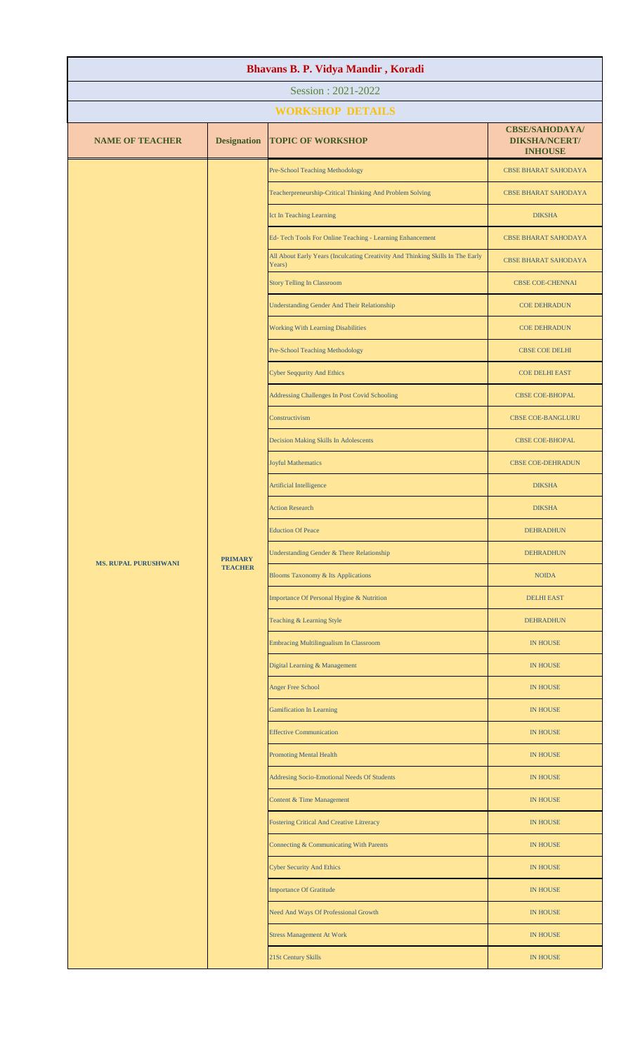| Bhavans B. P. Vidya Mandir , Koradi | | | |
|---|---|---|---|
| Session : 2021-2022 | | | |
| **WORKSHOP DETAILS** | | | |
| **NAME OF TEACHER** | **Designation** | **TOPIC OF WORKSHOP** | **CBSE/SAHODAYA/ DIKSHA/NCERT/ INHOUSE** |
| MS. RUPAL PURUSHWANI | PRIMARY TEACHER | Pre-School Teaching Methodology | CBSE BHARAT SAHODAYA |
| | | Teacherpreneurship-Critical Thinking And Problem Solving | CBSE BHARAT SAHODAYA |
| | | Ict In Teaching Learning | DIKSHA |
| | | Ed- Tech Tools For Online Teaching - Learning Enhancement | CBSE BHARAT SAHODAYA |
| | | All About Early Years (Inculcating Creativity And Thinking Skills In The Early Years) | CBSE BHARAT SAHODAYA |
| | | Story Telling In Classroom | CBSE COE-CHENNAI |
| | | Understanding Gender And Their Relationship | COE DEHRADUN |
| | | Working With Learning Disabilities | COE DEHRADUN |
| | | Pre-School Teaching Methodology | CBSE COE DELHI |
| | | Cyber Seqqurity And Ethics | COE DELHI EAST |
| | | Addressing Challenges In Post Covid Schooling | CBSE COE-BHOPAL |
| | | Constructivism | CBSE COE-BANGLURU |
| | | Decision Making Skills In Adolescents | CBSE COE-BHOPAL |
| | | Joyful Mathematics | CBSE COE-DEHRADUN |
| | | Artificial Intelligence | DIKSHA |
| | | Action Research | DIKSHA |
| | | Eduction Of Peace | DEHRADHUN |
| | | Understanding Gender & There Relationship | DEHRADHUN |
| | | Blooms Taxonomy & Its Applications | NOIDA |
| | | Importance Of Personal Hygine & Nutrition | DELHI EAST |
| | | Teaching & Learning Style | DEHRADHUN |
| | | Embracing Multilingualism In Classroom | IN HOUSE |
| | | Digital Learning & Management | IN HOUSE |
| | | Anger Free School | IN HOUSE |
| | | Gamification In Learning | IN HOUSE |
| | | Effective Communication | IN HOUSE |
| | | Promoting Mental Health | IN HOUSE |
| | | Addresing Socio-Emotional Needs Of Students | IN HOUSE |
| | | Content & Time Management | IN HOUSE |
| | | Fostering Critical And Creative Litreracy | IN HOUSE |
| | | Connecting & Communicating With Parents | IN HOUSE |
| | | Cyber Security And Ethics | IN HOUSE |
| | | Importance Of Gratitude | IN HOUSE |
| | | Need And Ways Of Professional Growth | IN HOUSE |
| | | Stress Management At Work | IN HOUSE |
| | | 21St Century Skills | IN HOUSE |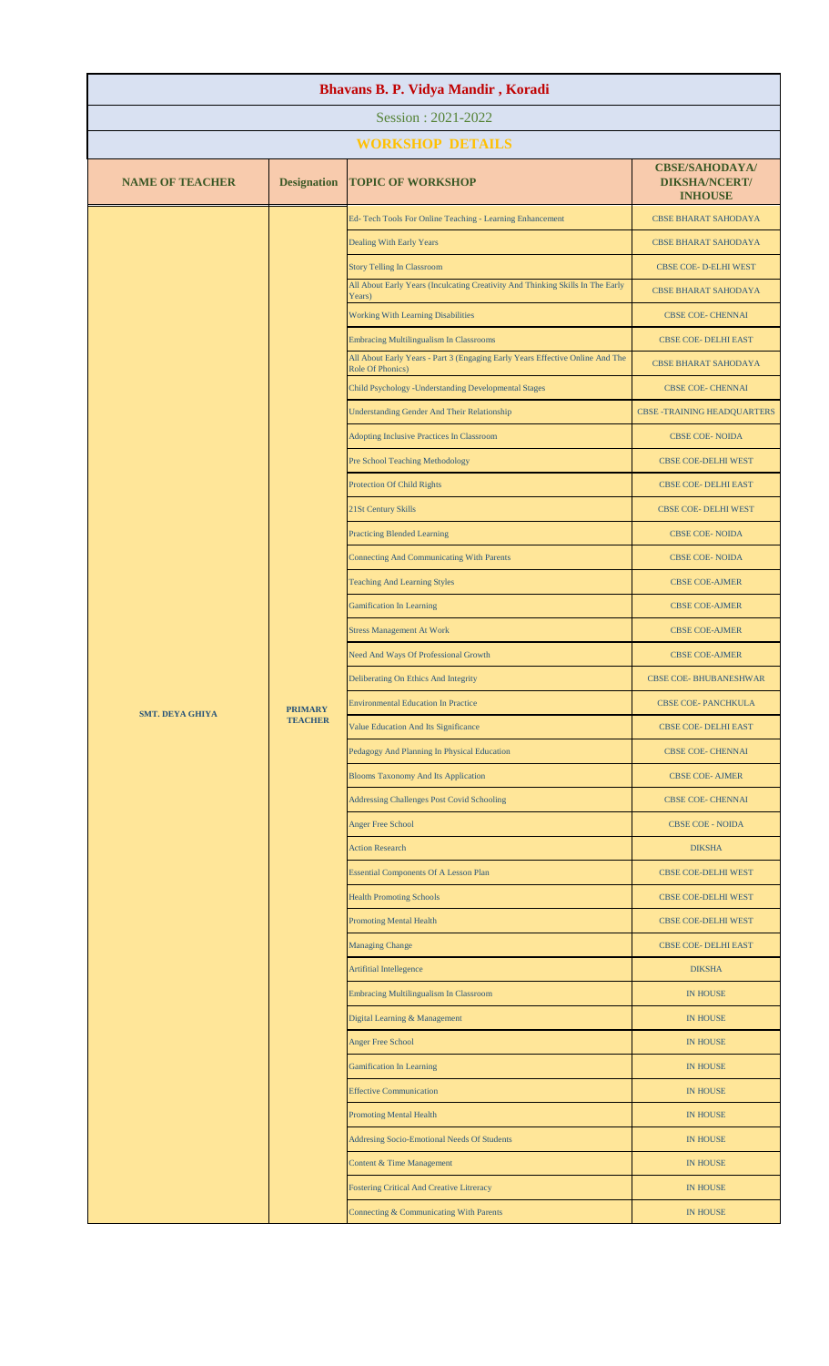# Bhavans B. P. Vidya Mandir , Koradi

Session : 2021-2022

## WORKSHOP DETAILS

| NAME OF TEACHER | Designation | TOPIC OF WORKSHOP | CBSE/SAHODAYA/ DIKSHA/NCERT/ INHOUSE |
|---|---|---|---|
| SMT. DEYA GHIYA | PRIMARY TEACHER | Ed- Tech Tools For Online Teaching - Learning Enhancement | CBSE BHARAT SAHODAYA |
| | | Dealing With Early Years | CBSE BHARAT SAHODAYA |
| | | Story Telling In Classroom | CBSE COE- D-ELHI WEST |
| | | All About Early Years (Inculcating Creativity And Thinking Skills In The Early Years) | CBSE BHARAT SAHODAYA |
| | | Working With Learning Disabilities | CBSE COE- CHENNAI |
| | | Embracing Multilingualism In Classrooms | CBSE COE- DELHI EAST |
| | | All About Early Years - Part 3 (Engaging Early Years Effective Online And The Role Of Phonics) | CBSE BHARAT SAHODAYA |
| | | Child Psychology -Understanding Developmental Stages | CBSE COE- CHENNAI |
| | | Understanding Gender And Their Relationship | CBSE -TRAINING HEADQUARTERS |
| | | Adopting Inclusive Practices In Classroom | CBSE COE- NOIDA |
| | | Pre School Teaching Methodology | CBSE COE-DELHI WEST |
| | | Protection Of Child Rights | CBSE COE- DELHI EAST |
| | | 21St Century Skills | CBSE COE- DELHI WEST |
| | | Practicing Blended Learning | CBSE COE- NOIDA |
| | | Connecting And Communicating With Parents | CBSE COE- NOIDA |
| | | Teaching And Learning Styles | CBSE COE-AJMER |
| | | Gamification In Learning | CBSE COE-AJMER |
| | | Stress Management At Work | CBSE COE-AJMER |
| | | Need And Ways Of Professional Growth | CBSE COE-AJMER |
| | | Deliberating On Ethics And Integrity | CBSE COE- BHUBANESHWAR |
| | | Environmental Education In Practice | CBSE COE- PANCHKULA |
| | | Value Education And Its Significance | CBSE COE- DELHI EAST |
| | | Pedagogy And Planning In Physical Education | CBSE COE- CHENNAI |
| | | Blooms Taxonomy And Its Application | CBSE COE- AJMER |
| | | Addressing Challenges Post Covid Schooling | CBSE COE- CHENNAI |
| | | Anger Free School | CBSE COE - NOIDA |
| | | Action Research | DIKSHA |
| | | Essential Components Of A Lesson Plan | CBSE COE-DELHI WEST |
| | | Health Promoting Schools | CBSE COE-DELHI WEST |
| | | Promoting Mental Health | CBSE COE-DELHI WEST |
| | | Managing Change | CBSE COE- DELHI EAST |
| | | Artifitial Intellegence | DIKSHA |
| | | Embracing Multilingualism In Classroom | IN HOUSE |
| | | Digital Learning & Management | IN HOUSE |
| | | Anger Free School | IN HOUSE |
| | | Gamification In Learning | IN HOUSE |
| | | Effective Communication | IN HOUSE |
| | | Promoting Mental Health | IN HOUSE |
| | | Addresing Socio-Emotional Needs Of Students | IN HOUSE |
| | | Content & Time Management | IN HOUSE |
| | | Fostering Critical And Creative Litreracy | IN HOUSE |
| | | Connecting & Communicating With Parents | IN HOUSE |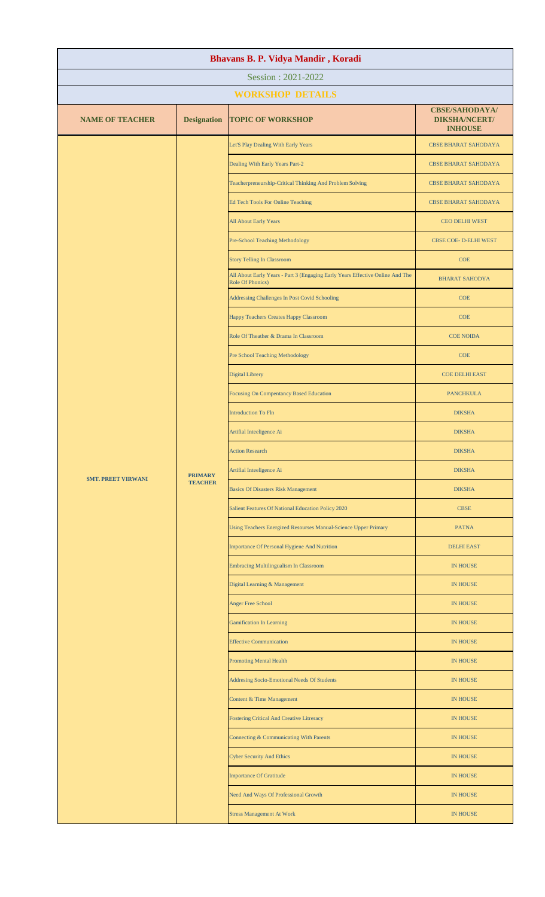# Bhavans B. P. Vidya Mandir , Koradi

Session : 2021-2022

## WORKSHOP DETAILS

| NAME OF TEACHER | Designation | TOPIC OF WORKSHOP | CBSE/SAHODAYA/ DIKSHA/NCERT/ INHOUSE |
|---|---|---|---|
| SMT. PREET VIRWANI | PRIMARY TEACHER | Let'S Play Dealing With Early Years | CBSE BHARAT SAHODAYA |
| | | Dealing With Early Years Part-2 | CBSE BHARAT SAHODAYA |
| | | Teacherpreneurship-Critical Thinking And Problem Solving | CBSE BHARAT SAHODAYA |
| | | Ed Tech Tools For Online Teaching | CBSE BHARAT SAHODAYA |
| | | All About Early Years | CEO DELHI WEST |
| | | Pre-School Teaching Methodology | CBSE COE- D-ELHI WEST |
| | | Story Telling In Classroom | COE |
| | | All About Early Years - Part 3 (Engaging Early Years Effective Online And The Role Of Phonics) | BHARAT SAHODYA |
| | | Addressing Challenges In Post Covid Schooling | COE |
| | | Happy Teachers Creates Happy Classroom | COE |
| | | Role Of Theather & Drama In Classroom | COE NOIDA |
| | | Pre School Teaching Methodology | COE |
| | | Digital Librery | COE DELHI EAST |
| | | Focusing On Compentancy Based Education | PANCHKULA |
| | | Introduction To Fln | DIKSHA |
| | | Artifial Inteeligence Ai | DIKSHA |
| | | Action Research | DIKSHA |
| | | Artifial Inteeligence Ai | DIKSHA |
| | | Basics Of Disasters Risk Management | DIKSHA |
| | | Salient Features Of National Education Policy 2020 | CBSE |
| | | Using Teachers Energized Resourses Manual-Science Upper Primary | PATNA |
| | | Importance Of Personal Hygiene And Nutrition | DELHI EAST |
| | | Embracing Multilingualism In Classroom | IN HOUSE |
| | | Digital Learning & Management | IN HOUSE |
| | | Anger Free School | IN HOUSE |
| | | Gamification In Learning | IN HOUSE |
| | | Effective Communication | IN HOUSE |
| | | Promoting Mental Health | IN HOUSE |
| | | Addresing Socio-Emotional Needs Of Students | IN HOUSE |
| | | Content & Time Management | IN HOUSE |
| | | Fostering Critical And Creative Litreracy | IN HOUSE |
| | | Connecting & Communicating With Parents | IN HOUSE |
| | | Cyber Security And Ethics | IN HOUSE |
| | | Importance Of Gratitude | IN HOUSE |
| | | Need And Ways Of Professional Growth | IN HOUSE |
| | | Stress Management At Work | IN HOUSE |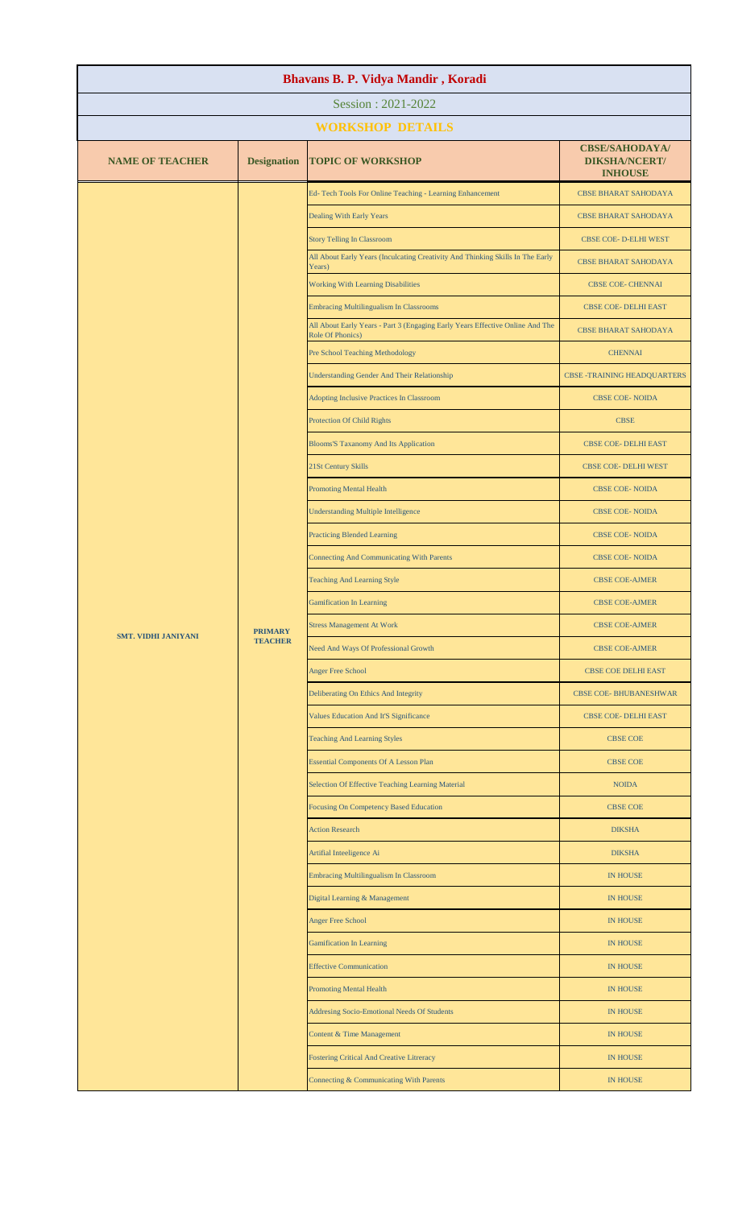# Bhavans B. P. Vidya Mandir , Koradi

Session : 2021-2022

## WORKSHOP DETAILS

| NAME OF TEACHER | Designation | TOPIC OF WORKSHOP | CBSE/SAHODAYA/ DIKSHA/NCERT/ INHOUSE |
|---|---|---|---|
| SMT. VIDHI JANIYANI | PRIMARY TEACHER | Ed- Tech Tools For Online Teaching - Learning Enhancement | CBSE BHARAT SAHODAYA |
| | | Dealing With Early Years | CBSE BHARAT SAHODAYA |
| | | Story Telling In Classroom | CBSE COE- D-ELHI WEST |
| | | All About Early Years (Inculcating Creativity And Thinking Skills In The Early Years) | CBSE BHARAT SAHODAYA |
| | | Working With Learning Disabilities | CBSE COE- CHENNAI |
| | | Embracing Multilingualism In Classrooms | CBSE COE- DELHI EAST |
| | | All About Early Years - Part 3 (Engaging Early Years Effective Online And The Role Of Phonics) | CBSE BHARAT SAHODAYA |
| | | Pre School Teaching Methodology | CHENNAI |
| | | Understanding Gender And Their Relationship | CBSE -TRAINING HEADQUARTERS |
| | | Adopting Inclusive Practices In Classroom | CBSE COE- NOIDA |
| | | Protection Of Child Rights | CBSE |
| | | Blooms'S Taxanomy And Its Application | CBSE COE- DELHI EAST |
| | | 21St Century Skills | CBSE COE- DELHI WEST |
| | | Promoting Mental Health | CBSE COE- NOIDA |
| | | Understanding Multiple Intelligence | CBSE COE- NOIDA |
| | | Practicing Blended Learning | CBSE COE- NOIDA |
| | | Connecting And Communicating With Parents | CBSE COE- NOIDA |
| | | Teaching And Learning Style | CBSE COE-AJMER |
| | | Gamification In Learning | CBSE COE-AJMER |
| | | Stress Management At Work | CBSE COE-AJMER |
| | | Need And Ways Of Professional Growth | CBSE COE-AJMER |
| | | Anger Free School | CBSE COE DELHI EAST |
| | | Deliberating On Ethics And Integrity | CBSE COE- BHUBANESHWAR |
| | | Values Education And It'S Significance | CBSE COE- DELHI EAST |
| | | Teaching And Learning Styles | CBSE COE |
| | | Essential Components Of A Lesson Plan | CBSE COE |
| | | Selection Of Effective Teaching Learning Material | NOIDA |
| | | Focusing On Competency Based Education | CBSE COE |
| | | Action Research | DIKSHA |
| | | Artifial Inteeligence Ai | DIKSHA |
| | | Embracing Multilingualism In Classroom | IN HOUSE |
| | | Digital Learning & Management | IN HOUSE |
| | | Anger Free School | IN HOUSE |
| | | Gamification In Learning | IN HOUSE |
| | | Effective Communication | IN HOUSE |
| | | Promoting Mental Health | IN HOUSE |
| | | Addresing Socio-Emotional Needs Of Students | IN HOUSE |
| | | Content & Time Management | IN HOUSE |
| | | Fostering Critical And Creative Litreracy | IN HOUSE |
| | | Connecting & Communicating With Parents | IN HOUSE |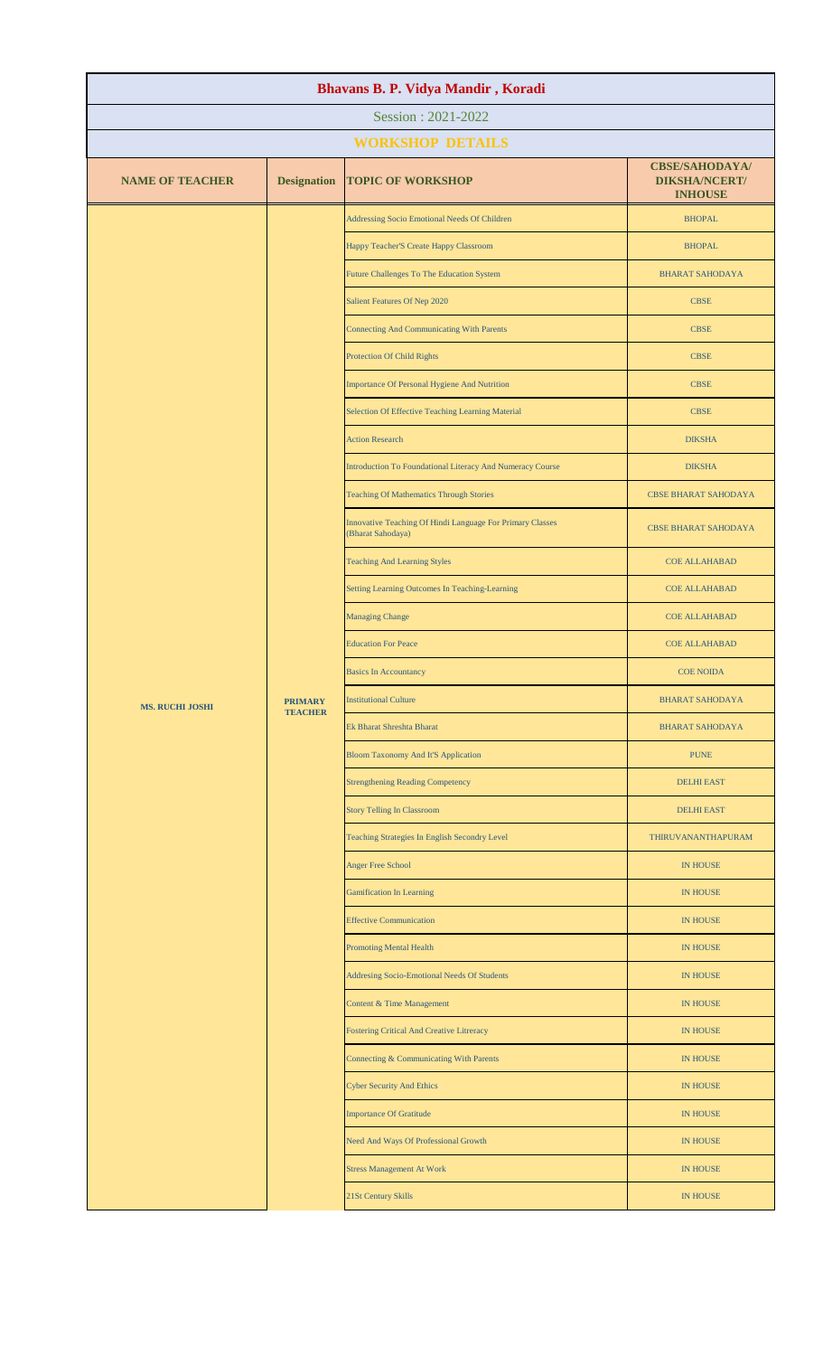# Bhavans B. P. Vidya Mandir , Koradi

## Session : 2021-2022

### WORKSHOP DETAILS

| NAME OF TEACHER | Designation | TOPIC OF WORKSHOP | CBSE/SAHODAYA/ DIKSHA/NCERT/ INHOUSE |
|---|---|---|---|
| MS. RUCHI JOSHI | PRIMARY TEACHER | Addressing Socio Emotional Needs Of Children | BHOPAL |
| | | Happy Teacher'S Create Happy Classroom | BHOPAL |
| | | Future Challenges To The Education System | BHARAT SAHODAYA |
| | | Salient Features Of Nep 2020 | CBSE |
| | | Connecting And Communicating With Parents | CBSE |
| | | Protection Of Child Rights | CBSE |
| | | Importance Of Personal Hygiene And Nutrition | CBSE |
| | | Selection Of Effective Teaching Learning Material | CBSE |
| | | Action Research | DIKSHA |
| | | Introduction To Foundational Literacy And Numeracy Course | DIKSHA |
| | | Teaching Of Mathematics Through Stories | CBSE BHARAT SAHODAYA |
| | | Innovative Teaching Of Hindi Language For Primary Classes (Bharat Sahodaya) | CBSE BHARAT SAHODAYA |
| | | Teaching And Learning Styles | COE ALLAHABAD |
| | | Setting Learning Outcomes In Teaching-Learning | COE ALLAHABAD |
| | | Managing Change | COE ALLAHABAD |
| | | Education For Peace | COE ALLAHABAD |
| | | Basics In Accountancy | COE NOIDA |
| | | Institutional Culture | BHARAT SAHODAYA |
| | | Ek Bharat Shreshta Bharat | BHARAT SAHODAYA |
| | | Bloom Taxonomy And It'S Application | PUNE |
| | | Strengthening Reading Competency | DELHI EAST |
| | | Story Telling In Classroom | DELHI EAST |
| | | Teaching Strategies In English Secondry Level | THIRUVANANTHAPURAM |
| | | Anger Free School | IN HOUSE |
| | | Gamification In Learning | IN HOUSE |
| | | Effective Communication | IN HOUSE |
| | | Promoting Mental Health | IN HOUSE |
| | | Addresing Socio-Emotional Needs Of Students | IN HOUSE |
| | | Content & Time Management | IN HOUSE |
| | | Fostering Critical And Creative Litreracy | IN HOUSE |
| | | Connecting & Communicating With Parents | IN HOUSE |
| | | Cyber Security And Ethics | IN HOUSE |
| | | Importance Of Gratitude | IN HOUSE |
| | | Need And Ways Of Professional Growth | IN HOUSE |
| | | Stress Management At Work | IN HOUSE |
| | | 21St Century Skills | IN HOUSE |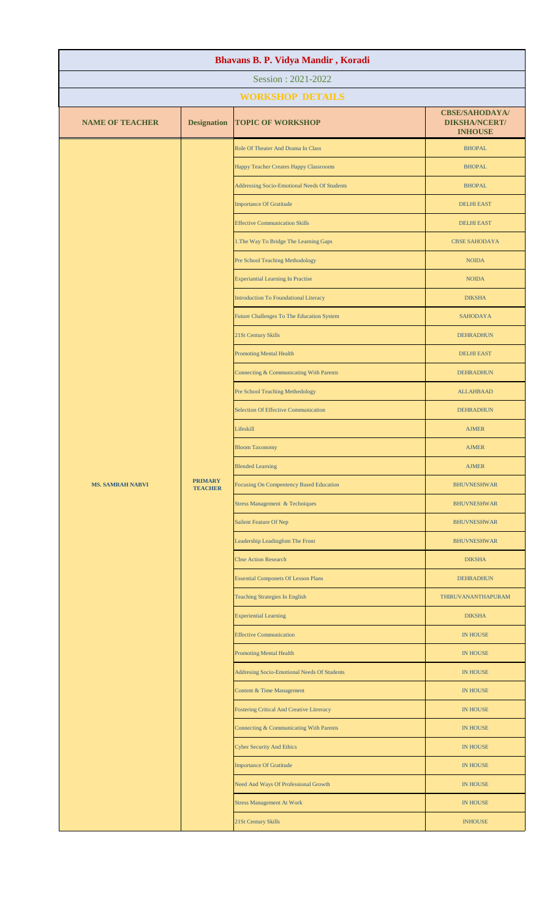# Bhavans B. P. Vidya Mandir , Koradi

Session : 2021-2022

## WORKSHOP DETAILS

| NAME OF TEACHER | Designation | TOPIC OF WORKSHOP | CBSE/SAHODAYA/ DIKSHA/NCERT/ INHOUSE |
|---|---|---|---|
| MS. SAMRAH NABVI | PRIMARY TEACHER | Role Of Theater And Drama In Class | BHOPAL |
| | | Happy Teacher Creates Happy Classrooms | BHOPAL |
| | | Addressing Socio-Emotional Needs Of Students | BHOPAL |
| | | Importance Of Gratitude | DELHI EAST |
| | | Effective Communication Skills | DELHI EAST |
| | | 1.The Way To Bridge The Learning Gaps | CBSE SAHODAYA |
| | | Pre School Teaching Methodology | NOIDA |
| | | Experiantial Learning In Practise | NOIDA |
| | | Introduction To Foundational Literacy | DIKSHA |
| | | Future Challenges To The Education System | SAHODAYA |
| | | 21St Century Skills | DEHRADHUN |
| | | Promoting Mental Health | DELHI EAST |
| | | Connecting & Communicating With Parents | DEHRADHUN |
| | | Pre School Teaching Methedology | ALLAHBAAD |
| | | Selection Of Effective Communication | DEHRADHUN |
| | | Lifeskill | AJMER |
| | | Bloom Taxonomy | AJMER |
| | | Blended Learning | AJMER |
| | | Focusing On Compentency Based Education | BHUVNESHWAR |
| | | Stress Management & Techniques | BHUVNESHWAR |
| | | Sailent Feature Of Nep | BHUVNESHWAR |
| | | Leadership Leadingfom The Front | BHUVNESHWAR |
| | | Cbse Action Research | DIKSHA |
| | | Essential Componets Of Lesson Plans | DEHRADHUN |
| | | Teaching Strategies In English | THIRUVANANTHAPURAM |
| | | Experiential Learning | DIKSHA |
| | | Effective Communication | IN HOUSE |
| | | Promoting Mental Health | IN HOUSE |
| | | Addresing Socio-Emotional Needs Of Students | IN HOUSE |
| | | Content & Time Management | IN HOUSE |
| | | Fostering Critical And Creative Litreracy | IN HOUSE |
| | | Connecting & Communicating With Parents | IN HOUSE |
| | | Cyber Security And Ethics | IN HOUSE |
| | | Importance Of Gratitude | IN HOUSE |
| | | Need And Ways Of Professional Growth | IN HOUSE |
| | | Stress Management At Work | IN HOUSE |
| | | 21St Century Skills | INHOUSE |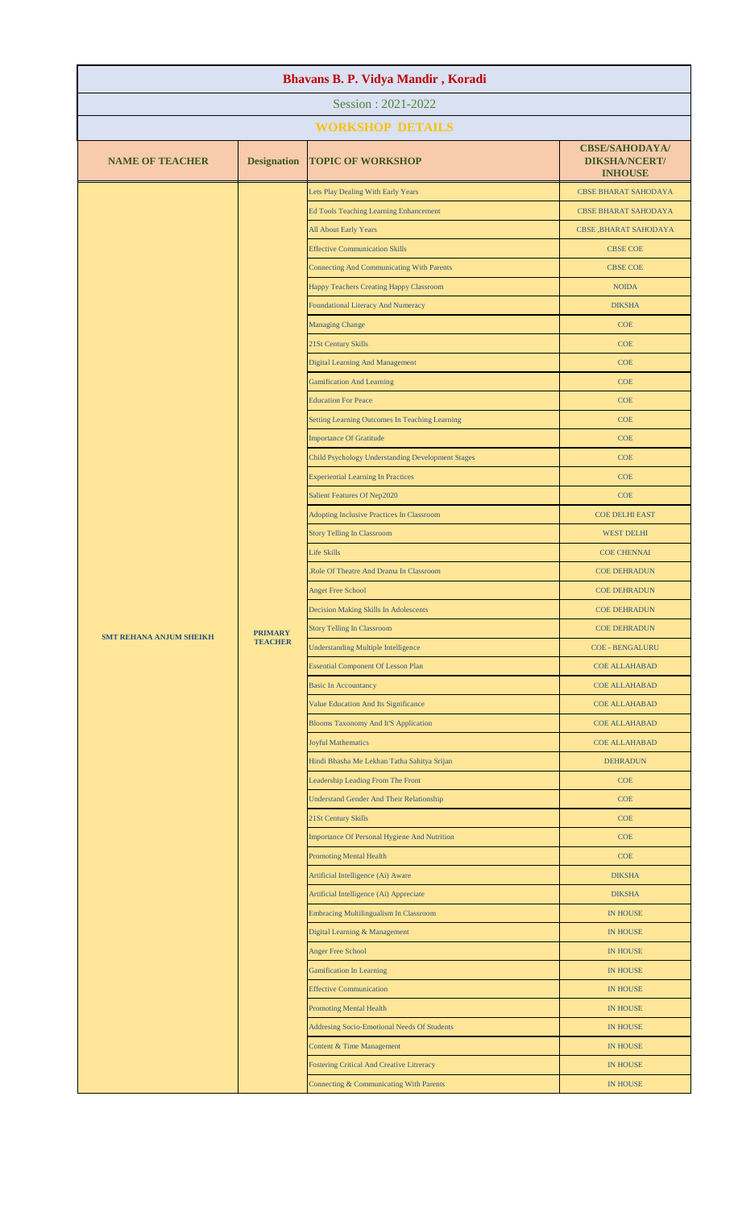# Bhavans B. P. Vidya Mandir , Koradi

Session : 2021-2022

## WORKSHOP DETAILS

| NAME OF TEACHER | Designation | TOPIC OF WORKSHOP | CBSE/SAHODAYA/ DIKSHA/NCERT/ INHOUSE |
|---|---|---|---|
| SMT REHANA ANJUM SHEIKH | PRIMARY TEACHER | Lets Play Dealing With Early Years | CBSE BHARAT SAHODAYA |
| | | Ed Tools Teaching Learning Enhancement | CBSE BHARAT SAHODAYA |
| | | All About Early Years | CBSE ,BHARAT SAHODAYA |
| | | Effective Communication Skills | CBSE COE |
| | | Connecting And Communicating With Parents | CBSE COE |
| | | Happy Teachers Creating Happy Classroom | NOIDA |
| | | Foundational Literacy And Numeracy | DIKSHA |
| | | Managing Change | COE |
| | | 21St Century Skills | COE |
| | | Digital Learning And Management | COE |
| | | Gamification And Learning | COE |
| | | Education For Peace | COE |
| | | Setting Learning Outcomes In Teaching Learning | COE |
| | | Importance Of Gratitude | COE |
| | | Child Psychology Understanding Development Stages | COE |
| | | Experiential Learning In Practices | COE |
| | | Salient Features Of Nep2020 | COE |
| | | Adopting Inclusive Practices In Classroom | COE DELHI EAST |
| | | Story Telling In Classroom | WEST DELHI |
| | | Life Skills | COE CHENNAI |
| | | .Role Of Theatre And Drama In Classroom | COE DEHRADUN |
| | | Anget Free School | COE DEHRADUN |
| | | Decision Making Skills In Adolescents | COE DEHRADUN |
| | | Story Telling In Classroom | COE DEHRADUN |
| | | Understanding Multiple Intelligence | COE - BENGALURU |
| | | Essential Component Of Lesson Plan | COE ALLAHABAD |
| | | Basic In Accountancy | COE ALLAHABAD |
| | | Value Education And Its Significance | COE ALLAHABAD |
| | | Blooms Taxonomy And It'S Application | COE ALLAHABAD |
| | | Joyful Mathematics | COE ALLAHABAD |
| | | Hindi Bhasha Me Lekhan Tatha Sahitya Srijan | DEHRADUN |
| | | Leadership Leading From The Front | COE |
| | | Understand Gender And Their Relationship | COE |
| | | 21St Century Skills | COE |
| | | Importance Of Personal Hygiene And Nutrition | COE |
| | | Promoting Mental Health | COE |
| | | Artificial Intelligence (Ai) Aware | DIKSHA |
| | | Artificial Intelligence (Ai) Appreciate | DIKSHA |
| | | Embracing Multilingualism In Classroom | IN HOUSE |
| | | Digital Learning & Management | IN HOUSE |
| | | Anger Free School | IN HOUSE |
| | | Gamification In Learning | IN HOUSE |
| | | Effective Communication | IN HOUSE |
| | | Promoting Mental Health | IN HOUSE |
| | | Addresing Socio-Emotional Needs Of Students | IN HOUSE |
| | | Content & Time Management | IN HOUSE |
| | | Fostering Critical And Creative Litreracy | IN HOUSE |
| | | Connecting & Communicating With Parents | IN HOUSE |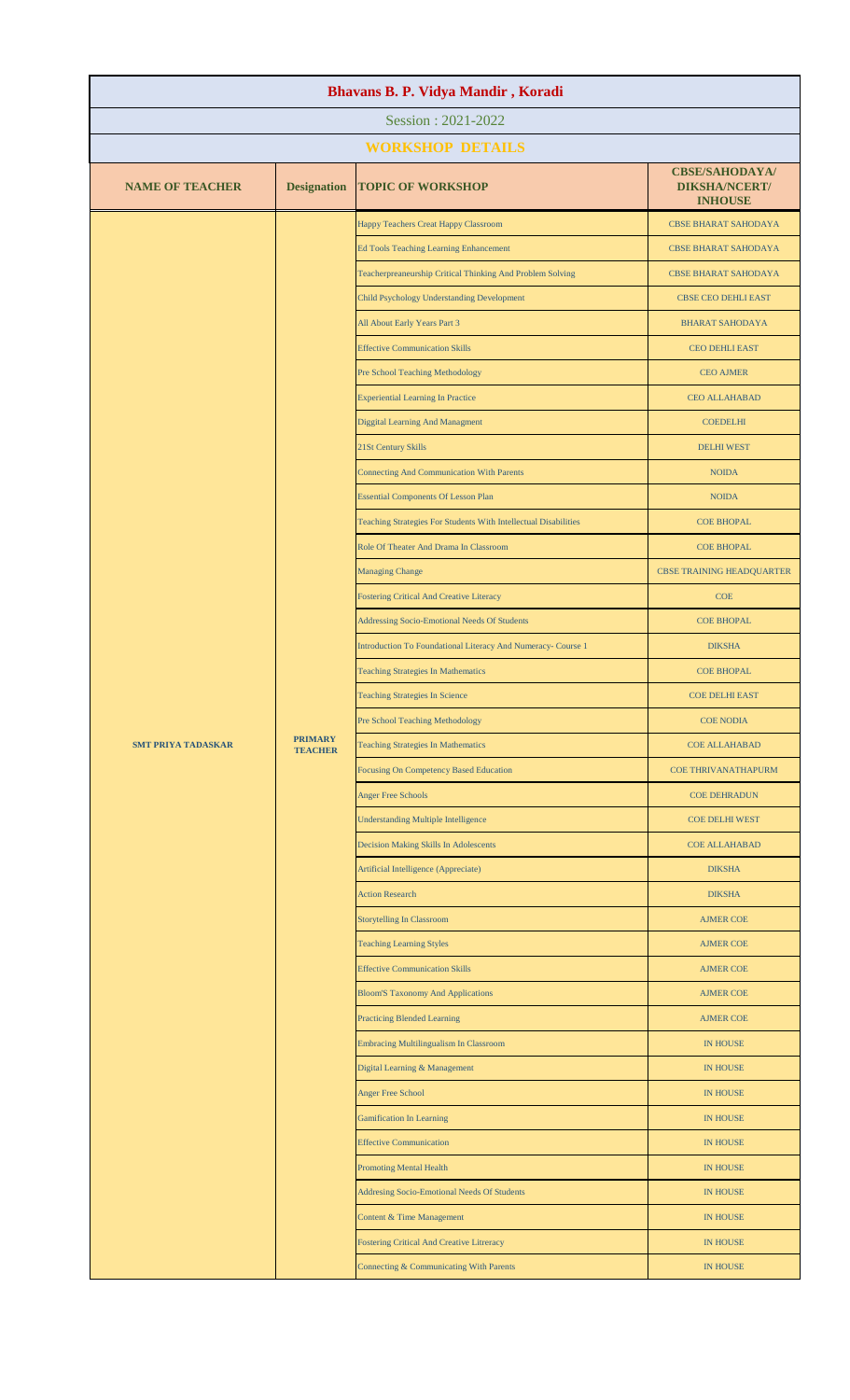| Bhavans B. P. Vidya Mandir , Koradi | | | |
|---|---|---|---|
| Session : 2021-2022 | | | |
| **WORKSHOP DETAILS** | | | |
| **NAME OF TEACHER** | **Designation** | **TOPIC OF WORKSHOP** | **CBSE/SAHODAYA/ DIKSHA/NCERT/ INHOUSE** |
| **SMT PRIYA TADASKAR** | **PRIMARY TEACHER** | Happy Teachers Creat Happy Classroom | CBSE BHARAT SAHODAYA |
| | | Ed Tools Teaching Learning Enhancement | CBSE BHARAT SAHODAYA |
| | | Teacherpreaneurship Critical Thinking And Problem Solving | CBSE BHARAT SAHODAYA |
| | | Child Psychology Understanding Development | CBSE CEO DEHLI EAST |
| | | All About Early Years Part 3 | BHARAT SAHODAYA |
| | | Effective Communication Skills | CEO DEHLI EAST |
| | | Pre School Teaching Methodology | CEO AJMER |
| | | Experiential Learning In Practice | CEO ALLAHABAD |
| | | Diggital Learning And Managment | COEDELHI |
| | | 21St Century Skills | DELHI WEST |
| | | Connecting And Communication With Parents | NOIDA |
| | | Essential Components Of Lesson Plan | NOIDA |
| | | Teaching Strategies For Students With Intellectual Disabilities | COE BHOPAL |
| | | Role Of Theater And Drama In Classroom | COE BHOPAL |
| | | Managing Change | CBSE TRAINING HEADQUARTER |
| | | Fostering Critical And Creative Literacy | COE |
| | | Addressing Socio-Emotional Needs Of Students | COE BHOPAL |
| | | Introduction To Foundational Literacy And Numeracy- Course 1 | DIKSHA |
| | | Teaching Strategies In Mathematics | COE BHOPAL |
| | | Teaching Strategies In Science | COE DELHI EAST |
| | | Pre School Teaching Methodology | COE NODIA |
| | | Teaching Strategies In Mathematics | COE ALLAHABAD |
| | | Focusing On Competency Based Education | COE THRIVANATHAPURM |
| | | Anger Free Schools | COE DEHRADUN |
| | | Understanding Multiple Intelligence | COE DELHI WEST |
| | | Decision Making Skills In Adolescents | COE ALLAHABAD |
| | | Artificial Intelligence (Appreciate) | DIKSHA |
| | | Action Research | DIKSHA |
| | | Storytelling In Classroom | AJMER COE |
| | | Teaching Learning Styles | AJMER COE |
| | | Effective Communication Skills | AJMER COE |
| | | Bloom'S Taxonomy And Applications | AJMER COE |
| | | Practicing Blended Learning | AJMER COE |
| | | Embracing Multilingualism In Classroom | IN HOUSE |
| | | Digital Learning & Management | IN HOUSE |
| | | Anger Free School | IN HOUSE |
| | | Gamification In Learning | IN HOUSE |
| | | Effective Communication | IN HOUSE |
| | | Promoting Mental Health | IN HOUSE |
| | | Addresing Socio-Emotional Needs Of Students | IN HOUSE |
| | | Content & Time Management | IN HOUSE |
| | | Fostering Critical And Creative Litreracy | IN HOUSE |
| | | Connecting & Communicating With Parents | IN HOUSE |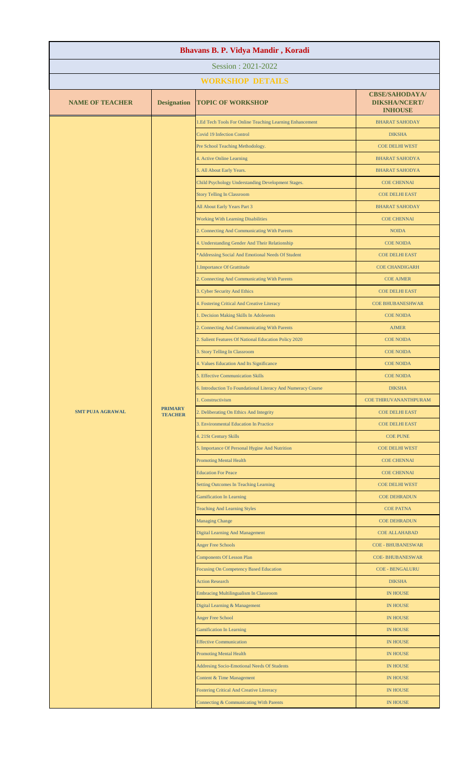# Bhavans B. P. Vidya Mandir , Koradi

Session : 2021-2022

## WORKSHOP DETAILS

| NAME OF TEACHER | Designation | TOPIC OF WORKSHOP | CBSE/SAHODAYA/ DIKSHA/NCERT/ INHOUSE |
|---|---|---|---|
| SMT PUJA AGRAWAL | PRIMARY TEACHER | 1.Ed Tech Tools For Online Teaching Learning Enhancement | BHARAT SAHODAY |
| | | Covid 19 Infection Control | DIKSHA |
| | | Pre School Teaching Methodology. | COE DELHI WEST |
| | | 4. Active Online Learning | BHARAT SAHODYA |
| | | 5. All About Early Years. | BHARAT SAHODYA |
| | | Child Psychology Understanding Development Stages. | COE CHENNAI |
| | | Story Telling In Classroom | COE DELHI EAST |
| | | All About Early Years Part 3 | BHARAT SAHODAY |
| | | Working With Learning Disabilities | COE CHENNAI |
| | | 2. Connecting And Communicating With Parents | NOIDA |
| | | 4. Understanding Gender And Their Relationship | COE NOIDA |
| | | *Addressing Social And Emotional Needs Of Student | COE DELHI EAST |
| | | 1.Importance Of Grattitude | COE CHANDIGARH |
| | | 2. Connecting And Communicating With Parents | COE AJMER |
| | | 3. Cyber Security And Ethics | COE DELHI EAST |
| | | 4. Fostering Critical And Creative Literacy | COE BHUBANESHWAR |
| | | 1. Decision Making Skills In Adolesents | COE NOIDA |
| | | 2. Connecting And Communicating With Parents | AJMER |
| | | 2. Salient Features Of National Education Policy 2020 | COE NOIDA |
| | | 3. Story Telling In Classroom | COE NOIDA |
| | | 4. Values Education And Its Significance | COE NOIDA |
| | | 5. Effective Communication Skills | COE NOIDA |
| | | 6. Introduction To Foundational Literacy And Numeracy Course | DIKSHA |
| | | 1. Constructivism | COE THIRUVANANTHPURAM |
| | | 2. Deliberating On Ethics And Integrity | COE DELHI EAST |
| | | 3. Environmental Education In Practice | COE DELHI EAST |
| | | 4. 21St Century Skills | COE PUNE |
| | | 5. Importance Of Personal Hygine And Nutrition | COE DELHI WEST |
| | | Promoting Mental Health | COE CHENNAI |
| | | Education For Peace | COE CHENNAI |
| | | Setting Outcomes In Teaching Learning | COE DELHI WEST |
| | | Gamification In Learning | COE DEHRADUN |
| | | Teaching And Learning Styles | COE PATNA |
| | | Managing Change | COE DEHRADUN |
| | | Digital Learning And Management | COE ALLAHABAD |
| | | Anger Free Schools | COE - BHUBANESWAR |
| | | Components Of Lesson Plan | COE- BHUBANESWAR |
| | | Focusing On Competency Based Education | COE - BENGALURU |
| | | Action Research | DIKSHA |
| | | Embracing Multilingualism In Classroom | IN HOUSE |
| | | Digital Learning & Management | IN HOUSE |
| | | Anger Free School | IN HOUSE |
| | | Gamification In Learning | IN HOUSE |
| | | Effective Communication | IN HOUSE |
| | | Promoting Mental Health | IN HOUSE |
| | | Addresing Socio-Emotional Needs Of Students | IN HOUSE |
| | | Content & Time Management | IN HOUSE |
| | | Fostering Critical And Creative Litreracy | IN HOUSE |
| | | Connecting & Communicating With Parents | IN HOUSE |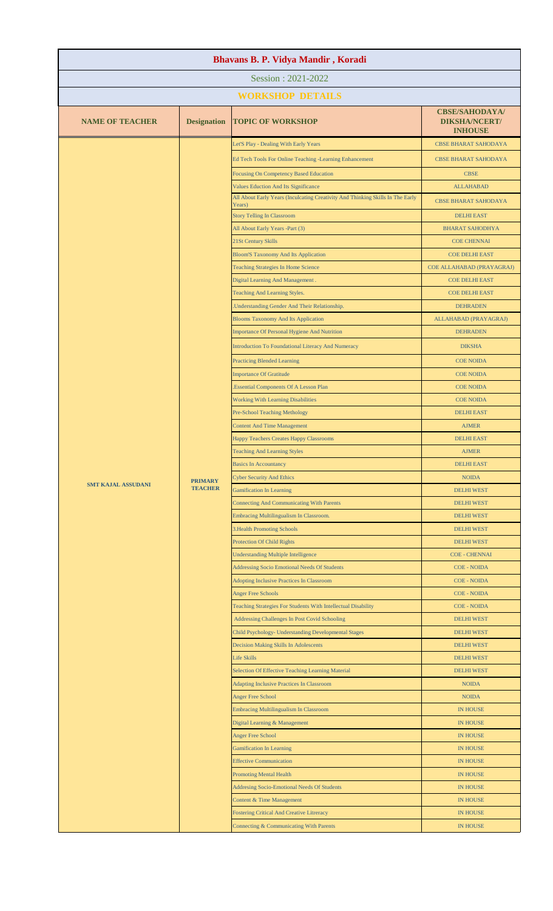# Bhavans B. P. Vidya Mandir , Koradi

## Session : 2021-2022

## WORKSHOP DETAILS

| NAME OF TEACHER | Designation | TOPIC OF WORKSHOP | CBSE/SAHODAYA/ DIKSHA/NCERT/ INHOUSE |
|---|---|---|---|
| SMT KAJAL ASSUDANI | PRIMARY TEACHER | Let'S Play - Dealing With Early Years | CBSE BHARAT SAHODAYA |
| | | Ed Tech Tools For Online Teaching -Learning Enhancement | CBSE BHARAT SAHODAYA |
| | | Focusing On Competency Based Education | CBSE |
| | | Values Eduction And Its Significance | ALLAHABAD |
| | | All About Early Years (Inculcating Creativity And Thinking Skills In The Early Years) | CBSE BHARAT SAHODAYA |
| | | Story Telling In Classroom | DELHI EAST |
| | | All About Early Years -Part (3) | BHARAT SAHODHYA |
| | | 21St Century Skills | COE CHENNAI |
| | | Bloom'S Taxonomy And Its Application | COE DELHI EAST |
| | | Teaching Strategies In Home Science | COE ALLAHABAD (PRAYAGRAJ) |
| | | Digital Learning And Management . | COE DELHI EAST |
| | | Teaching And Learning Styles. | COE DELHI EAST |
| | | .Understanding Gender And Their Relationship. | DEHRADEN |
| | | Blooms Taxonomy And Its Application | ALLAHABAD (PRAYAGRAJ) |
| | | Importance Of Personal Hygiene And Nutrition | DEHRADEN |
| | | Introduction To Foundational Literacy And Numeracy | DIKSHA |
| | | Practicing Blended Learning | COE NOIDA |
| | | Importance Of Gratitude | COE NOIDA |
| | | .Essential Components Of A Lesson Plan | COE NOIDA |
| | | Working With Learning Disabilities | COE NOIDA |
| | | Pre-School Teaching Methology | DELHI EAST |
| | | Content And Time Management | AJMER |
| | | Happy Teachers Creates Happy Classrooms | DELHI EAST |
| | | Teaching And Learning Styles | AJMER |
| | | Basics In Accountancy | DELHI EAST |
| | | Cyber Security And Ethics | NOIDA |
| | | Gamification In Learning | DELHI WEST |
| | | Connecting And Communicating With Parents | DELHI WEST |
| | | Embracing Multilingualism In Classroom. | DELHI WEST |
| | | 3.Health Promoting Schools | DELHI WEST |
| | | Protection Of Child Rights | DELHI WEST |
| | | Understanding Multiple Intelligence | COE - CHENNAI |
| | | Addressing Socio Emotional Needs Of Students | COE - NOIDA |
| | | Adopting Inclusive Practices In Classroom | COE - NOIDA |
| | | Anger Free Schools | COE - NOIDA |
| | | Teaching Strategies For Students With Intellectual Disability | COE - NOIDA |
| | | Addressing Challenges In Post Covid Schooling | DELHI WEST |
| | | Child Psychology- Understanding Developmental Stages | DELHI WEST |
| | | Decision Making Skills In Adolescents | DELHI WEST |
| | | Life Skills | DELHI WEST |
| | | Selection Of Effective Teaching Learning Material | DELHI WEST |
| | | Adapting Inclusive Practices In Classroom | NOIDA |
| | | Anger Free School | NOIDA |
| | | Embracing Multilingualism In Classroom | IN HOUSE |
| | | Digital Learning & Management | IN HOUSE |
| | | Anger Free School | IN HOUSE |
| | | Gamification In Learning | IN HOUSE |
| | | Effective Communication | IN HOUSE |
| | | Promoting Mental Health | IN HOUSE |
| | | Addresing Socio-Emotional Needs Of Students | IN HOUSE |
| | | Content & Time Management | IN HOUSE |
| | | Fostering Critical And Creative Litreracy | IN HOUSE |
| | | Connecting & Communicating With Parents | IN HOUSE |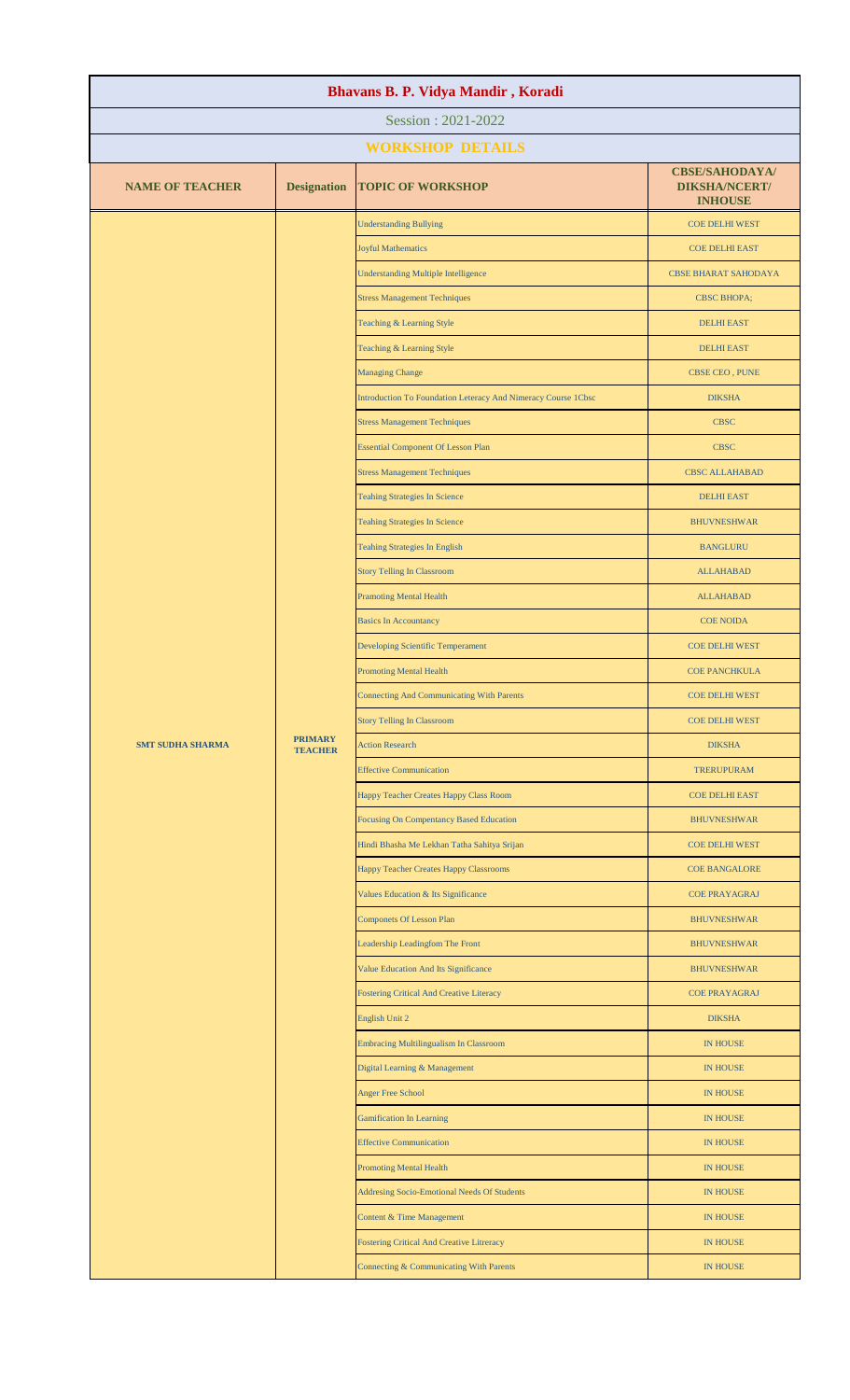# Bhavans B. P. Vidya Mandir , Koradi

## Session : 2021-2022

## WORKSHOP DETAILS

| NAME OF TEACHER | Designation | TOPIC OF WORKSHOP | CBSE/SAHODAYA/ DIKSHA/NCERT/ INHOUSE |
|---|---|---|---|
| SMT SUDHA SHARMA | PRIMARY TEACHER | Understanding Bullying | COE DELHI WEST |
| | | Joyful Mathematics | COE DELHI EAST |
| | | Understanding Multiple Intelligence | CBSE BHARAT SAHODAYA |
| | | Stress Management Techniques | CBSC BHOPA; |
| | | Teaching & Learning Style | DELHI EAST |
| | | Teaching & Learning Style | DELHI EAST |
| | | Managing Change | CBSE CEO , PUNE |
| | | Introduction To Foundation Leteracy And Nimeracy Course 1Cbsc | DIKSHA |
| | | Stress Management Techniques | CBSC |
| | | Essential Component Of Lesson Plan | CBSC |
| | | Stress Management Techniques | CBSC ALLAHABAD |
| | | Teahing Strategies In Science | DELHI EAST |
| | | Teahing Strategies In Science | BHUVNESHWAR |
| | | Teahing Strategies In English | BANGLURU |
| | | Story Telling In Classroom | ALLAHABAD |
| | | Pramoting Mental Health | ALLAHABAD |
| | | Basics In Accountancy | COE NOIDA |
| | | Developing Scientific Temperament | COE DELHI WEST |
| | | Promoting Mental Health | COE PANCHKULA |
| | | Connecting And Communicating With Parents | COE DELHI WEST |
| | | Story Telling In Classroom | COE DELHI WEST |
| | | Action Research | DIKSHA |
| | | Effective Communication | TRERUPURAM |
| | | Happy Teacher Creates Happy Class Room | COE DELHI EAST |
| | | Focusing On Compentancy Based Education | BHUVNESHWAR |
| | | Hindi Bhasha Me Lekhan Tatha Sahitya Srijan | COE DELHI WEST |
| | | Happy Teacher Creates Happy Classrooms | COE BANGALORE |
| | | Values Education & Its Significance | COE PRAYAGRAJ |
| | | Componets Of Lesson Plan | BHUVNESHWAR |
| | | Leadership Leadingfom The Front | BHUVNESHWAR |
| | | Value Education And Its Significance | BHUVNESHWAR |
| | | Fostering Critical And Creative Literacy | COE PRAYAGRAJ |
| | | English Unit 2 | DIKSHA |
| | | Embracing Multilingualism In Classroom | IN HOUSE |
| | | Digital Learning & Management | IN HOUSE |
| | | Anger Free School | IN HOUSE |
| | | Gamification In Learning | IN HOUSE |
| | | Effective Communication | IN HOUSE |
| | | Promoting Mental Health | IN HOUSE |
| | | Addresing Socio-Emotional Needs Of Students | IN HOUSE |
| | | Content & Time Management | IN HOUSE |
| | | Fostering Critical And Creative Litreracy | IN HOUSE |
| | | Connecting & Communicating With Parents | IN HOUSE |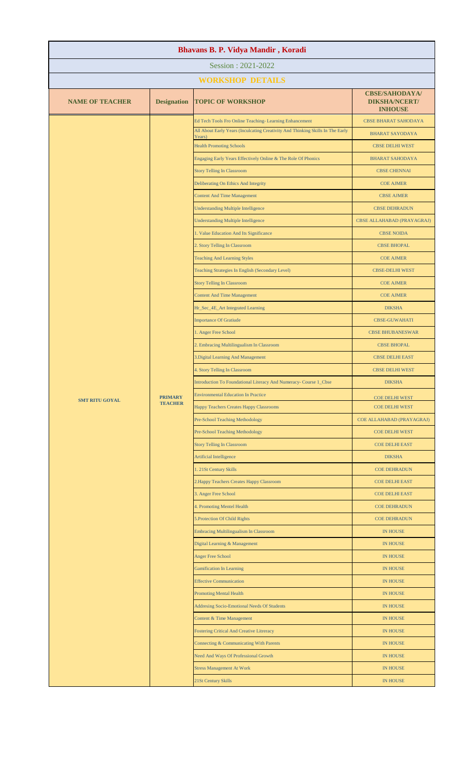# Bhavans B. P. Vidya Mandir , Koradi

## Session : 2021-2022

## WORKSHOP DETAILS

| NAME OF TEACHER | Designation | TOPIC OF WORKSHOP | CBSE/SAHODAYA/ DIKSHA/NCERT/ INHOUSE |
|---|---|---|---|
| SMT RITU GOYAL | PRIMARY TEACHER | Ed Tech Tools Fro Online Teaching- Learning Enhancement | CBSE BHARAT SAHODAYA |
| | | All About Early Years (Inculcating Creativity And Thinking Skills In The Early Years) | BHARAT SAYODAYA |
| | | Health Promoting Schools | CBSE DELHI WEST |
| | | Engaging Early Years Effectively Online & The Role Of Phonics | BHARAT SAHODAYA |
| | | Story Telling In Classroom | CBSE CHENNAI |
| | | Deliberating On Ethics And Integrity | COE AJMER |
| | | Content And Time Management | CBSE AJMER |
| | | Understanding Multiple Intelligence | CBSE DEHRADUN |
| | | Understanding Multiple Intelligence | CBSE ALLAHABAD (PRAYAGRAJ) |
| | | 1. Value Education And Its Significance | CBSE NOIDA |
| | | 2. Story Telling In Classroom | CBSE BHOPAL |
| | | Teaching And Learning Styles | COE AJMER |
| | | Teaching Strategies In English (Secondary Level) | CBSE-DELHI WEST |
| | | Story Telling In Classroom | COE AJMER |
| | | Content And Time Management | COE AJMER |
| | | Hr_Sec_4E_Art Integrated Learning | DIKSHA |
| | | Importance Of Gratiude | CBSE-GUWAHATI |
| | | 1. Anger Free School | CBSE BHUBANESWAR |
| | | 2. Embracing Multilingualism In Classroom | CBSE BHOPAL |
| | | 3.Digital Learning And Management | CBSE DELHI EAST |
| | | 4. Story Telling In Classroom | CBSE DELHI WEST |
| | | Introduction To Foundational Literacy And Numeracy- Course 1_Cbse | DIKSHA |
| | | Environmental Education In Practice | COE DELHI WEST |
| | | Happy Teachers Creates Happy Classrooms | COE DELHI WEST |
| | | Pre-School Teaching Methodology | COE ALLAHABAD (PRAYAGRAJ) |
| | | Pre-School Teaching Methodology | COE DELHI WEST |
| | | Story Telling In Classroom | COE DELHI EAST |
| | | Artificial Intelligence | DIKSHA |
| | | 1. 21St Century Skills | COE DEHRADUN |
| | | 2.Happy Teachers Creates Happy Classroom | COE DELHI EAST |
| | | 3. Anger Free School | COE DELHI EAST |
| | | 4. Promoting Mentel Health | COE DEHRADUN |
| | | 5.Protection Of Child Rights | COE DEHRADUN |
| | | Embracing Multilingualism In Classroom | IN HOUSE |
| | | Digital Learning & Management | IN HOUSE |
| | | Anger Free School | IN HOUSE |
| | | Gamification In Learning | IN HOUSE |
| | | Effective Communication | IN HOUSE |
| | | Promoting Mental Health | IN HOUSE |
| | | Addresing Socio-Emotional Needs Of Students | IN HOUSE |
| | | Content & Time Management | IN HOUSE |
| | | Fostering Critical And Creative Litreracy | IN HOUSE |
| | | Connecting & Communicating With Parents | IN HOUSE |
| | | Need And Ways Of Professional Growth | IN HOUSE |
| | | Stress Management At Work | IN HOUSE |
| | | 21St Century Skills | IN HOUSE |